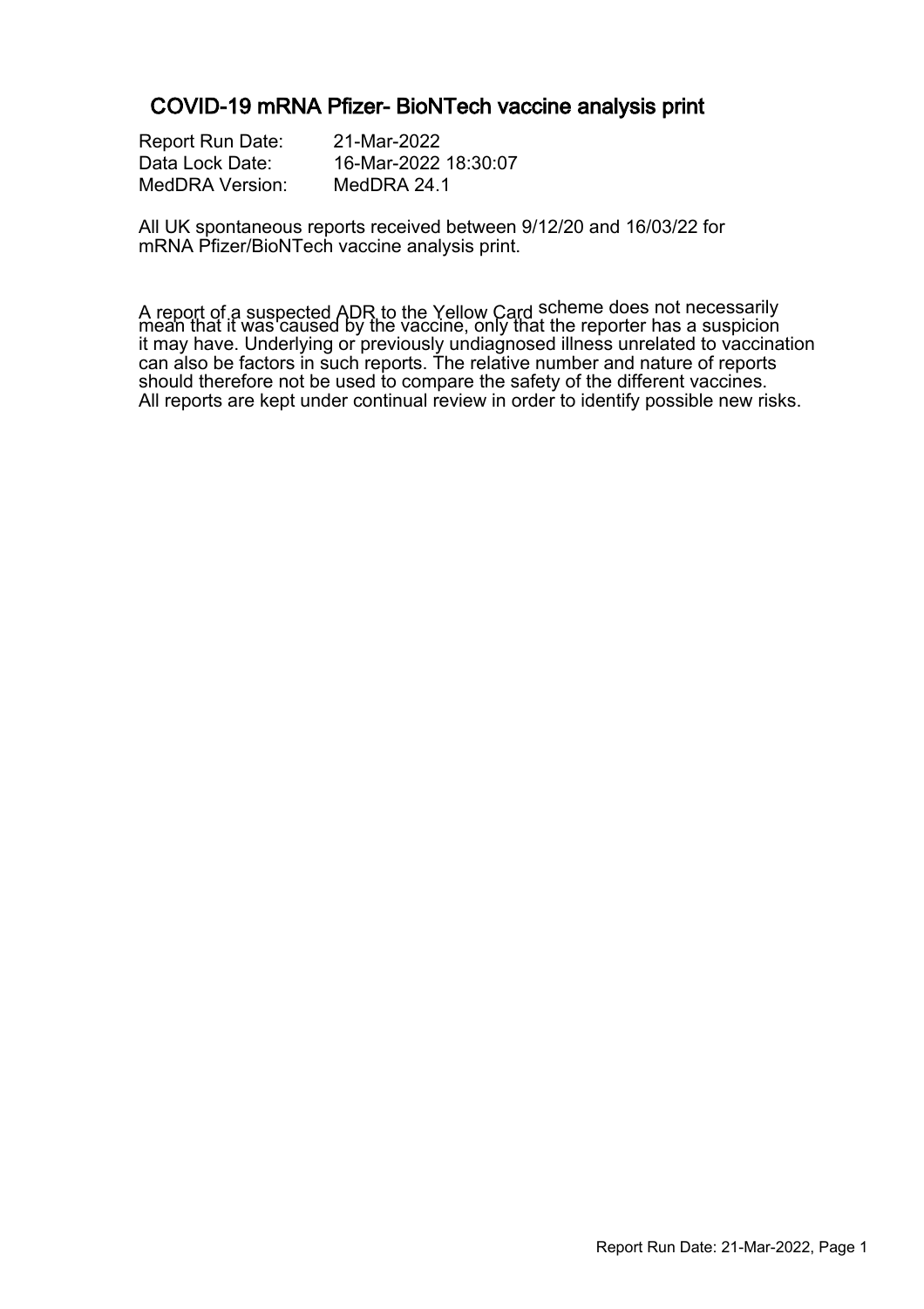# COVID-19 mRNA Pfizer- BioNTech vaccine analysis print

Report Run Date: 21-Mar-2022
Data Lock Date: 16-Mar-2022 18:30:07
MedDRA Version: MedDRA 24.1

All UK spontaneous reports received between 9/12/20 and 16/03/22 for mRNA Pfizer/BioNTech vaccine analysis print.

A report of a suspected ADR to the Yellow Card scheme does not necessarily mean that it was caused by the vaccine, only that the reporter has a suspicion it may have. Underlying or previously undiagnosed illness unrelated to vaccination can also be factors in such reports. The relative number and nature of reports should therefore not be used to compare the safety of the different vaccines. All reports are kept under continual review in order to identify possible new risks.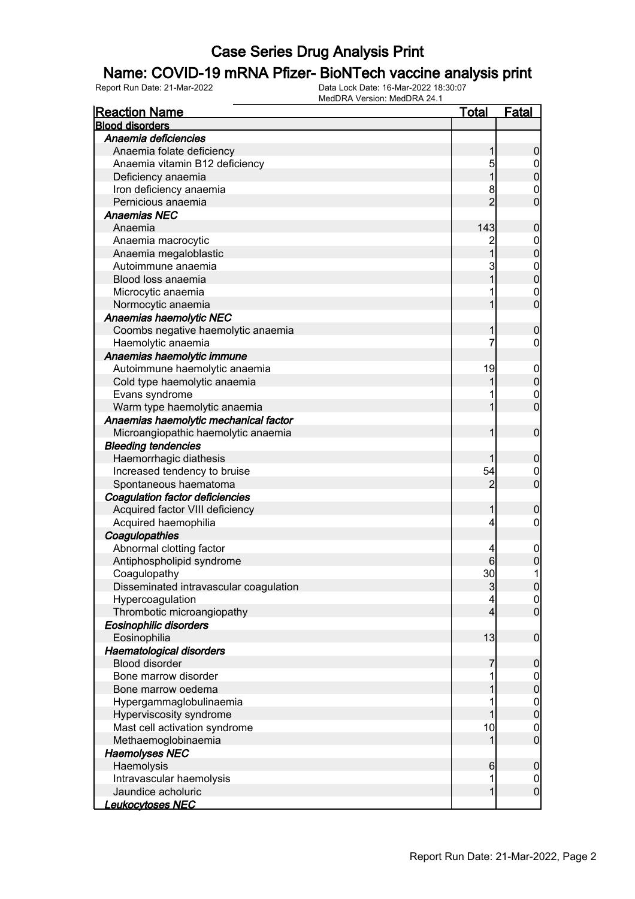# Case Series Drug Analysis Print

## Name: COVID-19 mRNA Pfizer- BioNTech vaccine analysis print

Report Run Date: 21-Mar-2022

Data Lock Date: 16-Mar-2022 18:30:07

MedDRA Version: MedDRA 24.1

| Reaction Name | Total | Fatal |
|---|---|---|
| **Blood disorders** | | |
| ***Anaemia deficiencies*** | | |
| Anaemia folate deficiency | 1 | 0 |
| Anaemia vitamin B12 deficiency | 5 | 0 |
| Deficiency anaemia | 1 | 0 |
| Iron deficiency anaemia | 8 | 0 |
| Pernicious anaemia | 2 | 0 |
| ***Anaemias NEC*** | | |
| Anaemia | 143 | 0 |
| Anaemia macrocytic | 2 | 0 |
| Anaemia megaloblastic | 1 | 0 |
| Autoimmune anaemia | 3 | 0 |
| Blood loss anaemia | 1 | 0 |
| Microcytic anaemia | 1 | 0 |
| Normocytic anaemia | 1 | 0 |
| ***Anaemias haemolytic NEC*** | | |
| Coombs negative haemolytic anaemia | 1 | 0 |
| Haemolytic anaemia | 7 | 0 |
| ***Anaemias haemolytic immune*** | | |
| Autoimmune haemolytic anaemia | 19 | 0 |
| Cold type haemolytic anaemia | 1 | 0 |
| Evans syndrome | 1 | 0 |
| Warm type haemolytic anaemia | 1 | 0 |
| ***Anaemias haemolytic mechanical factor*** | | |
| Microangiopathic haemolytic anaemia | 1 | 0 |
| ***Bleeding tendencies*** | | |
| Haemorrhagic diathesis | 1 | 0 |
| Increased tendency to bruise | 54 | 0 |
| Spontaneous haematoma | 2 | 0 |
| ***Coagulation factor deficiencies*** | | |
| Acquired factor VIII deficiency | 1 | 0 |
| Acquired haemophilia | 4 | 0 |
| ***Coagulopathies*** | | |
| Abnormal clotting factor | 4 | 0 |
| Antiphospholipid syndrome | 6 | 0 |
| Coagulopathy | 30 | 1 |
| Disseminated intravascular coagulation | 3 | 0 |
| Hypercoagulation | 4 | 0 |
| Thrombotic microangiopathy | 4 | 0 |
| ***Eosinophilic disorders*** | | |
| Eosinophilia | 13 | 0 |
| ***Haematological disorders*** | | |
| Blood disorder | 7 | 0 |
| Bone marrow disorder | 1 | 0 |
| Bone marrow oedema | 1 | 0 |
| Hypergammaglobulinaemia | 1 | 0 |
| Hyperviscosity syndrome | 1 | 0 |
| Mast cell activation syndrome | 10 | 0 |
| Methaemoglobinaemia | 1 | 0 |
| ***Haemolyses NEC*** | | |
| Haemolysis | 6 | 0 |
| Intravascular haemolysis | 1 | 0 |
| Jaundice acholuric | 1 | 0 |
| ***Leukocytoses NEC*** | | |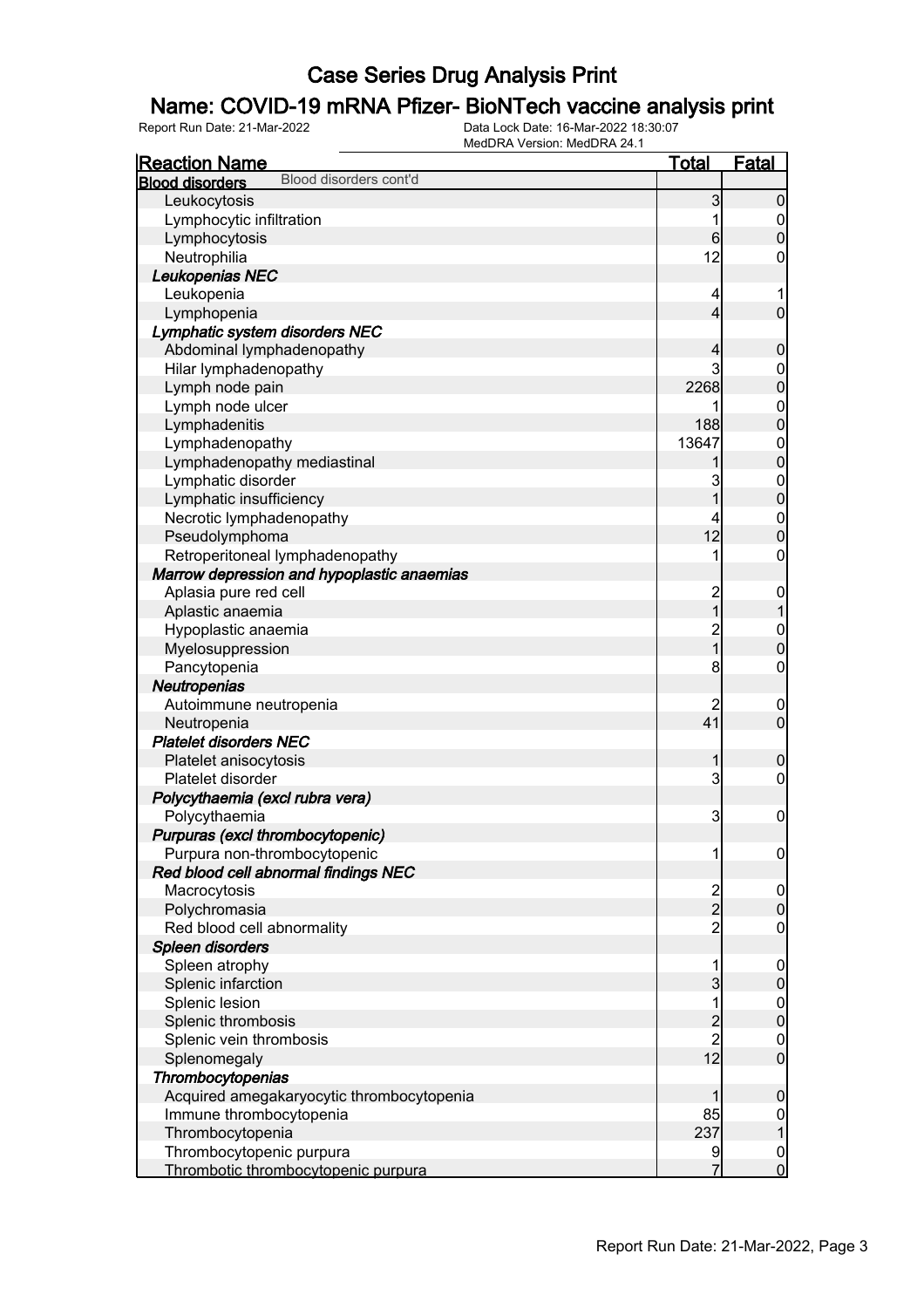# Case Series Drug Analysis Print

## Name: COVID-19 mRNA Pfizer- BioNTech vaccine analysis print

Report Run Date: 21-Mar-2022 | Data Lock Date: 16-Mar-2022 18:30:07 | MedDRA Version: MedDRA 24.1

| Reaction Name | Total | Fatal |
|---|---|---|
| **Blood disorders** Blood disorders cont'd | | |
| Leukocytosis | 3 | 0 |
| Lymphocytic infiltration | 1 | 0 |
| Lymphocytosis | 6 | 0 |
| Neutrophilia | 12 | 0 |
| ***Leukopenias NEC*** | | |
| Leukopenia | 4 | 1 |
| Lymphopenia | 4 | 0 |
| ***Lymphatic system disorders NEC*** | | |
| Abdominal lymphadenopathy | 4 | 0 |
| Hilar lymphadenopathy | 3 | 0 |
| Lymph node pain | 2268 | 0 |
| Lymph node ulcer | 1 | 0 |
| Lymphadenitis | 188 | 0 |
| Lymphadenopathy | 13647 | 0 |
| Lymphadenopathy mediastinal | 1 | 0 |
| Lymphatic disorder | 3 | 0 |
| Lymphatic insufficiency | 1 | 0 |
| Necrotic lymphadenopathy | 4 | 0 |
| Pseudolymphoma | 12 | 0 |
| Retroperitoneal lymphadenopathy | 1 | 0 |
| ***Marrow depression and hypoplastic anaemias*** | | |
| Aplasia pure red cell | 2 | 0 |
| Aplastic anaemia | 1 | 1 |
| Hypoplastic anaemia | 2 | 0 |
| Myelosuppression | 1 | 0 |
| Pancytopenia | 8 | 0 |
| ***Neutropenias*** | | |
| Autoimmune neutropenia | 2 | 0 |
| Neutropenia | 41 | 0 |
| ***Platelet disorders NEC*** | | |
| Platelet anisocytosis | 1 | 0 |
| Platelet disorder | 3 | 0 |
| ***Polycythaemia (excl rubra vera)*** | | |
| Polycythaemia | 3 | 0 |
| ***Purpuras (excl thrombocytopenic)*** | | |
| Purpura non-thrombocytopenic | 1 | 0 |
| ***Red blood cell abnormal findings NEC*** | | |
| Macrocytosis | 2 | 0 |
| Polychromasia | 2 | 0 |
| Red blood cell abnormality | 2 | 0 |
| ***Spleen disorders*** | | |
| Spleen atrophy | 1 | 0 |
| Splenic infarction | 3 | 0 |
| Splenic lesion | 1 | 0 |
| Splenic thrombosis | 2 | 0 |
| Splenic vein thrombosis | 2 | 0 |
| Splenomegaly | 12 | 0 |
| ***Thrombocytopenias*** | | |
| Acquired amegakaryocytic thrombocytopenia | 1 | 0 |
| Immune thrombocytopenia | 85 | 0 |
| Thrombocytopenia | 237 | 1 |
| Thrombocytopenic purpura | 9 | 0 |
| Thrombotic thrombocytopenic purpura | 7 | 0 |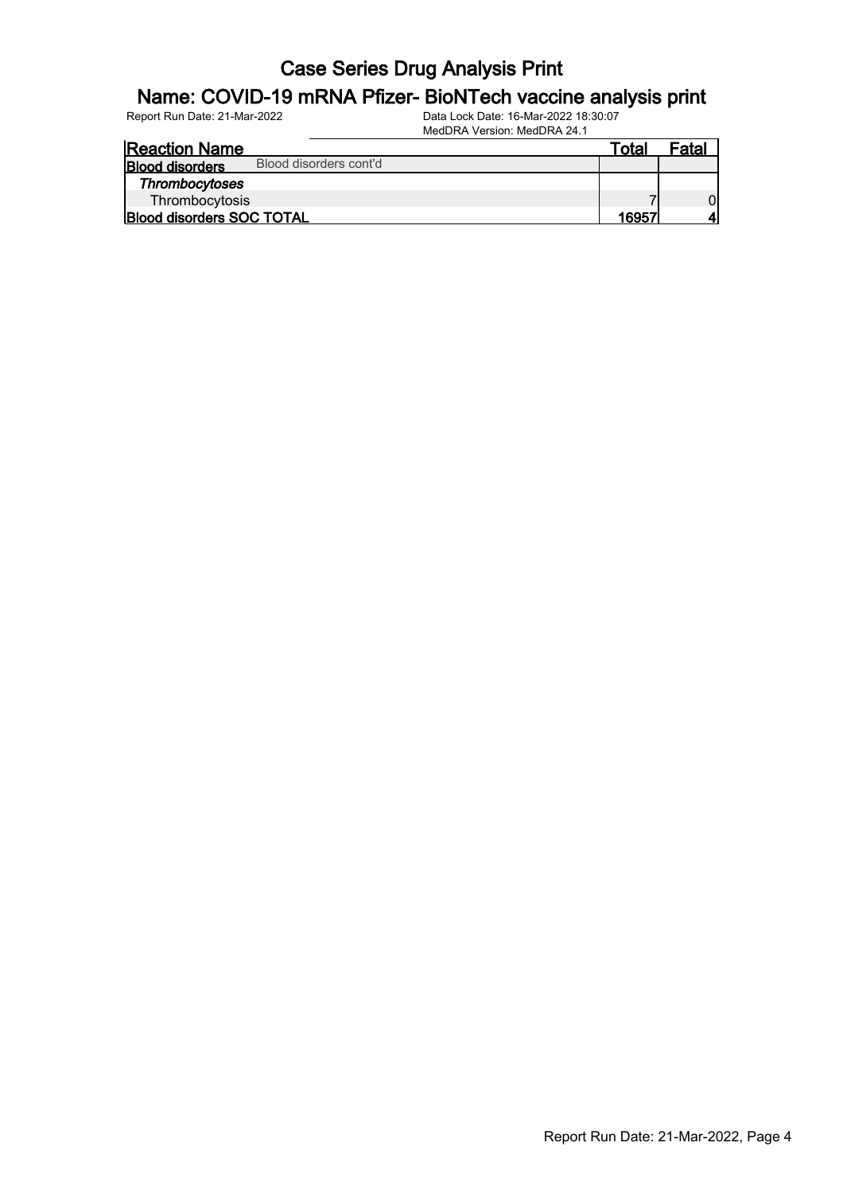# Case Series Drug Analysis Print

## Name: COVID-19 mRNA Pfizer- BioNTech vaccine analysis print

Report Run Date: 21-Mar-2022

Data Lock Date: 16-Mar-2022 18:30:07

MedDRA Version: MedDRA 24.1

| Reaction Name | Total | Fatal |
|---|---|---|
| **Blood disorders** Blood disorders cont'd | | |
| ***Thrombocytoses*** | | |
| Thrombocytosis | 7 | 0 |
| **Blood disorders SOC TOTAL** | **16957** | **4** |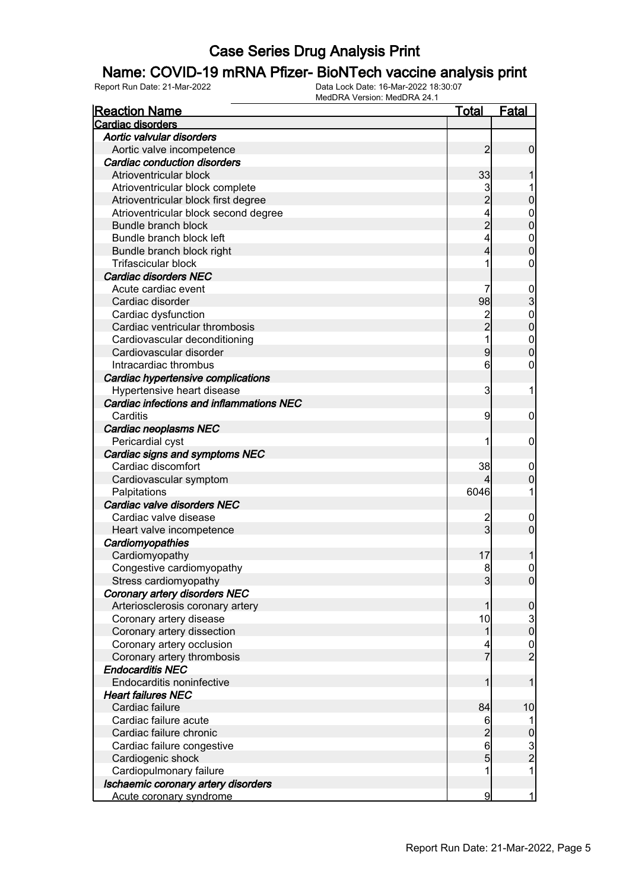# Case Series Drug Analysis Print

## Name: COVID-19 mRNA Pfizer- BioNTech vaccine analysis print

Report Run Date: 21-Mar-2022 | Data Lock Date: 16-Mar-2022 18:30:07 | MedDRA Version: MedDRA 24.1

| Reaction Name | Total | Fatal |
|---|---|---|
| **Cardiac disorders** | | |
| ***Aortic valvular disorders*** | | |
| Aortic valve incompetence | 2 | 0 |
| ***Cardiac conduction disorders*** | | |
| Atrioventricular block | 33 | 1 |
| Atrioventricular block complete | 3 | 1 |
| Atrioventricular block first degree | 2 | 0 |
| Atrioventricular block second degree | 4 | 0 |
| Bundle branch block | 2 | 0 |
| Bundle branch block left | 4 | 0 |
| Bundle branch block right | 4 | 0 |
| Trifascicular block | 1 | 0 |
| ***Cardiac disorders NEC*** | | |
| Acute cardiac event | 7 | 0 |
| Cardiac disorder | 98 | 3 |
| Cardiac dysfunction | 2 | 0 |
| Cardiac ventricular thrombosis | 2 | 0 |
| Cardiovascular deconditioning | 1 | 0 |
| Cardiovascular disorder | 9 | 0 |
| Intracardiac thrombus | 6 | 0 |
| ***Cardiac hypertensive complications*** | | |
| Hypertensive heart disease | 3 | 1 |
| ***Cardiac infections and inflammations NEC*** | | |
| Carditis | 9 | 0 |
| ***Cardiac neoplasms NEC*** | | |
| Pericardial cyst | 1 | 0 |
| ***Cardiac signs and symptoms NEC*** | | |
| Cardiac discomfort | 38 | 0 |
| Cardiovascular symptom | 4 | 0 |
| Palpitations | 6046 | 1 |
| ***Cardiac valve disorders NEC*** | | |
| Cardiac valve disease | 2 | 0 |
| Heart valve incompetence | 3 | 0 |
| ***Cardiomyopathies*** | | |
| Cardiomyopathy | 17 | 1 |
| Congestive cardiomyopathy | 8 | 0 |
| Stress cardiomyopathy | 3 | 0 |
| ***Coronary artery disorders NEC*** | | |
| Arteriosclerosis coronary artery | 1 | 0 |
| Coronary artery disease | 10 | 3 |
| Coronary artery dissection | 1 | 0 |
| Coronary artery occlusion | 4 | 0 |
| Coronary artery thrombosis | 7 | 2 |
| ***Endocarditis NEC*** | | |
| Endocarditis noninfective | 1 | 1 |
| ***Heart failures NEC*** | | |
| Cardiac failure | 84 | 10 |
| Cardiac failure acute | 6 | 1 |
| Cardiac failure chronic | 2 | 0 |
| Cardiac failure congestive | 6 | 3 |
| Cardiogenic shock | 5 | 2 |
| Cardiopulmonary failure | 1 | 1 |
| ***Ischaemic coronary artery disorders*** | | |
| Acute coronary syndrome | 9 | 1 |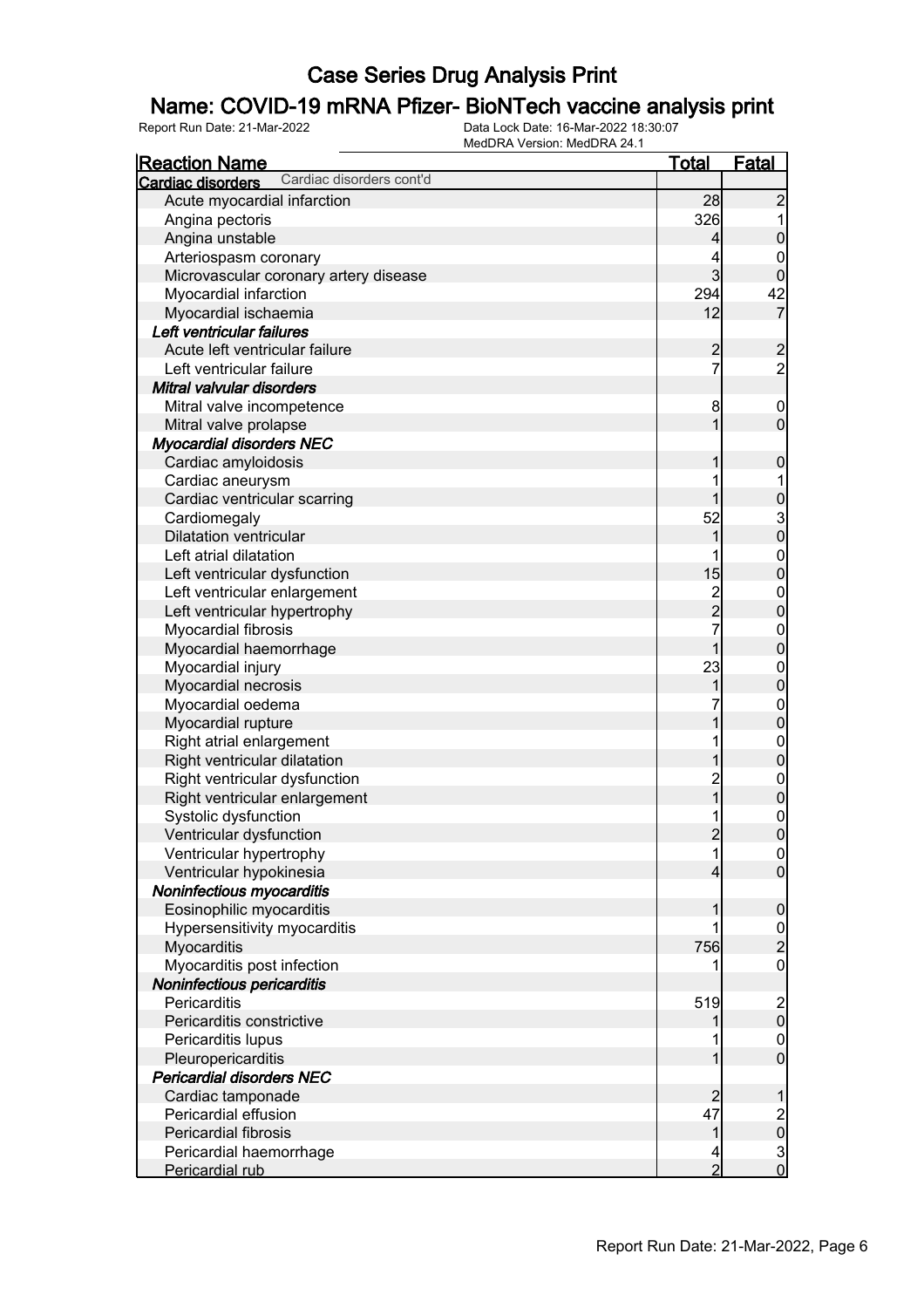# Case Series Drug Analysis Print

## Name: COVID-19 mRNA Pfizer- BioNTech vaccine analysis print

Report Run Date: 21-Mar-2022　　Data Lock Date: 16-Mar-2022 18:30:07
MedDRA Version: MedDRA 24.1

| Reaction Name | Total | Fatal |
|---|---|---|
| **Cardiac disorders** Cardiac disorders cont'd | | |
| Acute myocardial infarction | 28 | 2 |
| Angina pectoris | 326 | 1 |
| Angina unstable | 4 | 0 |
| Arteriospasm coronary | 4 | 0 |
| Microvascular coronary artery disease | 3 | 0 |
| Myocardial infarction | 294 | 42 |
| Myocardial ischaemia | 12 | 7 |
| ***Left ventricular failures*** | | |
| Acute left ventricular failure | 2 | 2 |
| Left ventricular failure | 7 | 2 |
| ***Mitral valvular disorders*** | | |
| Mitral valve incompetence | 8 | 0 |
| Mitral valve prolapse | 1 | 0 |
| ***Myocardial disorders NEC*** | | |
| Cardiac amyloidosis | 1 | 0 |
| Cardiac aneurysm | 1 | 1 |
| Cardiac ventricular scarring | 1 | 0 |
| Cardiomegaly | 52 | 3 |
| Dilatation ventricular | 1 | 0 |
| Left atrial dilatation | 1 | 0 |
| Left ventricular dysfunction | 15 | 0 |
| Left ventricular enlargement | 2 | 0 |
| Left ventricular hypertrophy | 2 | 0 |
| Myocardial fibrosis | 7 | 0 |
| Myocardial haemorrhage | 1 | 0 |
| Myocardial injury | 23 | 0 |
| Myocardial necrosis | 1 | 0 |
| Myocardial oedema | 7 | 0 |
| Myocardial rupture | 1 | 0 |
| Right atrial enlargement | 1 | 0 |
| Right ventricular dilatation | 1 | 0 |
| Right ventricular dysfunction | 2 | 0 |
| Right ventricular enlargement | 1 | 0 |
| Systolic dysfunction | 1 | 0 |
| Ventricular dysfunction | 2 | 0 |
| Ventricular hypertrophy | 1 | 0 |
| Ventricular hypokinesia | 4 | 0 |
| ***Noninfectious myocarditis*** | | |
| Eosinophilic myocarditis | 1 | 0 |
| Hypersensitivity myocarditis | 1 | 0 |
| Myocarditis | 756 | 2 |
| Myocarditis post infection | 1 | 0 |
| ***Noninfectious pericarditis*** | | |
| Pericarditis | 519 | 2 |
| Pericarditis constrictive | 1 | 0 |
| Pericarditis lupus | 1 | 0 |
| Pleuropericarditis | 1 | 0 |
| ***Pericardial disorders NEC*** | | |
| Cardiac tamponade | 2 | 1 |
| Pericardial effusion | 47 | 2 |
| Pericardial fibrosis | 1 | 0 |
| Pericardial haemorrhage | 4 | 3 |
| Pericardial rub | 2 | 0 |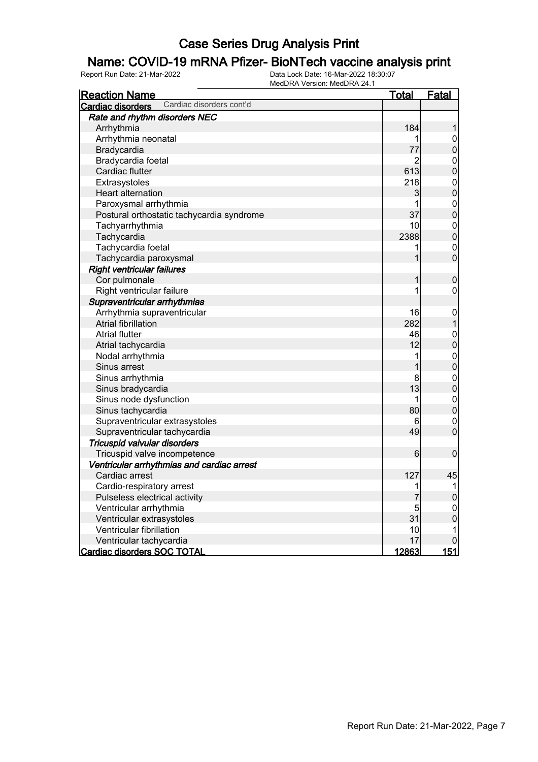# Case Series Drug Analysis Print

## Name: COVID-19 mRNA Pfizer- BioNTech vaccine analysis print

Report Run Date: 21-Mar-2022
Data Lock Date: 16-Mar-2022 18:30:07
MedDRA Version: MedDRA 24.1

| Reaction Name | Total | Fatal |
|---|---|---|
| **Cardiac disorders** Cardiac disorders cont'd | | |
| ***Rate and rhythm disorders NEC*** | | |
| Arrhythmia | 184 | 1 |
| Arrhythmia neonatal | 1 | 0 |
| Bradycardia | 77 | 0 |
| Bradycardia foetal | 2 | 0 |
| Cardiac flutter | 613 | 0 |
| Extrasystoles | 218 | 0 |
| Heart alternation | 3 | 0 |
| Paroxysmal arrhythmia | 1 | 0 |
| Postural orthostatic tachycardia syndrome | 37 | 0 |
| Tachyarrhythmia | 10 | 0 |
| Tachycardia | 2388 | 0 |
| Tachycardia foetal | 1 | 0 |
| Tachycardia paroxysmal | 1 | 0 |
| ***Right ventricular failures*** | | |
| Cor pulmonale | 1 | 0 |
| Right ventricular failure | 1 | 0 |
| ***Supraventricular arrhythmias*** | | |
| Arrhythmia supraventricular | 16 | 0 |
| Atrial fibrillation | 282 | 1 |
| Atrial flutter | 46 | 0 |
| Atrial tachycardia | 12 | 0 |
| Nodal arrhythmia | 1 | 0 |
| Sinus arrest | 1 | 0 |
| Sinus arrhythmia | 8 | 0 |
| Sinus bradycardia | 13 | 0 |
| Sinus node dysfunction | 1 | 0 |
| Sinus tachycardia | 80 | 0 |
| Supraventricular extrasystoles | 6 | 0 |
| Supraventricular tachycardia | 49 | 0 |
| ***Tricuspid valvular disorders*** | | |
| Tricuspid valve incompetence | 6 | 0 |
| ***Ventricular arrhythmias and cardiac arrest*** | | |
| Cardiac arrest | 127 | 45 |
| Cardio-respiratory arrest | 1 | 1 |
| Pulseless electrical activity | 7 | 0 |
| Ventricular arrhythmia | 5 | 0 |
| Ventricular extrasystoles | 31 | 0 |
| Ventricular fibrillation | 10 | 1 |
| Ventricular tachycardia | 17 | 0 |
| **Cardiac disorders SOC TOTAL** | **12863** | **151** |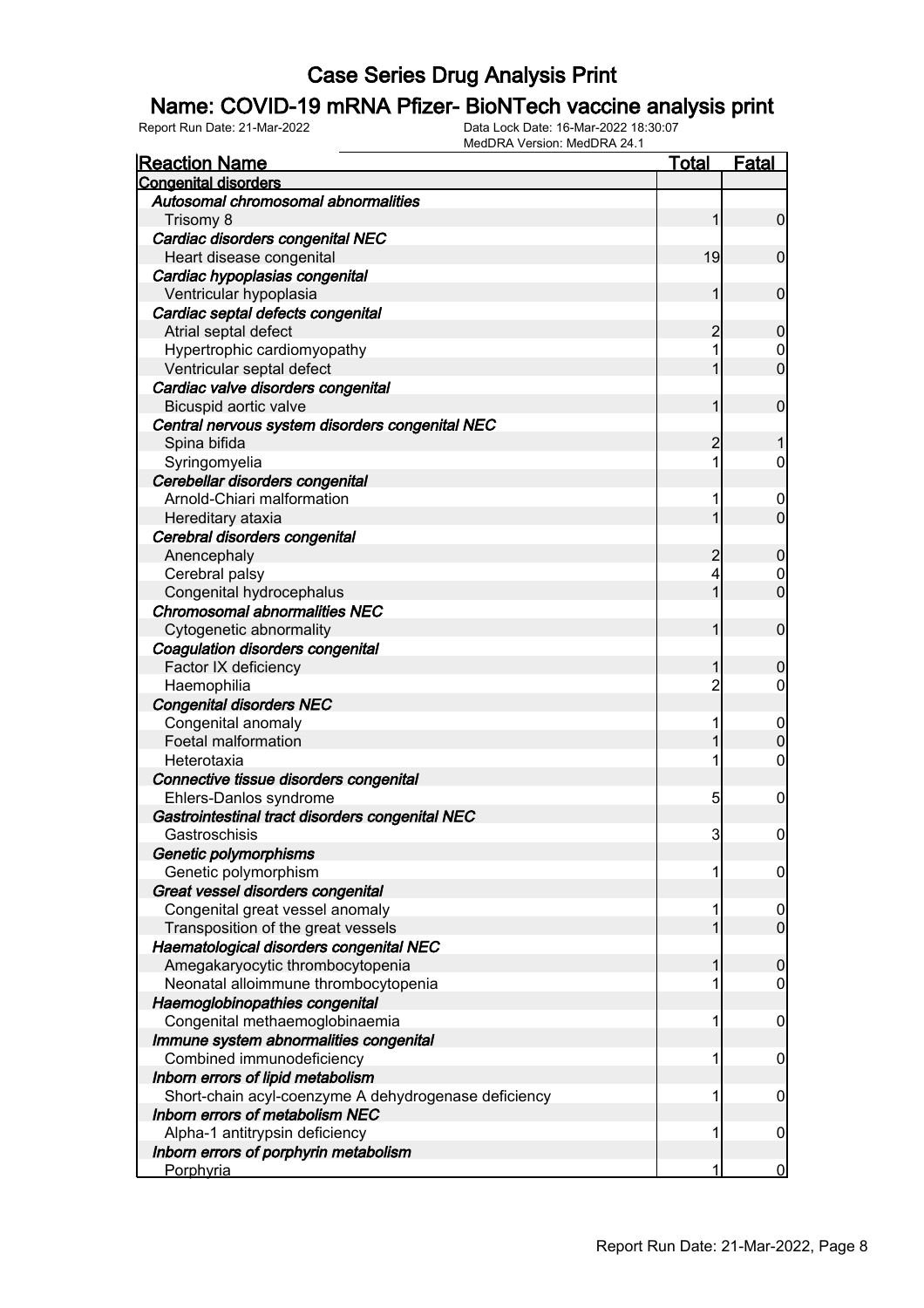# Case Series Drug Analysis Print

## Name: COVID-19 mRNA Pfizer- BioNTech vaccine analysis print

Report Run Date: 21-Mar-2022 | Data Lock Date: 16-Mar-2022 18:30:07 | MedDRA Version: MedDRA 24.1

| Reaction Name | Total | Fatal |
|---|---|---|
| **Congenital disorders** | | |
| *Autosomal chromosomal abnormalities* | | |
| Trisomy 8 | 1 | 0 |
| *Cardiac disorders congenital NEC* | | |
| Heart disease congenital | 19 | 0 |
| *Cardiac hypoplasias congenital* | | |
| Ventricular hypoplasia | 1 | 0 |
| *Cardiac septal defects congenital* | | |
| Atrial septal defect | 2 | 0 |
| Hypertrophic cardiomyopathy | 1 | 0 |
| Ventricular septal defect | 1 | 0 |
| *Cardiac valve disorders congenital* | | |
| Bicuspid aortic valve | 1 | 0 |
| *Central nervous system disorders congenital NEC* | | |
| Spina bifida | 2 | 1 |
| Syringomyelia | 1 | 0 |
| *Cerebellar disorders congenital* | | |
| Arnold-Chiari malformation | 1 | 0 |
| Hereditary ataxia | 1 | 0 |
| *Cerebral disorders congenital* | | |
| Anencephaly | 2 | 0 |
| Cerebral palsy | 4 | 0 |
| Congenital hydrocephalus | 1 | 0 |
| *Chromosomal abnormalities NEC* | | |
| Cytogenetic abnormality | 1 | 0 |
| *Coagulation disorders congenital* | | |
| Factor IX deficiency | 1 | 0 |
| Haemophilia | 2 | 0 |
| *Congenital disorders NEC* | | |
| Congenital anomaly | 1 | 0 |
| Foetal malformation | 1 | 0 |
| Heterotaxia | 1 | 0 |
| *Connective tissue disorders congenital* | | |
| Ehlers-Danlos syndrome | 5 | 0 |
| *Gastrointestinal tract disorders congenital NEC* | | |
| Gastroschisis | 3 | 0 |
| *Genetic polymorphisms* | | |
| Genetic polymorphism | 1 | 0 |
| *Great vessel disorders congenital* | | |
| Congenital great vessel anomaly | 1 | 0 |
| Transposition of the great vessels | 1 | 0 |
| *Haematological disorders congenital NEC* | | |
| Amegakaryocytic thrombocytopenia | 1 | 0 |
| Neonatal alloimmune thrombocytopenia | 1 | 0 |
| *Haemoglobinopathies congenital* | | |
| Congenital methaemoglobinaemia | 1 | 0 |
| *Immune system abnormalities congenital* | | |
| Combined immunodeficiency | 1 | 0 |
| *Inborn errors of lipid metabolism* | | |
| Short-chain acyl-coenzyme A dehydrogenase deficiency | 1 | 0 |
| *Inborn errors of metabolism NEC* | | |
| Alpha-1 antitrypsin deficiency | 1 | 0 |
| *Inborn errors of porphyrin metabolism* | | |
| Porphyria | 1 | 0 |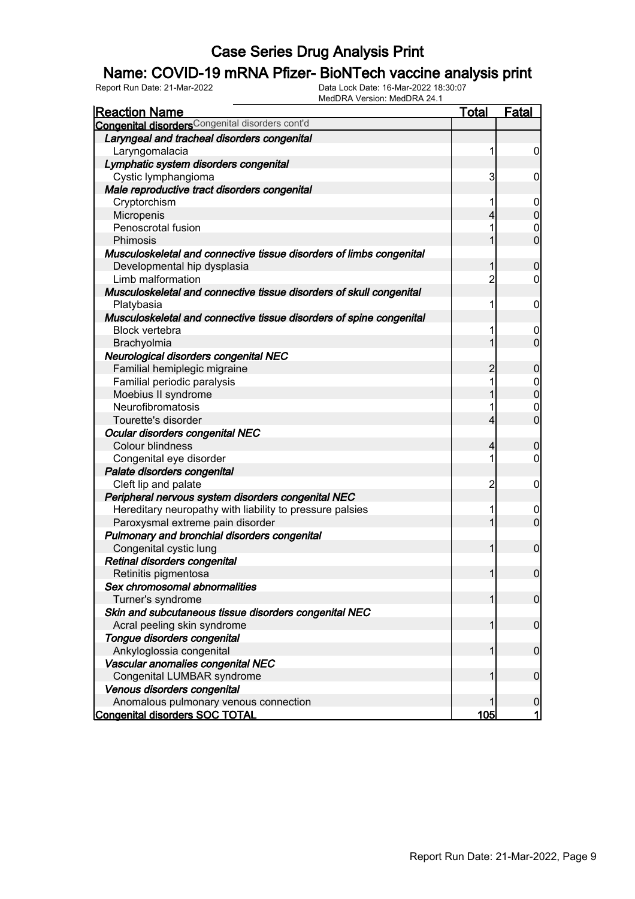# Case Series Drug Analysis Print

## Name: COVID-19 mRNA Pfizer- BioNTech vaccine analysis print

Report Run Date: 21-Mar-2022 | Data Lock Date: 16-Mar-2022 18:30:07 | MedDRA Version: MedDRA 24.1

| Reaction Name | Total | Fatal |
|---|---|---|
| **Congenital disorders** Congenital disorders cont'd | | |
| ***Laryngeal and tracheal disorders congenital*** | | |
| Laryngomalacia | 1 | 0 |
| ***Lymphatic system disorders congenital*** | | |
| Cystic lymphangioma | 3 | 0 |
| ***Male reproductive tract disorders congenital*** | | |
| Cryptorchism | 1 | 0 |
| Micropenis | 4 | 0 |
| Penoscrotal fusion | 1 | 0 |
| Phimosis | 1 | 0 |
| ***Musculoskeletal and connective tissue disorders of limbs congenital*** | | |
| Developmental hip dysplasia | 1 | 0 |
| Limb malformation | 2 | 0 |
| ***Musculoskeletal and connective tissue disorders of skull congenital*** | | |
| Platybasia | 1 | 0 |
| ***Musculoskeletal and connective tissue disorders of spine congenital*** | | |
| Block vertebra | 1 | 0 |
| Brachyolmia | 1 | 0 |
| ***Neurological disorders congenital NEC*** | | |
| Familial hemiplegic migraine | 2 | 0 |
| Familial periodic paralysis | 1 | 0 |
| Moebius II syndrome | 1 | 0 |
| Neurofibromatosis | 1 | 0 |
| Tourette's disorder | 4 | 0 |
| ***Ocular disorders congenital NEC*** | | |
| Colour blindness | 4 | 0 |
| Congenital eye disorder | 1 | 0 |
| ***Palate disorders congenital*** | | |
| Cleft lip and palate | 2 | 0 |
| ***Peripheral nervous system disorders congenital NEC*** | | |
| Hereditary neuropathy with liability to pressure palsies | 1 | 0 |
| Paroxysmal extreme pain disorder | 1 | 0 |
| ***Pulmonary and bronchial disorders congenital*** | | |
| Congenital cystic lung | 1 | 0 |
| ***Retinal disorders congenital*** | | |
| Retinitis pigmentosa | 1 | 0 |
| ***Sex chromosomal abnormalities*** | | |
| Turner's syndrome | 1 | 0 |
| ***Skin and subcutaneous tissue disorders congenital NEC*** | | |
| Acral peeling skin syndrome | 1 | 0 |
| ***Tongue disorders congenital*** | | |
| Ankyloglossia congenital | 1 | 0 |
| ***Vascular anomalies congenital NEC*** | | |
| Congenital LUMBAR syndrome | 1 | 0 |
| ***Venous disorders congenital*** | | |
| Anomalous pulmonary venous connection | 1 | 0 |
| **Congenital disorders SOC TOTAL** | **105** | **1** |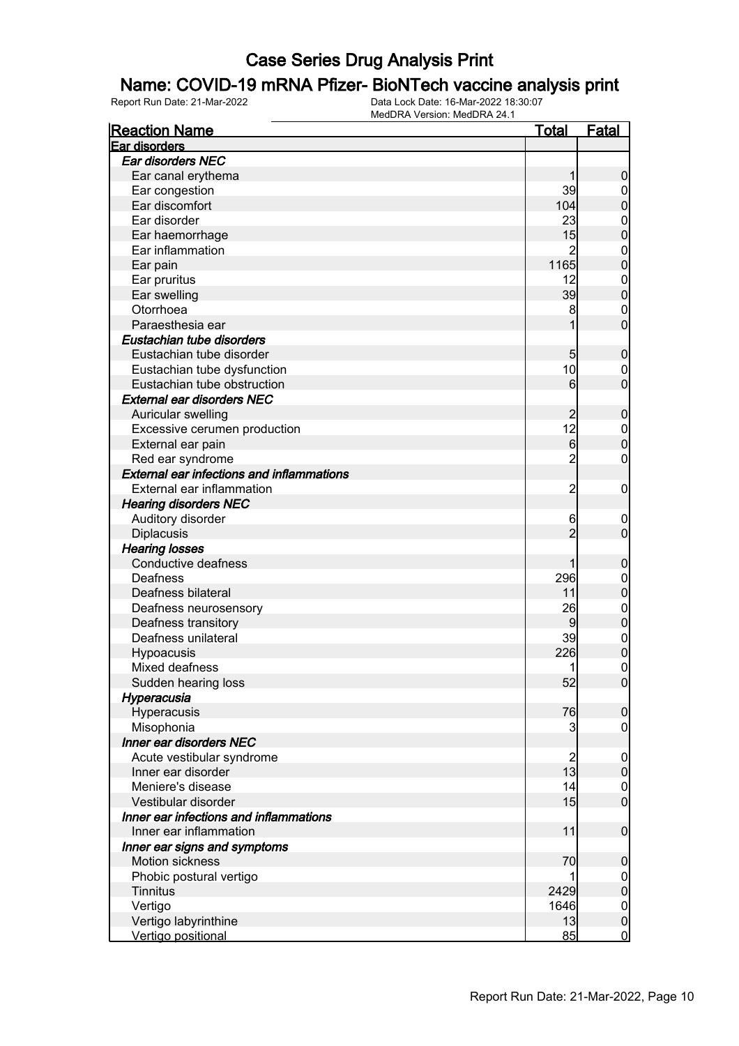# Case Series Drug Analysis Print

## Name: COVID-19 mRNA Pfizer- BioNTech vaccine analysis print

Report Run Date: 21-Mar-2022    Data Lock Date: 16-Mar-2022 18:30:07
MedDRA Version: MedDRA 24.1

| Reaction Name | Total | Fatal |
|---|---|---|
| **Ear disorders** | | |
| ***Ear disorders NEC*** | | |
| Ear canal erythema | 1 | 0 |
| Ear congestion | 39 | 0 |
| Ear discomfort | 104 | 0 |
| Ear disorder | 23 | 0 |
| Ear haemorrhage | 15 | 0 |
| Ear inflammation | 2 | 0 |
| Ear pain | 1165 | 0 |
| Ear pruritus | 12 | 0 |
| Ear swelling | 39 | 0 |
| Otorrhoea | 8 | 0 |
| Paraesthesia ear | 1 | 0 |
| ***Eustachian tube disorders*** | | |
| Eustachian tube disorder | 5 | 0 |
| Eustachian tube dysfunction | 10 | 0 |
| Eustachian tube obstruction | 6 | 0 |
| ***External ear disorders NEC*** | | |
| Auricular swelling | 2 | 0 |
| Excessive cerumen production | 12 | 0 |
| External ear pain | 6 | 0 |
| Red ear syndrome | 2 | 0 |
| ***External ear infections and inflammations*** | | |
| External ear inflammation | 2 | 0 |
| ***Hearing disorders NEC*** | | |
| Auditory disorder | 6 | 0 |
| Diplacusis | 2 | 0 |
| ***Hearing losses*** | | |
| Conductive deafness | 1 | 0 |
| Deafness | 296 | 0 |
| Deafness bilateral | 11 | 0 |
| Deafness neurosensory | 26 | 0 |
| Deafness transitory | 9 | 0 |
| Deafness unilateral | 39 | 0 |
| Hypoacusis | 226 | 0 |
| Mixed deafness | 1 | 0 |
| Sudden hearing loss | 52 | 0 |
| ***Hyperacusia*** | | |
| Hyperacusis | 76 | 0 |
| Misophonia | 3 | 0 |
| ***Inner ear disorders NEC*** | | |
| Acute vestibular syndrome | 2 | 0 |
| Inner ear disorder | 13 | 0 |
| Meniere's disease | 14 | 0 |
| Vestibular disorder | 15 | 0 |
| ***Inner ear infections and inflammations*** | | |
| Inner ear inflammation | 11 | 0 |
| ***Inner ear signs and symptoms*** | | |
| Motion sickness | 70 | 0 |
| Phobic postural vertigo | 1 | 0 |
| Tinnitus | 2429 | 0 |
| Vertigo | 1646 | 0 |
| Vertigo labyrinthine | 13 | 0 |
| Vertigo positional | 85 | 0 |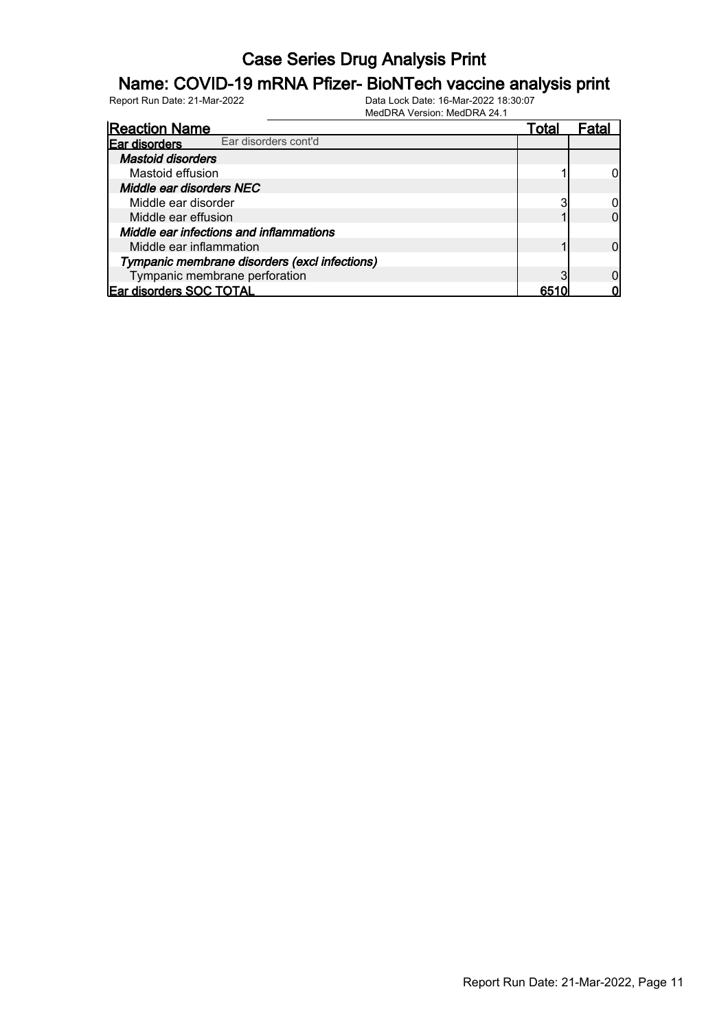# Case Series Drug Analysis Print

## Name: COVID-19 mRNA Pfizer- BioNTech vaccine analysis print

Report Run Date: 21-Mar-2022

Data Lock Date: 16-Mar-2022 18:30:07
MedDRA Version: MedDRA 24.1

| Reaction Name | Total | Fatal |
|---|---|---|
| **Ear disorders** Ear disorders cont'd | | |
| ***Mastoid disorders*** | | |
| Mastoid effusion | 1 | 0 |
| ***Middle ear disorders NEC*** | | |
| Middle ear disorder | 3 | 0 |
| Middle ear effusion | 1 | 0 |
| ***Middle ear infections and inflammations*** | | |
| Middle ear inflammation | 1 | 0 |
| ***Tympanic membrane disorders (excl infections)*** | | |
| Tympanic membrane perforation | 3 | 0 |
| **Ear disorders SOC TOTAL** | **6510** | **0** |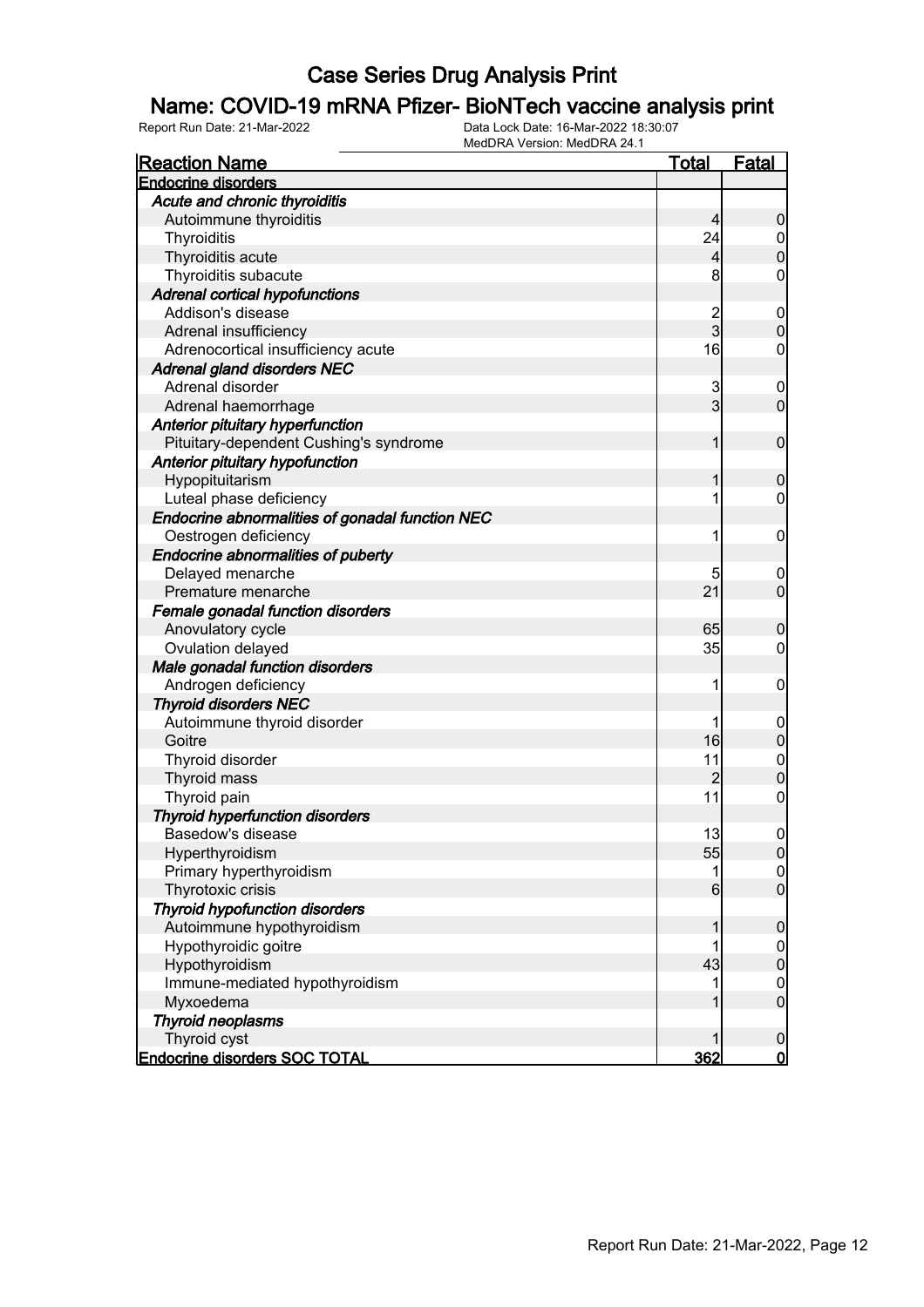# Case Series Drug Analysis Print

## Name: COVID-19 mRNA Pfizer- BioNTech vaccine analysis print

Report Run Date: 21-Mar-2022 | Data Lock Date: 16-Mar-2022 18:30:07 | MedDRA Version: MedDRA 24.1

| Reaction Name | Total | Fatal |
|---|---|---|
| **Endocrine disorders** | | |
| ***Acute and chronic thyroiditis*** | | |
| Autoimmune thyroiditis | 4 | 0 |
| Thyroiditis | 24 | 0 |
| Thyroiditis acute | 4 | 0 |
| Thyroiditis subacute | 8 | 0 |
| ***Adrenal cortical hypofunctions*** | | |
| Addison's disease | 2 | 0 |
| Adrenal insufficiency | 3 | 0 |
| Adrenocortical insufficiency acute | 16 | 0 |
| ***Adrenal gland disorders NEC*** | | |
| Adrenal disorder | 3 | 0 |
| Adrenal haemorrhage | 3 | 0 |
| ***Anterior pituitary hyperfunction*** | | |
| Pituitary-dependent Cushing's syndrome | 1 | 0 |
| ***Anterior pituitary hypofunction*** | | |
| Hypopituitarism | 1 | 0 |
| Luteal phase deficiency | 1 | 0 |
| ***Endocrine abnormalities of gonadal function NEC*** | | |
| Oestrogen deficiency | 1 | 0 |
| ***Endocrine abnormalities of puberty*** | | |
| Delayed menarche | 5 | 0 |
| Premature menarche | 21 | 0 |
| ***Female gonadal function disorders*** | | |
| Anovulatory cycle | 65 | 0 |
| Ovulation delayed | 35 | 0 |
| ***Male gonadal function disorders*** | | |
| Androgen deficiency | 1 | 0 |
| ***Thyroid disorders NEC*** | | |
| Autoimmune thyroid disorder | 1 | 0 |
| Goitre | 16 | 0 |
| Thyroid disorder | 11 | 0 |
| Thyroid mass | 2 | 0 |
| Thyroid pain | 11 | 0 |
| ***Thyroid hyperfunction disorders*** | | |
| Basedow's disease | 13 | 0 |
| Hyperthyroidism | 55 | 0 |
| Primary hyperthyroidism | 1 | 0 |
| Thyrotoxic crisis | 6 | 0 |
| ***Thyroid hypofunction disorders*** | | |
| Autoimmune hypothyroidism | 1 | 0 |
| Hypothyroidic goitre | 1 | 0 |
| Hypothyroidism | 43 | 0 |
| Immune-mediated hypothyroidism | 1 | 0 |
| Myxoedema | 1 | 0 |
| ***Thyroid neoplasms*** | | |
| Thyroid cyst | 1 | 0 |
| **Endocrine disorders SOC TOTAL** | **362** | **0** |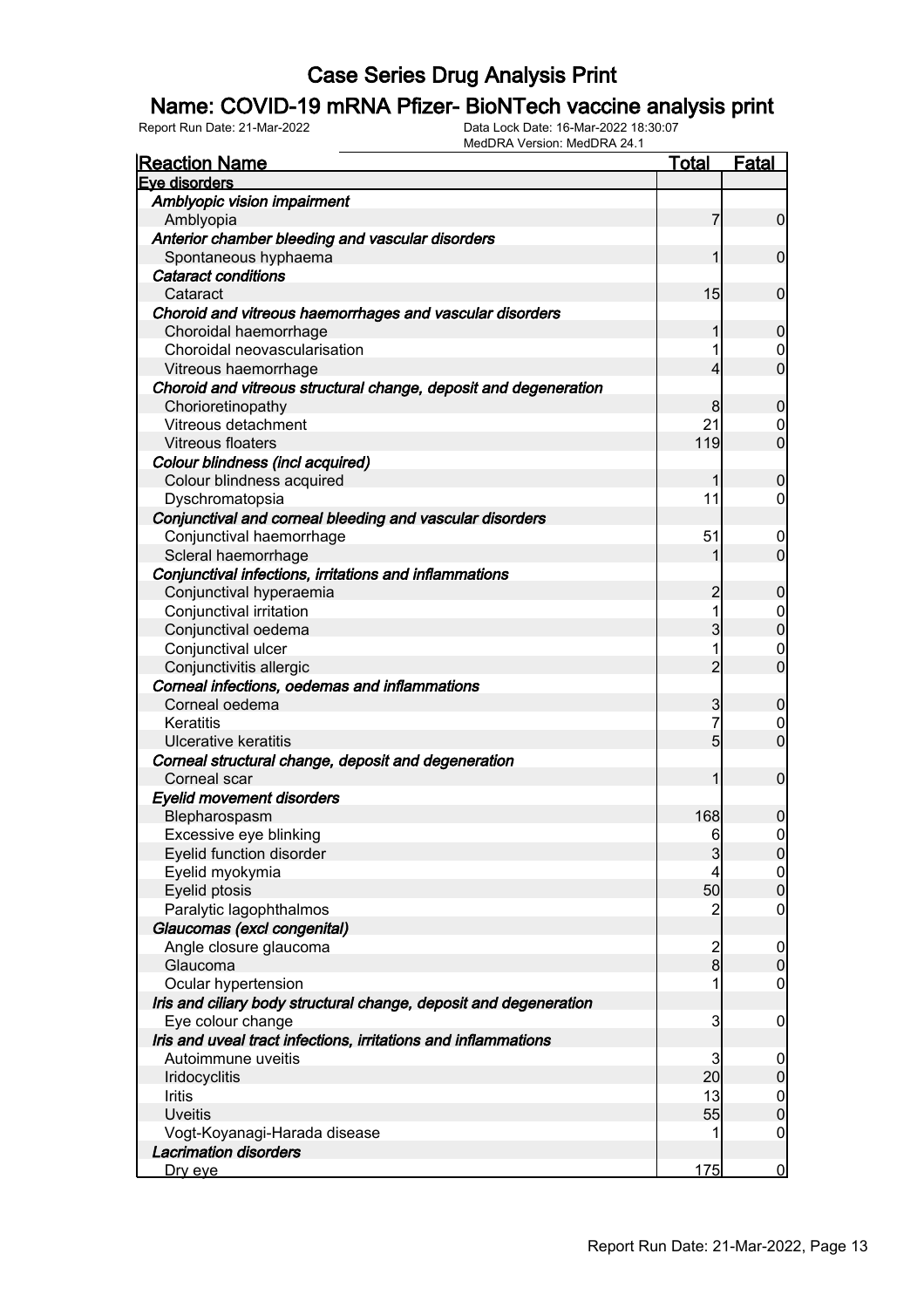# Case Series Drug Analysis Print

## Name: COVID-19 mRNA Pfizer- BioNTech vaccine analysis print

Report Run Date: 21-Mar-2022	Data Lock Date: 16-Mar-2022 18:30:07
MedDRA Version: MedDRA 24.1

| Reaction Name | Total | Fatal |
|---|---|---|
| **Eye disorders** | | |
| *Amblyopic vision impairment* | | |
| Amblyopia | 7 | 0 |
| *Anterior chamber bleeding and vascular disorders* | | |
| Spontaneous hyphaema | 1 | 0 |
| *Cataract conditions* | | |
| Cataract | 15 | 0 |
| *Choroid and vitreous haemorrhages and vascular disorders* | | |
| Choroidal haemorrhage | 1 | 0 |
| Choroidal neovascularisation | 1 | 0 |
| Vitreous haemorrhage | 4 | 0 |
| *Choroid and vitreous structural change, deposit and degeneration* | | |
| Chorioretinopathy | 8 | 0 |
| Vitreous detachment | 21 | 0 |
| Vitreous floaters | 119 | 0 |
| *Colour blindness (incl acquired)* | | |
| Colour blindness acquired | 1 | 0 |
| Dyschromatopsia | 11 | 0 |
| *Conjunctival and corneal bleeding and vascular disorders* | | |
| Conjunctival haemorrhage | 51 | 0 |
| Scleral haemorrhage | 1 | 0 |
| *Conjunctival infections, irritations and inflammations* | | |
| Conjunctival hyperaemia | 2 | 0 |
| Conjunctival irritation | 1 | 0 |
| Conjunctival oedema | 3 | 0 |
| Conjunctival ulcer | 1 | 0 |
| Conjunctivitis allergic | 2 | 0 |
| *Corneal infections, oedemas and inflammations* | | |
| Corneal oedema | 3 | 0 |
| Keratitis | 7 | 0 |
| Ulcerative keratitis | 5 | 0 |
| *Corneal structural change, deposit and degeneration* | | |
| Corneal scar | 1 | 0 |
| *Eyelid movement disorders* | | |
| Blepharospasm | 168 | 0 |
| Excessive eye blinking | 6 | 0 |
| Eyelid function disorder | 3 | 0 |
| Eyelid myokymia | 4 | 0 |
| Eyelid ptosis | 50 | 0 |
| Paralytic lagophthalmos | 2 | 0 |
| *Glaucomas (excl congenital)* | | |
| Angle closure glaucoma | 2 | 0 |
| Glaucoma | 8 | 0 |
| Ocular hypertension | 1 | 0 |
| *Iris and ciliary body structural change, deposit and degeneration* | | |
| Eye colour change | 3 | 0 |
| *Iris and uveal tract infections, irritations and inflammations* | | |
| Autoimmune uveitis | 3 | 0 |
| Iridocyclitis | 20 | 0 |
| Iritis | 13 | 0 |
| Uveitis | 55 | 0 |
| Vogt-Koyanagi-Harada disease | 1 | 0 |
| *Lacrimation disorders* | | |
| Dry eye | 175 | 0 |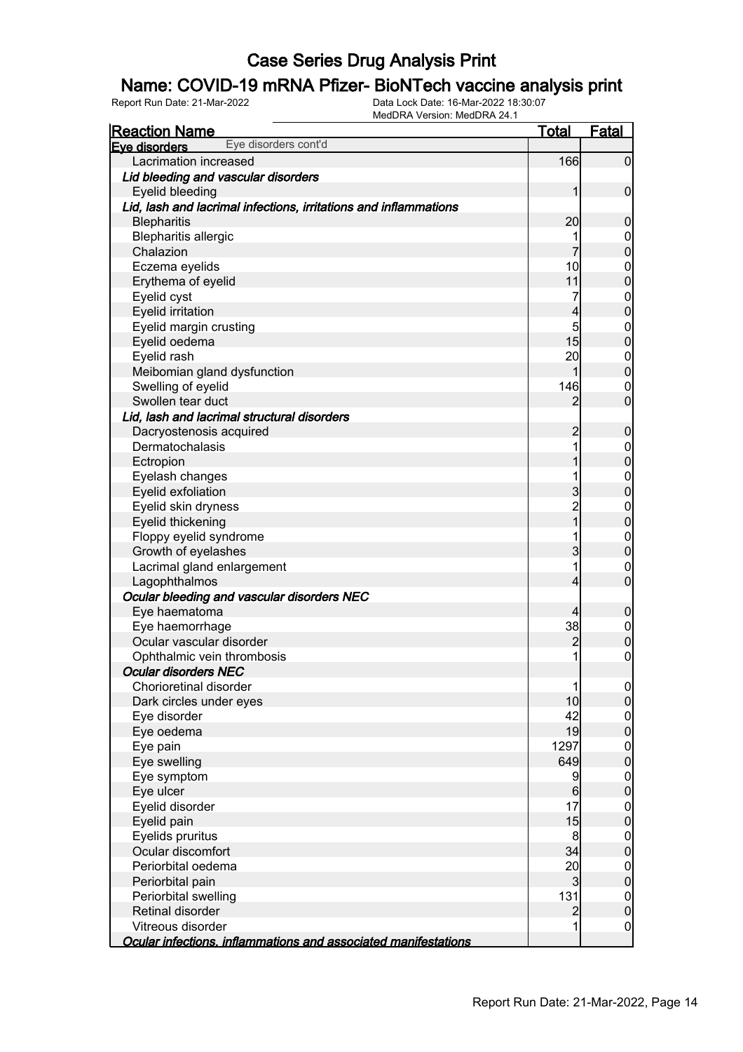# Case Series Drug Analysis Print

## Name: COVID-19 mRNA Pfizer- BioNTech vaccine analysis print

Report Run Date: 21-Mar-2022 | Data Lock Date: 16-Mar-2022 18:30:07 | MedDRA Version: MedDRA 24.1

| Reaction Name | Total | Fatal |
|---|---|---|
| **Eye disorders** Eye disorders cont'd | | |
| Lacrimation increased | 166 | 0 |
| ***Lid bleeding and vascular disorders*** | | |
| Eyelid bleeding | 1 | 0 |
| ***Lid, lash and lacrimal infections, irritations and inflammations*** | | |
| Blepharitis | 20 | 0 |
| Blepharitis allergic | 1 | 0 |
| Chalazion | 7 | 0 |
| Eczema eyelids | 10 | 0 |
| Erythema of eyelid | 11 | 0 |
| Eyelid cyst | 7 | 0 |
| Eyelid irritation | 4 | 0 |
| Eyelid margin crusting | 5 | 0 |
| Eyelid oedema | 15 | 0 |
| Eyelid rash | 20 | 0 |
| Meibomian gland dysfunction | 1 | 0 |
| Swelling of eyelid | 146 | 0 |
| Swollen tear duct | 2 | 0 |
| ***Lid, lash and lacrimal structural disorders*** | | |
| Dacryostenosis acquired | 2 | 0 |
| Dermatochalasis | 1 | 0 |
| Ectropion | 1 | 0 |
| Eyelash changes | 1 | 0 |
| Eyelid exfoliation | 3 | 0 |
| Eyelid skin dryness | 2 | 0 |
| Eyelid thickening | 1 | 0 |
| Floppy eyelid syndrome | 1 | 0 |
| Growth of eyelashes | 3 | 0 |
| Lacrimal gland enlargement | 1 | 0 |
| Lagophthalmos | 4 | 0 |
| ***Ocular bleeding and vascular disorders NEC*** | | |
| Eye haematoma | 4 | 0 |
| Eye haemorrhage | 38 | 0 |
| Ocular vascular disorder | 2 | 0 |
| Ophthalmic vein thrombosis | 1 | 0 |
| ***Ocular disorders NEC*** | | |
| Chorioretinal disorder | 1 | 0 |
| Dark circles under eyes | 10 | 0 |
| Eye disorder | 42 | 0 |
| Eye oedema | 19 | 0 |
| Eye pain | 1297 | 0 |
| Eye swelling | 649 | 0 |
| Eye symptom | 9 | 0 |
| Eye ulcer | 6 | 0 |
| Eyelid disorder | 17 | 0 |
| Eyelid pain | 15 | 0 |
| Eyelids pruritus | 8 | 0 |
| Ocular discomfort | 34 | 0 |
| Periorbital oedema | 20 | 0 |
| Periorbital pain | 3 | 0 |
| Periorbital swelling | 131 | 0 |
| Retinal disorder | 2 | 0 |
| Vitreous disorder | 1 | 0 |
| ***Ocular infections, inflammations and associated manifestations*** | | |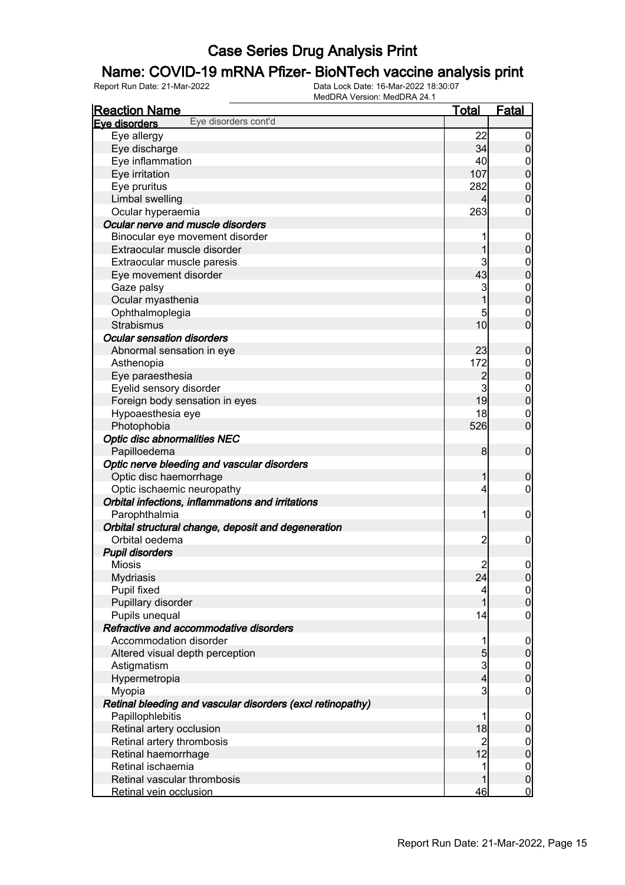# Case Series Drug Analysis Print

## Name: COVID-19 mRNA Pfizer- BioNTech vaccine analysis print

Report Run Date: 21-Mar-2022 | Data Lock Date: 16-Mar-2022 18:30:07 | MedDRA Version: MedDRA 24.1

| Reaction Name | Total | Fatal |
|---|---|---|
| **Eye disorders** Eye disorders cont'd | | |
| Eye allergy | 22 | 0 |
| Eye discharge | 34 | 0 |
| Eye inflammation | 40 | 0 |
| Eye irritation | 107 | 0 |
| Eye pruritus | 282 | 0 |
| Limbal swelling | 4 | 0 |
| Ocular hyperaemia | 263 | 0 |
| ***Ocular nerve and muscle disorders*** | | |
| Binocular eye movement disorder | 1 | 0 |
| Extraocular muscle disorder | 1 | 0 |
| Extraocular muscle paresis | 3 | 0 |
| Eye movement disorder | 43 | 0 |
| Gaze palsy | 3 | 0 |
| Ocular myasthenia | 1 | 0 |
| Ophthalmoplegia | 5 | 0 |
| Strabismus | 10 | 0 |
| ***Ocular sensation disorders*** | | |
| Abnormal sensation in eye | 23 | 0 |
| Asthenopia | 172 | 0 |
| Eye paraesthesia | 2 | 0 |
| Eyelid sensory disorder | 3 | 0 |
| Foreign body sensation in eyes | 19 | 0 |
| Hypoaesthesia eye | 18 | 0 |
| Photophobia | 526 | 0 |
| ***Optic disc abnormalities NEC*** | | |
| Papilloedema | 8 | 0 |
| ***Optic nerve bleeding and vascular disorders*** | | |
| Optic disc haemorrhage | 1 | 0 |
| Optic ischaemic neuropathy | 4 | 0 |
| ***Orbital infections, inflammations and irritations*** | | |
| Parophthalmia | 1 | 0 |
| ***Orbital structural change, deposit and degeneration*** | | |
| Orbital oedema | 2 | 0 |
| ***Pupil disorders*** | | |
| Miosis | 2 | 0 |
| Mydriasis | 24 | 0 |
| Pupil fixed | 4 | 0 |
| Pupillary disorder | 1 | 0 |
| Pupils unequal | 14 | 0 |
| ***Refractive and accommodative disorders*** | | |
| Accommodation disorder | 1 | 0 |
| Altered visual depth perception | 5 | 0 |
| Astigmatism | 3 | 0 |
| Hypermetropia | 4 | 0 |
| Myopia | 3 | 0 |
| ***Retinal bleeding and vascular disorders (excl retinopathy)*** | | |
| Papillophlebitis | 1 | 0 |
| Retinal artery occlusion | 18 | 0 |
| Retinal artery thrombosis | 2 | 0 |
| Retinal haemorrhage | 12 | 0 |
| Retinal ischaemia | 1 | 0 |
| Retinal vascular thrombosis | 1 | 0 |
| Retinal vein occlusion | 46 | 0 |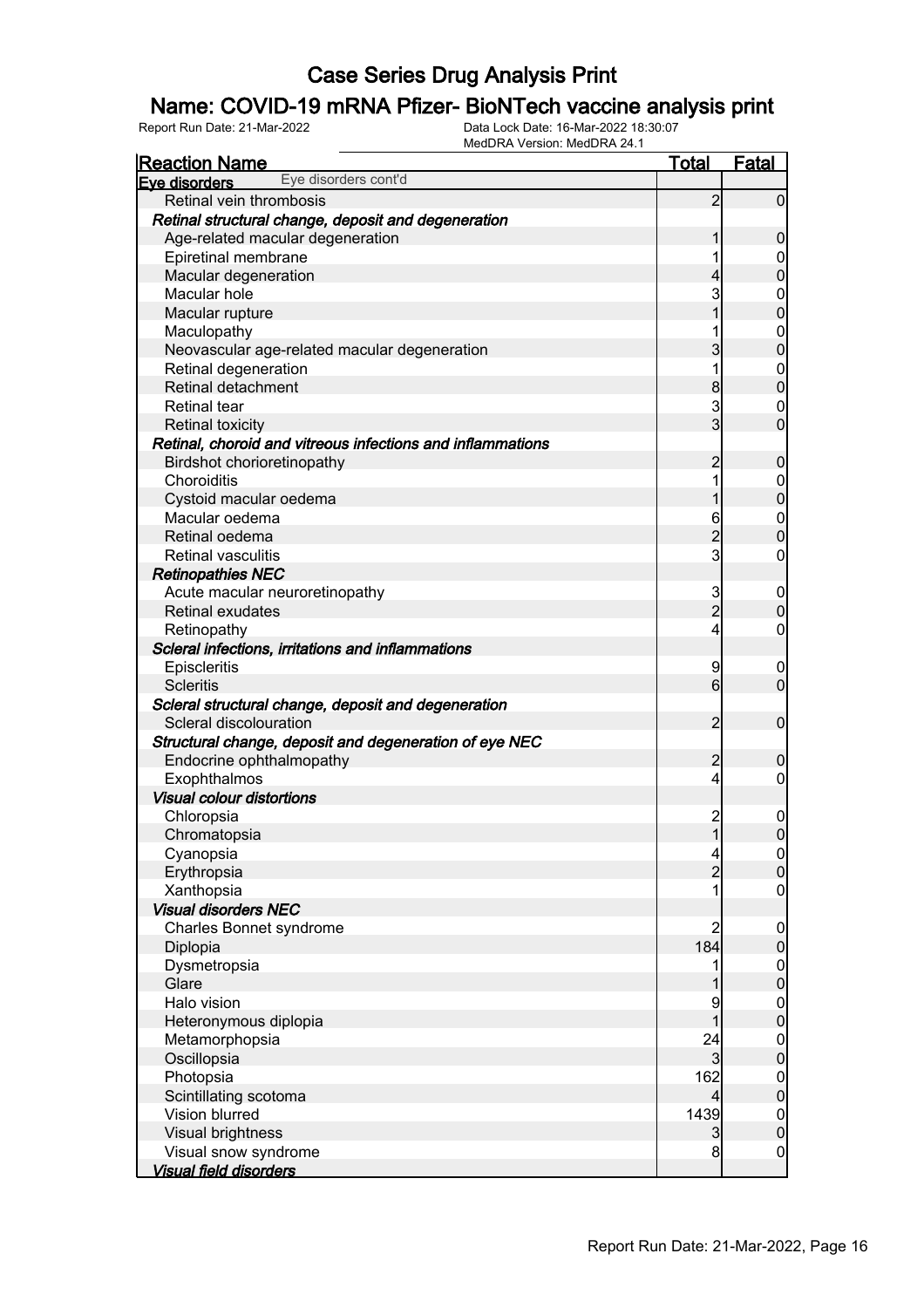# Case Series Drug Analysis Print

## Name: COVID-19 mRNA Pfizer- BioNTech vaccine analysis print

Report Run Date: 21-Mar-2022 | Data Lock Date: 16-Mar-2022 18:30:07 | MedDRA Version: MedDRA 24.1

| Reaction Name | Total | Fatal |
|---|---|---|
| **Eye disorders** Eye disorders cont'd | | |
| Retinal vein thrombosis | 2 | 0 |
| ***Retinal structural change, deposit and degeneration*** | | |
| Age-related macular degeneration | 1 | 0 |
| Epiretinal membrane | 1 | 0 |
| Macular degeneration | 4 | 0 |
| Macular hole | 3 | 0 |
| Macular rupture | 1 | 0 |
| Maculopathy | 1 | 0 |
| Neovascular age-related macular degeneration | 3 | 0 |
| Retinal degeneration | 1 | 0 |
| Retinal detachment | 8 | 0 |
| Retinal tear | 3 | 0 |
| Retinal toxicity | 3 | 0 |
| ***Retinal, choroid and vitreous infections and inflammations*** | | |
| Birdshot chorioretinopathy | 2 | 0 |
| Choroiditis | 1 | 0 |
| Cystoid macular oedema | 1 | 0 |
| Macular oedema | 6 | 0 |
| Retinal oedema | 2 | 0 |
| Retinal vasculitis | 3 | 0 |
| ***Retinopathies NEC*** | | |
| Acute macular neuroretinopathy | 3 | 0 |
| Retinal exudates | 2 | 0 |
| Retinopathy | 4 | 0 |
| ***Scleral infections, irritations and inflammations*** | | |
| Episcleritis | 9 | 0 |
| Scleritis | 6 | 0 |
| ***Scleral structural change, deposit and degeneration*** | | |
| Scleral discolouration | 2 | 0 |
| ***Structural change, deposit and degeneration of eye NEC*** | | |
| Endocrine ophthalmopathy | 2 | 0 |
| Exophthalmos | 4 | 0 |
| ***Visual colour distortions*** | | |
| Chloropsia | 2 | 0 |
| Chromatopsia | 1 | 0 |
| Cyanopsia | 4 | 0 |
| Erythropsia | 2 | 0 |
| Xanthopsia | 1 | 0 |
| ***Visual disorders NEC*** | | |
| Charles Bonnet syndrome | 2 | 0 |
| Diplopia | 184 | 0 |
| Dysmetropsia | 1 | 0 |
| Glare | 1 | 0 |
| Halo vision | 9 | 0 |
| Heteronymous diplopia | 1 | 0 |
| Metamorphopsia | 24 | 0 |
| Oscillopsia | 3 | 0 |
| Photopsia | 162 | 0 |
| Scintillating scotoma | 4 | 0 |
| Vision blurred | 1439 | 0 |
| Visual brightness | 3 | 0 |
| Visual snow syndrome | 8 | 0 |
| ***Visual field disorders*** | | |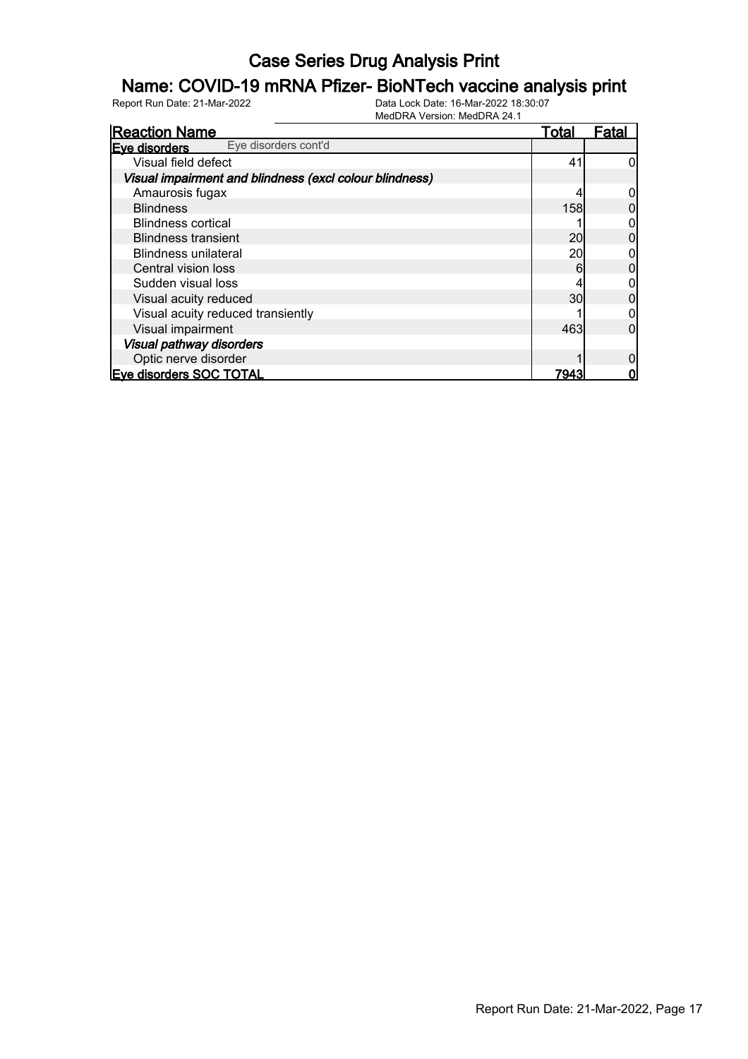# Case Series Drug Analysis Print

## Name: COVID-19 mRNA Pfizer- BioNTech vaccine analysis print

Report Run Date: 21-Mar-2022

Data Lock Date: 16-Mar-2022 18:30:07
MedDRA Version: MedDRA 24.1

| Reaction Name | Total | Fatal |
|---|---|---|
| **Eye disorders** Eye disorders cont'd | | |
| Visual field defect | 41 | 0 |
| ***Visual impairment and blindness (excl colour blindness)*** | | |
| Amaurosis fugax | 4 | 0 |
| Blindness | 158 | 0 |
| Blindness cortical | 1 | 0 |
| Blindness transient | 20 | 0 |
| Blindness unilateral | 20 | 0 |
| Central vision loss | 6 | 0 |
| Sudden visual loss | 4 | 0 |
| Visual acuity reduced | 30 | 0 |
| Visual acuity reduced transiently | 1 | 0 |
| Visual impairment | 463 | 0 |
| ***Visual pathway disorders*** | | |
| Optic nerve disorder | 1 | 0 |
| **Eye disorders SOC TOTAL** | **7943** | **0** |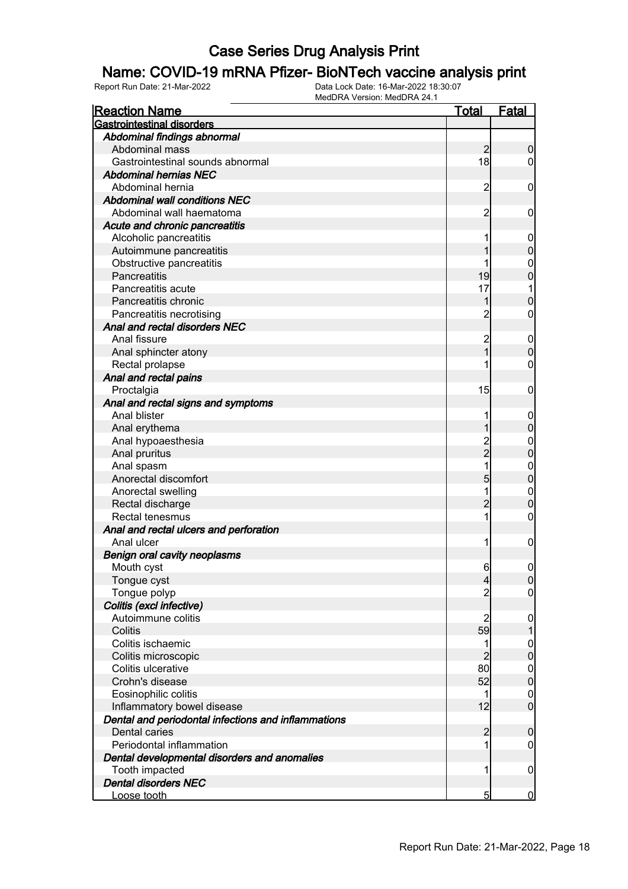# Case Series Drug Analysis Print

## Name: COVID-19 mRNA Pfizer- BioNTech vaccine analysis print

Report Run Date: 21-Mar-2022    Data Lock Date: 16-Mar-2022 18:30:07
MedDRA Version: MedDRA 24.1

| Reaction Name | Total | Fatal |
|---|---|---|
| **Gastrointestinal disorders** | | |
| ***Abdominal findings abnormal*** | | |
| Abdominal mass | 2 | 0 |
| Gastrointestinal sounds abnormal | 18 | 0 |
| ***Abdominal hernias NEC*** | | |
| Abdominal hernia | 2 | 0 |
| ***Abdominal wall conditions NEC*** | | |
| Abdominal wall haematoma | 2 | 0 |
| ***Acute and chronic pancreatitis*** | | |
| Alcoholic pancreatitis | 1 | 0 |
| Autoimmune pancreatitis | 1 | 0 |
| Obstructive pancreatitis | 1 | 0 |
| Pancreatitis | 19 | 0 |
| Pancreatitis acute | 17 | 1 |
| Pancreatitis chronic | 1 | 0 |
| Pancreatitis necrotising | 2 | 0 |
| ***Anal and rectal disorders NEC*** | | |
| Anal fissure | 2 | 0 |
| Anal sphincter atony | 1 | 0 |
| Rectal prolapse | 1 | 0 |
| ***Anal and rectal pains*** | | |
| Proctalgia | 15 | 0 |
| ***Anal and rectal signs and symptoms*** | | |
| Anal blister | 1 | 0 |
| Anal erythema | 1 | 0 |
| Anal hypoaesthesia | 2 | 0 |
| Anal pruritus | 2 | 0 |
| Anal spasm | 1 | 0 |
| Anorectal discomfort | 5 | 0 |
| Anorectal swelling | 1 | 0 |
| Rectal discharge | 2 | 0 |
| Rectal tenesmus | 1 | 0 |
| ***Anal and rectal ulcers and perforation*** | | |
| Anal ulcer | 1 | 0 |
| ***Benign oral cavity neoplasms*** | | |
| Mouth cyst | 6 | 0 |
| Tongue cyst | 4 | 0 |
| Tongue polyp | 2 | 0 |
| ***Colitis (excl infective)*** | | |
| Autoimmune colitis | 2 | 0 |
| Colitis | 59 | 1 |
| Colitis ischaemic | 1 | 0 |
| Colitis microscopic | 2 | 0 |
| Colitis ulcerative | 80 | 0 |
| Crohn's disease | 52 | 0 |
| Eosinophilic colitis | 1 | 0 |
| Inflammatory bowel disease | 12 | 0 |
| ***Dental and periodontal infections and inflammations*** | | |
| Dental caries | 2 | 0 |
| Periodontal inflammation | 1 | 0 |
| ***Dental developmental disorders and anomalies*** | | |
| Tooth impacted | 1 | 0 |
| ***Dental disorders NEC*** | | |
| Loose tooth | 5 | 0 |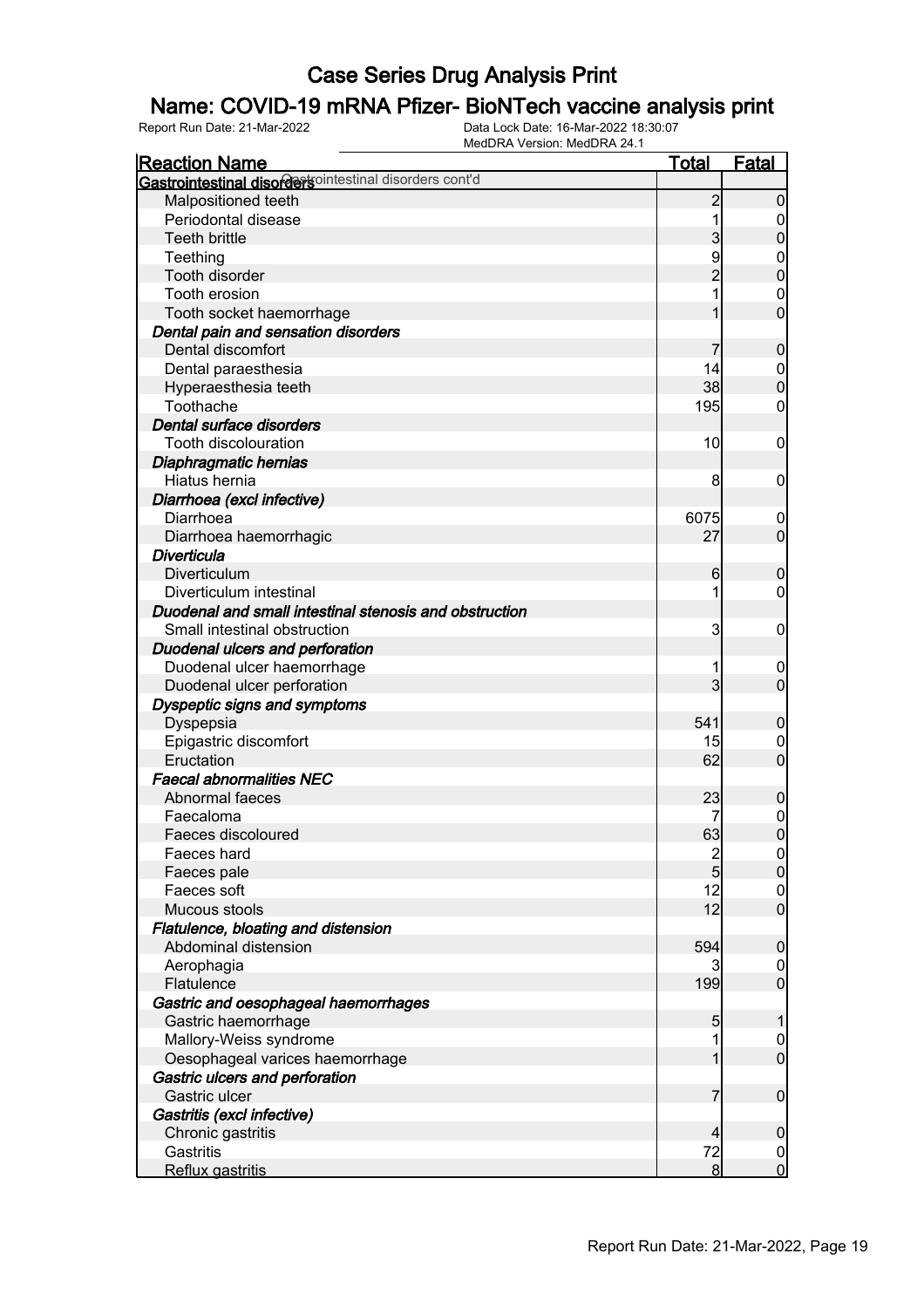# Case Series Drug Analysis Print

## Name: COVID-19 mRNA Pfizer- BioNTech vaccine analysis print

Report Run Date: 21-Mar-2022 | Data Lock Date: 16-Mar-2022 18:30:07 | MedDRA Version: MedDRA 24.1

| Reaction Name | Total | Fatal |
|---|---|---|
| **Gastrointestinal disorders** Gastrointestinal disorders cont'd | | |
| Malpositioned teeth | 2 | 0 |
| Periodontal disease | 1 | 0 |
| Teeth brittle | 3 | 0 |
| Teething | 9 | 0 |
| Tooth disorder | 2 | 0 |
| Tooth erosion | 1 | 0 |
| Tooth socket haemorrhage | 1 | 0 |
| ***Dental pain and sensation disorders*** | | |
| Dental discomfort | 7 | 0 |
| Dental paraesthesia | 14 | 0 |
| Hyperaesthesia teeth | 38 | 0 |
| Toothache | 195 | 0 |
| ***Dental surface disorders*** | | |
| Tooth discolouration | 10 | 0 |
| ***Diaphragmatic hernias*** | | |
| Hiatus hernia | 8 | 0 |
| ***Diarrhoea (excl infective)*** | | |
| Diarrhoea | 6075 | 0 |
| Diarrhoea haemorrhagic | 27 | 0 |
| ***Diverticula*** | | |
| Diverticulum | 6 | 0 |
| Diverticulum intestinal | 1 | 0 |
| ***Duodenal and small intestinal stenosis and obstruction*** | | |
| Small intestinal obstruction | 3 | 0 |
| ***Duodenal ulcers and perforation*** | | |
| Duodenal ulcer haemorrhage | 1 | 0 |
| Duodenal ulcer perforation | 3 | 0 |
| ***Dyspeptic signs and symptoms*** | | |
| Dyspepsia | 541 | 0 |
| Epigastric discomfort | 15 | 0 |
| Eructation | 62 | 0 |
| ***Faecal abnormalities NEC*** | | |
| Abnormal faeces | 23 | 0 |
| Faecaloma | 7 | 0 |
| Faeces discoloured | 63 | 0 |
| Faeces hard | 2 | 0 |
| Faeces pale | 5 | 0 |
| Faeces soft | 12 | 0 |
| Mucous stools | 12 | 0 |
| ***Flatulence, bloating and distension*** | | |
| Abdominal distension | 594 | 0 |
| Aerophagia | 3 | 0 |
| Flatulence | 199 | 0 |
| ***Gastric and oesophageal haemorrhages*** | | |
| Gastric haemorrhage | 5 | 1 |
| Mallory-Weiss syndrome | 1 | 0 |
| Oesophageal varices haemorrhage | 1 | 0 |
| ***Gastric ulcers and perforation*** | | |
| Gastric ulcer | 7 | 0 |
| ***Gastritis (excl infective)*** | | |
| Chronic gastritis | 4 | 0 |
| Gastritis | 72 | 0 |
| Reflux gastritis | 8 | 0 |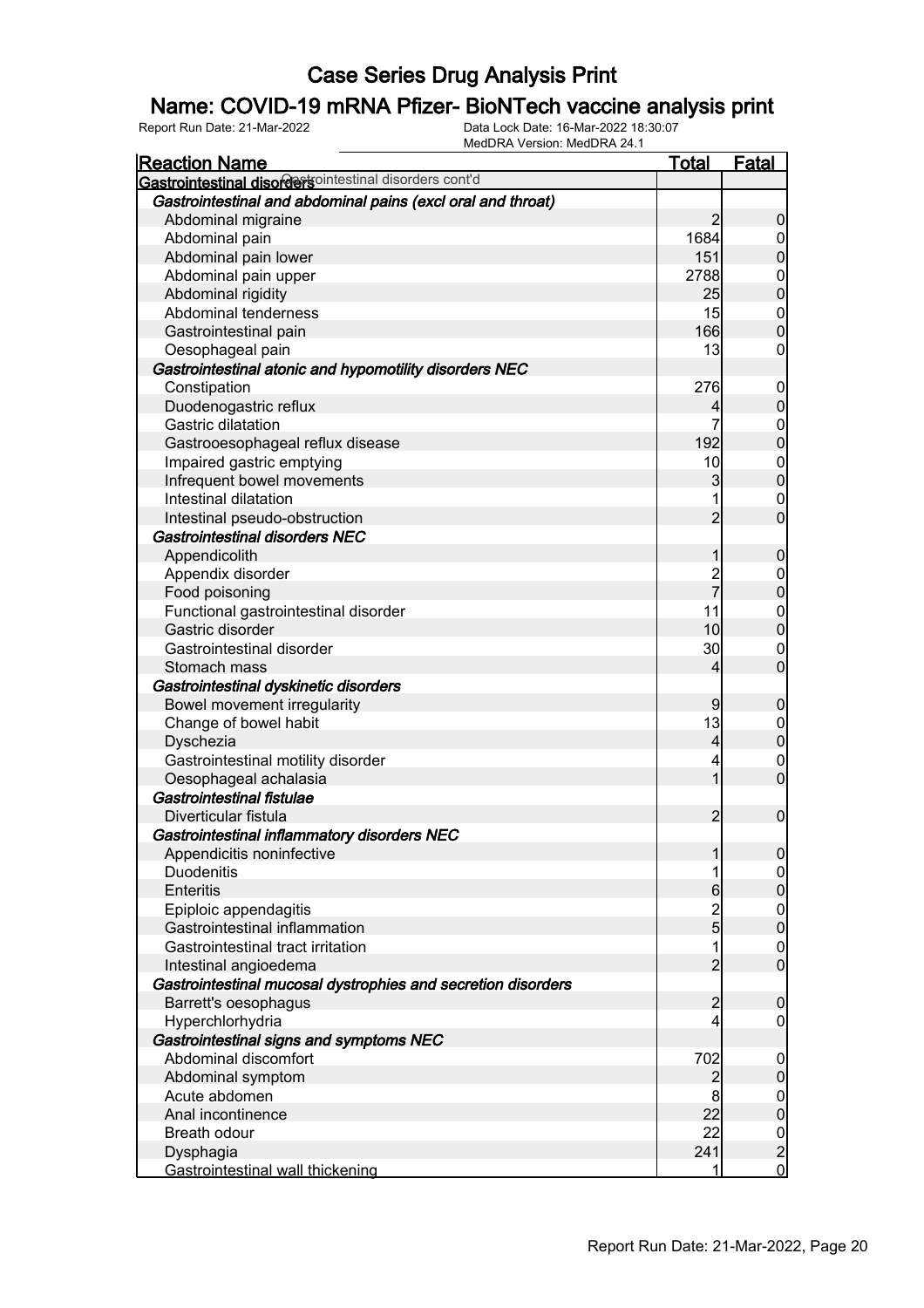# Case Series Drug Analysis Print

## Name: COVID-19 mRNA Pfizer- BioNTech vaccine analysis print

Report Run Date: 21-Mar-2022 | Data Lock Date: 16-Mar-2022 18:30:07 | MedDRA Version: MedDRA 24.1

| Reaction Name | Total | Fatal |
|---|---|---|
| **Gastrointestinal disorders** Gastrointestinal disorders cont'd | | |
| *Gastrointestinal and abdominal pains (excl oral and throat)* | | |
| Abdominal migraine | 2 | 0 |
| Abdominal pain | 1684 | 0 |
| Abdominal pain lower | 151 | 0 |
| Abdominal pain upper | 2788 | 0 |
| Abdominal rigidity | 25 | 0 |
| Abdominal tenderness | 15 | 0 |
| Gastrointestinal pain | 166 | 0 |
| Oesophageal pain | 13 | 0 |
| *Gastrointestinal atonic and hypomotility disorders NEC* | | |
| Constipation | 276 | 0 |
| Duodenogastric reflux | 4 | 0 |
| Gastric dilatation | 7 | 0 |
| Gastrooesophageal reflux disease | 192 | 0 |
| Impaired gastric emptying | 10 | 0 |
| Infrequent bowel movements | 3 | 0 |
| Intestinal dilatation | 1 | 0 |
| Intestinal pseudo-obstruction | 2 | 0 |
| *Gastrointestinal disorders NEC* | | |
| Appendicolith | 1 | 0 |
| Appendix disorder | 2 | 0 |
| Food poisoning | 7 | 0 |
| Functional gastrointestinal disorder | 11 | 0 |
| Gastric disorder | 10 | 0 |
| Gastrointestinal disorder | 30 | 0 |
| Stomach mass | 4 | 0 |
| *Gastrointestinal dyskinetic disorders* | | |
| Bowel movement irregularity | 9 | 0 |
| Change of bowel habit | 13 | 0 |
| Dyschezia | 4 | 0 |
| Gastrointestinal motility disorder | 4 | 0 |
| Oesophageal achalasia | 1 | 0 |
| *Gastrointestinal fistulae* | | |
| Diverticular fistula | 2 | 0 |
| *Gastrointestinal inflammatory disorders NEC* | | |
| Appendicitis noninfective | 1 | 0 |
| Duodenitis | 1 | 0 |
| Enteritis | 6 | 0 |
| Epiploic appendagitis | 2 | 0 |
| Gastrointestinal inflammation | 5 | 0 |
| Gastrointestinal tract irritation | 1 | 0 |
| Intestinal angioedema | 2 | 0 |
| *Gastrointestinal mucosal dystrophies and secretion disorders* | | |
| Barrett's oesophagus | 2 | 0 |
| Hyperchlorhydria | 4 | 0 |
| *Gastrointestinal signs and symptoms NEC* | | |
| Abdominal discomfort | 702 | 0 |
| Abdominal symptom | 2 | 0 |
| Acute abdomen | 8 | 0 |
| Anal incontinence | 22 | 0 |
| Breath odour | 22 | 0 |
| Dysphagia | 241 | 2 |
| Gastrointestinal wall thickening | 1 | 0 |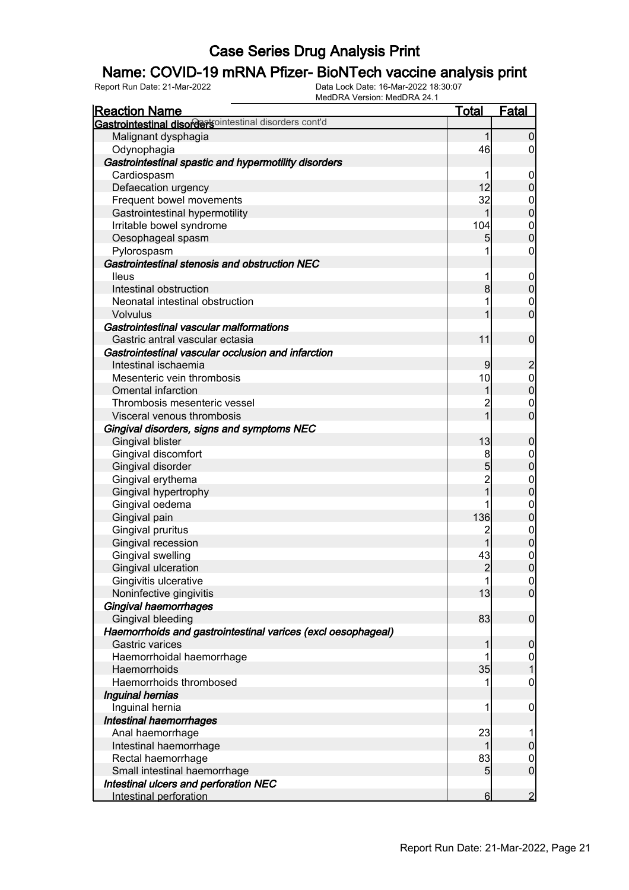# Case Series Drug Analysis Print

## Name: COVID-19 mRNA Pfizer- BioNTech vaccine analysis print

Report Run Date: 21-Mar-2022    Data Lock Date: 16-Mar-2022 18:30:07
MedDRA Version: MedDRA 24.1

| Reaction Name | Total | Fatal |
|---|---|---|
| **Gastrointestinal disorders** Gastrointestinal disorders cont'd | | |
| Malignant dysphagia | 1 | 0 |
| Odynophagia | 46 | 0 |
| ***Gastrointestinal spastic and hypermotility disorders*** | | |
| Cardiospasm | 1 | 0 |
| Defaecation urgency | 12 | 0 |
| Frequent bowel movements | 32 | 0 |
| Gastrointestinal hypermotility | 1 | 0 |
| Irritable bowel syndrome | 104 | 0 |
| Oesophageal spasm | 5 | 0 |
| Pylorospasm | 1 | 0 |
| ***Gastrointestinal stenosis and obstruction NEC*** | | |
| Ileus | 1 | 0 |
| Intestinal obstruction | 8 | 0 |
| Neonatal intestinal obstruction | 1 | 0 |
| Volvulus | 1 | 0 |
| ***Gastrointestinal vascular malformations*** | | |
| Gastric antral vascular ectasia | 11 | 0 |
| ***Gastrointestinal vascular occlusion and infarction*** | | |
| Intestinal ischaemia | 9 | 2 |
| Mesenteric vein thrombosis | 10 | 0 |
| Omental infarction | 1 | 0 |
| Thrombosis mesenteric vessel | 2 | 0 |
| Visceral venous thrombosis | 1 | 0 |
| ***Gingival disorders, signs and symptoms NEC*** | | |
| Gingival blister | 13 | 0 |
| Gingival discomfort | 8 | 0 |
| Gingival disorder | 5 | 0 |
| Gingival erythema | 2 | 0 |
| Gingival hypertrophy | 1 | 0 |
| Gingival oedema | 1 | 0 |
| Gingival pain | 136 | 0 |
| Gingival pruritus | 2 | 0 |
| Gingival recession | 1 | 0 |
| Gingival swelling | 43 | 0 |
| Gingival ulceration | 2 | 0 |
| Gingivitis ulcerative | 1 | 0 |
| Noninfective gingivitis | 13 | 0 |
| ***Gingival haemorrhages*** | | |
| Gingival bleeding | 83 | 0 |
| ***Haemorrhoids and gastrointestinal varices (excl oesophageal)*** | | |
| Gastric varices | 1 | 0 |
| Haemorrhoidal haemorrhage | 1 | 0 |
| Haemorrhoids | 35 | 1 |
| Haemorrhoids thrombosed | 1 | 0 |
| ***Inguinal hernias*** | | |
| Inguinal hernia | 1 | 0 |
| ***Intestinal haemorrhages*** | | |
| Anal haemorrhage | 23 | 1 |
| Intestinal haemorrhage | 1 | 0 |
| Rectal haemorrhage | 83 | 0 |
| Small intestinal haemorrhage | 5 | 0 |
| ***Intestinal ulcers and perforation NEC*** | | |
| Intestinal perforation | 6 | 2 |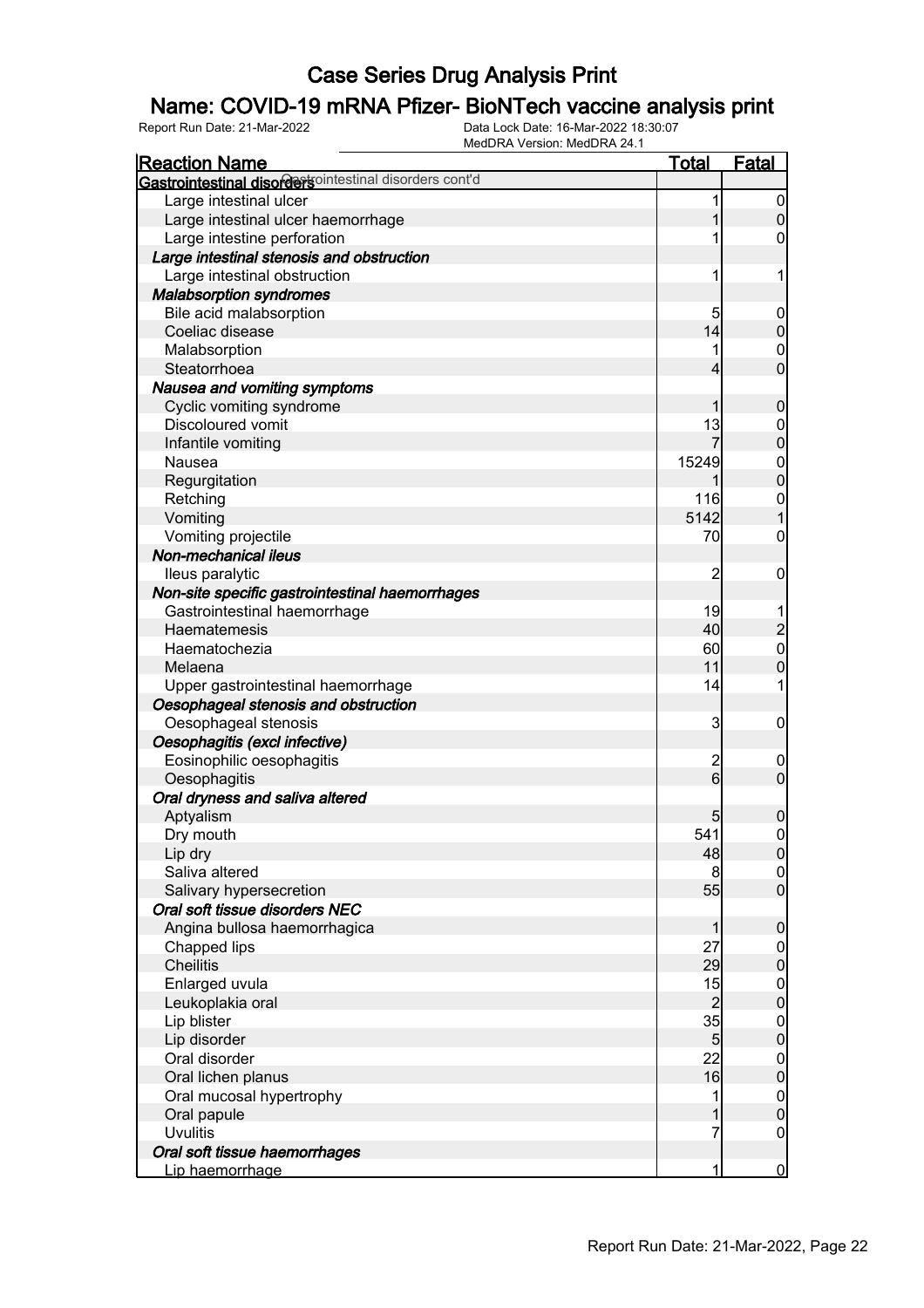# Case Series Drug Analysis Print

## Name: COVID-19 mRNA Pfizer- BioNTech vaccine analysis print

Report Run Date: 21-Mar-2022    Data Lock Date: 16-Mar-2022 18:30:07
MedDRA Version: MedDRA 24.1

| Reaction Name | Total | Fatal |
|---|---|---|
| **Gastrointestinal disorders** Gastrointestinal disorders cont'd | | |
| Large intestinal ulcer | 1 | 0 |
| Large intestinal ulcer haemorrhage | 1 | 0 |
| Large intestine perforation | 1 | 0 |
| ***Large intestinal stenosis and obstruction*** | | |
| Large intestinal obstruction | 1 | 1 |
| ***Malabsorption syndromes*** | | |
| Bile acid malabsorption | 5 | 0 |
| Coeliac disease | 14 | 0 |
| Malabsorption | 1 | 0 |
| Steatorrhoea | 4 | 0 |
| ***Nausea and vomiting symptoms*** | | |
| Cyclic vomiting syndrome | 1 | 0 |
| Discoloured vomit | 13 | 0 |
| Infantile vomiting | 7 | 0 |
| Nausea | 15249 | 0 |
| Regurgitation | 1 | 0 |
| Retching | 116 | 0 |
| Vomiting | 5142 | 1 |
| Vomiting projectile | 70 | 0 |
| ***Non-mechanical ileus*** | | |
| Ileus paralytic | 2 | 0 |
| ***Non-site specific gastrointestinal haemorrhages*** | | |
| Gastrointestinal haemorrhage | 19 | 1 |
| Haematemesis | 40 | 2 |
| Haematochezia | 60 | 0 |
| Melaena | 11 | 0 |
| Upper gastrointestinal haemorrhage | 14 | 1 |
| ***Oesophageal stenosis and obstruction*** | | |
| Oesophageal stenosis | 3 | 0 |
| ***Oesophagitis (excl infective)*** | | |
| Eosinophilic oesophagitis | 2 | 0 |
| Oesophagitis | 6 | 0 |
| ***Oral dryness and saliva altered*** | | |
| Aptyalism | 5 | 0 |
| Dry mouth | 541 | 0 |
| Lip dry | 48 | 0 |
| Saliva altered | 8 | 0 |
| Salivary hypersecretion | 55 | 0 |
| ***Oral soft tissue disorders NEC*** | | |
| Angina bullosa haemorrhagica | 1 | 0 |
| Chapped lips | 27 | 0 |
| Cheilitis | 29 | 0 |
| Enlarged uvula | 15 | 0 |
| Leukoplakia oral | 2 | 0 |
| Lip blister | 35 | 0 |
| Lip disorder | 5 | 0 |
| Oral disorder | 22 | 0 |
| Oral lichen planus | 16 | 0 |
| Oral mucosal hypertrophy | 1 | 0 |
| Oral papule | 1 | 0 |
| Uvulitis | 7 | 0 |
| ***Oral soft tissue haemorrhages*** | | |
| Lip haemorrhage | 1 | 0 |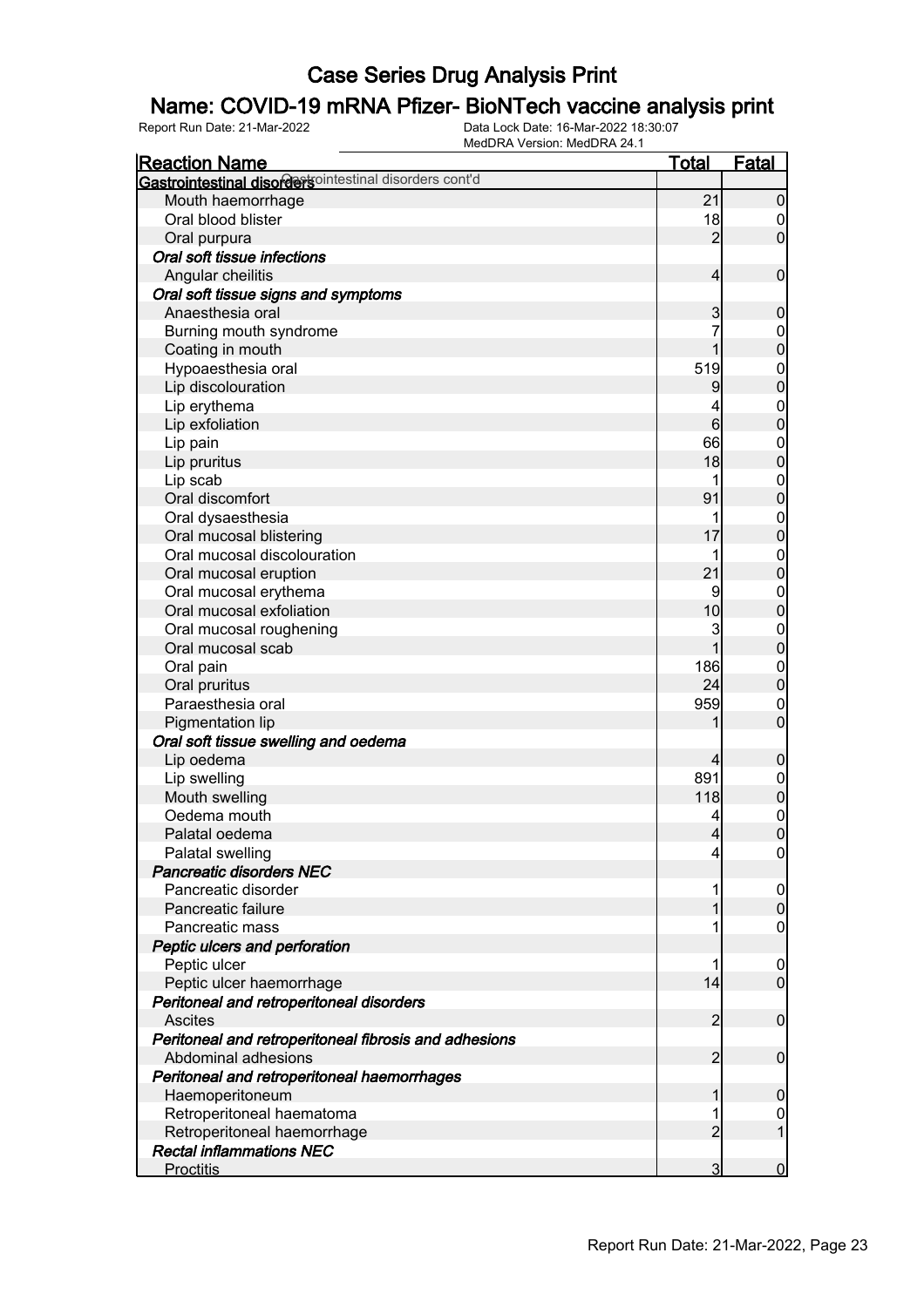# Case Series Drug Analysis Print

## Name: COVID-19 mRNA Pfizer- BioNTech vaccine analysis print

Report Run Date: 21-Mar-2022

Data Lock Date: 16-Mar-2022 18:30:07

MedDRA Version: MedDRA 24.1

| Reaction Name | Total | Fatal |
|---|---|---|
| **Gastrointestinal disorders** Gastrointestinal disorders cont'd | | |
| Mouth haemorrhage | 21 | 0 |
| Oral blood blister | 18 | 0 |
| Oral purpura | 2 | 0 |
| ***Oral soft tissue infections*** | | |
| Angular cheilitis | 4 | 0 |
| ***Oral soft tissue signs and symptoms*** | | |
| Anaesthesia oral | 3 | 0 |
| Burning mouth syndrome | 7 | 0 |
| Coating in mouth | 1 | 0 |
| Hypoaesthesia oral | 519 | 0 |
| Lip discolouration | 9 | 0 |
| Lip erythema | 4 | 0 |
| Lip exfoliation | 6 | 0 |
| Lip pain | 66 | 0 |
| Lip pruritus | 18 | 0 |
| Lip scab | 1 | 0 |
| Oral discomfort | 91 | 0 |
| Oral dysaesthesia | 1 | 0 |
| Oral mucosal blistering | 17 | 0 |
| Oral mucosal discolouration | 1 | 0 |
| Oral mucosal eruption | 21 | 0 |
| Oral mucosal erythema | 9 | 0 |
| Oral mucosal exfoliation | 10 | 0 |
| Oral mucosal roughening | 3 | 0 |
| Oral mucosal scab | 1 | 0 |
| Oral pain | 186 | 0 |
| Oral pruritus | 24 | 0 |
| Paraesthesia oral | 959 | 0 |
| Pigmentation lip | 1 | 0 |
| ***Oral soft tissue swelling and oedema*** | | |
| Lip oedema | 4 | 0 |
| Lip swelling | 891 | 0 |
| Mouth swelling | 118 | 0 |
| Oedema mouth | 4 | 0 |
| Palatal oedema | 4 | 0 |
| Palatal swelling | 4 | 0 |
| ***Pancreatic disorders NEC*** | | |
| Pancreatic disorder | 1 | 0 |
| Pancreatic failure | 1 | 0 |
| Pancreatic mass | 1 | 0 |
| ***Peptic ulcers and perforation*** | | |
| Peptic ulcer | 1 | 0 |
| Peptic ulcer haemorrhage | 14 | 0 |
| ***Peritoneal and retroperitoneal disorders*** | | |
| Ascites | 2 | 0 |
| ***Peritoneal and retroperitoneal fibrosis and adhesions*** | | |
| Abdominal adhesions | 2 | 0 |
| ***Peritoneal and retroperitoneal haemorrhages*** | | |
| Haemoperitoneum | 1 | 0 |
| Retroperitoneal haematoma | 1 | 0 |
| Retroperitoneal haemorrhage | 2 | 1 |
| ***Rectal inflammations NEC*** | | |
| Proctitis | 3 | 0 |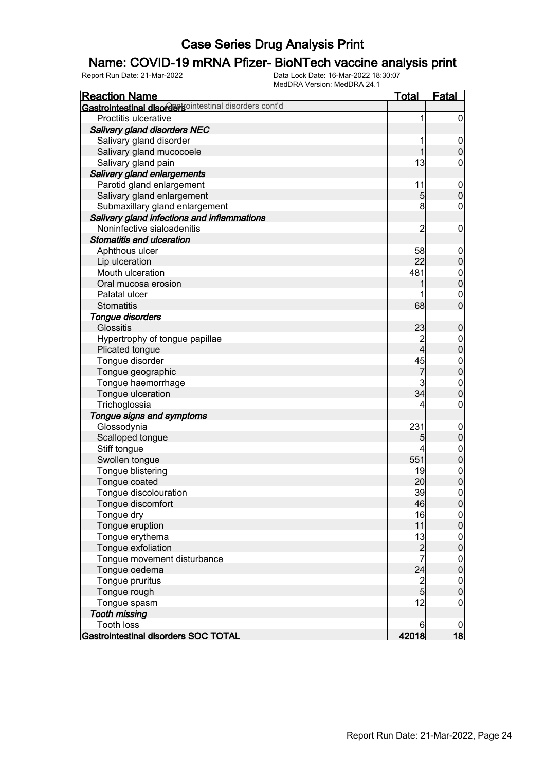# Case Series Drug Analysis Print

## Name: COVID-19 mRNA Pfizer- BioNTech vaccine analysis print

Report Run Date: 21-Mar-2022    Data Lock Date: 16-Mar-2022 18:30:07
MedDRA Version: MedDRA 24.1

| Reaction Name | Total | Fatal |
|---|---|---|
| **Gastrointestinal disorders** Gastrointestinal disorders cont'd | | |
| Proctitis ulcerative | 1 | 0 |
| ***Salivary gland disorders NEC*** | | |
| Salivary gland disorder | 1 | 0 |
| Salivary gland mucocoele | 1 | 0 |
| Salivary gland pain | 13 | 0 |
| ***Salivary gland enlargements*** | | |
| Parotid gland enlargement | 11 | 0 |
| Salivary gland enlargement | 5 | 0 |
| Submaxillary gland enlargement | 8 | 0 |
| ***Salivary gland infections and inflammations*** | | |
| Noninfective sialoadenitis | 2 | 0 |
| ***Stomatitis and ulceration*** | | |
| Aphthous ulcer | 58 | 0 |
| Lip ulceration | 22 | 0 |
| Mouth ulceration | 481 | 0 |
| Oral mucosa erosion | 1 | 0 |
| Palatal ulcer | 1 | 0 |
| Stomatitis | 68 | 0 |
| ***Tongue disorders*** | | |
| Glossitis | 23 | 0 |
| Hypertrophy of tongue papillae | 2 | 0 |
| Plicated tongue | 4 | 0 |
| Tongue disorder | 45 | 0 |
| Tongue geographic | 7 | 0 |
| Tongue haemorrhage | 3 | 0 |
| Tongue ulceration | 34 | 0 |
| Trichoglossia | 4 | 0 |
| ***Tongue signs and symptoms*** | | |
| Glossodynia | 231 | 0 |
| Scalloped tongue | 5 | 0 |
| Stiff tongue | 4 | 0 |
| Swollen tongue | 551 | 0 |
| Tongue blistering | 19 | 0 |
| Tongue coated | 20 | 0 |
| Tongue discolouration | 39 | 0 |
| Tongue discomfort | 46 | 0 |
| Tongue dry | 16 | 0 |
| Tongue eruption | 11 | 0 |
| Tongue erythema | 13 | 0 |
| Tongue exfoliation | 2 | 0 |
| Tongue movement disturbance | 7 | 0 |
| Tongue oedema | 24 | 0 |
| Tongue pruritus | 2 | 0 |
| Tongue rough | 5 | 0 |
| Tongue spasm | 12 | 0 |
| ***Tooth missing*** | | |
| Tooth loss | 6 | 0 |
| **Gastrointestinal disorders SOC TOTAL** | **42018** | **18** |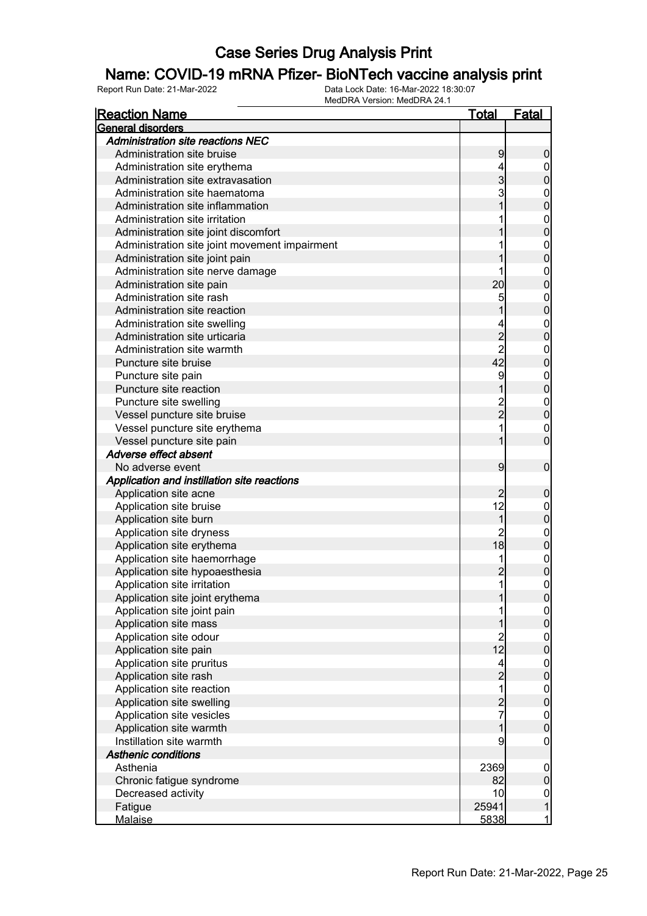# Case Series Drug Analysis Print

## Name: COVID-19 mRNA Pfizer- BioNTech vaccine analysis print

Report Run Date: 21-Mar-2022    Data Lock Date: 16-Mar-2022 18:30:07
MedDRA Version: MedDRA 24.1

| Reaction Name | Total | Fatal |
|---|---|---|
| **General disorders** | | |
| *Administration site reactions NEC* | | |
| Administration site bruise | 9 | 0 |
| Administration site erythema | 4 | 0 |
| Administration site extravasation | 3 | 0 |
| Administration site haematoma | 3 | 0 |
| Administration site inflammation | 1 | 0 |
| Administration site irritation | 1 | 0 |
| Administration site joint discomfort | 1 | 0 |
| Administration site joint movement impairment | 1 | 0 |
| Administration site joint pain | 1 | 0 |
| Administration site nerve damage | 1 | 0 |
| Administration site pain | 20 | 0 |
| Administration site rash | 5 | 0 |
| Administration site reaction | 1 | 0 |
| Administration site swelling | 4 | 0 |
| Administration site urticaria | 2 | 0 |
| Administration site warmth | 2 | 0 |
| Puncture site bruise | 42 | 0 |
| Puncture site pain | 9 | 0 |
| Puncture site reaction | 1 | 0 |
| Puncture site swelling | 2 | 0 |
| Vessel puncture site bruise | 2 | 0 |
| Vessel puncture site erythema | 1 | 0 |
| Vessel puncture site pain | 1 | 0 |
| *Adverse effect absent* | | |
| No adverse event | 9 | 0 |
| *Application and instillation site reactions* | | |
| Application site acne | 2 | 0 |
| Application site bruise | 12 | 0 |
| Application site burn | 1 | 0 |
| Application site dryness | 2 | 0 |
| Application site erythema | 18 | 0 |
| Application site haemorrhage | 1 | 0 |
| Application site hypoaesthesia | 2 | 0 |
| Application site irritation | 1 | 0 |
| Application site joint erythema | 1 | 0 |
| Application site joint pain | 1 | 0 |
| Application site mass | 1 | 0 |
| Application site odour | 2 | 0 |
| Application site pain | 12 | 0 |
| Application site pruritus | 4 | 0 |
| Application site rash | 2 | 0 |
| Application site reaction | 1 | 0 |
| Application site swelling | 2 | 0 |
| Application site vesicles | 7 | 0 |
| Application site warmth | 1 | 0 |
| Instillation site warmth | 9 | 0 |
| *Asthenic conditions* | | |
| Asthenia | 2369 | 0 |
| Chronic fatigue syndrome | 82 | 0 |
| Decreased activity | 10 | 0 |
| Fatigue | 25941 | 1 |
| Malaise | 5838 | 1 |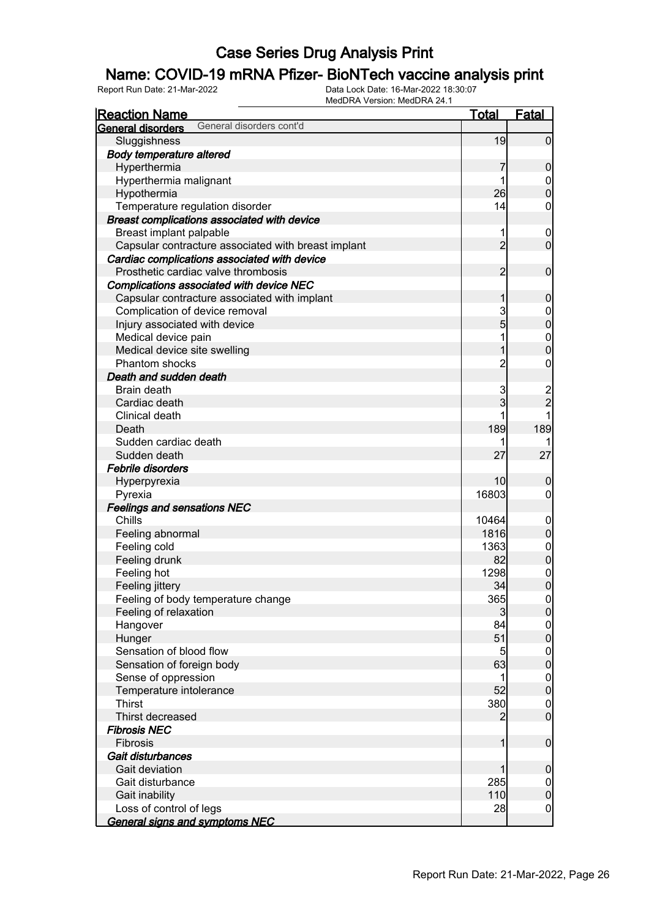# Case Series Drug Analysis Print

## Name: COVID-19 mRNA Pfizer- BioNTech vaccine analysis print

Report Run Date: 21-Mar-2022 | Data Lock Date: 16-Mar-2022 18:30:07 | MedDRA Version: MedDRA 24.1

| Reaction Name | Total | Fatal |
|---|---|---|
| **General disorders** General disorders cont'd | | |
| Sluggishness | 19 | 0 |
| ***Body temperature altered*** | | |
| Hyperthermia | 7 | 0 |
| Hyperthermia malignant | 1 | 0 |
| Hypothermia | 26 | 0 |
| Temperature regulation disorder | 14 | 0 |
| ***Breast complications associated with device*** | | |
| Breast implant palpable | 1 | 0 |
| Capsular contracture associated with breast implant | 2 | 0 |
| ***Cardiac complications associated with device*** | | |
| Prosthetic cardiac valve thrombosis | 2 | 0 |
| ***Complications associated with device NEC*** | | |
| Capsular contracture associated with implant | 1 | 0 |
| Complication of device removal | 3 | 0 |
| Injury associated with device | 5 | 0 |
| Medical device pain | 1 | 0 |
| Medical device site swelling | 1 | 0 |
| Phantom shocks | 2 | 0 |
| ***Death and sudden death*** | | |
| Brain death | 3 | 2 |
| Cardiac death | 3 | 2 |
| Clinical death | 1 | 1 |
| Death | 189 | 189 |
| Sudden cardiac death | 1 | 1 |
| Sudden death | 27 | 27 |
| ***Febrile disorders*** | | |
| Hyperpyrexia | 10 | 0 |
| Pyrexia | 16803 | 0 |
| ***Feelings and sensations NEC*** | | |
| Chills | 10464 | 0 |
| Feeling abnormal | 1816 | 0 |
| Feeling cold | 1363 | 0 |
| Feeling drunk | 82 | 0 |
| Feeling hot | 1298 | 0 |
| Feeling jittery | 34 | 0 |
| Feeling of body temperature change | 365 | 0 |
| Feeling of relaxation | 3 | 0 |
| Hangover | 84 | 0 |
| Hunger | 51 | 0 |
| Sensation of blood flow | 5 | 0 |
| Sensation of foreign body | 63 | 0 |
| Sense of oppression | 1 | 0 |
| Temperature intolerance | 52 | 0 |
| Thirst | 380 | 0 |
| Thirst decreased | 2 | 0 |
| ***Fibrosis NEC*** | | |
| Fibrosis | 1 | 0 |
| ***Gait disturbances*** | | |
| Gait deviation | 1 | 0 |
| Gait disturbance | 285 | 0 |
| Gait inability | 110 | 0 |
| Loss of control of legs | 28 | 0 |
| ***General signs and symptoms NEC*** | | |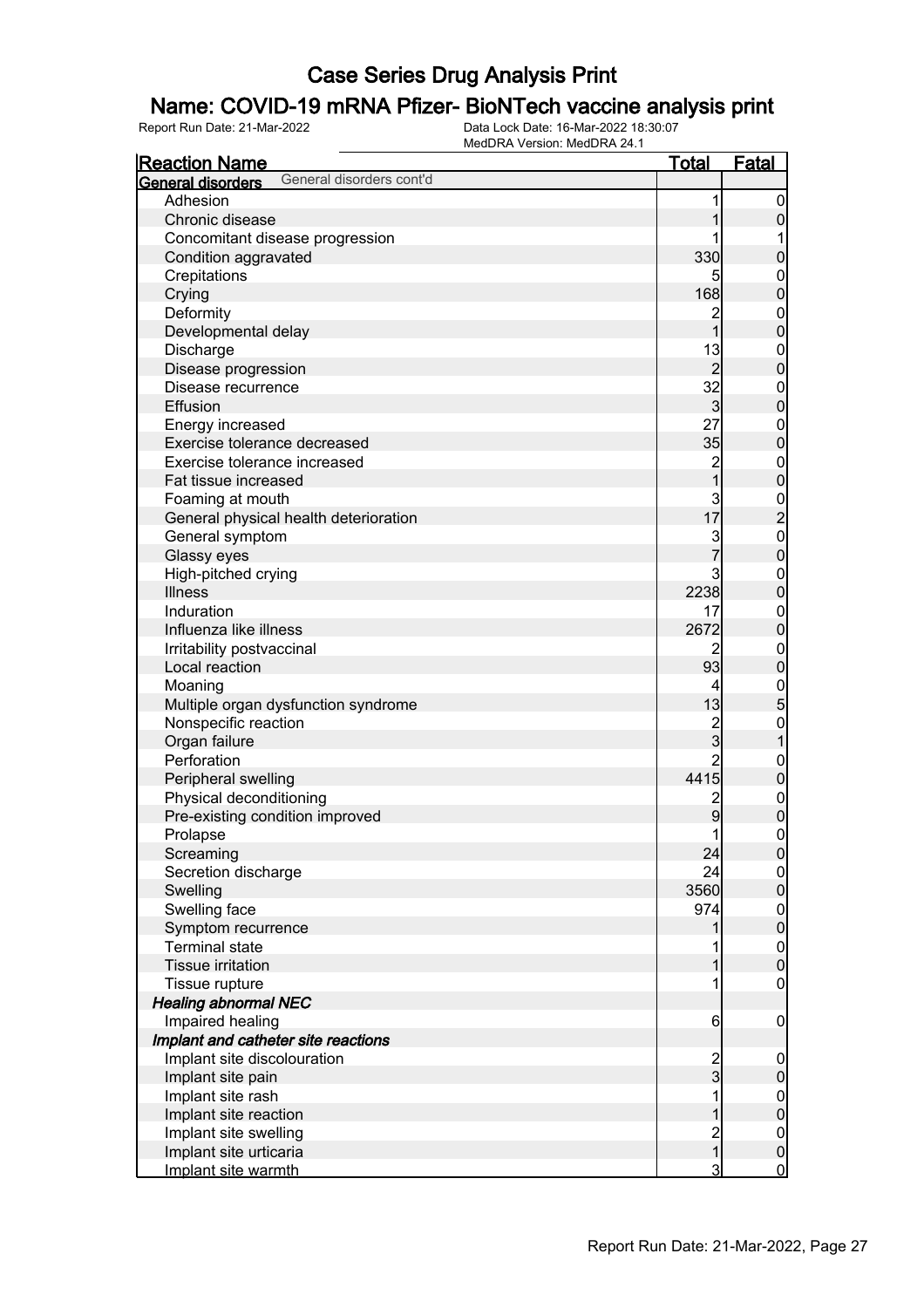# Case Series Drug Analysis Print

## Name: COVID-19 mRNA Pfizer- BioNTech vaccine analysis print

Report Run Date: 21-Mar-2022    Data Lock Date: 16-Mar-2022 18:30:07
MedDRA Version: MedDRA 24.1

| Reaction Name | Total | Fatal |
|---|---|---|
| **General disorders** General disorders cont'd | | |
| Adhesion | 1 | 0 |
| Chronic disease | 1 | 0 |
| Concomitant disease progression | 1 | 1 |
| Condition aggravated | 330 | 0 |
| Crepitations | 5 | 0 |
| Crying | 168 | 0 |
| Deformity | 2 | 0 |
| Developmental delay | 1 | 0 |
| Discharge | 13 | 0 |
| Disease progression | 2 | 0 |
| Disease recurrence | 32 | 0 |
| Effusion | 3 | 0 |
| Energy increased | 27 | 0 |
| Exercise tolerance decreased | 35 | 0 |
| Exercise tolerance increased | 2 | 0 |
| Fat tissue increased | 1 | 0 |
| Foaming at mouth | 3 | 0 |
| General physical health deterioration | 17 | 2 |
| General symptom | 3 | 0 |
| Glassy eyes | 7 | 0 |
| High-pitched crying | 3 | 0 |
| Illness | 2238 | 0 |
| Induration | 17 | 0 |
| Influenza like illness | 2672 | 0 |
| Irritability postvaccinal | 2 | 0 |
| Local reaction | 93 | 0 |
| Moaning | 4 | 0 |
| Multiple organ dysfunction syndrome | 13 | 5 |
| Nonspecific reaction | 2 | 0 |
| Organ failure | 3 | 1 |
| Perforation | 2 | 0 |
| Peripheral swelling | 4415 | 0 |
| Physical deconditioning | 2 | 0 |
| Pre-existing condition improved | 9 | 0 |
| Prolapse | 1 | 0 |
| Screaming | 24 | 0 |
| Secretion discharge | 24 | 0 |
| Swelling | 3560 | 0 |
| Swelling face | 974 | 0 |
| Symptom recurrence | 1 | 0 |
| Terminal state | 1 | 0 |
| Tissue irritation | 1 | 0 |
| Tissue rupture | 1 | 0 |
| ***Healing abnormal NEC*** | | |
| Impaired healing | 6 | 0 |
| ***Implant and catheter site reactions*** | | |
| Implant site discolouration | 2 | 0 |
| Implant site pain | 3 | 0 |
| Implant site rash | 1 | 0 |
| Implant site reaction | 1 | 0 |
| Implant site swelling | 2 | 0 |
| Implant site urticaria | 1 | 0 |
| Implant site warmth | 3 | 0 |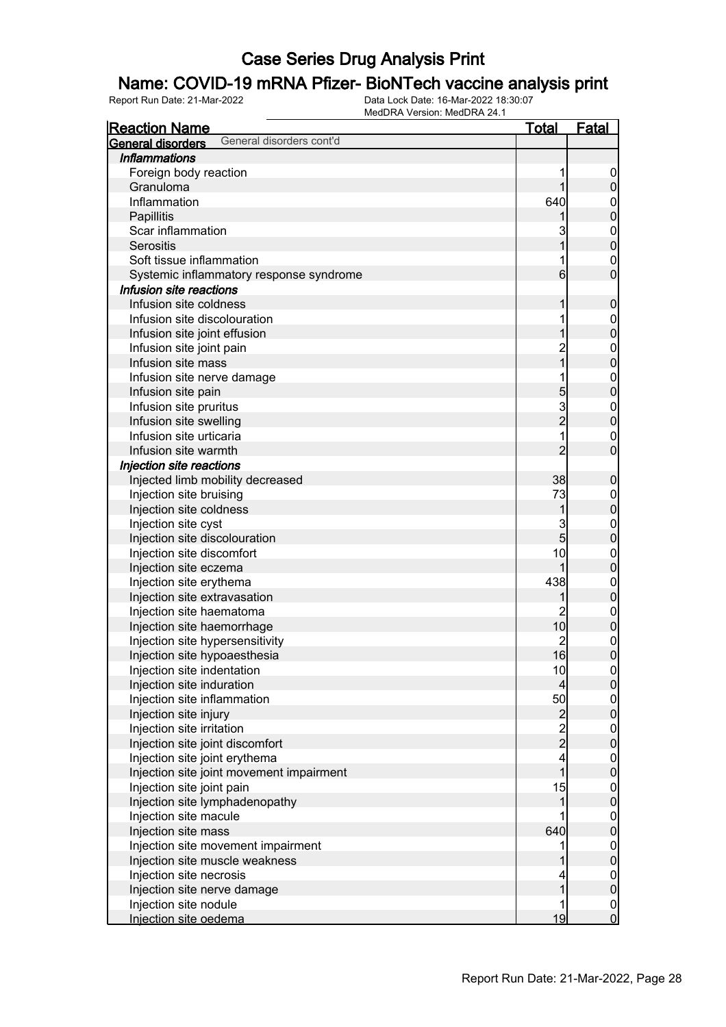# Case Series Drug Analysis Print

## Name: COVID-19 mRNA Pfizer- BioNTech vaccine analysis print

Report Run Date: 21-Mar-2022    Data Lock Date: 16-Mar-2022 18:30:07    MedDRA Version: MedDRA 24.1

| Reaction Name | Total | Fatal |
|---|---|---|
| **General disorders** General disorders cont'd | | |
| ***Inflammations*** | | |
| Foreign body reaction | 1 | 0 |
| Granuloma | 1 | 0 |
| Inflammation | 640 | 0 |
| Papillitis | 1 | 0 |
| Scar inflammation | 3 | 0 |
| Serositis | 1 | 0 |
| Soft tissue inflammation | 1 | 0 |
| Systemic inflammatory response syndrome | 6 | 0 |
| ***Infusion site reactions*** | | |
| Infusion site coldness | 1 | 0 |
| Infusion site discolouration | 1 | 0 |
| Infusion site joint effusion | 1 | 0 |
| Infusion site joint pain | 2 | 0 |
| Infusion site mass | 1 | 0 |
| Infusion site nerve damage | 1 | 0 |
| Infusion site pain | 5 | 0 |
| Infusion site pruritus | 3 | 0 |
| Infusion site swelling | 2 | 0 |
| Infusion site urticaria | 1 | 0 |
| Infusion site warmth | 2 | 0 |
| ***Injection site reactions*** | | |
| Injected limb mobility decreased | 38 | 0 |
| Injection site bruising | 73 | 0 |
| Injection site coldness | 1 | 0 |
| Injection site cyst | 3 | 0 |
| Injection site discolouration | 5 | 0 |
| Injection site discomfort | 10 | 0 |
| Injection site eczema | 1 | 0 |
| Injection site erythema | 438 | 0 |
| Injection site extravasation | 1 | 0 |
| Injection site haematoma | 2 | 0 |
| Injection site haemorrhage | 10 | 0 |
| Injection site hypersensitivity | 2 | 0 |
| Injection site hypoaesthesia | 16 | 0 |
| Injection site indentation | 10 | 0 |
| Injection site induration | 4 | 0 |
| Injection site inflammation | 50 | 0 |
| Injection site injury | 2 | 0 |
| Injection site irritation | 2 | 0 |
| Injection site joint discomfort | 2 | 0 |
| Injection site joint erythema | 4 | 0 |
| Injection site joint movement impairment | 1 | 0 |
| Injection site joint pain | 15 | 0 |
| Injection site lymphadenopathy | 1 | 0 |
| Injection site macule | 1 | 0 |
| Injection site mass | 640 | 0 |
| Injection site movement impairment | 1 | 0 |
| Injection site muscle weakness | 1 | 0 |
| Injection site necrosis | 4 | 0 |
| Injection site nerve damage | 1 | 0 |
| Injection site nodule | 1 | 0 |
| Injection site oedema | 19 | 0 |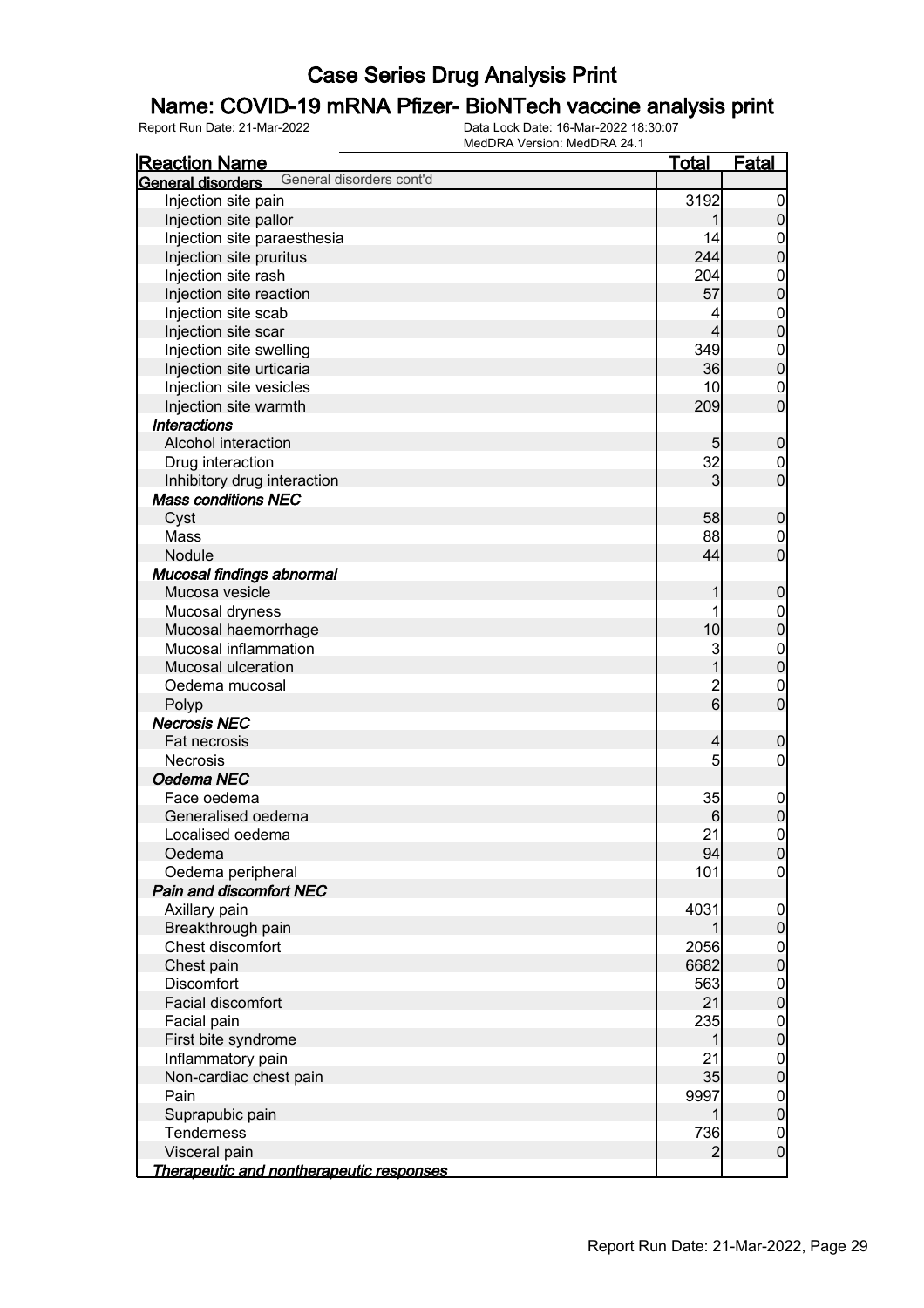# Case Series Drug Analysis Print

## Name: COVID-19 mRNA Pfizer- BioNTech vaccine analysis print

Report Run Date: 21-Mar-2022 | Data Lock Date: 16-Mar-2022 18:30:07 | MedDRA Version: MedDRA 24.1

| Reaction Name | Total | Fatal |
|---|---|---|
| **General disorders** General disorders cont'd | | |
| Injection site pain | 3192 | 0 |
| Injection site pallor | 1 | 0 |
| Injection site paraesthesia | 14 | 0 |
| Injection site pruritus | 244 | 0 |
| Injection site rash | 204 | 0 |
| Injection site reaction | 57 | 0 |
| Injection site scab | 4 | 0 |
| Injection site scar | 4 | 0 |
| Injection site swelling | 349 | 0 |
| Injection site urticaria | 36 | 0 |
| Injection site vesicles | 10 | 0 |
| Injection site warmth | 209 | 0 |
| ***Interactions*** | | |
| Alcohol interaction | 5 | 0 |
| Drug interaction | 32 | 0 |
| Inhibitory drug interaction | 3 | 0 |
| ***Mass conditions NEC*** | | |
| Cyst | 58 | 0 |
| Mass | 88 | 0 |
| Nodule | 44 | 0 |
| ***Mucosal findings abnormal*** | | |
| Mucosa vesicle | 1 | 0 |
| Mucosal dryness | 1 | 0 |
| Mucosal haemorrhage | 10 | 0 |
| Mucosal inflammation | 3 | 0 |
| Mucosal ulceration | 1 | 0 |
| Oedema mucosal | 2 | 0 |
| Polyp | 6 | 0 |
| ***Necrosis NEC*** | | |
| Fat necrosis | 4 | 0 |
| Necrosis | 5 | 0 |
| ***Oedema NEC*** | | |
| Face oedema | 35 | 0 |
| Generalised oedema | 6 | 0 |
| Localised oedema | 21 | 0 |
| Oedema | 94 | 0 |
| Oedema peripheral | 101 | 0 |
| ***Pain and discomfort NEC*** | | |
| Axillary pain | 4031 | 0 |
| Breakthrough pain | 1 | 0 |
| Chest discomfort | 2056 | 0 |
| Chest pain | 6682 | 0 |
| Discomfort | 563 | 0 |
| Facial discomfort | 21 | 0 |
| Facial pain | 235 | 0 |
| First bite syndrome | 1 | 0 |
| Inflammatory pain | 21 | 0 |
| Non-cardiac chest pain | 35 | 0 |
| Pain | 9997 | 0 |
| Suprapubic pain | 1 | 0 |
| Tenderness | 736 | 0 |
| Visceral pain | 2 | 0 |
| ***Therapeutic and nontherapeutic responses*** | | |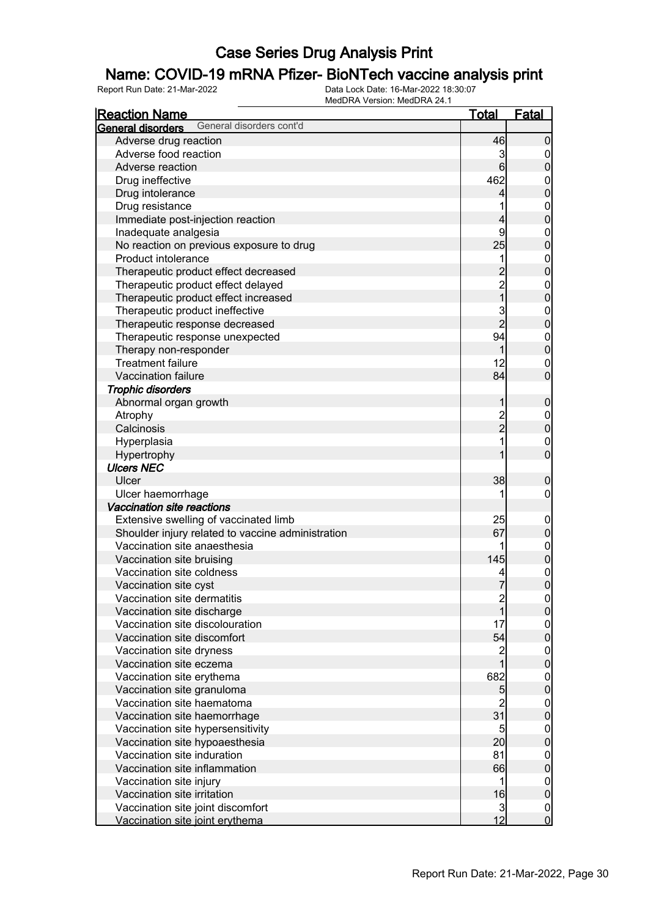# Case Series Drug Analysis Print

## Name: COVID-19 mRNA Pfizer- BioNTech vaccine analysis print

Report Run Date: 21-Mar-2022 | Data Lock Date: 16-Mar-2022 18:30:07 | MedDRA Version: MedDRA 24.1

| Reaction Name | Total | Fatal |
|---|---|---|
| **General disorders** General disorders cont'd | | |
| Adverse drug reaction | 46 | 0 |
| Adverse food reaction | 3 | 0 |
| Adverse reaction | 6 | 0 |
| Drug ineffective | 462 | 0 |
| Drug intolerance | 4 | 0 |
| Drug resistance | 1 | 0 |
| Immediate post-injection reaction | 4 | 0 |
| Inadequate analgesia | 9 | 0 |
| No reaction on previous exposure to drug | 25 | 0 |
| Product intolerance | 1 | 0 |
| Therapeutic product effect decreased | 2 | 0 |
| Therapeutic product effect delayed | 2 | 0 |
| Therapeutic product effect increased | 1 | 0 |
| Therapeutic product ineffective | 3 | 0 |
| Therapeutic response decreased | 2 | 0 |
| Therapeutic response unexpected | 94 | 0 |
| Therapy non-responder | 1 | 0 |
| Treatment failure | 12 | 0 |
| Vaccination failure | 84 | 0 |
| ***Trophic disorders*** | | |
| Abnormal organ growth | 1 | 0 |
| Atrophy | 2 | 0 |
| Calcinosis | 2 | 0 |
| Hyperplasia | 1 | 0 |
| Hypertrophy | 1 | 0 |
| ***Ulcers NEC*** | | |
| Ulcer | 38 | 0 |
| Ulcer haemorrhage | 1 | 0 |
| ***Vaccination site reactions*** | | |
| Extensive swelling of vaccinated limb | 25 | 0 |
| Shoulder injury related to vaccine administration | 67 | 0 |
| Vaccination site anaesthesia | 1 | 0 |
| Vaccination site bruising | 145 | 0 |
| Vaccination site coldness | 4 | 0 |
| Vaccination site cyst | 7 | 0 |
| Vaccination site dermatitis | 2 | 0 |
| Vaccination site discharge | 1 | 0 |
| Vaccination site discolouration | 17 | 0 |
| Vaccination site discomfort | 54 | 0 |
| Vaccination site dryness | 2 | 0 |
| Vaccination site eczema | 1 | 0 |
| Vaccination site erythema | 682 | 0 |
| Vaccination site granuloma | 5 | 0 |
| Vaccination site haematoma | 2 | 0 |
| Vaccination site haemorrhage | 31 | 0 |
| Vaccination site hypersensitivity | 5 | 0 |
| Vaccination site hypoaesthesia | 20 | 0 |
| Vaccination site induration | 81 | 0 |
| Vaccination site inflammation | 66 | 0 |
| Vaccination site injury | 1 | 0 |
| Vaccination site irritation | 16 | 0 |
| Vaccination site joint discomfort | 3 | 0 |
| Vaccination site joint erythema | 12 | 0 |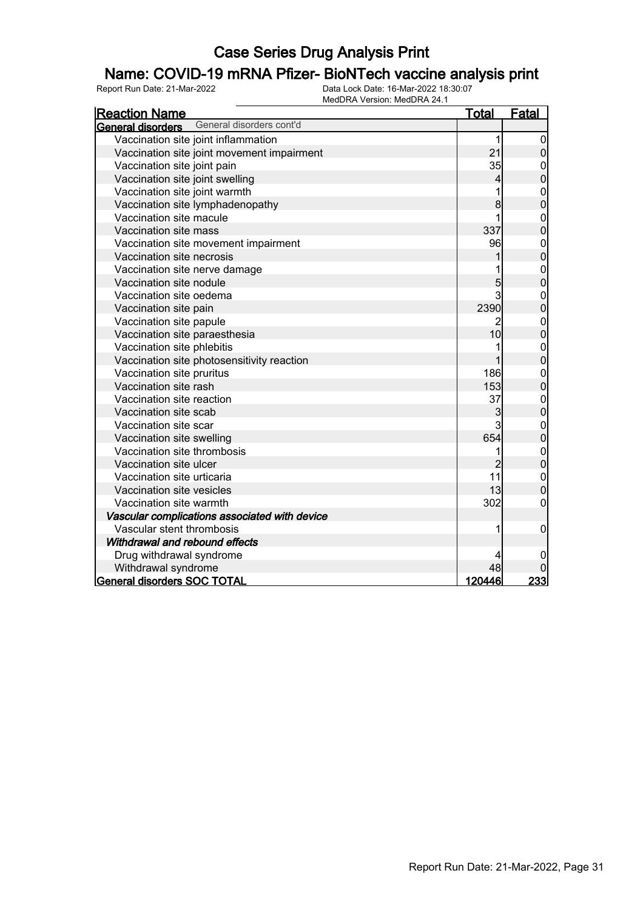# Case Series Drug Analysis Print

## Name: COVID-19 mRNA Pfizer- BioNTech vaccine analysis print

Report Run Date: 21-Mar-2022 | Data Lock Date: 16-Mar-2022 18:30:07 | MedDRA Version: MedDRA 24.1

| Reaction Name | Total | Fatal |
|---|---|---|
| **General disorders** General disorders cont'd | | |
| Vaccination site joint inflammation | 1 | 0 |
| Vaccination site joint movement impairment | 21 | 0 |
| Vaccination site joint pain | 35 | 0 |
| Vaccination site joint swelling | 4 | 0 |
| Vaccination site joint warmth | 1 | 0 |
| Vaccination site lymphadenopathy | 8 | 0 |
| Vaccination site macule | 1 | 0 |
| Vaccination site mass | 337 | 0 |
| Vaccination site movement impairment | 96 | 0 |
| Vaccination site necrosis | 1 | 0 |
| Vaccination site nerve damage | 1 | 0 |
| Vaccination site nodule | 5 | 0 |
| Vaccination site oedema | 3 | 0 |
| Vaccination site pain | 2390 | 0 |
| Vaccination site papule | 2 | 0 |
| Vaccination site paraesthesia | 10 | 0 |
| Vaccination site phlebitis | 1 | 0 |
| Vaccination site photosensitivity reaction | 1 | 0 |
| Vaccination site pruritus | 186 | 0 |
| Vaccination site rash | 153 | 0 |
| Vaccination site reaction | 37 | 0 |
| Vaccination site scab | 3 | 0 |
| Vaccination site scar | 3 | 0 |
| Vaccination site swelling | 654 | 0 |
| Vaccination site thrombosis | 1 | 0 |
| Vaccination site ulcer | 2 | 0 |
| Vaccination site urticaria | 11 | 0 |
| Vaccination site vesicles | 13 | 0 |
| Vaccination site warmth | 302 | 0 |
| *Vascular complications associated with device* | | |
| Vascular stent thrombosis | 1 | 0 |
| *Withdrawal and rebound effects* | | |
| Drug withdrawal syndrome | 4 | 0 |
| Withdrawal syndrome | 48 | 0 |
| **General disorders SOC TOTAL** | **120446** | **233** |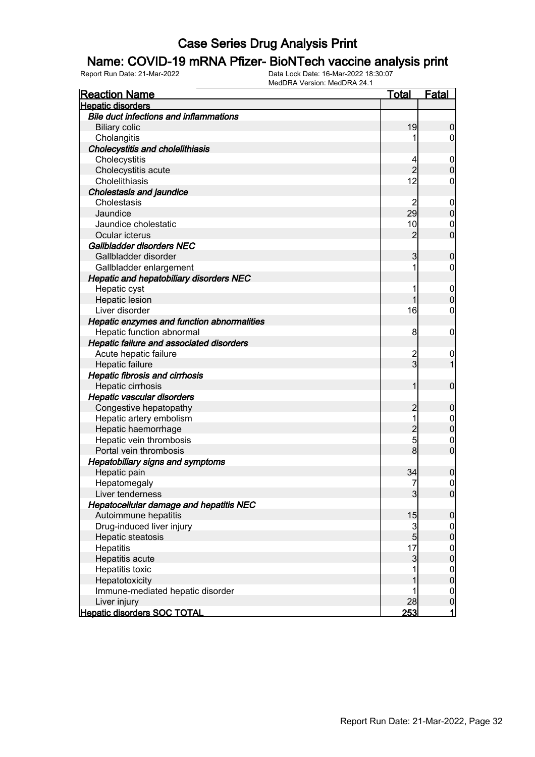# Case Series Drug Analysis Print

## Name: COVID-19 mRNA Pfizer- BioNTech vaccine analysis print

Report Run Date: 21-Mar-2022  Data Lock Date: 16-Mar-2022 18:30:07
MedDRA Version: MedDRA 24.1

| Reaction Name | Total | Fatal |
|---|---|---|
| **Hepatic disorders** | | |
| ***Bile duct infections and inflammations*** | | |
| Biliary colic | 19 | 0 |
| Cholangitis | 1 | 0 |
| ***Cholecystitis and cholelithiasis*** | | |
| Cholecystitis | 4 | 0 |
| Cholecystitis acute | 2 | 0 |
| Cholelithiasis | 12 | 0 |
| ***Cholestasis and jaundice*** | | |
| Cholestasis | 2 | 0 |
| Jaundice | 29 | 0 |
| Jaundice cholestatic | 10 | 0 |
| Ocular icterus | 2 | 0 |
| ***Gallbladder disorders NEC*** | | |
| Gallbladder disorder | 3 | 0 |
| Gallbladder enlargement | 1 | 0 |
| ***Hepatic and hepatobiliary disorders NEC*** | | |
| Hepatic cyst | 1 | 0 |
| Hepatic lesion | 1 | 0 |
| Liver disorder | 16 | 0 |
| ***Hepatic enzymes and function abnormalities*** | | |
| Hepatic function abnormal | 8 | 0 |
| ***Hepatic failure and associated disorders*** | | |
| Acute hepatic failure | 2 | 0 |
| Hepatic failure | 3 | 1 |
| ***Hepatic fibrosis and cirrhosis*** | | |
| Hepatic cirrhosis | 1 | 0 |
| ***Hepatic vascular disorders*** | | |
| Congestive hepatopathy | 2 | 0 |
| Hepatic artery embolism | 1 | 0 |
| Hepatic haemorrhage | 2 | 0 |
| Hepatic vein thrombosis | 5 | 0 |
| Portal vein thrombosis | 8 | 0 |
| ***Hepatobiliary signs and symptoms*** | | |
| Hepatic pain | 34 | 0 |
| Hepatomegaly | 7 | 0 |
| Liver tenderness | 3 | 0 |
| ***Hepatocellular damage and hepatitis NEC*** | | |
| Autoimmune hepatitis | 15 | 0 |
| Drug-induced liver injury | 3 | 0 |
| Hepatic steatosis | 5 | 0 |
| Hepatitis | 17 | 0 |
| Hepatitis acute | 3 | 0 |
| Hepatitis toxic | 1 | 0 |
| Hepatotoxicity | 1 | 0 |
| Immune-mediated hepatic disorder | 1 | 0 |
| Liver injury | 28 | 0 |
| **Hepatic disorders SOC TOTAL** | **253** | **1** |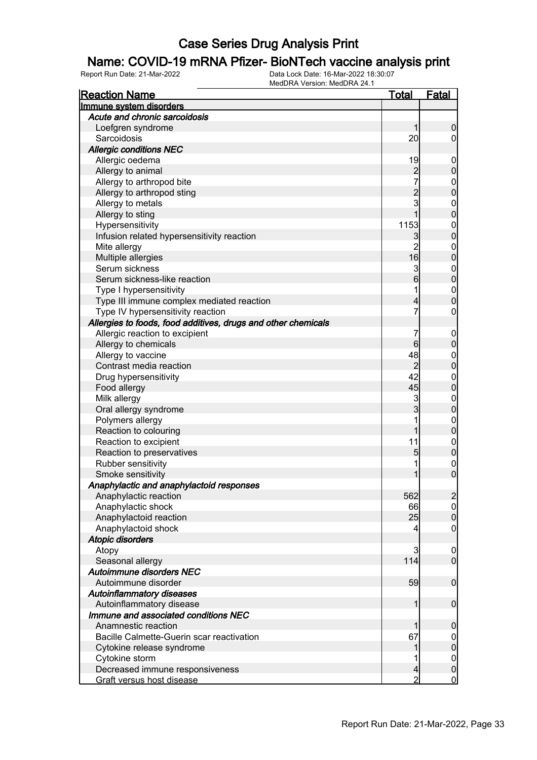# Case Series Drug Analysis Print

## Name: COVID-19 mRNA Pfizer- BioNTech vaccine analysis print

Report Run Date: 21-Mar-2022 | Data Lock Date: 16-Mar-2022 18:30:07 | MedDRA Version: MedDRA 24.1

| Reaction Name | Total | Fatal |
|---|---|---|
| **Immune system disorders** | | |
| ***Acute and chronic sarcoidosis*** | | |
| Loefgren syndrome | 1 | 0 |
| Sarcoidosis | 20 | 0 |
| ***Allergic conditions NEC*** | | |
| Allergic oedema | 19 | 0 |
| Allergy to animal | 2 | 0 |
| Allergy to arthropod bite | 7 | 0 |
| Allergy to arthropod sting | 2 | 0 |
| Allergy to metals | 3 | 0 |
| Allergy to sting | 1 | 0 |
| Hypersensitivity | 1153 | 0 |
| Infusion related hypersensitivity reaction | 3 | 0 |
| Mite allergy | 2 | 0 |
| Multiple allergies | 16 | 0 |
| Serum sickness | 3 | 0 |
| Serum sickness-like reaction | 6 | 0 |
| Type I hypersensitivity | 1 | 0 |
| Type III immune complex mediated reaction | 4 | 0 |
| Type IV hypersensitivity reaction | 7 | 0 |
| ***Allergies to foods, food additives, drugs and other chemicals*** | | |
| Allergic reaction to excipient | 7 | 0 |
| Allergy to chemicals | 6 | 0 |
| Allergy to vaccine | 48 | 0 |
| Contrast media reaction | 2 | 0 |
| Drug hypersensitivity | 42 | 0 |
| Food allergy | 45 | 0 |
| Milk allergy | 3 | 0 |
| Oral allergy syndrome | 3 | 0 |
| Polymers allergy | 1 | 0 |
| Reaction to colouring | 1 | 0 |
| Reaction to excipient | 11 | 0 |
| Reaction to preservatives | 5 | 0 |
| Rubber sensitivity | 1 | 0 |
| Smoke sensitivity | 1 | 0 |
| ***Anaphylactic and anaphylactoid responses*** | | |
| Anaphylactic reaction | 562 | 2 |
| Anaphylactic shock | 66 | 0 |
| Anaphylactoid reaction | 25 | 0 |
| Anaphylactoid shock | 4 | 0 |
| ***Atopic disorders*** | | |
| Atopy | 3 | 0 |
| Seasonal allergy | 114 | 0 |
| ***Autoimmune disorders NEC*** | | |
| Autoimmune disorder | 59 | 0 |
| ***Autoinflammatory diseases*** | | |
| Autoinflammatory disease | 1 | 0 |
| ***Immune and associated conditions NEC*** | | |
| Anamnestic reaction | 1 | 0 |
| Bacille Calmette-Guerin scar reactivation | 67 | 0 |
| Cytokine release syndrome | 1 | 0 |
| Cytokine storm | 1 | 0 |
| Decreased immune responsiveness | 4 | 0 |
| Graft versus host disease | 2 | 0 |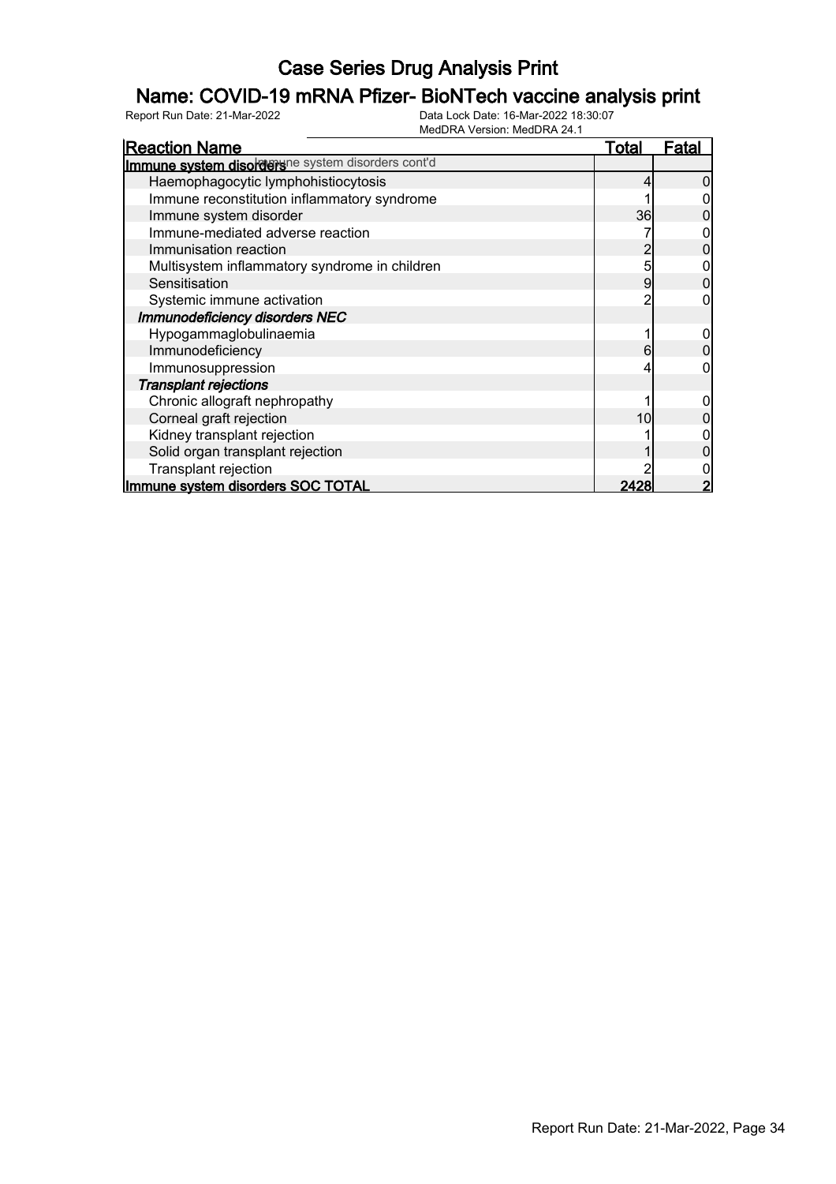# Case Series Drug Analysis Print

## Name: COVID-19 mRNA Pfizer- BioNTech vaccine analysis print

Report Run Date: 21-Mar-2022 | Data Lock Date: 16-Mar-2022 18:30:07 | MedDRA Version: MedDRA 24.1

| Reaction Name | Total | Fatal |
|---|---|---|
| **Immune system disorders** Immune system disorders cont'd | | |
| Haemophagocytic lymphohistiocytosis | 4 | 0 |
| Immune reconstitution inflammatory syndrome | 1 | 0 |
| Immune system disorder | 36 | 0 |
| Immune-mediated adverse reaction | 7 | 0 |
| Immunisation reaction | 2 | 0 |
| Multisystem inflammatory syndrome in children | 5 | 0 |
| Sensitisation | 9 | 0 |
| Systemic immune activation | 2 | 0 |
| ***Immunodeficiency disorders NEC*** | | |
| Hypogammaglobulinaemia | 1 | 0 |
| Immunodeficiency | 6 | 0 |
| Immunosuppression | 4 | 0 |
| ***Transplant rejections*** | | |
| Chronic allograft nephropathy | 1 | 0 |
| Corneal graft rejection | 10 | 0 |
| Kidney transplant rejection | 1 | 0 |
| Solid organ transplant rejection | 1 | 0 |
| Transplant rejection | 2 | 0 |
| **Immune system disorders SOC TOTAL** | **2428** | **2** |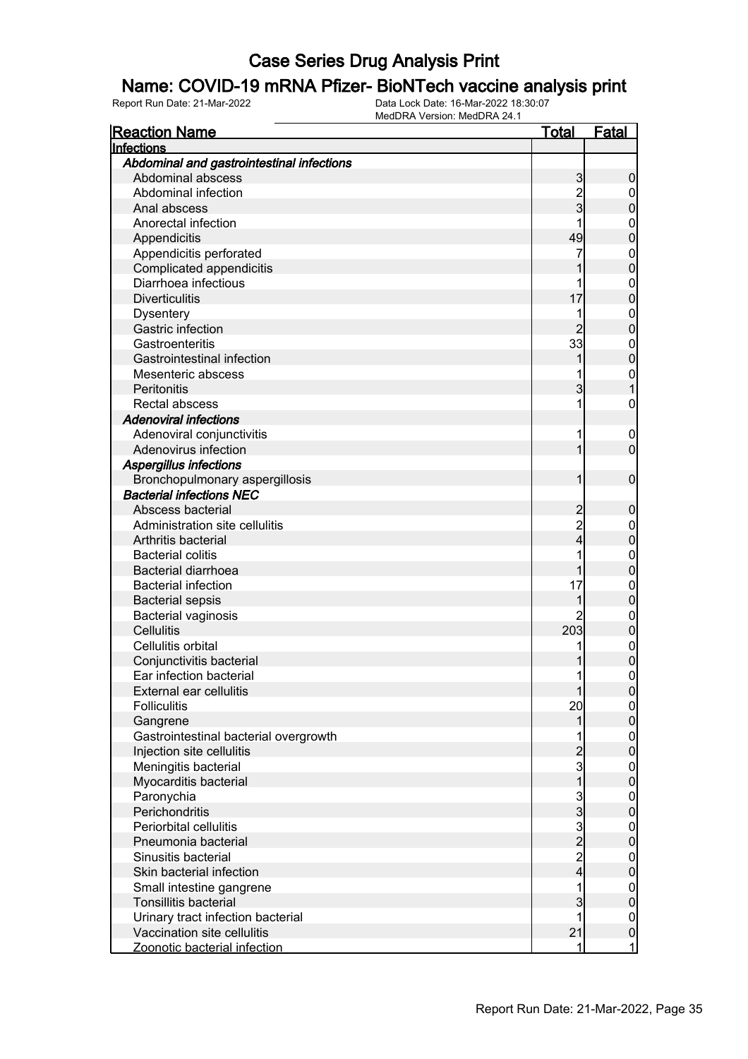# Case Series Drug Analysis Print

## Name: COVID-19 mRNA Pfizer- BioNTech vaccine analysis print

Report Run Date: 21-Mar-2022 | Data Lock Date: 16-Mar-2022 18:30:07 | MedDRA Version: MedDRA 24.1

| Reaction Name | Total | Fatal |
|---|---|---|
| **Infections** | | |
| ***Abdominal and gastrointestinal infections*** | | |
| Abdominal abscess | 3 | 0 |
| Abdominal infection | 2 | 0 |
| Anal abscess | 3 | 0 |
| Anorectal infection | 1 | 0 |
| Appendicitis | 49 | 0 |
| Appendicitis perforated | 7 | 0 |
| Complicated appendicitis | 1 | 0 |
| Diarrhoea infectious | 1 | 0 |
| Diverticulitis | 17 | 0 |
| Dysentery | 1 | 0 |
| Gastric infection | 2 | 0 |
| Gastroenteritis | 33 | 0 |
| Gastrointestinal infection | 1 | 0 |
| Mesenteric abscess | 1 | 0 |
| Peritonitis | 3 | 1 |
| Rectal abscess | 1 | 0 |
| ***Adenoviral infections*** | | |
| Adenoviral conjunctivitis | 1 | 0 |
| Adenovirus infection | 1 | 0 |
| ***Aspergillus infections*** | | |
| Bronchopulmonary aspergillosis | 1 | 0 |
| ***Bacterial infections NEC*** | | |
| Abscess bacterial | 2 | 0 |
| Administration site cellulitis | 2 | 0 |
| Arthritis bacterial | 4 | 0 |
| Bacterial colitis | 1 | 0 |
| Bacterial diarrhoea | 1 | 0 |
| Bacterial infection | 17 | 0 |
| Bacterial sepsis | 1 | 0 |
| Bacterial vaginosis | 2 | 0 |
| Cellulitis | 203 | 0 |
| Cellulitis orbital | 1 | 0 |
| Conjunctivitis bacterial | 1 | 0 |
| Ear infection bacterial | 1 | 0 |
| External ear cellulitis | 1 | 0 |
| Folliculitis | 20 | 0 |
| Gangrene | 1 | 0 |
| Gastrointestinal bacterial overgrowth | 1 | 0 |
| Injection site cellulitis | 2 | 0 |
| Meningitis bacterial | 3 | 0 |
| Myocarditis bacterial | 1 | 0 |
| Paronychia | 3 | 0 |
| Perichondritis | 3 | 0 |
| Periorbital cellulitis | 3 | 0 |
| Pneumonia bacterial | 2 | 0 |
| Sinusitis bacterial | 2 | 0 |
| Skin bacterial infection | 4 | 0 |
| Small intestine gangrene | 1 | 0 |
| Tonsillitis bacterial | 3 | 0 |
| Urinary tract infection bacterial | 1 | 0 |
| Vaccination site cellulitis | 21 | 0 |
| Zoonotic bacterial infection | 1 | 1 |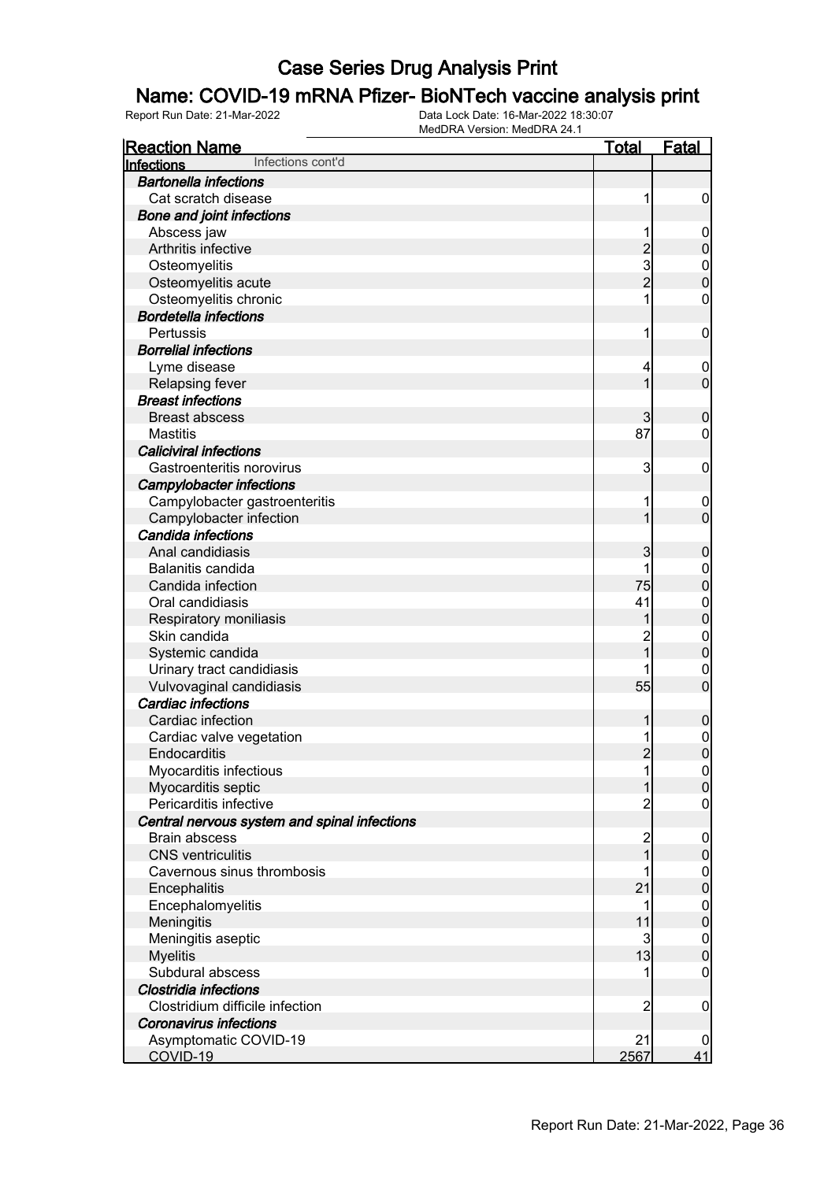# Case Series Drug Analysis Print

## Name: COVID-19 mRNA Pfizer- BioNTech vaccine analysis print

Report Run Date: 21-Mar-2022 | Data Lock Date: 16-Mar-2022 18:30:07 | MedDRA Version: MedDRA 24.1

| Reaction Name | Total | Fatal |
|---|---|---|
| **Infections** Infections cont'd | | |
| ***Bartonella infections*** | | |
| Cat scratch disease | 1 | 0 |
| ***Bone and joint infections*** | | |
| Abscess jaw | 1 | 0 |
| Arthritis infective | 2 | 0 |
| Osteomyelitis | 3 | 0 |
| Osteomyelitis acute | 2 | 0 |
| Osteomyelitis chronic | 1 | 0 |
| ***Bordetella infections*** | | |
| Pertussis | 1 | 0 |
| ***Borrelial infections*** | | |
| Lyme disease | 4 | 0 |
| Relapsing fever | 1 | 0 |
| ***Breast infections*** | | |
| Breast abscess | 3 | 0 |
| Mastitis | 87 | 0 |
| ***Caliciviral infections*** | | |
| Gastroenteritis norovirus | 3 | 0 |
| ***Campylobacter infections*** | | |
| Campylobacter gastroenteritis | 1 | 0 |
| Campylobacter infection | 1 | 0 |
| ***Candida infections*** | | |
| Anal candidiasis | 3 | 0 |
| Balanitis candida | 1 | 0 |
| Candida infection | 75 | 0 |
| Oral candidiasis | 41 | 0 |
| Respiratory moniliasis | 1 | 0 |
| Skin candida | 2 | 0 |
| Systemic candida | 1 | 0 |
| Urinary tract candidiasis | 1 | 0 |
| Vulvovaginal candidiasis | 55 | 0 |
| ***Cardiac infections*** | | |
| Cardiac infection | 1 | 0 |
| Cardiac valve vegetation | 1 | 0 |
| Endocarditis | 2 | 0 |
| Myocarditis infectious | 1 | 0 |
| Myocarditis septic | 1 | 0 |
| Pericarditis infective | 2 | 0 |
| ***Central nervous system and spinal infections*** | | |
| Brain abscess | 2 | 0 |
| CNS ventriculitis | 1 | 0 |
| Cavernous sinus thrombosis | 1 | 0 |
| Encephalitis | 21 | 0 |
| Encephalomyelitis | 1 | 0 |
| Meningitis | 11 | 0 |
| Meningitis aseptic | 3 | 0 |
| Myelitis | 13 | 0 |
| Subdural abscess | 1 | 0 |
| ***Clostridia infections*** | | |
| Clostridium difficile infection | 2 | 0 |
| ***Coronavirus infections*** | | |
| Asymptomatic COVID-19 | 21 | 0 |
| COVID-19 | 2567 | 41 |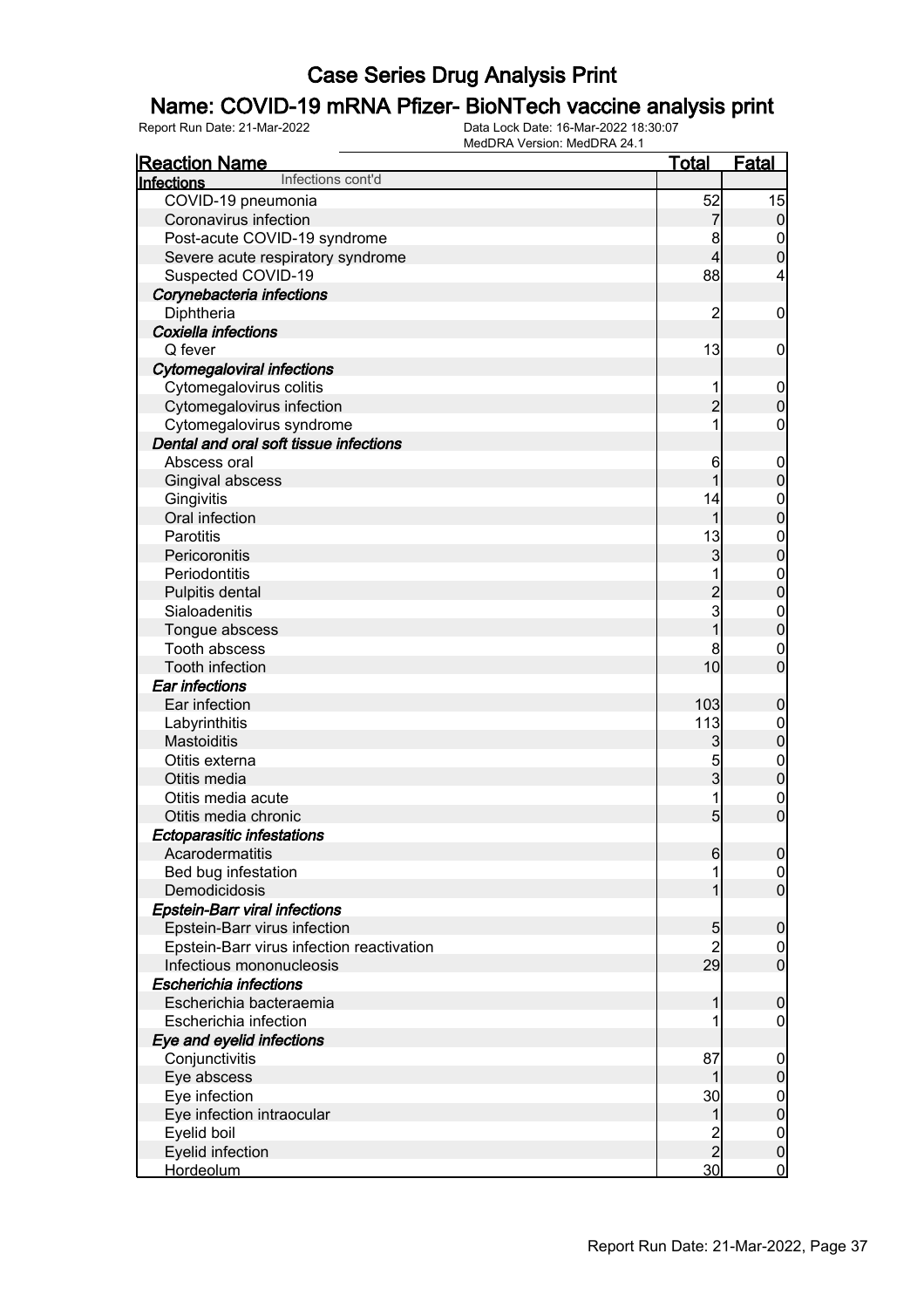# Case Series Drug Analysis Print

## Name: COVID-19 mRNA Pfizer- BioNTech vaccine analysis print

Report Run Date: 21-Mar-2022 | Data Lock Date: 16-Mar-2022 18:30:07 | MedDRA Version: MedDRA 24.1

| Reaction Name | Total | Fatal |
|---|---|---|
| **Infections** Infections cont'd | | |
| COVID-19 pneumonia | 52 | 15 |
| Coronavirus infection | 7 | 0 |
| Post-acute COVID-19 syndrome | 8 | 0 |
| Severe acute respiratory syndrome | 4 | 0 |
| Suspected COVID-19 | 88 | 4 |
| ***Corynebacteria infections*** | | |
| Diphtheria | 2 | 0 |
| ***Coxiella infections*** | | |
| Q fever | 13 | 0 |
| ***Cytomegaloviral infections*** | | |
| Cytomegalovirus colitis | 1 | 0 |
| Cytomegalovirus infection | 2 | 0 |
| Cytomegalovirus syndrome | 1 | 0 |
| ***Dental and oral soft tissue infections*** | | |
| Abscess oral | 6 | 0 |
| Gingival abscess | 1 | 0 |
| Gingivitis | 14 | 0 |
| Oral infection | 1 | 0 |
| Parotitis | 13 | 0 |
| Pericoronitis | 3 | 0 |
| Periodontitis | 1 | 0 |
| Pulpitis dental | 2 | 0 |
| Sialoadenitis | 3 | 0 |
| Tongue abscess | 1 | 0 |
| Tooth abscess | 8 | 0 |
| Tooth infection | 10 | 0 |
| ***Ear infections*** | | |
| Ear infection | 103 | 0 |
| Labyrinthitis | 113 | 0 |
| Mastoiditis | 3 | 0 |
| Otitis externa | 5 | 0 |
| Otitis media | 3 | 0 |
| Otitis media acute | 1 | 0 |
| Otitis media chronic | 5 | 0 |
| ***Ectoparasitic infestations*** | | |
| Acarodermatitis | 6 | 0 |
| Bed bug infestation | 1 | 0 |
| Demodicidosis | 1 | 0 |
| ***Epstein-Barr viral infections*** | | |
| Epstein-Barr virus infection | 5 | 0 |
| Epstein-Barr virus infection reactivation | 2 | 0 |
| Infectious mononucleosis | 29 | 0 |
| ***Escherichia infections*** | | |
| Escherichia bacteraemia | 1 | 0 |
| Escherichia infection | 1 | 0 |
| ***Eye and eyelid infections*** | | |
| Conjunctivitis | 87 | 0 |
| Eye abscess | 1 | 0 |
| Eye infection | 30 | 0 |
| Eye infection intraocular | 1 | 0 |
| Eyelid boil | 2 | 0 |
| Eyelid infection | 2 | 0 |
| Hordeolum | 30 | 0 |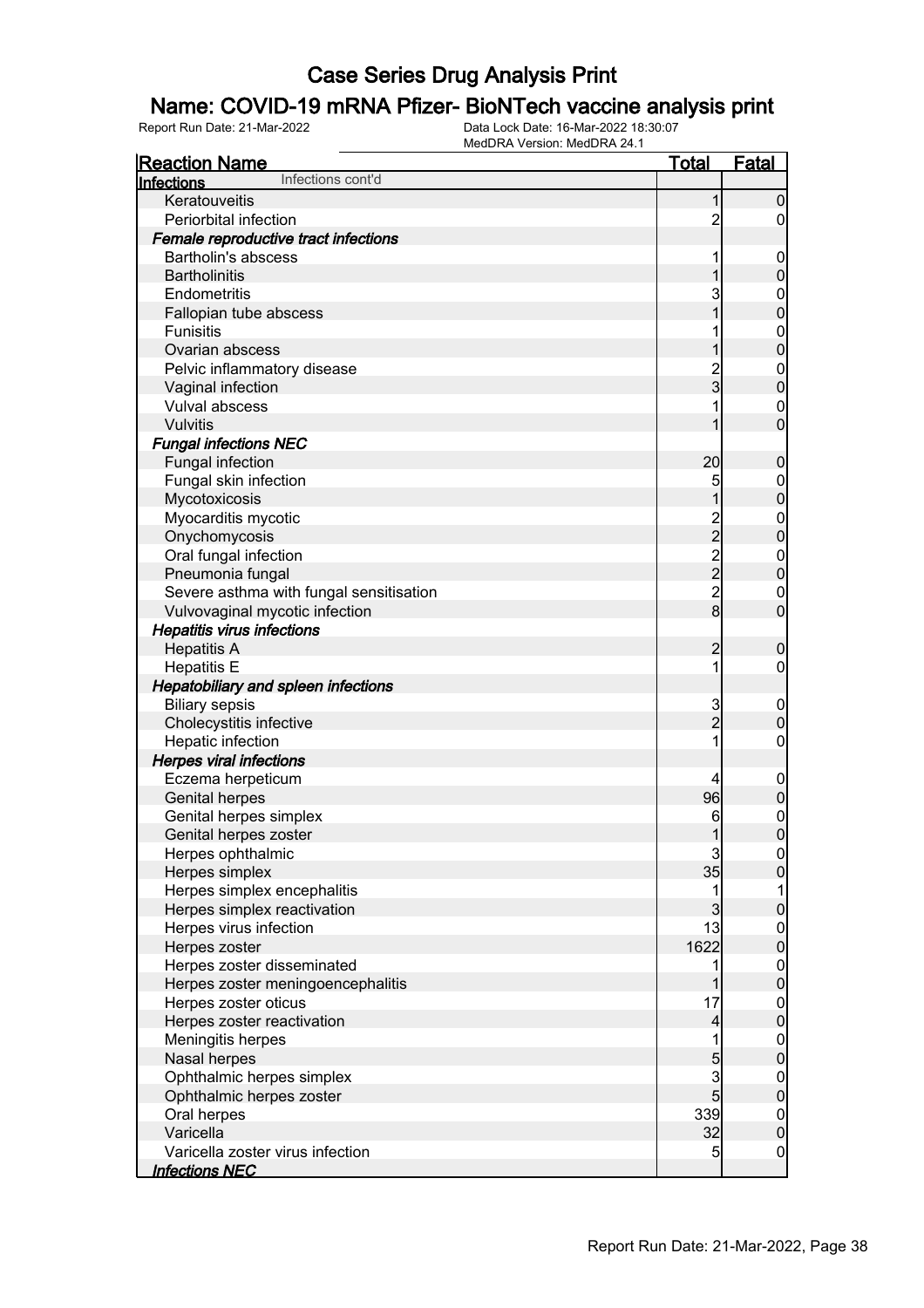# Case Series Drug Analysis Print

## Name: COVID-19 mRNA Pfizer- BioNTech vaccine analysis print

Report Run Date: 21-Mar-2022 | Data Lock Date: 16-Mar-2022 18:30:07 | MedDRA Version: MedDRA 24.1

| Reaction Name | Total | Fatal |
|---|---|---|
| **Infections** Infections cont'd | | |
| Keratouveitis | 1 | 0 |
| Periorbital infection | 2 | 0 |
| ***Female reproductive tract infections*** | | |
| Bartholin's abscess | 1 | 0 |
| Bartholinitis | 1 | 0 |
| Endometritis | 3 | 0 |
| Fallopian tube abscess | 1 | 0 |
| Funisitis | 1 | 0 |
| Ovarian abscess | 1 | 0 |
| Pelvic inflammatory disease | 2 | 0 |
| Vaginal infection | 3 | 0 |
| Vulval abscess | 1 | 0 |
| Vulvitis | 1 | 0 |
| ***Fungal infections NEC*** | | |
| Fungal infection | 20 | 0 |
| Fungal skin infection | 5 | 0 |
| Mycotoxicosis | 1 | 0 |
| Myocarditis mycotic | 2 | 0 |
| Onychomycosis | 2 | 0 |
| Oral fungal infection | 2 | 0 |
| Pneumonia fungal | 2 | 0 |
| Severe asthma with fungal sensitisation | 2 | 0 |
| Vulvovaginal mycotic infection | 8 | 0 |
| ***Hepatitis virus infections*** | | |
| Hepatitis A | 2 | 0 |
| Hepatitis E | 1 | 0 |
| ***Hepatobiliary and spleen infections*** | | |
| Biliary sepsis | 3 | 0 |
| Cholecystitis infective | 2 | 0 |
| Hepatic infection | 1 | 0 |
| ***Herpes viral infections*** | | |
| Eczema herpeticum | 4 | 0 |
| Genital herpes | 96 | 0 |
| Genital herpes simplex | 6 | 0 |
| Genital herpes zoster | 1 | 0 |
| Herpes ophthalmic | 3 | 0 |
| Herpes simplex | 35 | 0 |
| Herpes simplex encephalitis | 1 | 1 |
| Herpes simplex reactivation | 3 | 0 |
| Herpes virus infection | 13 | 0 |
| Herpes zoster | 1622 | 0 |
| Herpes zoster disseminated | 1 | 0 |
| Herpes zoster meningoencephalitis | 1 | 0 |
| Herpes zoster oticus | 17 | 0 |
| Herpes zoster reactivation | 4 | 0 |
| Meningitis herpes | 1 | 0 |
| Nasal herpes | 5 | 0 |
| Ophthalmic herpes simplex | 3 | 0 |
| Ophthalmic herpes zoster | 5 | 0 |
| Oral herpes | 339 | 0 |
| Varicella | 32 | 0 |
| Varicella zoster virus infection | 5 | 0 |
| ***Infections NEC*** | | |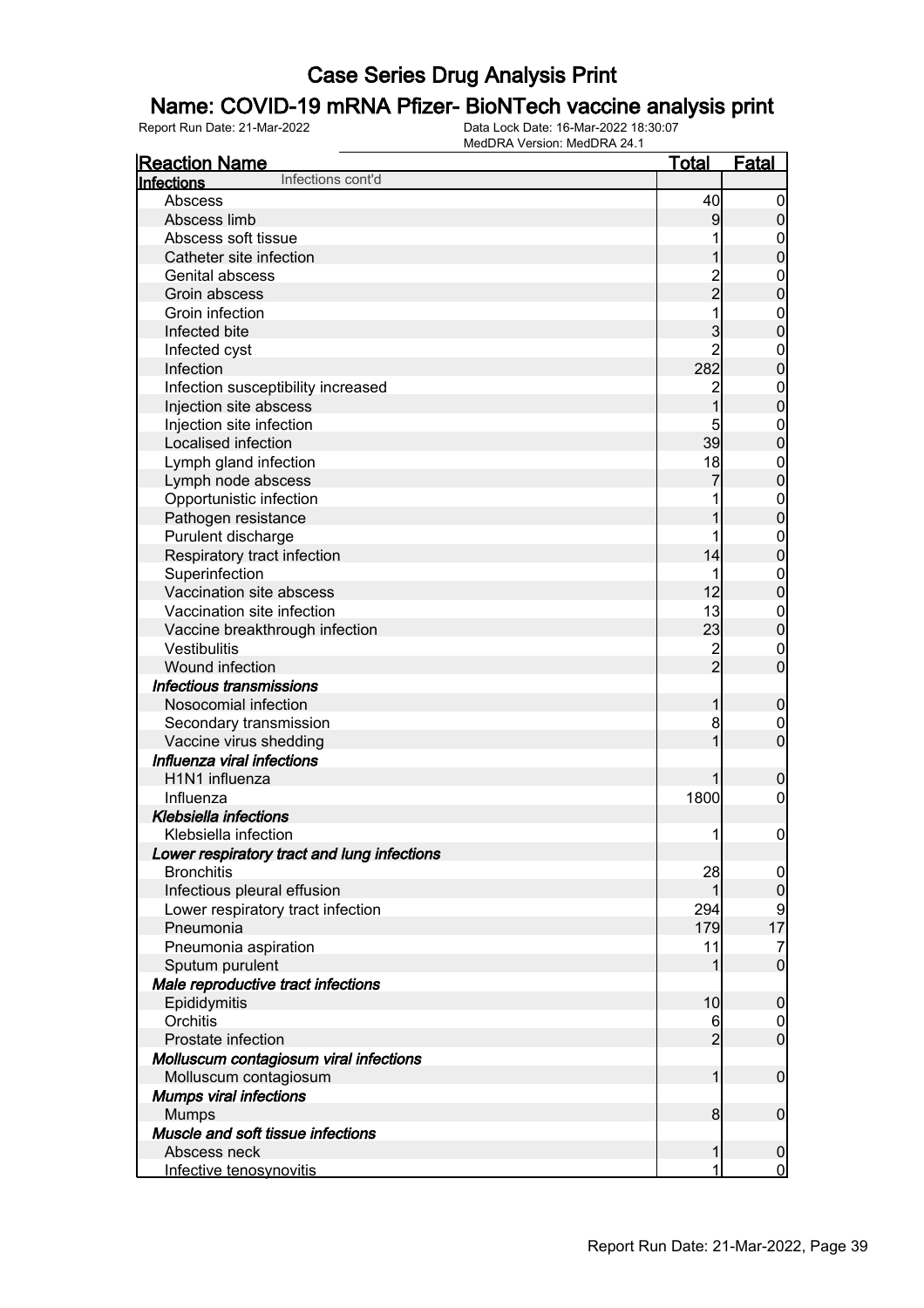# Case Series Drug Analysis Print

## Name: COVID-19 mRNA Pfizer- BioNTech vaccine analysis print

Report Run Date: 21-Mar-2022

Data Lock Date: 16-Mar-2022 18:30:07

MedDRA Version: MedDRA 24.1

| Reaction Name | Total | Fatal |
|---|---|---|
| **Infections** Infections cont'd | | |
| Abscess | 40 | 0 |
| Abscess limb | 9 | 0 |
| Abscess soft tissue | 1 | 0 |
| Catheter site infection | 1 | 0 |
| Genital abscess | 2 | 0 |
| Groin abscess | 2 | 0 |
| Groin infection | 1 | 0 |
| Infected bite | 3 | 0 |
| Infected cyst | 2 | 0 |
| Infection | 282 | 0 |
| Infection susceptibility increased | 2 | 0 |
| Injection site abscess | 1 | 0 |
| Injection site infection | 5 | 0 |
| Localised infection | 39 | 0 |
| Lymph gland infection | 18 | 0 |
| Lymph node abscess | 7 | 0 |
| Opportunistic infection | 1 | 0 |
| Pathogen resistance | 1 | 0 |
| Purulent discharge | 1 | 0 |
| Respiratory tract infection | 14 | 0 |
| Superinfection | 1 | 0 |
| Vaccination site abscess | 12 | 0 |
| Vaccination site infection | 13 | 0 |
| Vaccine breakthrough infection | 23 | 0 |
| Vestibulitis | 2 | 0 |
| Wound infection | 2 | 0 |
| ***Infectious transmissions*** | | |
| Nosocomial infection | 1 | 0 |
| Secondary transmission | 8 | 0 |
| Vaccine virus shedding | 1 | 0 |
| ***Influenza viral infections*** | | |
| H1N1 influenza | 1 | 0 |
| Influenza | 1800 | 0 |
| ***Klebsiella infections*** | | |
| Klebsiella infection | 1 | 0 |
| ***Lower respiratory tract and lung infections*** | | |
| Bronchitis | 28 | 0 |
| Infectious pleural effusion | 1 | 0 |
| Lower respiratory tract infection | 294 | 9 |
| Pneumonia | 179 | 17 |
| Pneumonia aspiration | 11 | 7 |
| Sputum purulent | 1 | 0 |
| ***Male reproductive tract infections*** | | |
| Epididymitis | 10 | 0 |
| Orchitis | 6 | 0 |
| Prostate infection | 2 | 0 |
| ***Molluscum contagiosum viral infections*** | | |
| Molluscum contagiosum | 1 | 0 |
| ***Mumps viral infections*** | | |
| Mumps | 8 | 0 |
| ***Muscle and soft tissue infections*** | | |
| Abscess neck | 1 | 0 |
| Infective tenosynovitis | 1 | 0 |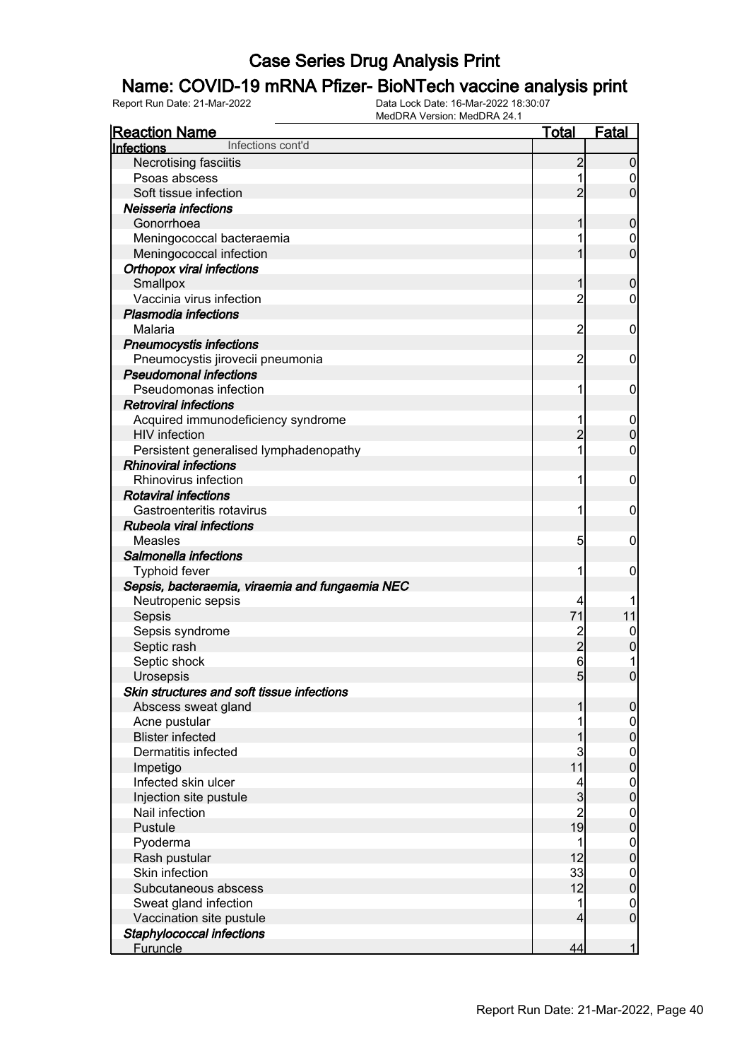# Case Series Drug Analysis Print

## Name: COVID-19 mRNA Pfizer- BioNTech vaccine analysis print

Report Run Date: 21-Mar-2022 | Data Lock Date: 16-Mar-2022 18:30:07 | MedDRA Version: MedDRA 24.1

| Reaction Name | Total | Fatal |
|---|---|---|
| **Infections** Infections cont'd | | |
| Necrotising fasciitis | 2 | 0 |
| Psoas abscess | 1 | 0 |
| Soft tissue infection | 2 | 0 |
| ***Neisseria infections*** | | |
| Gonorrhoea | 1 | 0 |
| Meningococcal bacteraemia | 1 | 0 |
| Meningococcal infection | 1 | 0 |
| ***Orthopox viral infections*** | | |
| Smallpox | 1 | 0 |
| Vaccinia virus infection | 2 | 0 |
| ***Plasmodia infections*** | | |
| Malaria | 2 | 0 |
| ***Pneumocystis infections*** | | |
| Pneumocystis jirovecii pneumonia | 2 | 0 |
| ***Pseudomonal infections*** | | |
| Pseudomonas infection | 1 | 0 |
| ***Retroviral infections*** | | |
| Acquired immunodeficiency syndrome | 1 | 0 |
| HIV infection | 2 | 0 |
| Persistent generalised lymphadenopathy | 1 | 0 |
| ***Rhinoviral infections*** | | |
| Rhinovirus infection | 1 | 0 |
| ***Rotaviral infections*** | | |
| Gastroenteritis rotavirus | 1 | 0 |
| ***Rubeola viral infections*** | | |
| Measles | 5 | 0 |
| ***Salmonella infections*** | | |
| Typhoid fever | 1 | 0 |
| ***Sepsis, bacteraemia, viraemia and fungaemia NEC*** | | |
| Neutropenic sepsis | 4 | 1 |
| Sepsis | 71 | 11 |
| Sepsis syndrome | 2 | 0 |
| Septic rash | 2 | 0 |
| Septic shock | 6 | 1 |
| Urosepsis | 5 | 0 |
| ***Skin structures and soft tissue infections*** | | |
| Abscess sweat gland | 1 | 0 |
| Acne pustular | 1 | 0 |
| Blister infected | 1 | 0 |
| Dermatitis infected | 3 | 0 |
| Impetigo | 11 | 0 |
| Infected skin ulcer | 4 | 0 |
| Injection site pustule | 3 | 0 |
| Nail infection | 2 | 0 |
| Pustule | 19 | 0 |
| Pyoderma | 1 | 0 |
| Rash pustular | 12 | 0 |
| Skin infection | 33 | 0 |
| Subcutaneous abscess | 12 | 0 |
| Sweat gland infection | 1 | 0 |
| Vaccination site pustule | 4 | 0 |
| ***Staphylococcal infections*** | | |
| Furuncle | 44 | 1 |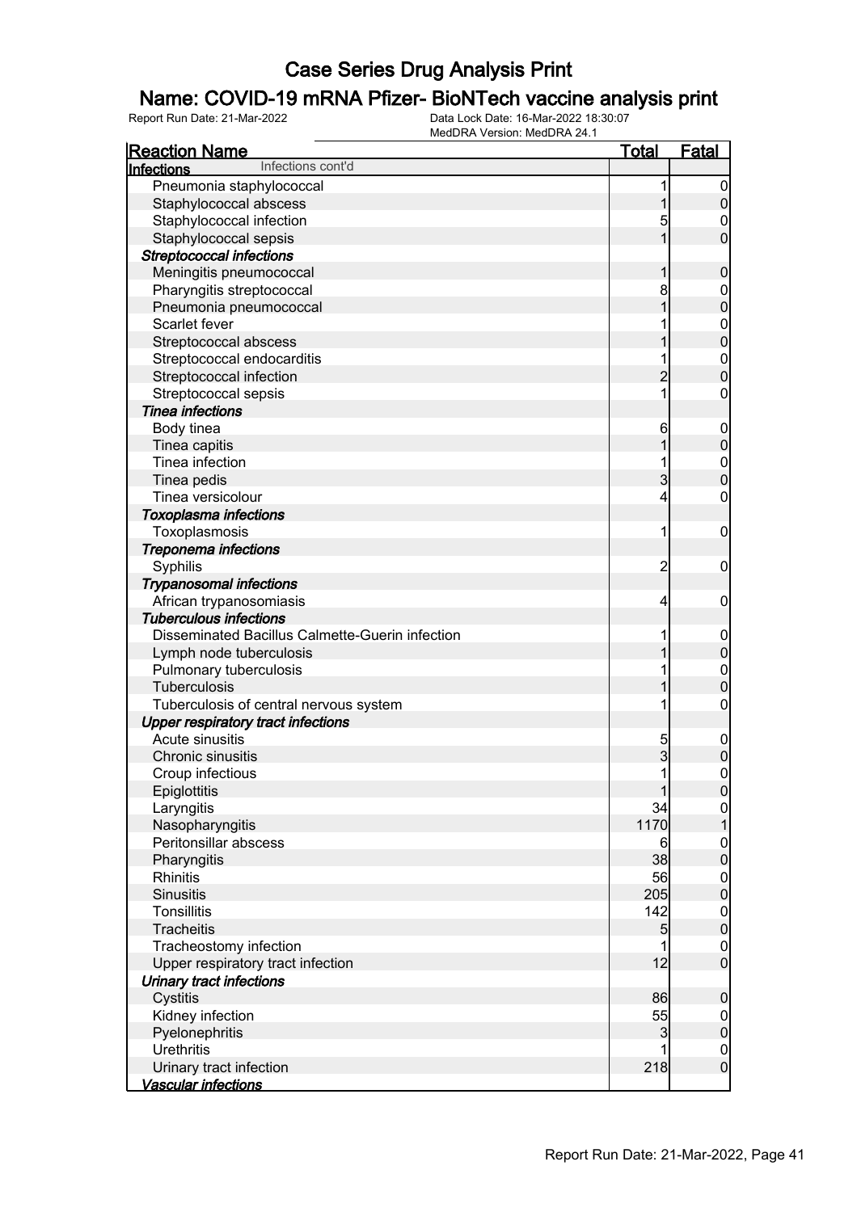# Case Series Drug Analysis Print

## Name: COVID-19 mRNA Pfizer- BioNTech vaccine analysis print

Report Run Date: 21-Mar-2022 | Data Lock Date: 16-Mar-2022 18:30:07 | MedDRA Version: MedDRA 24.1

| Reaction Name | Total | Fatal |
|---|---|---|
| **Infections** Infections cont'd | | |
| Pneumonia staphylococcal | 1 | 0 |
| Staphylococcal abscess | 1 | 0 |
| Staphylococcal infection | 5 | 0 |
| Staphylococcal sepsis | 1 | 0 |
| ***Streptococcal infections*** | | |
| Meningitis pneumococcal | 1 | 0 |
| Pharyngitis streptococcal | 8 | 0 |
| Pneumonia pneumococcal | 1 | 0 |
| Scarlet fever | 1 | 0 |
| Streptococcal abscess | 1 | 0 |
| Streptococcal endocarditis | 1 | 0 |
| Streptococcal infection | 2 | 0 |
| Streptococcal sepsis | 1 | 0 |
| ***Tinea infections*** | | |
| Body tinea | 6 | 0 |
| Tinea capitis | 1 | 0 |
| Tinea infection | 1 | 0 |
| Tinea pedis | 3 | 0 |
| Tinea versicolour | 4 | 0 |
| ***Toxoplasma infections*** | | |
| Toxoplasmosis | 1 | 0 |
| ***Treponema infections*** | | |
| Syphilis | 2 | 0 |
| ***Trypanosomal infections*** | | |
| African trypanosomiasis | 4 | 0 |
| ***Tuberculous infections*** | | |
| Disseminated Bacillus Calmette-Guerin infection | 1 | 0 |
| Lymph node tuberculosis | 1 | 0 |
| Pulmonary tuberculosis | 1 | 0 |
| Tuberculosis | 1 | 0 |
| Tuberculosis of central nervous system | 1 | 0 |
| ***Upper respiratory tract infections*** | | |
| Acute sinusitis | 5 | 0 |
| Chronic sinusitis | 3 | 0 |
| Croup infectious | 1 | 0 |
| Epiglottitis | 1 | 0 |
| Laryngitis | 34 | 0 |
| Nasopharyngitis | 1170 | 1 |
| Peritonsillar abscess | 6 | 0 |
| Pharyngitis | 38 | 0 |
| Rhinitis | 56 | 0 |
| Sinusitis | 205 | 0 |
| Tonsillitis | 142 | 0 |
| Tracheitis | 5 | 0 |
| Tracheostomy infection | 1 | 0 |
| Upper respiratory tract infection | 12 | 0 |
| ***Urinary tract infections*** | | |
| Cystitis | 86 | 0 |
| Kidney infection | 55 | 0 |
| Pyelonephritis | 3 | 0 |
| Urethritis | 1 | 0 |
| Urinary tract infection | 218 | 0 |
| ***Vascular infections*** | | |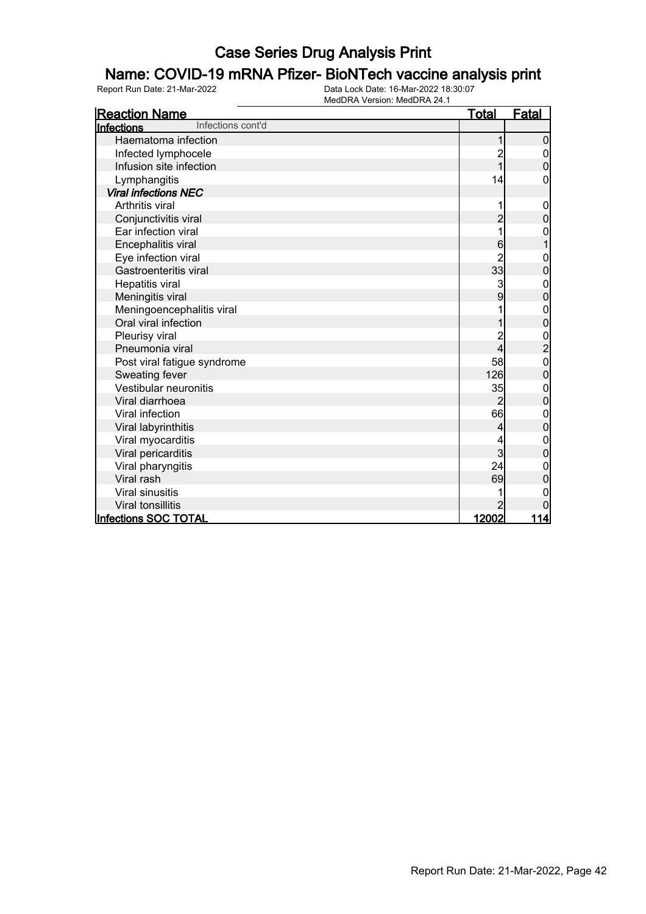# Case Series Drug Analysis Print

## Name: COVID-19 mRNA Pfizer- BioNTech vaccine analysis print

Report Run Date: 21-Mar-2022    Data Lock Date: 16-Mar-2022 18:30:07
MedDRA Version: MedDRA 24.1

| Reaction Name | Total | Fatal |
|---|---|---|
| **Infections** Infections cont'd | | |
| Haematoma infection | 1 | 0 |
| Infected lymphocele | 2 | 0 |
| Infusion site infection | 1 | 0 |
| Lymphangitis | 14 | 0 |
| ***Viral infections NEC*** | | |
| Arthritis viral | 1 | 0 |
| Conjunctivitis viral | 2 | 0 |
| Ear infection viral | 1 | 0 |
| Encephalitis viral | 6 | 1 |
| Eye infection viral | 2 | 0 |
| Gastroenteritis viral | 33 | 0 |
| Hepatitis viral | 3 | 0 |
| Meningitis viral | 9 | 0 |
| Meningoencephalitis viral | 1 | 0 |
| Oral viral infection | 1 | 0 |
| Pleurisy viral | 2 | 0 |
| Pneumonia viral | 4 | 2 |
| Post viral fatigue syndrome | 58 | 0 |
| Sweating fever | 126 | 0 |
| Vestibular neuronitis | 35 | 0 |
| Viral diarrhoea | 2 | 0 |
| Viral infection | 66 | 0 |
| Viral labyrinthitis | 4 | 0 |
| Viral myocarditis | 4 | 0 |
| Viral pericarditis | 3 | 0 |
| Viral pharyngitis | 24 | 0 |
| Viral rash | 69 | 0 |
| Viral sinusitis | 1 | 0 |
| Viral tonsillitis | 2 | 0 |
| **Infections SOC TOTAL** | **12002** | **114** |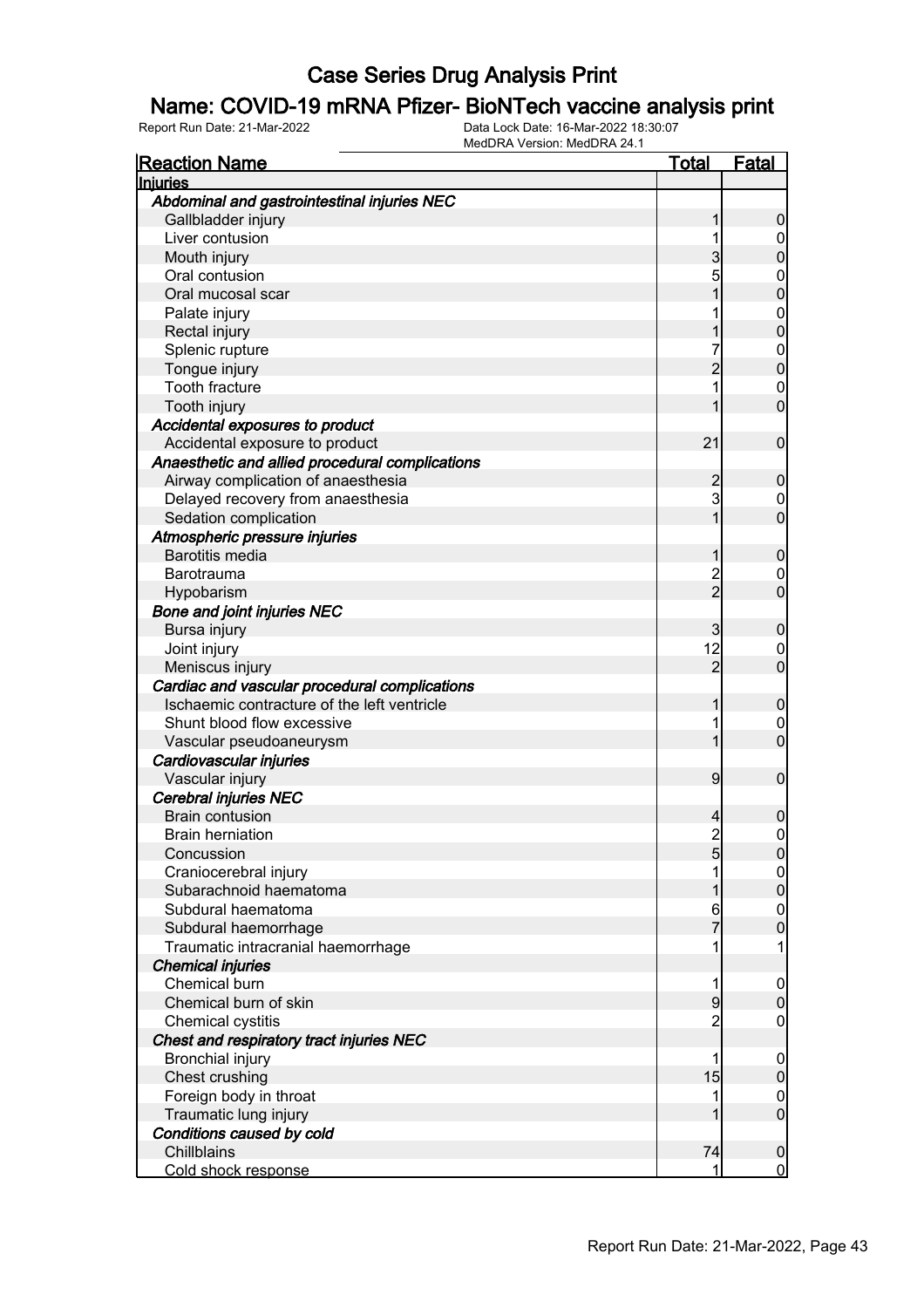# Case Series Drug Analysis Print

## Name: COVID-19 mRNA Pfizer- BioNTech vaccine analysis print

Report Run Date: 21-Mar-2022    Data Lock Date: 16-Mar-2022 18:30:07
MedDRA Version: MedDRA 24.1

| Reaction Name | Total | Fatal |
|---|---|---|
| **Injuries** | | |
| ***Abdominal and gastrointestinal injuries NEC*** | | |
| Gallbladder injury | 1 | 0 |
| Liver contusion | 1 | 0 |
| Mouth injury | 3 | 0 |
| Oral contusion | 5 | 0 |
| Oral mucosal scar | 1 | 0 |
| Palate injury | 1 | 0 |
| Rectal injury | 1 | 0 |
| Splenic rupture | 7 | 0 |
| Tongue injury | 2 | 0 |
| Tooth fracture | 1 | 0 |
| Tooth injury | 1 | 0 |
| ***Accidental exposures to product*** | | |
| Accidental exposure to product | 21 | 0 |
| ***Anaesthetic and allied procedural complications*** | | |
| Airway complication of anaesthesia | 2 | 0 |
| Delayed recovery from anaesthesia | 3 | 0 |
| Sedation complication | 1 | 0 |
| ***Atmospheric pressure injuries*** | | |
| Barotitis media | 1 | 0 |
| Barotrauma | 2 | 0 |
| Hypobarism | 2 | 0 |
| ***Bone and joint injuries NEC*** | | |
| Bursa injury | 3 | 0 |
| Joint injury | 12 | 0 |
| Meniscus injury | 2 | 0 |
| ***Cardiac and vascular procedural complications*** | | |
| Ischaemic contracture of the left ventricle | 1 | 0 |
| Shunt blood flow excessive | 1 | 0 |
| Vascular pseudoaneurysm | 1 | 0 |
| ***Cardiovascular injuries*** | | |
| Vascular injury | 9 | 0 |
| ***Cerebral injuries NEC*** | | |
| Brain contusion | 4 | 0 |
| Brain herniation | 2 | 0 |
| Concussion | 5 | 0 |
| Craniocerebral injury | 1 | 0 |
| Subarachnoid haematoma | 1 | 0 |
| Subdural haematoma | 6 | 0 |
| Subdural haemorrhage | 7 | 0 |
| Traumatic intracranial haemorrhage | 1 | 1 |
| ***Chemical injuries*** | | |
| Chemical burn | 1 | 0 |
| Chemical burn of skin | 9 | 0 |
| Chemical cystitis | 2 | 0 |
| ***Chest and respiratory tract injuries NEC*** | | |
| Bronchial injury | 1 | 0 |
| Chest crushing | 15 | 0 |
| Foreign body in throat | 1 | 0 |
| Traumatic lung injury | 1 | 0 |
| ***Conditions caused by cold*** | | |
| Chillblains | 74 | 0 |
| Cold shock response | 1 | 0 |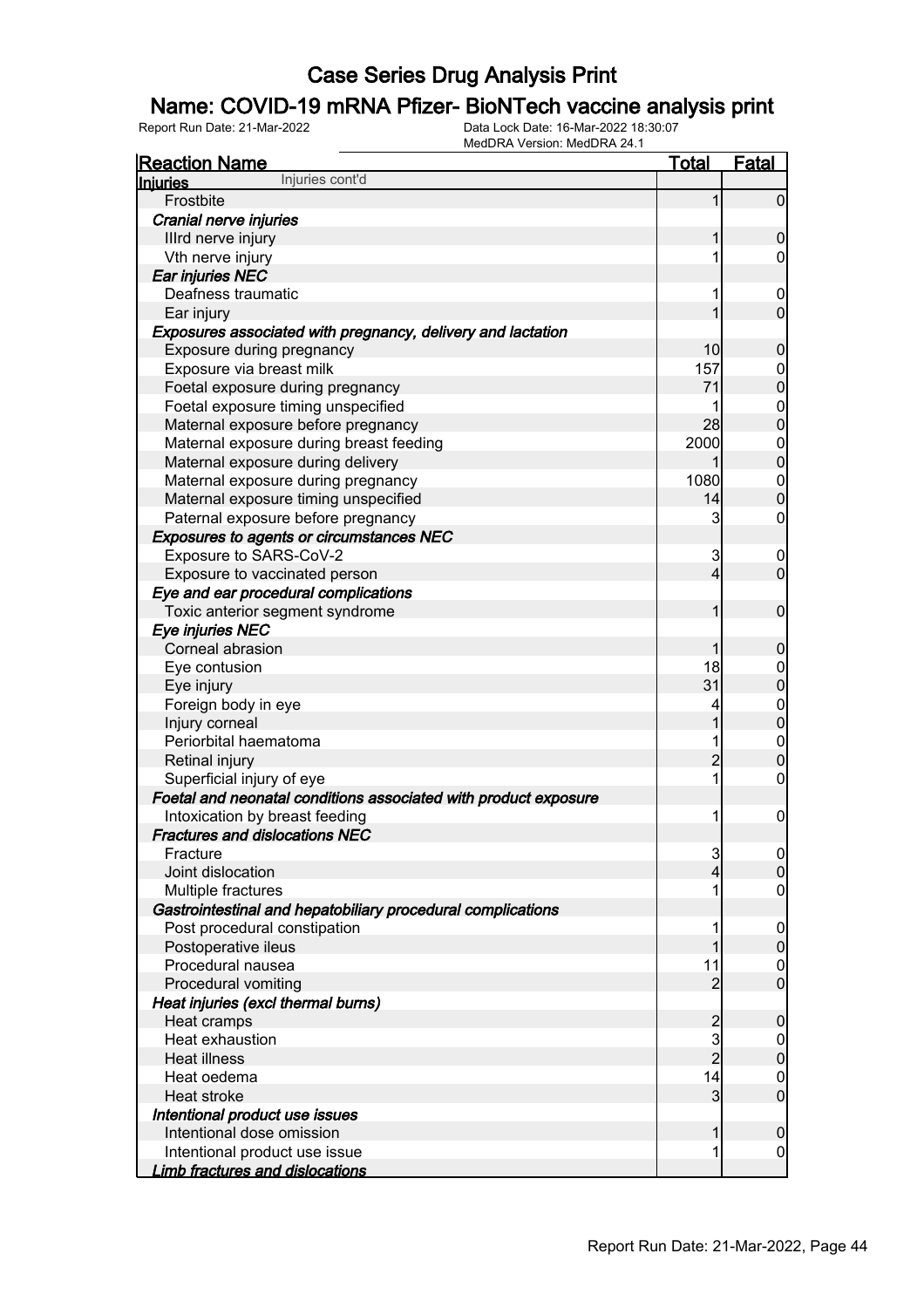# Case Series Drug Analysis Print

## Name: COVID-19 mRNA Pfizer- BioNTech vaccine analysis print

Report Run Date: 21-Mar-2022 | Data Lock Date: 16-Mar-2022 18:30:07 | MedDRA Version: MedDRA 24.1

| Reaction Name | Total | Fatal |
|---|---|---|
| **Injuries** Injuries cont'd | | |
| Frostbite | 1 | 0 |
| ***Cranial nerve injuries*** | | |
| IIIrd nerve injury | 1 | 0 |
| Vth nerve injury | 1 | 0 |
| ***Ear injuries NEC*** | | |
| Deafness traumatic | 1 | 0 |
| Ear injury | 1 | 0 |
| ***Exposures associated with pregnancy, delivery and lactation*** | | |
| Exposure during pregnancy | 10 | 0 |
| Exposure via breast milk | 157 | 0 |
| Foetal exposure during pregnancy | 71 | 0 |
| Foetal exposure timing unspecified | 1 | 0 |
| Maternal exposure before pregnancy | 28 | 0 |
| Maternal exposure during breast feeding | 2000 | 0 |
| Maternal exposure during delivery | 1 | 0 |
| Maternal exposure during pregnancy | 1080 | 0 |
| Maternal exposure timing unspecified | 14 | 0 |
| Paternal exposure before pregnancy | 3 | 0 |
| ***Exposures to agents or circumstances NEC*** | | |
| Exposure to SARS-CoV-2 | 3 | 0 |
| Exposure to vaccinated person | 4 | 0 |
| ***Eye and ear procedural complications*** | | |
| Toxic anterior segment syndrome | 1 | 0 |
| ***Eye injuries NEC*** | | |
| Corneal abrasion | 1 | 0 |
| Eye contusion | 18 | 0 |
| Eye injury | 31 | 0 |
| Foreign body in eye | 4 | 0 |
| Injury corneal | 1 | 0 |
| Periorbital haematoma | 1 | 0 |
| Retinal injury | 2 | 0 |
| Superficial injury of eye | 1 | 0 |
| ***Foetal and neonatal conditions associated with product exposure*** | | |
| Intoxication by breast feeding | 1 | 0 |
| ***Fractures and dislocations NEC*** | | |
| Fracture | 3 | 0 |
| Joint dislocation | 4 | 0 |
| Multiple fractures | 1 | 0 |
| ***Gastrointestinal and hepatobiliary procedural complications*** | | |
| Post procedural constipation | 1 | 0 |
| Postoperative ileus | 1 | 0 |
| Procedural nausea | 11 | 0 |
| Procedural vomiting | 2 | 0 |
| ***Heat injuries (excl thermal burns)*** | | |
| Heat cramps | 2 | 0 |
| Heat exhaustion | 3 | 0 |
| Heat illness | 2 | 0 |
| Heat oedema | 14 | 0 |
| Heat stroke | 3 | 0 |
| ***Intentional product use issues*** | | |
| Intentional dose omission | 1 | 0 |
| Intentional product use issue | 1 | 0 |
| ***Limb fractures and dislocations*** | | |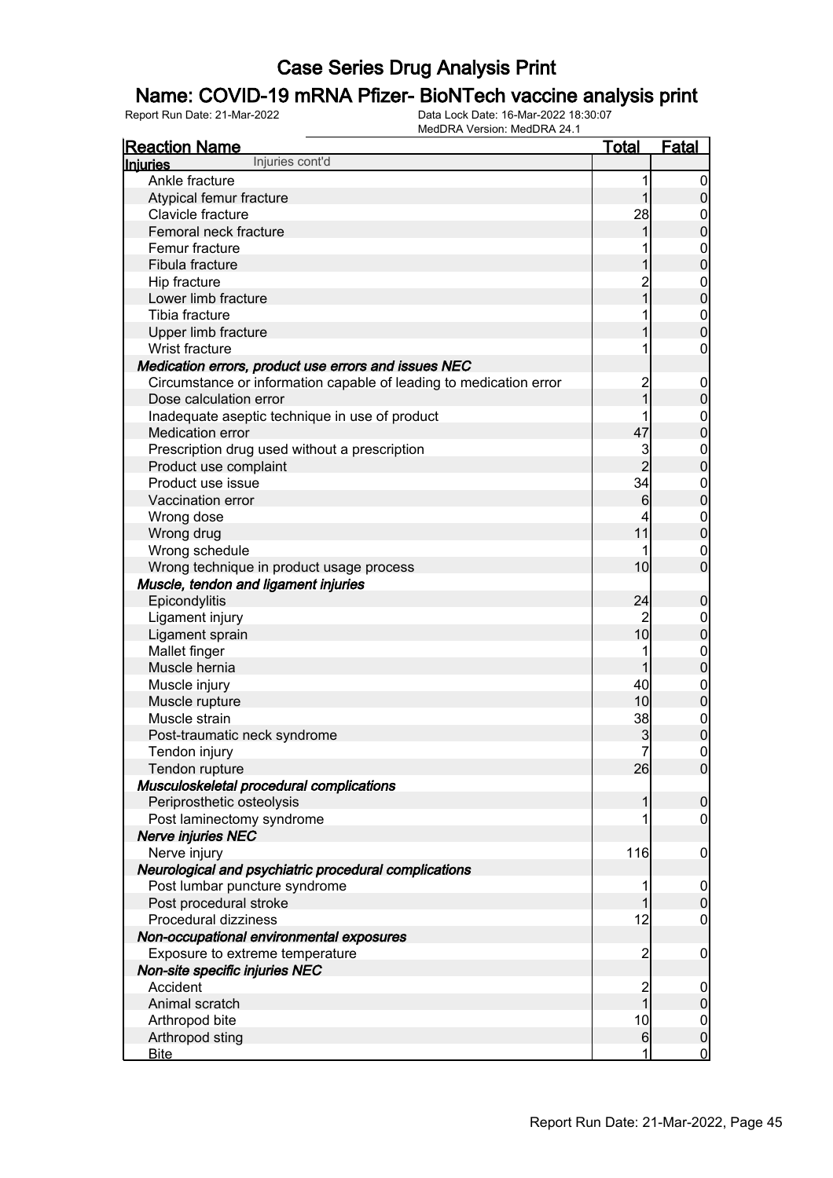# Case Series Drug Analysis Print

## Name: COVID-19 mRNA Pfizer- BioNTech vaccine analysis print

Report Run Date: 21-Mar-2022 | Data Lock Date: 16-Mar-2022 18:30:07 | MedDRA Version: MedDRA 24.1

| Reaction Name | Total | Fatal |
|---|---|---|
| **Injuries** Injuries cont'd | | |
| Ankle fracture | 1 | 0 |
| Atypical femur fracture | 1 | 0 |
| Clavicle fracture | 28 | 0 |
| Femoral neck fracture | 1 | 0 |
| Femur fracture | 1 | 0 |
| Fibula fracture | 1 | 0 |
| Hip fracture | 2 | 0 |
| Lower limb fracture | 1 | 0 |
| Tibia fracture | 1 | 0 |
| Upper limb fracture | 1 | 0 |
| Wrist fracture | 1 | 0 |
| ***Medication errors, product use errors and issues NEC*** | | |
| Circumstance or information capable of leading to medication error | 2 | 0 |
| Dose calculation error | 1 | 0 |
| Inadequate aseptic technique in use of product | 1 | 0 |
| Medication error | 47 | 0 |
| Prescription drug used without a prescription | 3 | 0 |
| Product use complaint | 2 | 0 |
| Product use issue | 34 | 0 |
| Vaccination error | 6 | 0 |
| Wrong dose | 4 | 0 |
| Wrong drug | 11 | 0 |
| Wrong schedule | 1 | 0 |
| Wrong technique in product usage process | 10 | 0 |
| ***Muscle, tendon and ligament injuries*** | | |
| Epicondylitis | 24 | 0 |
| Ligament injury | 2 | 0 |
| Ligament sprain | 10 | 0 |
| Mallet finger | 1 | 0 |
| Muscle hernia | 1 | 0 |
| Muscle injury | 40 | 0 |
| Muscle rupture | 10 | 0 |
| Muscle strain | 38 | 0 |
| Post-traumatic neck syndrome | 3 | 0 |
| Tendon injury | 7 | 0 |
| Tendon rupture | 26 | 0 |
| ***Musculoskeletal procedural complications*** | | |
| Periprosthetic osteolysis | 1 | 0 |
| Post laminectomy syndrome | 1 | 0 |
| ***Nerve injuries NEC*** | | |
| Nerve injury | 116 | 0 |
| ***Neurological and psychiatric procedural complications*** | | |
| Post lumbar puncture syndrome | 1 | 0 |
| Post procedural stroke | 1 | 0 |
| Procedural dizziness | 12 | 0 |
| ***Non-occupational environmental exposures*** | | |
| Exposure to extreme temperature | 2 | 0 |
| ***Non-site specific injuries NEC*** | | |
| Accident | 2 | 0 |
| Animal scratch | 1 | 0 |
| Arthropod bite | 10 | 0 |
| Arthropod sting | 6 | 0 |
| Bite | 1 | 0 |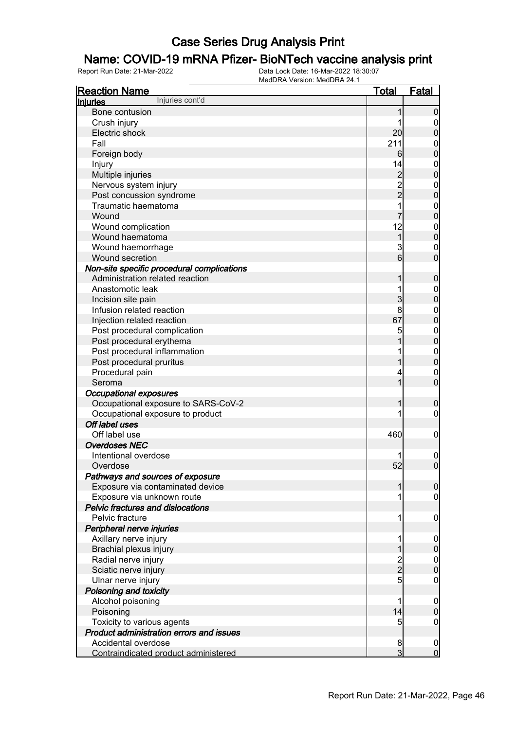# Case Series Drug Analysis Print

## Name: COVID-19 mRNA Pfizer- BioNTech vaccine analysis print

Report Run Date: 21-Mar-2022    Data Lock Date: 16-Mar-2022 18:30:07    MedDRA Version: MedDRA 24.1

| Reaction Name | Total | Fatal |
|---|---|---|
| **Injuries** Injuries cont'd | | |
| Bone contusion | 1 | 0 |
| Crush injury | 1 | 0 |
| Electric shock | 20 | 0 |
| Fall | 211 | 0 |
| Foreign body | 6 | 0 |
| Injury | 14 | 0 |
| Multiple injuries | 2 | 0 |
| Nervous system injury | 2 | 0 |
| Post concussion syndrome | 2 | 0 |
| Traumatic haematoma | 1 | 0 |
| Wound | 7 | 0 |
| Wound complication | 12 | 0 |
| Wound haematoma | 1 | 0 |
| Wound haemorrhage | 3 | 0 |
| Wound secretion | 6 | 0 |
| ***Non-site specific procedural complications*** | | |
| Administration related reaction | 1 | 0 |
| Anastomotic leak | 1 | 0 |
| Incision site pain | 3 | 0 |
| Infusion related reaction | 8 | 0 |
| Injection related reaction | 67 | 0 |
| Post procedural complication | 5 | 0 |
| Post procedural erythema | 1 | 0 |
| Post procedural inflammation | 1 | 0 |
| Post procedural pruritus | 1 | 0 |
| Procedural pain | 4 | 0 |
| Seroma | 1 | 0 |
| ***Occupational exposures*** | | |
| Occupational exposure to SARS-CoV-2 | 1 | 0 |
| Occupational exposure to product | 1 | 0 |
| ***Off label uses*** | | |
| Off label use | 460 | 0 |
| ***Overdoses NEC*** | | |
| Intentional overdose | 1 | 0 |
| Overdose | 52 | 0 |
| ***Pathways and sources of exposure*** | | |
| Exposure via contaminated device | 1 | 0 |
| Exposure via unknown route | 1 | 0 |
| ***Pelvic fractures and dislocations*** | | |
| Pelvic fracture | 1 | 0 |
| ***Peripheral nerve injuries*** | | |
| Axillary nerve injury | 1 | 0 |
| Brachial plexus injury | 1 | 0 |
| Radial nerve injury | 2 | 0 |
| Sciatic nerve injury | 2 | 0 |
| Ulnar nerve injury | 5 | 0 |
| ***Poisoning and toxicity*** | | |
| Alcohol poisoning | 1 | 0 |
| Poisoning | 14 | 0 |
| Toxicity to various agents | 5 | 0 |
| ***Product administration errors and issues*** | | |
| Accidental overdose | 8 | 0 |
| Contraindicated product administered | 3 | 0 |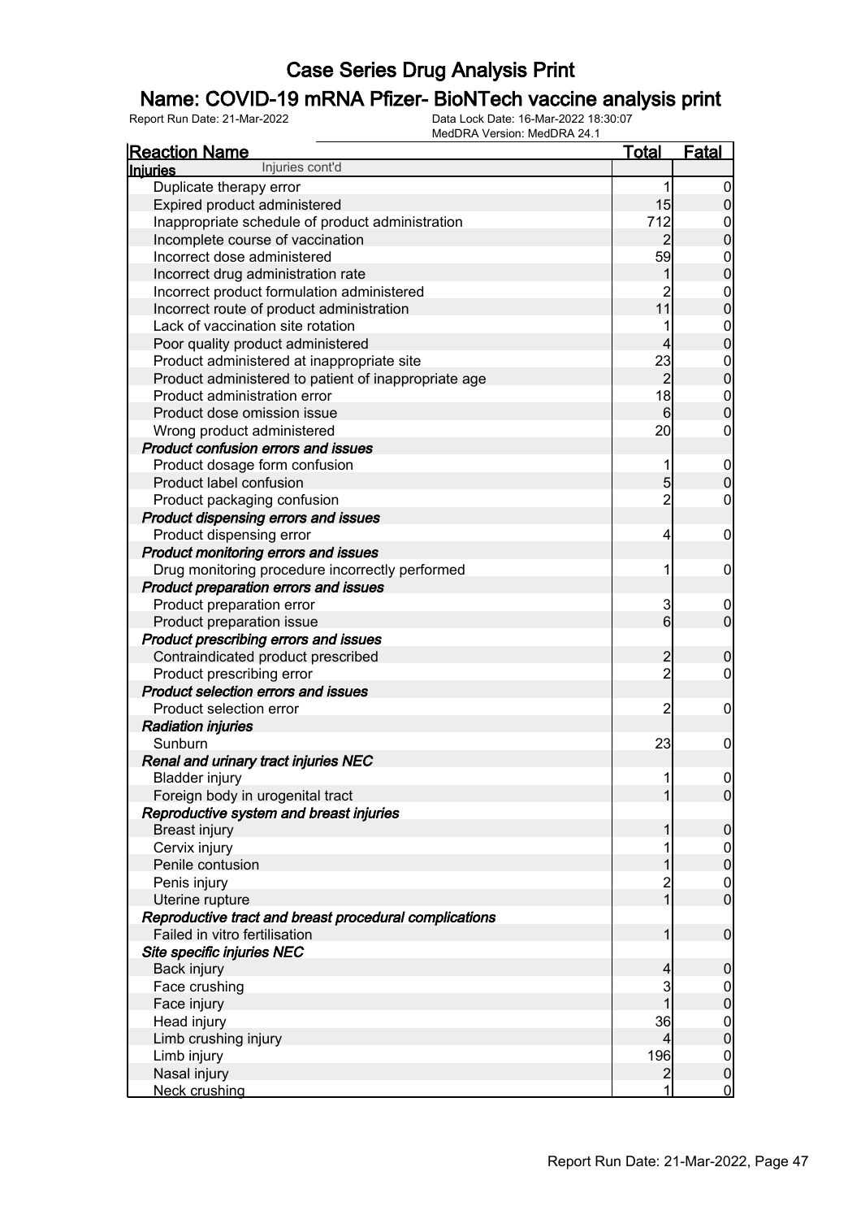# Case Series Drug Analysis Print

## Name: COVID-19 mRNA Pfizer- BioNTech vaccine analysis print

Report Run Date: 21-Mar-2022　　Data Lock Date: 16-Mar-2022 18:30:07
MedDRA Version: MedDRA 24.1

| Reaction Name | Total | Fatal |
|---|---|---|
| **Injuries** Injuries cont'd | | |
| Duplicate therapy error | 1 | 0 |
| Expired product administered | 15 | 0 |
| Inappropriate schedule of product administration | 712 | 0 |
| Incomplete course of vaccination | 2 | 0 |
| Incorrect dose administered | 59 | 0 |
| Incorrect drug administration rate | 1 | 0 |
| Incorrect product formulation administered | 2 | 0 |
| Incorrect route of product administration | 11 | 0 |
| Lack of vaccination site rotation | 1 | 0 |
| Poor quality product administered | 4 | 0 |
| Product administered at inappropriate site | 23 | 0 |
| Product administered to patient of inappropriate age | 2 | 0 |
| Product administration error | 18 | 0 |
| Product dose omission issue | 6 | 0 |
| Wrong product administered | 20 | 0 |
| ***Product confusion errors and issues*** | | |
| Product dosage form confusion | 1 | 0 |
| Product label confusion | 5 | 0 |
| Product packaging confusion | 2 | 0 |
| ***Product dispensing errors and issues*** | | |
| Product dispensing error | 4 | 0 |
| ***Product monitoring errors and issues*** | | |
| Drug monitoring procedure incorrectly performed | 1 | 0 |
| ***Product preparation errors and issues*** | | |
| Product preparation error | 3 | 0 |
| Product preparation issue | 6 | 0 |
| ***Product prescribing errors and issues*** | | |
| Contraindicated product prescribed | 2 | 0 |
| Product prescribing error | 2 | 0 |
| ***Product selection errors and issues*** | | |
| Product selection error | 2 | 0 |
| ***Radiation injuries*** | | |
| Sunburn | 23 | 0 |
| ***Renal and urinary tract injuries NEC*** | | |
| Bladder injury | 1 | 0 |
| Foreign body in urogenital tract | 1 | 0 |
| ***Reproductive system and breast injuries*** | | |
| Breast injury | 1 | 0 |
| Cervix injury | 1 | 0 |
| Penile contusion | 1 | 0 |
| Penis injury | 2 | 0 |
| Uterine rupture | 1 | 0 |
| ***Reproductive tract and breast procedural complications*** | | |
| Failed in vitro fertilisation | 1 | 0 |
| ***Site specific injuries NEC*** | | |
| Back injury | 4 | 0 |
| Face crushing | 3 | 0 |
| Face injury | 1 | 0 |
| Head injury | 36 | 0 |
| Limb crushing injury | 4 | 0 |
| Limb injury | 196 | 0 |
| Nasal injury | 2 | 0 |
| Neck crushing | 1 | 0 |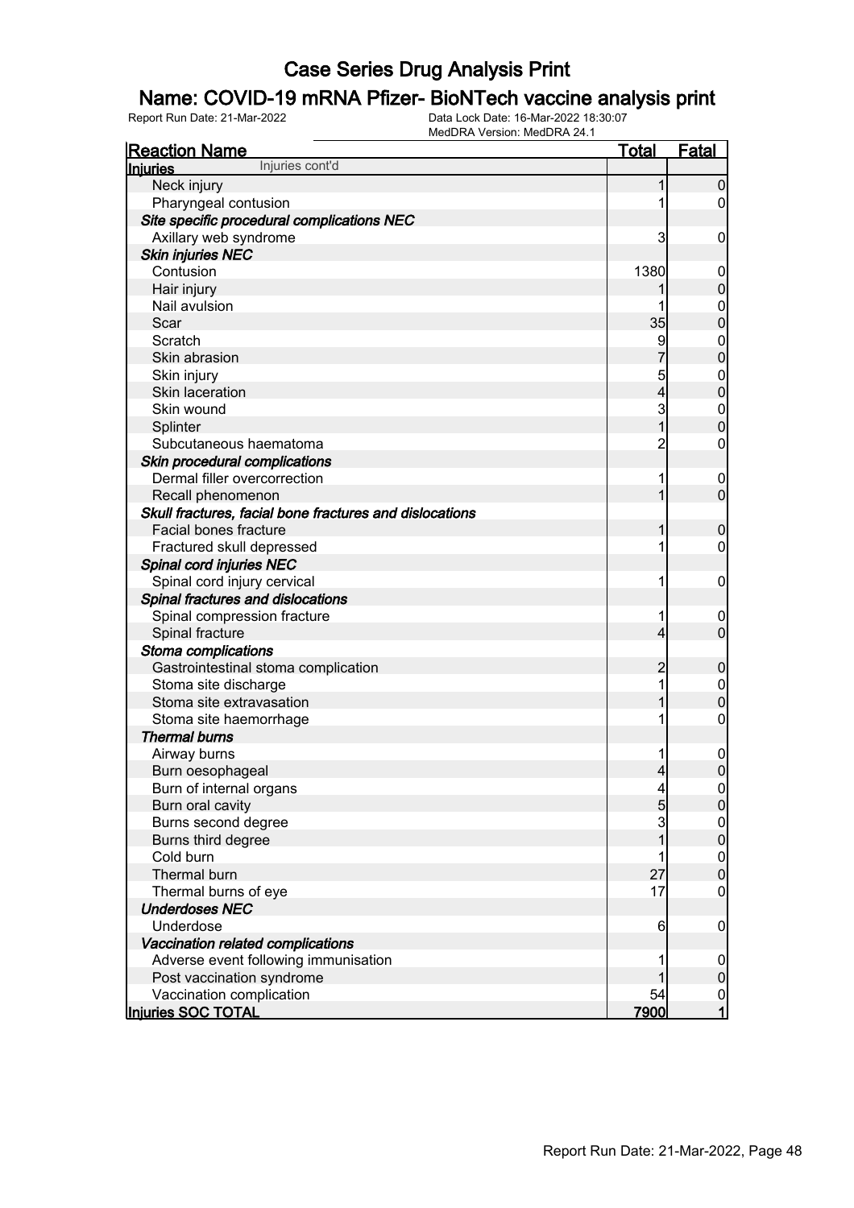# Case Series Drug Analysis Print

## Name: COVID-19 mRNA Pfizer- BioNTech vaccine analysis print

Report Run Date: 21-Mar-2022    Data Lock Date: 16-Mar-2022 18:30:07
MedDRA Version: MedDRA 24.1

| Reaction Name | Total | Fatal |
|---|---|---|
| **Injuries** Injuries cont'd | | |
| Neck injury | 1 | 0 |
| Pharyngeal contusion | 1 | 0 |
| ***Site specific procedural complications NEC*** | | |
| Axillary web syndrome | 3 | 0 |
| ***Skin injuries NEC*** | | |
| Contusion | 1380 | 0 |
| Hair injury | 1 | 0 |
| Nail avulsion | 1 | 0 |
| Scar | 35 | 0 |
| Scratch | 9 | 0 |
| Skin abrasion | 7 | 0 |
| Skin injury | 5 | 0 |
| Skin laceration | 4 | 0 |
| Skin wound | 3 | 0 |
| Splinter | 1 | 0 |
| Subcutaneous haematoma | 2 | 0 |
| ***Skin procedural complications*** | | |
| Dermal filler overcorrection | 1 | 0 |
| Recall phenomenon | 1 | 0 |
| ***Skull fractures, facial bone fractures and dislocations*** | | |
| Facial bones fracture | 1 | 0 |
| Fractured skull depressed | 1 | 0 |
| ***Spinal cord injuries NEC*** | | |
| Spinal cord injury cervical | 1 | 0 |
| ***Spinal fractures and dislocations*** | | |
| Spinal compression fracture | 1 | 0 |
| Spinal fracture | 4 | 0 |
| ***Stoma complications*** | | |
| Gastrointestinal stoma complication | 2 | 0 |
| Stoma site discharge | 1 | 0 |
| Stoma site extravasation | 1 | 0 |
| Stoma site haemorrhage | 1 | 0 |
| ***Thermal burns*** | | |
| Airway burns | 1 | 0 |
| Burn oesophageal | 4 | 0 |
| Burn of internal organs | 4 | 0 |
| Burn oral cavity | 5 | 0 |
| Burns second degree | 3 | 0 |
| Burns third degree | 1 | 0 |
| Cold burn | 1 | 0 |
| Thermal burn | 27 | 0 |
| Thermal burns of eye | 17 | 0 |
| ***Underdoses NEC*** | | |
| Underdose | 6 | 0 |
| ***Vaccination related complications*** | | |
| Adverse event following immunisation | 1 | 0 |
| Post vaccination syndrome | 1 | 0 |
| Vaccination complication | 54 | 0 |
| **Injuries SOC TOTAL** | **7900** | **1** |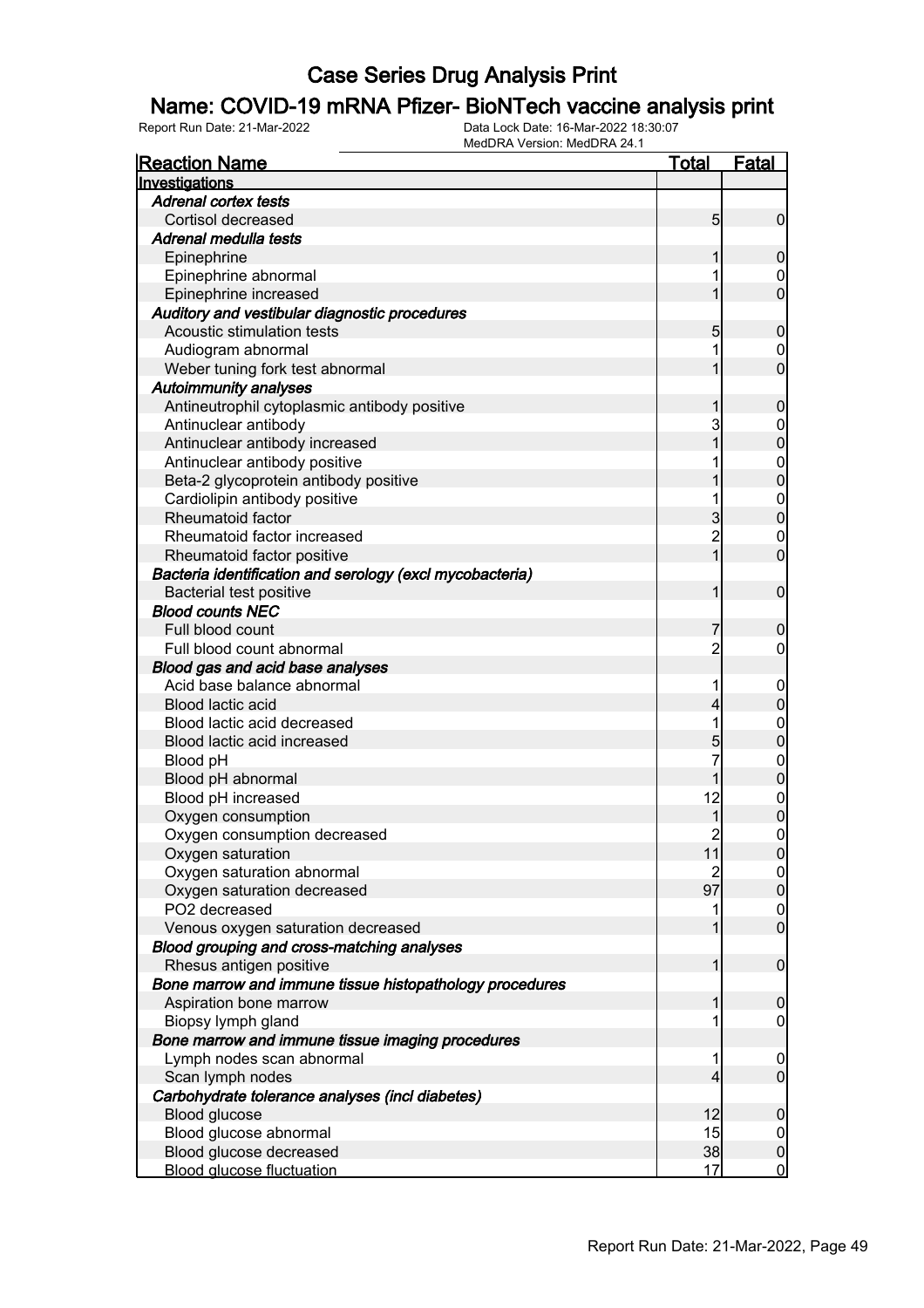# Case Series Drug Analysis Print

## Name: COVID-19 mRNA Pfizer- BioNTech vaccine analysis print

Report Run Date: 21-Mar-2022 | Data Lock Date: 16-Mar-2022 18:30:07 | MedDRA Version: MedDRA 24.1

| Reaction Name | Total | Fatal |
|---|---|---|
| **Investigations** | | |
| ***Adrenal cortex tests*** | | |
| Cortisol decreased | 5 | 0 |
| ***Adrenal medulla tests*** | | |
| Epinephrine | 1 | 0 |
| Epinephrine abnormal | 1 | 0 |
| Epinephrine increased | 1 | 0 |
| ***Auditory and vestibular diagnostic procedures*** | | |
| Acoustic stimulation tests | 5 | 0 |
| Audiogram abnormal | 1 | 0 |
| Weber tuning fork test abnormal | 1 | 0 |
| ***Autoimmunity analyses*** | | |
| Antineutrophil cytoplasmic antibody positive | 1 | 0 |
| Antinuclear antibody | 3 | 0 |
| Antinuclear antibody increased | 1 | 0 |
| Antinuclear antibody positive | 1 | 0 |
| Beta-2 glycoprotein antibody positive | 1 | 0 |
| Cardiolipin antibody positive | 1 | 0 |
| Rheumatoid factor | 3 | 0 |
| Rheumatoid factor increased | 2 | 0 |
| Rheumatoid factor positive | 1 | 0 |
| ***Bacteria identification and serology (excl mycobacteria)*** | | |
| Bacterial test positive | 1 | 0 |
| ***Blood counts NEC*** | | |
| Full blood count | 7 | 0 |
| Full blood count abnormal | 2 | 0 |
| ***Blood gas and acid base analyses*** | | |
| Acid base balance abnormal | 1 | 0 |
| Blood lactic acid | 4 | 0 |
| Blood lactic acid decreased | 1 | 0 |
| Blood lactic acid increased | 5 | 0 |
| Blood pH | 7 | 0 |
| Blood pH abnormal | 1 | 0 |
| Blood pH increased | 12 | 0 |
| Oxygen consumption | 1 | 0 |
| Oxygen consumption decreased | 2 | 0 |
| Oxygen saturation | 11 | 0 |
| Oxygen saturation abnormal | 2 | 0 |
| Oxygen saturation decreased | 97 | 0 |
| PO2 decreased | 1 | 0 |
| Venous oxygen saturation decreased | 1 | 0 |
| ***Blood grouping and cross-matching analyses*** | | |
| Rhesus antigen positive | 1 | 0 |
| ***Bone marrow and immune tissue histopathology procedures*** | | |
| Aspiration bone marrow | 1 | 0 |
| Biopsy lymph gland | 1 | 0 |
| ***Bone marrow and immune tissue imaging procedures*** | | |
| Lymph nodes scan abnormal | 1 | 0 |
| Scan lymph nodes | 4 | 0 |
| ***Carbohydrate tolerance analyses (incl diabetes)*** | | |
| Blood glucose | 12 | 0 |
| Blood glucose abnormal | 15 | 0 |
| Blood glucose decreased | 38 | 0 |
| Blood glucose fluctuation | 17 | 0 |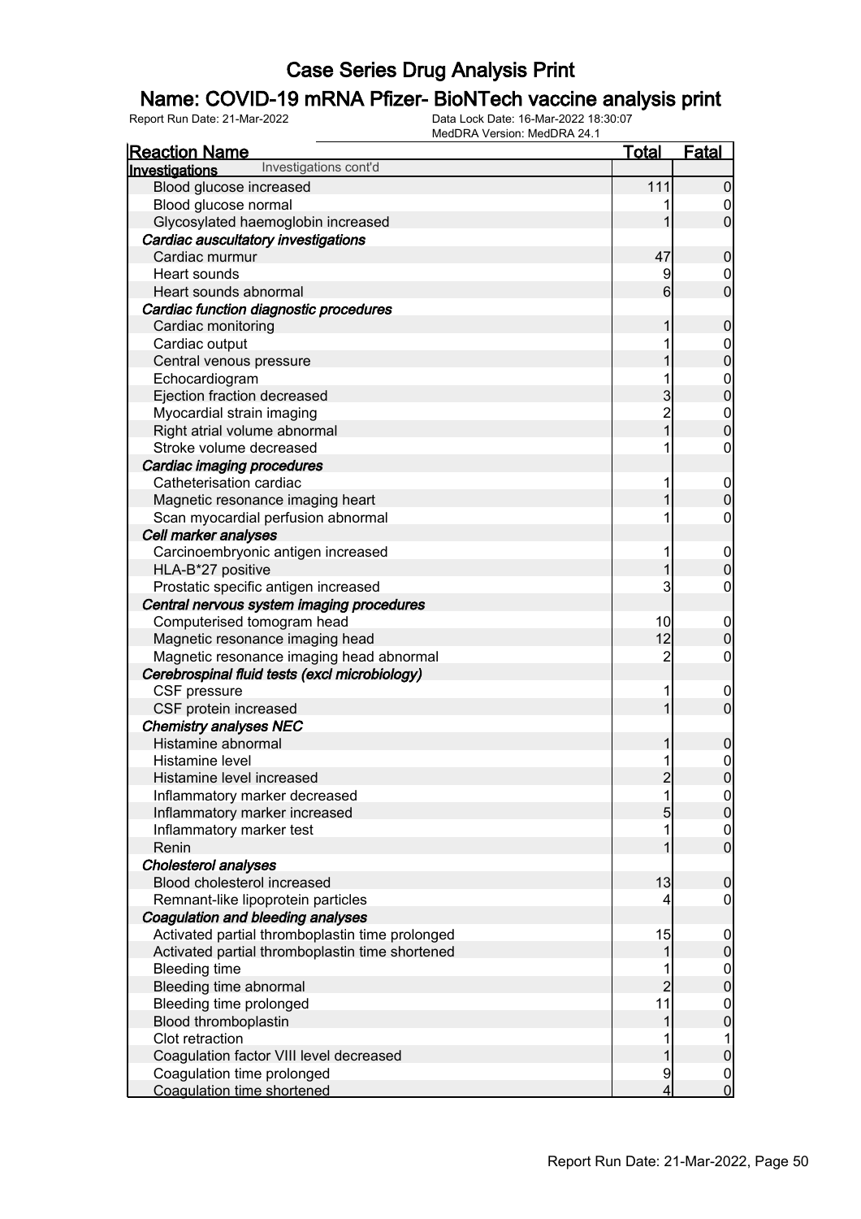# Case Series Drug Analysis Print

## Name: COVID-19 mRNA Pfizer- BioNTech vaccine analysis print

Report Run Date: 21-Mar-2022

Data Lock Date: 16-Mar-2022 18:30:07
MedDRA Version: MedDRA 24.1

| Reaction Name | Total | Fatal |
|---|---|---|
| **Investigations** Investigations cont'd | | |
| Blood glucose increased | 111 | 0 |
| Blood glucose normal | 1 | 0 |
| Glycosylated haemoglobin increased | 1 | 0 |
| ***Cardiac auscultatory investigations*** | | |
| Cardiac murmur | 47 | 0 |
| Heart sounds | 9 | 0 |
| Heart sounds abnormal | 6 | 0 |
| ***Cardiac function diagnostic procedures*** | | |
| Cardiac monitoring | 1 | 0 |
| Cardiac output | 1 | 0 |
| Central venous pressure | 1 | 0 |
| Echocardiogram | 1 | 0 |
| Ejection fraction decreased | 3 | 0 |
| Myocardial strain imaging | 2 | 0 |
| Right atrial volume abnormal | 1 | 0 |
| Stroke volume decreased | 1 | 0 |
| ***Cardiac imaging procedures*** | | |
| Catheterisation cardiac | 1 | 0 |
| Magnetic resonance imaging heart | 1 | 0 |
| Scan myocardial perfusion abnormal | 1 | 0 |
| ***Cell marker analyses*** | | |
| Carcinoembryonic antigen increased | 1 | 0 |
| HLA-B*27 positive | 1 | 0 |
| Prostatic specific antigen increased | 3 | 0 |
| ***Central nervous system imaging procedures*** | | |
| Computerised tomogram head | 10 | 0 |
| Magnetic resonance imaging head | 12 | 0 |
| Magnetic resonance imaging head abnormal | 2 | 0 |
| ***Cerebrospinal fluid tests (excl microbiology)*** | | |
| CSF pressure | 1 | 0 |
| CSF protein increased | 1 | 0 |
| ***Chemistry analyses NEC*** | | |
| Histamine abnormal | 1 | 0 |
| Histamine level | 1 | 0 |
| Histamine level increased | 2 | 0 |
| Inflammatory marker decreased | 1 | 0 |
| Inflammatory marker increased | 5 | 0 |
| Inflammatory marker test | 1 | 0 |
| Renin | 1 | 0 |
| ***Cholesterol analyses*** | | |
| Blood cholesterol increased | 13 | 0 |
| Remnant-like lipoprotein particles | 4 | 0 |
| ***Coagulation and bleeding analyses*** | | |
| Activated partial thromboplastin time prolonged | 15 | 0 |
| Activated partial thromboplastin time shortened | 1 | 0 |
| Bleeding time | 1 | 0 |
| Bleeding time abnormal | 2 | 0 |
| Bleeding time prolonged | 11 | 0 |
| Blood thromboplastin | 1 | 0 |
| Clot retraction | 1 | 1 |
| Coagulation factor VIII level decreased | 1 | 0 |
| Coagulation time prolonged | 9 | 0 |
| Coagulation time shortened | 4 | 0 |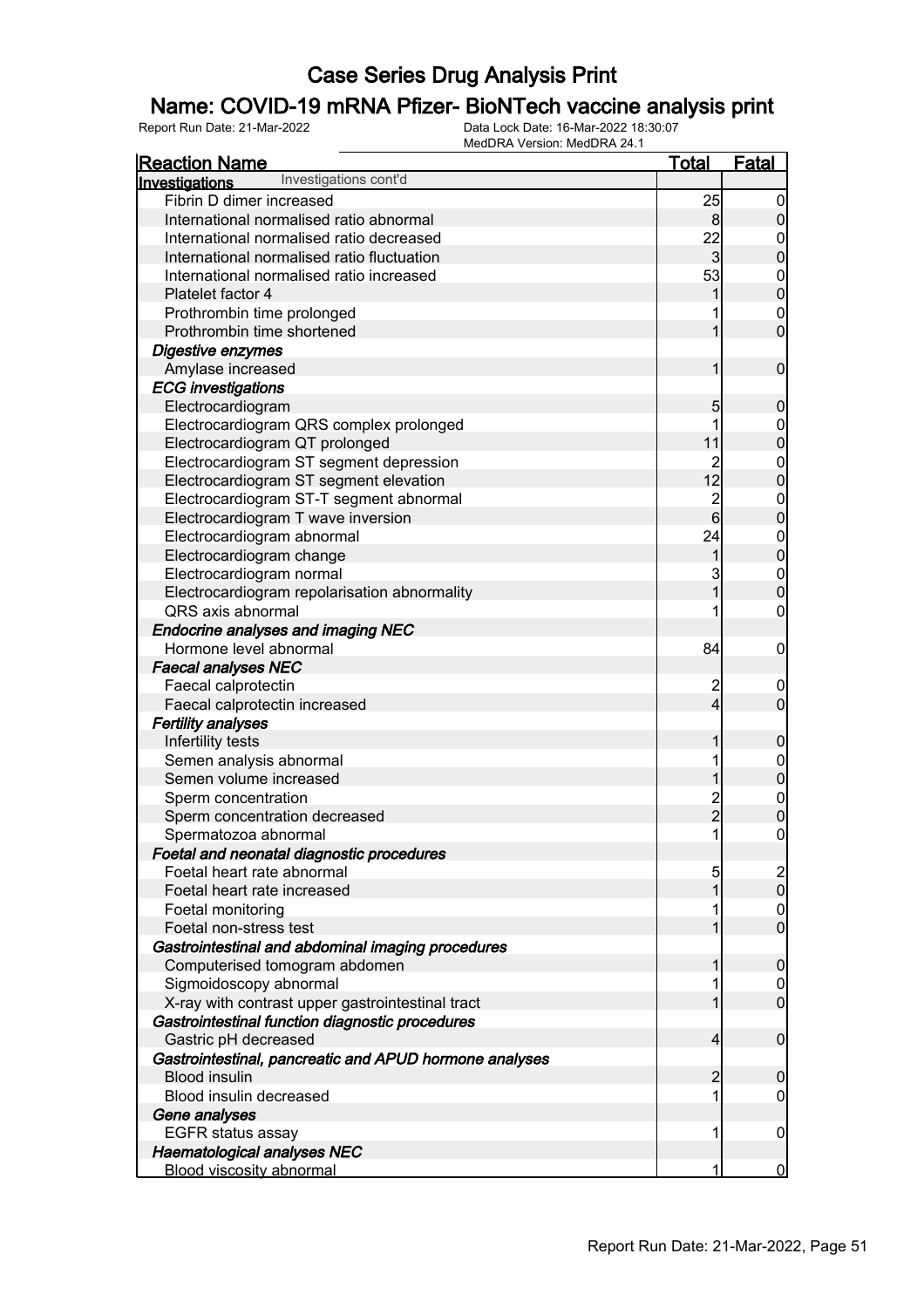# Case Series Drug Analysis Print

## Name: COVID-19 mRNA Pfizer- BioNTech vaccine analysis print

Report Run Date: 21-Mar-2022 | Data Lock Date: 16-Mar-2022 18:30:07 | MedDRA Version: MedDRA 24.1

| Reaction Name | Total | Fatal |
|---|---|---|
| **Investigations** Investigations cont'd | | |
| Fibrin D dimer increased | 25 | 0 |
| International normalised ratio abnormal | 8 | 0 |
| International normalised ratio decreased | 22 | 0 |
| International normalised ratio fluctuation | 3 | 0 |
| International normalised ratio increased | 53 | 0 |
| Platelet factor 4 | 1 | 0 |
| Prothrombin time prolonged | 1 | 0 |
| Prothrombin time shortened | 1 | 0 |
| ***Digestive enzymes*** | | |
| Amylase increased | 1 | 0 |
| ***ECG investigations*** | | |
| Electrocardiogram | 5 | 0 |
| Electrocardiogram QRS complex prolonged | 1 | 0 |
| Electrocardiogram QT prolonged | 11 | 0 |
| Electrocardiogram ST segment depression | 2 | 0 |
| Electrocardiogram ST segment elevation | 12 | 0 |
| Electrocardiogram ST-T segment abnormal | 2 | 0 |
| Electrocardiogram T wave inversion | 6 | 0 |
| Electrocardiogram abnormal | 24 | 0 |
| Electrocardiogram change | 1 | 0 |
| Electrocardiogram normal | 3 | 0 |
| Electrocardiogram repolarisation abnormality | 1 | 0 |
| QRS axis abnormal | 1 | 0 |
| ***Endocrine analyses and imaging NEC*** | | |
| Hormone level abnormal | 84 | 0 |
| ***Faecal analyses NEC*** | | |
| Faecal calprotectin | 2 | 0 |
| Faecal calprotectin increased | 4 | 0 |
| ***Fertility analyses*** | | |
| Infertility tests | 1 | 0 |
| Semen analysis abnormal | 1 | 0 |
| Semen volume increased | 1 | 0 |
| Sperm concentration | 2 | 0 |
| Sperm concentration decreased | 2 | 0 |
| Spermatozoa abnormal | 1 | 0 |
| ***Foetal and neonatal diagnostic procedures*** | | |
| Foetal heart rate abnormal | 5 | 2 |
| Foetal heart rate increased | 1 | 0 |
| Foetal monitoring | 1 | 0 |
| Foetal non-stress test | 1 | 0 |
| ***Gastrointestinal and abdominal imaging procedures*** | | |
| Computerised tomogram abdomen | 1 | 0 |
| Sigmoidoscopy abnormal | 1 | 0 |
| X-ray with contrast upper gastrointestinal tract | 1 | 0 |
| ***Gastrointestinal function diagnostic procedures*** | | |
| Gastric pH decreased | 4 | 0 |
| ***Gastrointestinal, pancreatic and APUD hormone analyses*** | | |
| Blood insulin | 2 | 0 |
| Blood insulin decreased | 1 | 0 |
| ***Gene analyses*** | | |
| EGFR status assay | 1 | 0 |
| ***Haematological analyses NEC*** | | |
| Blood viscosity abnormal | 1 | 0 |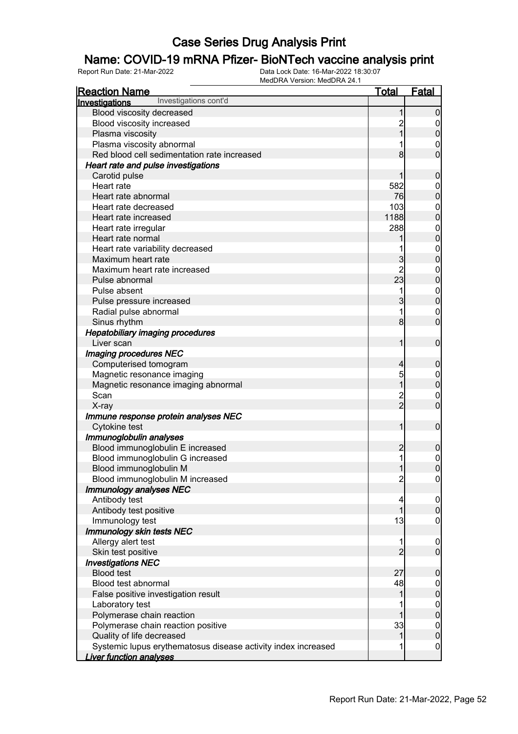# Case Series Drug Analysis Print

## Name: COVID-19 mRNA Pfizer- BioNTech vaccine analysis print

Report Run Date: 21-Mar-2022    Data Lock Date: 16-Mar-2022 18:30:07
MedDRA Version: MedDRA 24.1

| Reaction Name | Total | Fatal |
|---|---|---|
| **Investigations** Investigations cont'd | | |
| Blood viscosity decreased | 1 | 0 |
| Blood viscosity increased | 2 | 0 |
| Plasma viscosity | 1 | 0 |
| Plasma viscosity abnormal | 1 | 0 |
| Red blood cell sedimentation rate increased | 8 | 0 |
| ***Heart rate and pulse investigations*** | | |
| Carotid pulse | 1 | 0 |
| Heart rate | 582 | 0 |
| Heart rate abnormal | 76 | 0 |
| Heart rate decreased | 103 | 0 |
| Heart rate increased | 1188 | 0 |
| Heart rate irregular | 288 | 0 |
| Heart rate normal | 1 | 0 |
| Heart rate variability decreased | 1 | 0 |
| Maximum heart rate | 3 | 0 |
| Maximum heart rate increased | 2 | 0 |
| Pulse abnormal | 23 | 0 |
| Pulse absent | 1 | 0 |
| Pulse pressure increased | 3 | 0 |
| Radial pulse abnormal | 1 | 0 |
| Sinus rhythm | 8 | 0 |
| ***Hepatobiliary imaging procedures*** | | |
| Liver scan | 1 | 0 |
| ***Imaging procedures NEC*** | | |
| Computerised tomogram | 4 | 0 |
| Magnetic resonance imaging | 5 | 0 |
| Magnetic resonance imaging abnormal | 1 | 0 |
| Scan | 2 | 0 |
| X-ray | 2 | 0 |
| ***Immune response protein analyses NEC*** | | |
| Cytokine test | 1 | 0 |
| ***Immunoglobulin analyses*** | | |
| Blood immunoglobulin E increased | 2 | 0 |
| Blood immunoglobulin G increased | 1 | 0 |
| Blood immunoglobulin M | 1 | 0 |
| Blood immunoglobulin M increased | 2 | 0 |
| ***Immunology analyses NEC*** | | |
| Antibody test | 4 | 0 |
| Antibody test positive | 1 | 0 |
| Immunology test | 13 | 0 |
| ***Immunology skin tests NEC*** | | |
| Allergy alert test | 1 | 0 |
| Skin test positive | 2 | 0 |
| ***Investigations NEC*** | | |
| Blood test | 27 | 0 |
| Blood test abnormal | 48 | 0 |
| False positive investigation result | 1 | 0 |
| Laboratory test | 1 | 0 |
| Polymerase chain reaction | 1 | 0 |
| Polymerase chain reaction positive | 33 | 0 |
| Quality of life decreased | 1 | 0 |
| Systemic lupus erythematosus disease activity index increased | 1 | 0 |
| ***Liver function analyses*** | | |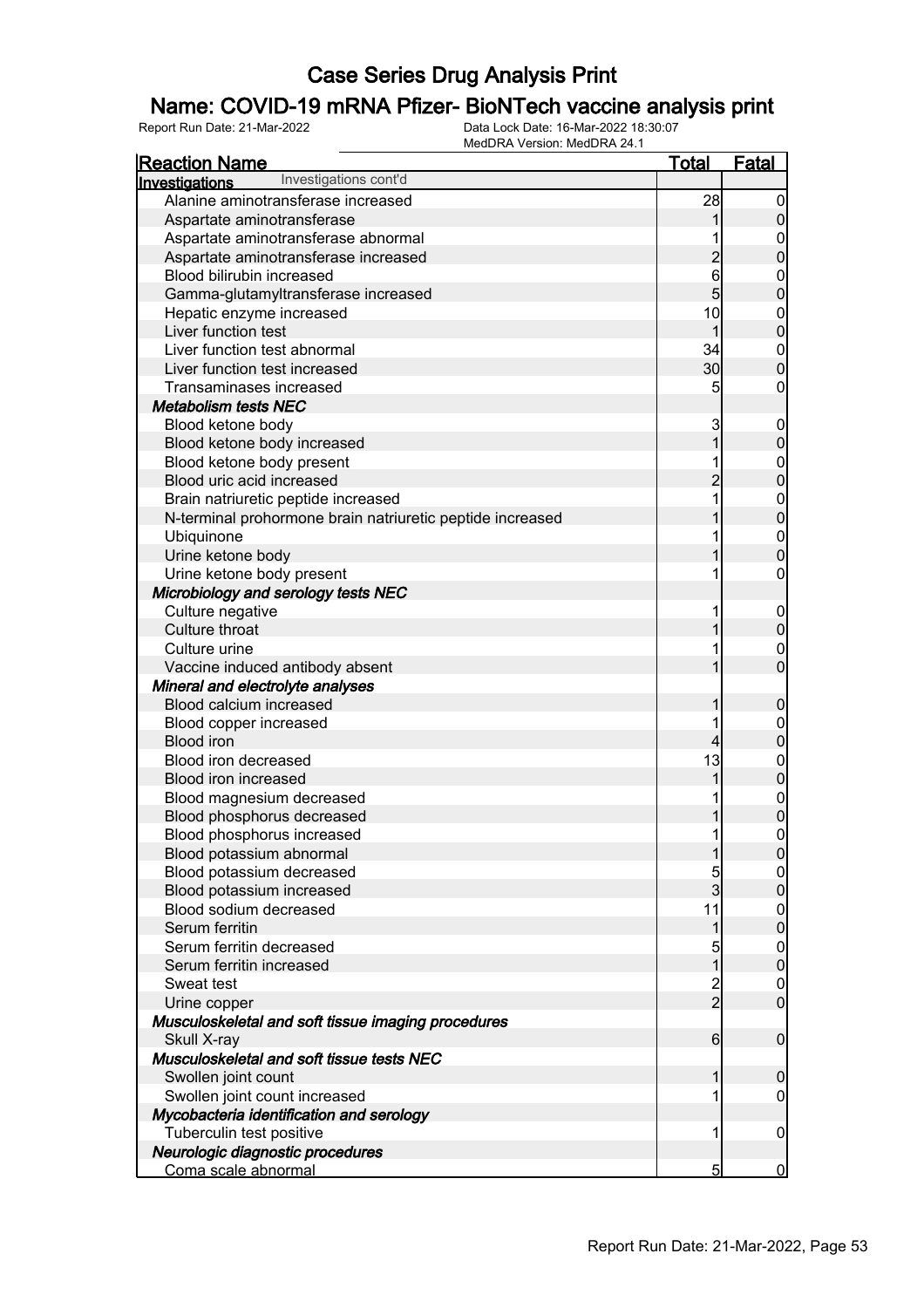# Case Series Drug Analysis Print

## Name: COVID-19 mRNA Pfizer- BioNTech vaccine analysis print

Report Run Date: 21-Mar-2022

Data Lock Date: 16-Mar-2022 18:30:07

MedDRA Version: MedDRA 24.1

| Reaction Name | Total | Fatal |
|---|---|---|
| **Investigations** Investigations cont'd | | |
| Alanine aminotransferase increased | 28 | 0 |
| Aspartate aminotransferase | 1 | 0 |
| Aspartate aminotransferase abnormal | 1 | 0 |
| Aspartate aminotransferase increased | 2 | 0 |
| Blood bilirubin increased | 6 | 0 |
| Gamma-glutamyltransferase increased | 5 | 0 |
| Hepatic enzyme increased | 10 | 0 |
| Liver function test | 1 | 0 |
| Liver function test abnormal | 34 | 0 |
| Liver function test increased | 30 | 0 |
| Transaminases increased | 5 | 0 |
| ***Metabolism tests NEC*** | | |
| Blood ketone body | 3 | 0 |
| Blood ketone body increased | 1 | 0 |
| Blood ketone body present | 1 | 0 |
| Blood uric acid increased | 2 | 0 |
| Brain natriuretic peptide increased | 1 | 0 |
| N-terminal prohormone brain natriuretic peptide increased | 1 | 0 |
| Ubiquinone | 1 | 0 |
| Urine ketone body | 1 | 0 |
| Urine ketone body present | 1 | 0 |
| ***Microbiology and serology tests NEC*** | | |
| Culture negative | 1 | 0 |
| Culture throat | 1 | 0 |
| Culture urine | 1 | 0 |
| Vaccine induced antibody absent | 1 | 0 |
| ***Mineral and electrolyte analyses*** | | |
| Blood calcium increased | 1 | 0 |
| Blood copper increased | 1 | 0 |
| Blood iron | 4 | 0 |
| Blood iron decreased | 13 | 0 |
| Blood iron increased | 1 | 0 |
| Blood magnesium decreased | 1 | 0 |
| Blood phosphorus decreased | 1 | 0 |
| Blood phosphorus increased | 1 | 0 |
| Blood potassium abnormal | 1 | 0 |
| Blood potassium decreased | 5 | 0 |
| Blood potassium increased | 3 | 0 |
| Blood sodium decreased | 11 | 0 |
| Serum ferritin | 1 | 0 |
| Serum ferritin decreased | 5 | 0 |
| Serum ferritin increased | 1 | 0 |
| Sweat test | 2 | 0 |
| Urine copper | 2 | 0 |
| ***Musculoskeletal and soft tissue imaging procedures*** | | |
| Skull X-ray | 6 | 0 |
| ***Musculoskeletal and soft tissue tests NEC*** | | |
| Swollen joint count | 1 | 0 |
| Swollen joint count increased | 1 | 0 |
| ***Mycobacteria identification and serology*** | | |
| Tuberculin test positive | 1 | 0 |
| ***Neurologic diagnostic procedures*** | | |
| Coma scale abnormal | 5 | 0 |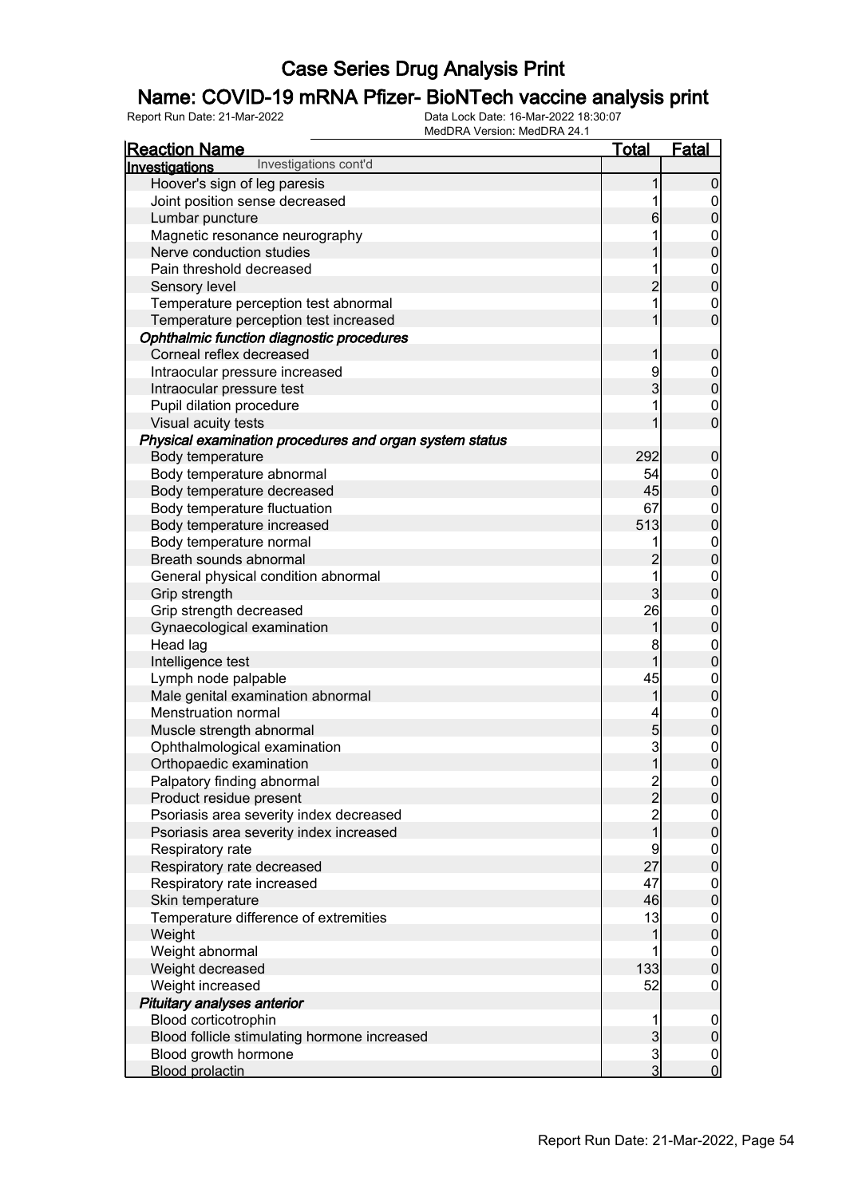# Case Series Drug Analysis Print

## Name: COVID-19 mRNA Pfizer- BioNTech vaccine analysis print

Report Run Date: 21-Mar-2022    Data Lock Date: 16-Mar-2022 18:30:07
MedDRA Version: MedDRA 24.1

| Reaction Name | Total | Fatal |
|---|---|---|
| **Investigations** Investigations cont'd | | |
| Hoover's sign of leg paresis | 1 | 0 |
| Joint position sense decreased | 1 | 0 |
| Lumbar puncture | 6 | 0 |
| Magnetic resonance neurography | 1 | 0 |
| Nerve conduction studies | 1 | 0 |
| Pain threshold decreased | 1 | 0 |
| Sensory level | 2 | 0 |
| Temperature perception test abnormal | 1 | 0 |
| Temperature perception test increased | 1 | 0 |
| ***Ophthalmic function diagnostic procedures*** | | |
| Corneal reflex decreased | 1 | 0 |
| Intraocular pressure increased | 9 | 0 |
| Intraocular pressure test | 3 | 0 |
| Pupil dilation procedure | 1 | 0 |
| Visual acuity tests | 1 | 0 |
| ***Physical examination procedures and organ system status*** | | |
| Body temperature | 292 | 0 |
| Body temperature abnormal | 54 | 0 |
| Body temperature decreased | 45 | 0 |
| Body temperature fluctuation | 67 | 0 |
| Body temperature increased | 513 | 0 |
| Body temperature normal | 1 | 0 |
| Breath sounds abnormal | 2 | 0 |
| General physical condition abnormal | 1 | 0 |
| Grip strength | 3 | 0 |
| Grip strength decreased | 26 | 0 |
| Gynaecological examination | 1 | 0 |
| Head lag | 8 | 0 |
| Intelligence test | 1 | 0 |
| Lymph node palpable | 45 | 0 |
| Male genital examination abnormal | 1 | 0 |
| Menstruation normal | 4 | 0 |
| Muscle strength abnormal | 5 | 0 |
| Ophthalmological examination | 3 | 0 |
| Orthopaedic examination | 1 | 0 |
| Palpatory finding abnormal | 2 | 0 |
| Product residue present | 2 | 0 |
| Psoriasis area severity index decreased | 2 | 0 |
| Psoriasis area severity index increased | 1 | 0 |
| Respiratory rate | 9 | 0 |
| Respiratory rate decreased | 27 | 0 |
| Respiratory rate increased | 47 | 0 |
| Skin temperature | 46 | 0 |
| Temperature difference of extremities | 13 | 0 |
| Weight | 1 | 0 |
| Weight abnormal | 1 | 0 |
| Weight decreased | 133 | 0 |
| Weight increased | 52 | 0 |
| ***Pituitary analyses anterior*** | | |
| Blood corticotrophin | 1 | 0 |
| Blood follicle stimulating hormone increased | 3 | 0 |
| Blood growth hormone | 3 | 0 |
| Blood prolactin | 3 | 0 |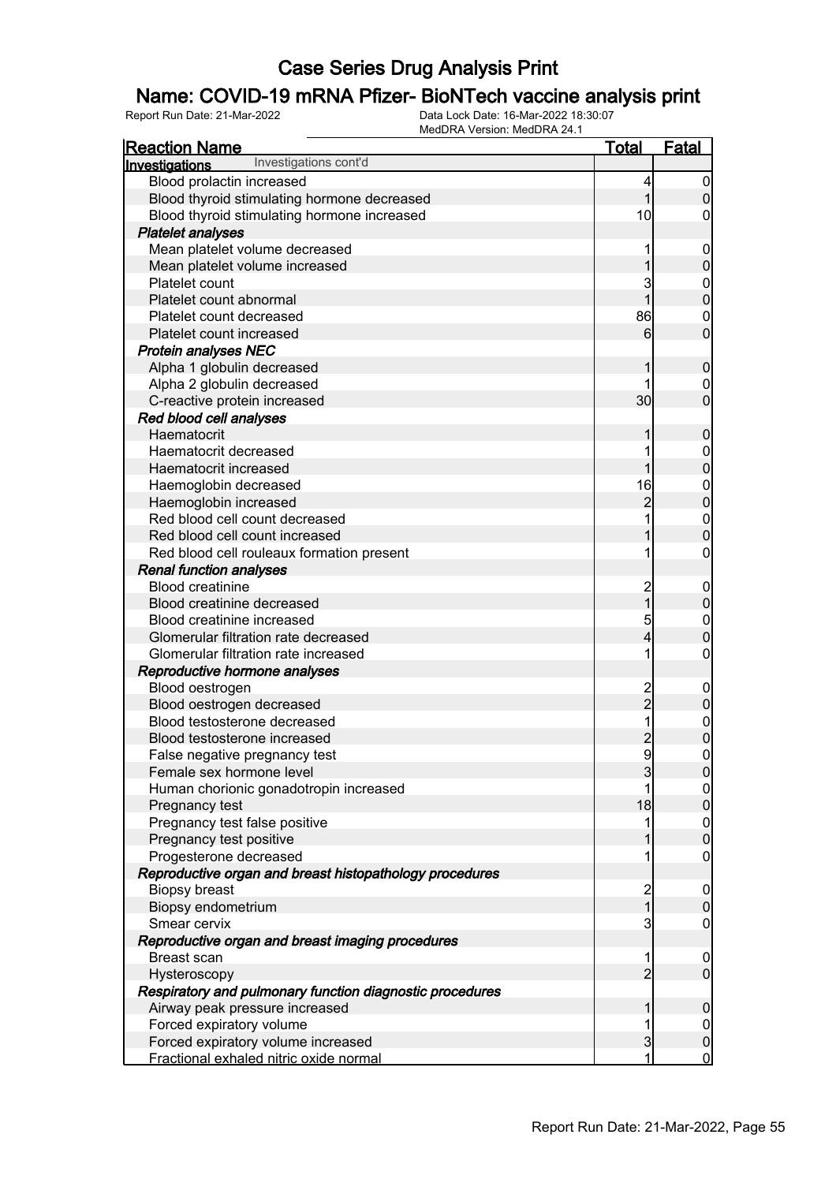# Case Series Drug Analysis Print

## Name: COVID-19 mRNA Pfizer- BioNTech vaccine analysis print

Report Run Date: 21-Mar-2022 | Data Lock Date: 16-Mar-2022 18:30:07 | MedDRA Version: MedDRA 24.1

| Reaction Name | Total | Fatal |
|---|---|---|
| **Investigations** Investigations cont'd | | |
| Blood prolactin increased | 4 | 0 |
| Blood thyroid stimulating hormone decreased | 1 | 0 |
| Blood thyroid stimulating hormone increased | 10 | 0 |
| ***Platelet analyses*** | | |
| Mean platelet volume decreased | 1 | 0 |
| Mean platelet volume increased | 1 | 0 |
| Platelet count | 3 | 0 |
| Platelet count abnormal | 1 | 0 |
| Platelet count decreased | 86 | 0 |
| Platelet count increased | 6 | 0 |
| ***Protein analyses NEC*** | | |
| Alpha 1 globulin decreased | 1 | 0 |
| Alpha 2 globulin decreased | 1 | 0 |
| C-reactive protein increased | 30 | 0 |
| ***Red blood cell analyses*** | | |
| Haematocrit | 1 | 0 |
| Haematocrit decreased | 1 | 0 |
| Haematocrit increased | 1 | 0 |
| Haemoglobin decreased | 16 | 0 |
| Haemoglobin increased | 2 | 0 |
| Red blood cell count decreased | 1 | 0 |
| Red blood cell count increased | 1 | 0 |
| Red blood cell rouleaux formation present | 1 | 0 |
| ***Renal function analyses*** | | |
| Blood creatinine | 2 | 0 |
| Blood creatinine decreased | 1 | 0 |
| Blood creatinine increased | 5 | 0 |
| Glomerular filtration rate decreased | 4 | 0 |
| Glomerular filtration rate increased | 1 | 0 |
| ***Reproductive hormone analyses*** | | |
| Blood oestrogen | 2 | 0 |
| Blood oestrogen decreased | 2 | 0 |
| Blood testosterone decreased | 1 | 0 |
| Blood testosterone increased | 2 | 0 |
| False negative pregnancy test | 9 | 0 |
| Female sex hormone level | 3 | 0 |
| Human chorionic gonadotropin increased | 1 | 0 |
| Pregnancy test | 18 | 0 |
| Pregnancy test false positive | 1 | 0 |
| Pregnancy test positive | 1 | 0 |
| Progesterone decreased | 1 | 0 |
| ***Reproductive organ and breast histopathology procedures*** | | |
| Biopsy breast | 2 | 0 |
| Biopsy endometrium | 1 | 0 |
| Smear cervix | 3 | 0 |
| ***Reproductive organ and breast imaging procedures*** | | |
| Breast scan | 1 | 0 |
| Hysteroscopy | 2 | 0 |
| ***Respiratory and pulmonary function diagnostic procedures*** | | |
| Airway peak pressure increased | 1 | 0 |
| Forced expiratory volume | 1 | 0 |
| Forced expiratory volume increased | 3 | 0 |
| Fractional exhaled nitric oxide normal | 1 | 0 |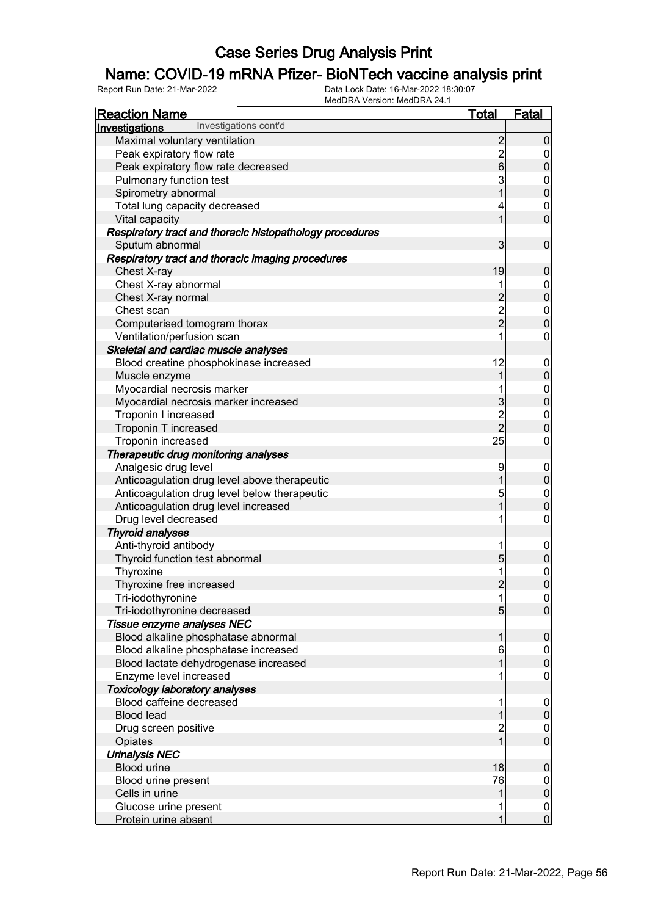# Case Series Drug Analysis Print

## Name: COVID-19 mRNA Pfizer- BioNTech vaccine analysis print

Report Run Date: 21-Mar-2022 | Data Lock Date: 16-Mar-2022 18:30:07 | MedDRA Version: MedDRA 24.1

| Reaction Name | Total | Fatal |
|---|---|---|
| **Investigations** Investigations cont'd | | |
| Maximal voluntary ventilation | 2 | 0 |
| Peak expiratory flow rate | 2 | 0 |
| Peak expiratory flow rate decreased | 6 | 0 |
| Pulmonary function test | 3 | 0 |
| Spirometry abnormal | 1 | 0 |
| Total lung capacity decreased | 4 | 0 |
| Vital capacity | 1 | 0 |
| ***Respiratory tract and thoracic histopathology procedures*** | | |
| Sputum abnormal | 3 | 0 |
| ***Respiratory tract and thoracic imaging procedures*** | | |
| Chest X-ray | 19 | 0 |
| Chest X-ray abnormal | 1 | 0 |
| Chest X-ray normal | 2 | 0 |
| Chest scan | 2 | 0 |
| Computerised tomogram thorax | 2 | 0 |
| Ventilation/perfusion scan | 1 | 0 |
| ***Skeletal and cardiac muscle analyses*** | | |
| Blood creatine phosphokinase increased | 12 | 0 |
| Muscle enzyme | 1 | 0 |
| Myocardial necrosis marker | 1 | 0 |
| Myocardial necrosis marker increased | 3 | 0 |
| Troponin I increased | 2 | 0 |
| Troponin T increased | 2 | 0 |
| Troponin increased | 25 | 0 |
| ***Therapeutic drug monitoring analyses*** | | |
| Analgesic drug level | 9 | 0 |
| Anticoagulation drug level above therapeutic | 1 | 0 |
| Anticoagulation drug level below therapeutic | 5 | 0 |
| Anticoagulation drug level increased | 1 | 0 |
| Drug level decreased | 1 | 0 |
| ***Thyroid analyses*** | | |
| Anti-thyroid antibody | 1 | 0 |
| Thyroid function test abnormal | 5 | 0 |
| Thyroxine | 1 | 0 |
| Thyroxine free increased | 2 | 0 |
| Tri-iodothyronine | 1 | 0 |
| Tri-iodothyronine decreased | 5 | 0 |
| ***Tissue enzyme analyses NEC*** | | |
| Blood alkaline phosphatase abnormal | 1 | 0 |
| Blood alkaline phosphatase increased | 6 | 0 |
| Blood lactate dehydrogenase increased | 1 | 0 |
| Enzyme level increased | 1 | 0 |
| ***Toxicology laboratory analyses*** | | |
| Blood caffeine decreased | 1 | 0 |
| Blood lead | 1 | 0 |
| Drug screen positive | 2 | 0 |
| Opiates | 1 | 0 |
| ***Urinalysis NEC*** | | |
| Blood urine | 18 | 0 |
| Blood urine present | 76 | 0 |
| Cells in urine | 1 | 0 |
| Glucose urine present | 1 | 0 |
| Protein urine absent | 1 | 0 |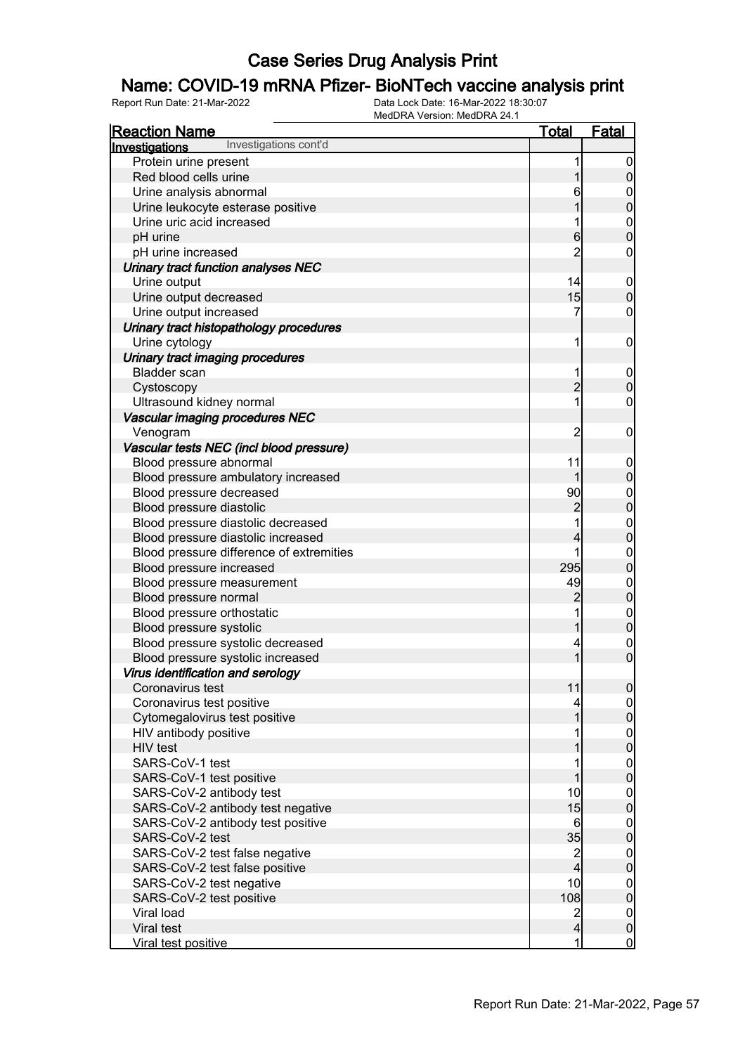# Case Series Drug Analysis Print

## Name: COVID-19 mRNA Pfizer- BioNTech vaccine analysis print

Report Run Date: 21-Mar-2022 | Data Lock Date: 16-Mar-2022 18:30:07 | MedDRA Version: MedDRA 24.1

| Reaction Name | Total | Fatal |
|---|---|---|
| **Investigations** Investigations cont'd | | |
| Protein urine present | 1 | 0 |
| Red blood cells urine | 1 | 0 |
| Urine analysis abnormal | 6 | 0 |
| Urine leukocyte esterase positive | 1 | 0 |
| Urine uric acid increased | 1 | 0 |
| pH urine | 6 | 0 |
| pH urine increased | 2 | 0 |
| ***Urinary tract function analyses NEC*** | | |
| Urine output | 14 | 0 |
| Urine output decreased | 15 | 0 |
| Urine output increased | 7 | 0 |
| ***Urinary tract histopathology procedures*** | | |
| Urine cytology | 1 | 0 |
| ***Urinary tract imaging procedures*** | | |
| Bladder scan | 1 | 0 |
| Cystoscopy | 2 | 0 |
| Ultrasound kidney normal | 1 | 0 |
| ***Vascular imaging procedures NEC*** | | |
| Venogram | 2 | 0 |
| ***Vascular tests NEC (incl blood pressure)*** | | |
| Blood pressure abnormal | 11 | 0 |
| Blood pressure ambulatory increased | 1 | 0 |
| Blood pressure decreased | 90 | 0 |
| Blood pressure diastolic | 2 | 0 |
| Blood pressure diastolic decreased | 1 | 0 |
| Blood pressure diastolic increased | 4 | 0 |
| Blood pressure difference of extremities | 1 | 0 |
| Blood pressure increased | 295 | 0 |
| Blood pressure measurement | 49 | 0 |
| Blood pressure normal | 2 | 0 |
| Blood pressure orthostatic | 1 | 0 |
| Blood pressure systolic | 1 | 0 |
| Blood pressure systolic decreased | 4 | 0 |
| Blood pressure systolic increased | 1 | 0 |
| ***Virus identification and serology*** | | |
| Coronavirus test | 11 | 0 |
| Coronavirus test positive | 4 | 0 |
| Cytomegalovirus test positive | 1 | 0 |
| HIV antibody positive | 1 | 0 |
| HIV test | 1 | 0 |
| SARS-CoV-1 test | 1 | 0 |
| SARS-CoV-1 test positive | 1 | 0 |
| SARS-CoV-2 antibody test | 10 | 0 |
| SARS-CoV-2 antibody test negative | 15 | 0 |
| SARS-CoV-2 antibody test positive | 6 | 0 |
| SARS-CoV-2 test | 35 | 0 |
| SARS-CoV-2 test false negative | 2 | 0 |
| SARS-CoV-2 test false positive | 4 | 0 |
| SARS-CoV-2 test negative | 10 | 0 |
| SARS-CoV-2 test positive | 108 | 0 |
| Viral load | 2 | 0 |
| Viral test | 4 | 0 |
| Viral test positive | 1 | 0 |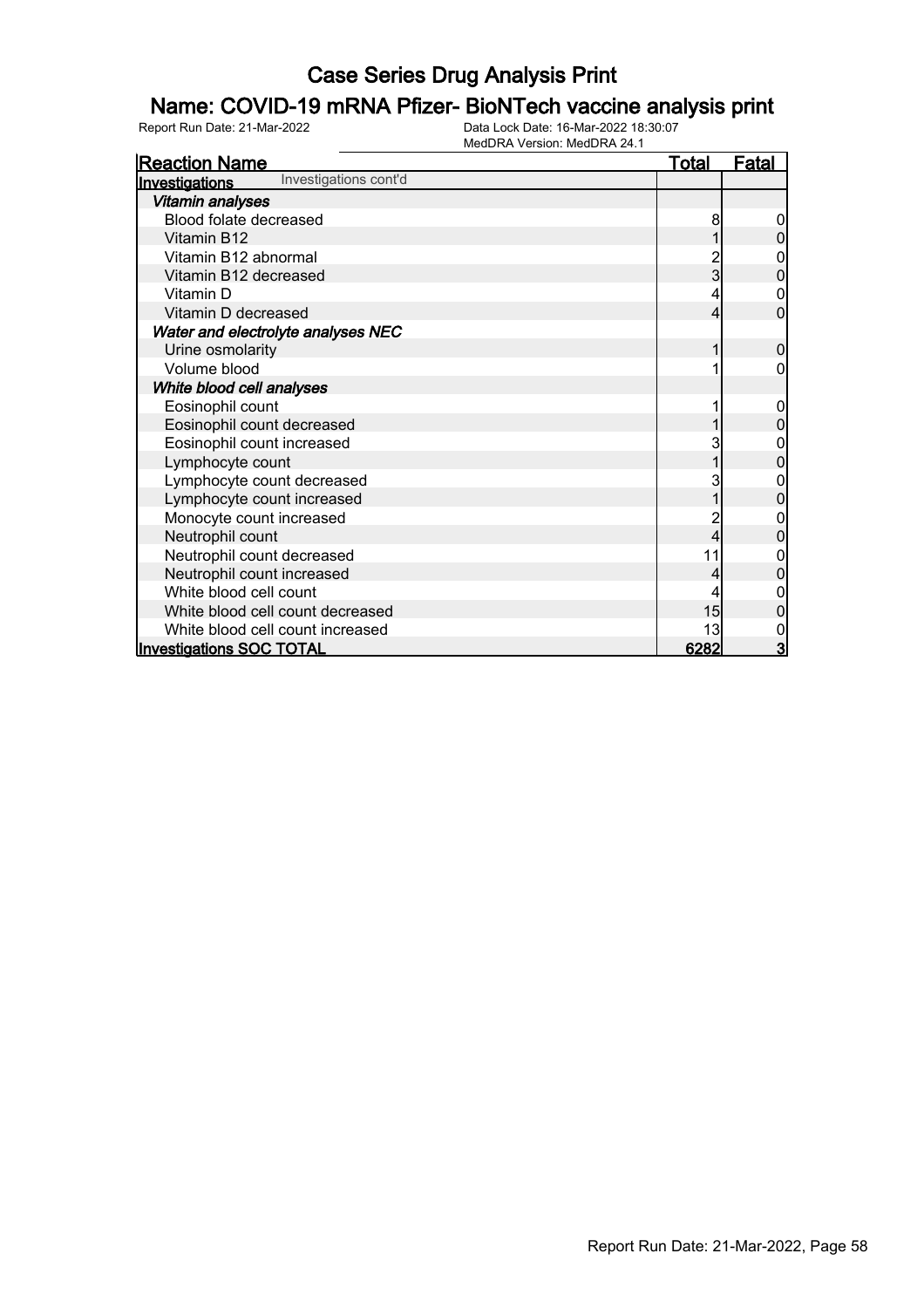# Case Series Drug Analysis Print

## Name: COVID-19 mRNA Pfizer- BioNTech vaccine analysis print

Report Run Date: 21-Mar-2022    Data Lock Date: 16-Mar-2022 18:30:07
MedDRA Version: MedDRA 24.1

| Reaction Name | Total | Fatal |
|---|---|---|
| **Investigations** Investigations cont'd | | |
| ***Vitamin analyses*** | | |
| Blood folate decreased | 8 | 0 |
| Vitamin B12 | 1 | 0 |
| Vitamin B12 abnormal | 2 | 0 |
| Vitamin B12 decreased | 3 | 0 |
| Vitamin D | 4 | 0 |
| Vitamin D decreased | 4 | 0 |
| ***Water and electrolyte analyses NEC*** | | |
| Urine osmolarity | 1 | 0 |
| Volume blood | 1 | 0 |
| ***White blood cell analyses*** | | |
| Eosinophil count | 1 | 0 |
| Eosinophil count decreased | 1 | 0 |
| Eosinophil count increased | 3 | 0 |
| Lymphocyte count | 1 | 0 |
| Lymphocyte count decreased | 3 | 0 |
| Lymphocyte count increased | 1 | 0 |
| Monocyte count increased | 2 | 0 |
| Neutrophil count | 4 | 0 |
| Neutrophil count decreased | 11 | 0 |
| Neutrophil count increased | 4 | 0 |
| White blood cell count | 4 | 0 |
| White blood cell count decreased | 15 | 0 |
| White blood cell count increased | 13 | 0 |
| **Investigations SOC TOTAL** | **6282** | **3** |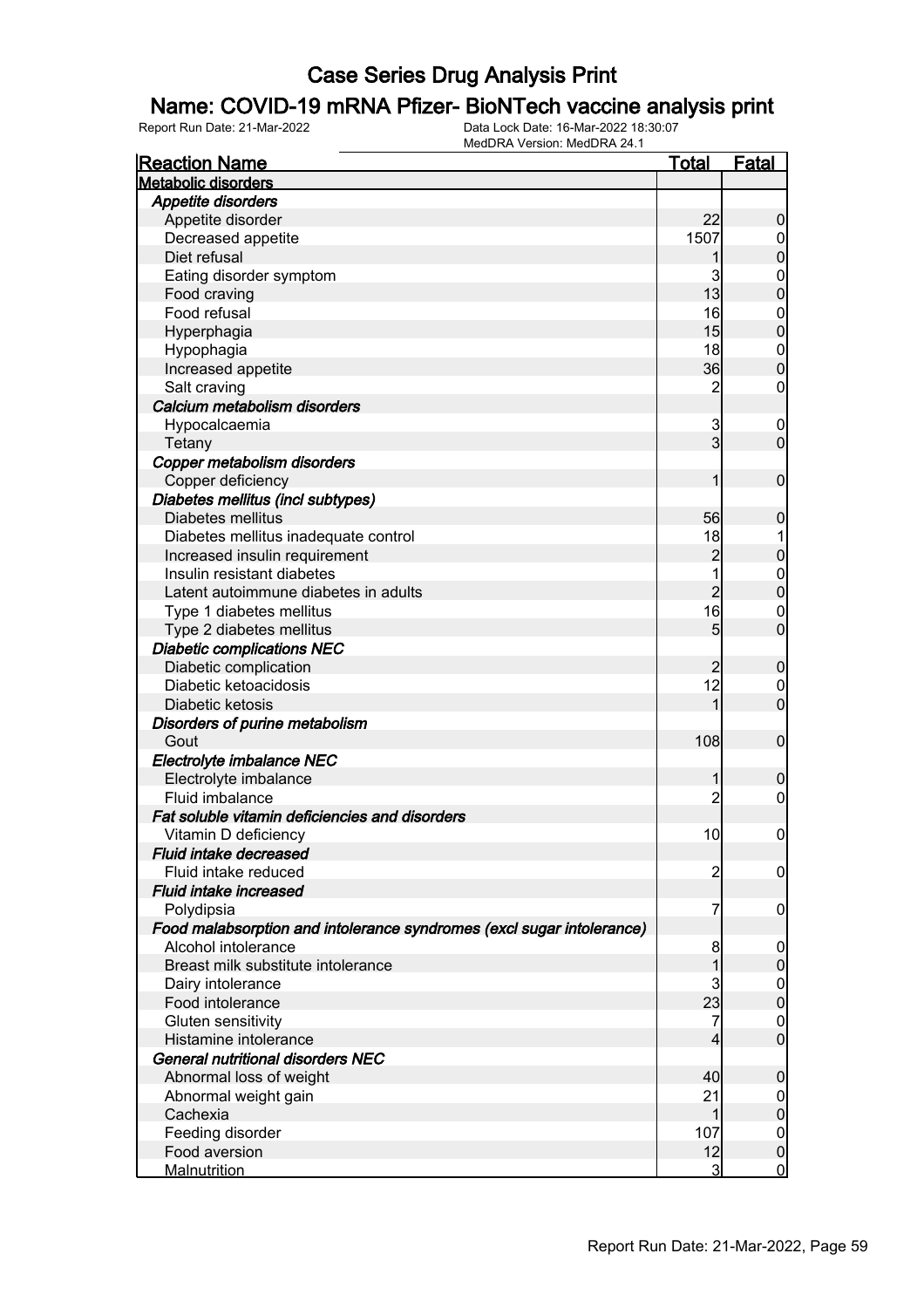# Case Series Drug Analysis Print

## Name: COVID-19 mRNA Pfizer- BioNTech vaccine analysis print

Report Run Date: 21-Mar-2022    Data Lock Date: 16-Mar-2022 18:30:07
MedDRA Version: MedDRA 24.1

| Reaction Name | Total | Fatal |
|---|---|---|
| **Metabolic disorders** | | |
| ***Appetite disorders*** | | |
| Appetite disorder | 22 | 0 |
| Decreased appetite | 1507 | 0 |
| Diet refusal | 1 | 0 |
| Eating disorder symptom | 3 | 0 |
| Food craving | 13 | 0 |
| Food refusal | 16 | 0 |
| Hyperphagia | 15 | 0 |
| Hypophagia | 18 | 0 |
| Increased appetite | 36 | 0 |
| Salt craving | 2 | 0 |
| ***Calcium metabolism disorders*** | | |
| Hypocalcaemia | 3 | 0 |
| Tetany | 3 | 0 |
| ***Copper metabolism disorders*** | | |
| Copper deficiency | 1 | 0 |
| ***Diabetes mellitus (incl subtypes)*** | | |
| Diabetes mellitus | 56 | 0 |
| Diabetes mellitus inadequate control | 18 | 1 |
| Increased insulin requirement | 2 | 0 |
| Insulin resistant diabetes | 1 | 0 |
| Latent autoimmune diabetes in adults | 2 | 0 |
| Type 1 diabetes mellitus | 16 | 0 |
| Type 2 diabetes mellitus | 5 | 0 |
| ***Diabetic complications NEC*** | | |
| Diabetic complication | 2 | 0 |
| Diabetic ketoacidosis | 12 | 0 |
| Diabetic ketosis | 1 | 0 |
| ***Disorders of purine metabolism*** | | |
| Gout | 108 | 0 |
| ***Electrolyte imbalance NEC*** | | |
| Electrolyte imbalance | 1 | 0 |
| Fluid imbalance | 2 | 0 |
| ***Fat soluble vitamin deficiencies and disorders*** | | |
| Vitamin D deficiency | 10 | 0 |
| ***Fluid intake decreased*** | | |
| Fluid intake reduced | 2 | 0 |
| ***Fluid intake increased*** | | |
| Polydipsia | 7 | 0 |
| ***Food malabsorption and intolerance syndromes (excl sugar intolerance)*** | | |
| Alcohol intolerance | 8 | 0 |
| Breast milk substitute intolerance | 1 | 0 |
| Dairy intolerance | 3 | 0 |
| Food intolerance | 23 | 0 |
| Gluten sensitivity | 7 | 0 |
| Histamine intolerance | 4 | 0 |
| ***General nutritional disorders NEC*** | | |
| Abnormal loss of weight | 40 | 0 |
| Abnormal weight gain | 21 | 0 |
| Cachexia | 1 | 0 |
| Feeding disorder | 107 | 0 |
| Food aversion | 12 | 0 |
| Malnutrition | 3 | 0 |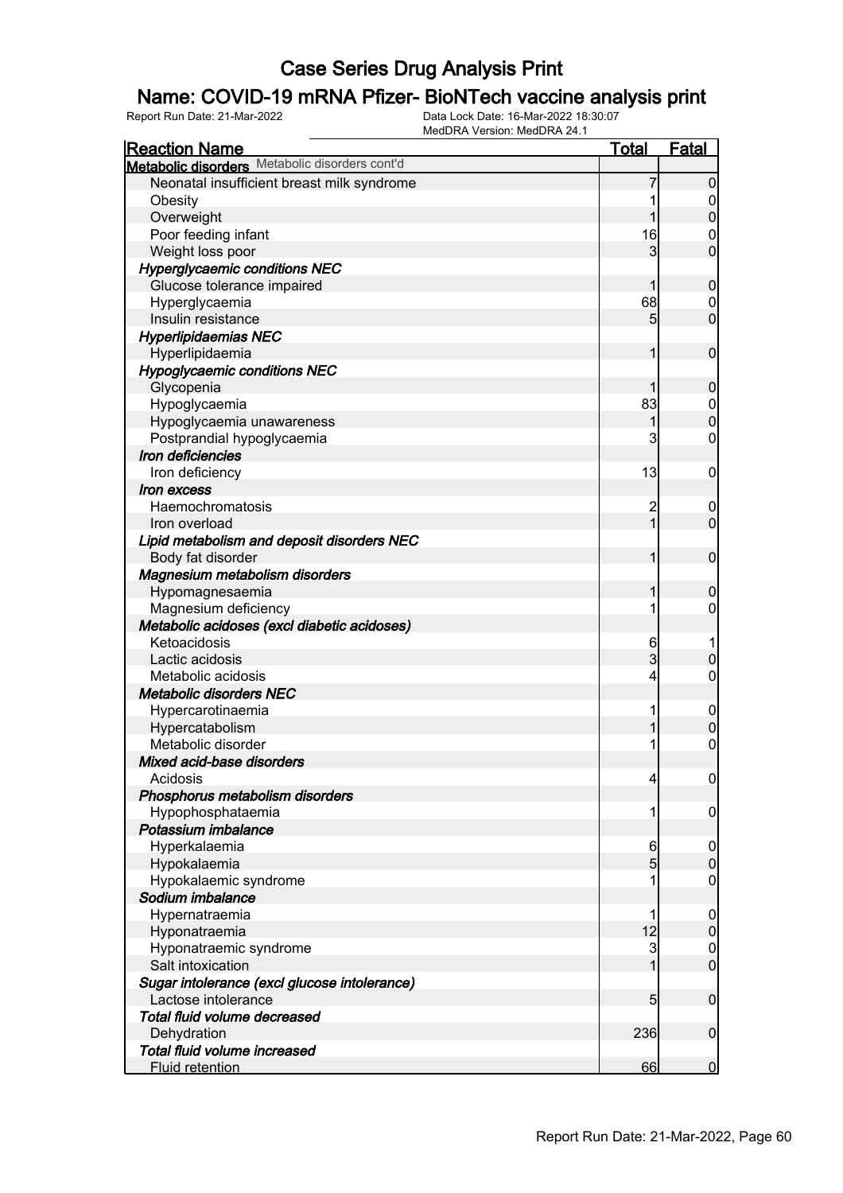# Case Series Drug Analysis Print

## Name: COVID-19 mRNA Pfizer- BioNTech vaccine analysis print

Report Run Date: 21-Mar-2022

Data Lock Date: 16-Mar-2022 18:30:07

MedDRA Version: MedDRA 24.1

| Reaction Name | Total | Fatal |
|---|---|---|
| **Metabolic disorders** Metabolic disorders cont'd | | |
| Neonatal insufficient breast milk syndrome | 7 | 0 |
| Obesity | 1 | 0 |
| Overweight | 1 | 0 |
| Poor feeding infant | 16 | 0 |
| Weight loss poor | 3 | 0 |
| ***Hyperglycaemic conditions NEC*** | | |
| Glucose tolerance impaired | 1 | 0 |
| Hyperglycaemia | 68 | 0 |
| Insulin resistance | 5 | 0 |
| ***Hyperlipidaemias NEC*** | | |
| Hyperlipidaemia | 1 | 0 |
| ***Hypoglycaemic conditions NEC*** | | |
| Glycopenia | 1 | 0 |
| Hypoglycaemia | 83 | 0 |
| Hypoglycaemia unawareness | 1 | 0 |
| Postprandial hypoglycaemia | 3 | 0 |
| ***Iron deficiencies*** | | |
| Iron deficiency | 13 | 0 |
| ***Iron excess*** | | |
| Haemochromatosis | 2 | 0 |
| Iron overload | 1 | 0 |
| ***Lipid metabolism and deposit disorders NEC*** | | |
| Body fat disorder | 1 | 0 |
| ***Magnesium metabolism disorders*** | | |
| Hypomagnesaemia | 1 | 0 |
| Magnesium deficiency | 1 | 0 |
| ***Metabolic acidoses (excl diabetic acidoses)*** | | |
| Ketoacidosis | 6 | 1 |
| Lactic acidosis | 3 | 0 |
| Metabolic acidosis | 4 | 0 |
| ***Metabolic disorders NEC*** | | |
| Hypercarotinaemia | 1 | 0 |
| Hypercatabolism | 1 | 0 |
| Metabolic disorder | 1 | 0 |
| ***Mixed acid-base disorders*** | | |
| Acidosis | 4 | 0 |
| ***Phosphorus metabolism disorders*** | | |
| Hypophosphataemia | 1 | 0 |
| ***Potassium imbalance*** | | |
| Hyperkalaemia | 6 | 0 |
| Hypokalaemia | 5 | 0 |
| Hypokalaemic syndrome | 1 | 0 |
| ***Sodium imbalance*** | | |
| Hypernatraemia | 1 | 0 |
| Hyponatraemia | 12 | 0 |
| Hyponatraemic syndrome | 3 | 0 |
| Salt intoxication | 1 | 0 |
| ***Sugar intolerance (excl glucose intolerance)*** | | |
| Lactose intolerance | 5 | 0 |
| ***Total fluid volume decreased*** | | |
| Dehydration | 236 | 0 |
| ***Total fluid volume increased*** | | |
| Fluid retention | 66 | 0 |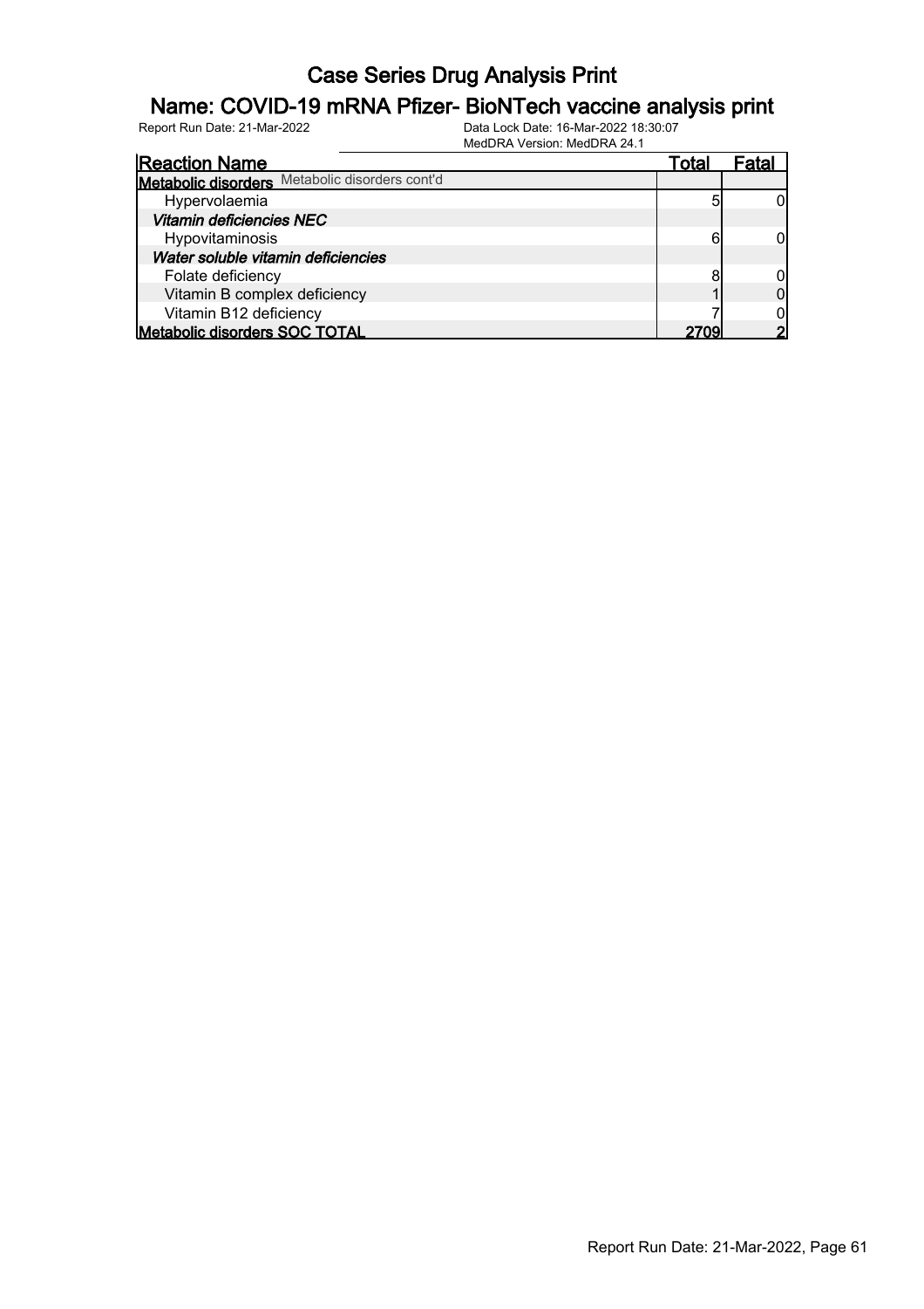# Case Series Drug Analysis Print

## Name: COVID-19 mRNA Pfizer- BioNTech vaccine analysis print

Report Run Date: 21-Mar-2022    Data Lock Date: 16-Mar-2022 18:30:07
MedDRA Version: MedDRA 24.1

| Reaction Name | Total | Fatal |
|---|---|---|
| **Metabolic disorders** Metabolic disorders cont'd | | |
| Hypervolaemia | 5 | 0 |
| ***Vitamin deficiencies NEC*** | | |
| Hypovitaminosis | 6 | 0 |
| ***Water soluble vitamin deficiencies*** | | |
| Folate deficiency | 8 | 0 |
| Vitamin B complex deficiency | 1 | 0 |
| Vitamin B12 deficiency | 7 | 0 |
| **Metabolic disorders SOC TOTAL** | **2709** | **2** |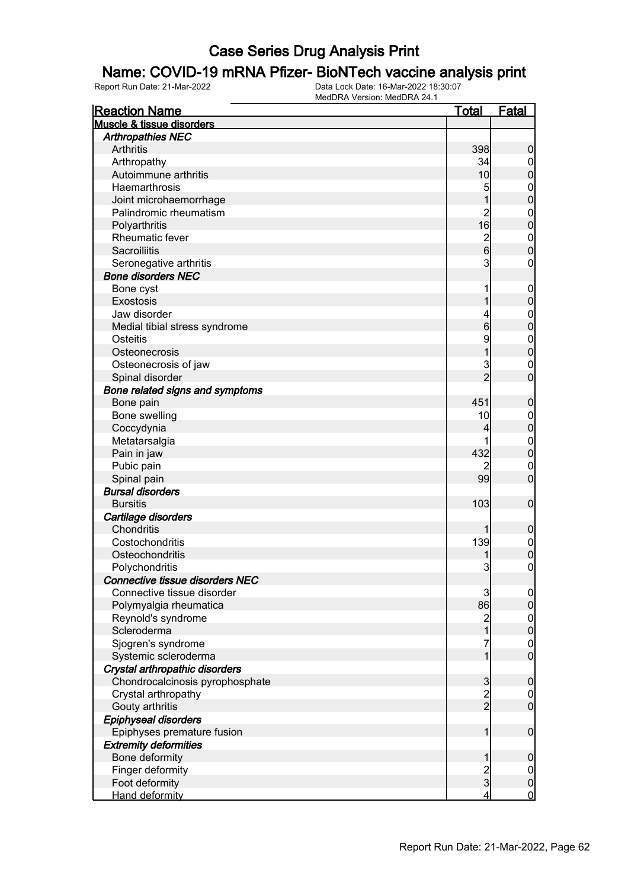# Case Series Drug Analysis Print

## Name: COVID-19 mRNA Pfizer- BioNTech vaccine analysis print

Report Run Date: 21-Mar-2022

Data Lock Date: 16-Mar-2022 18:30:07

MedDRA Version: MedDRA 24.1

| Reaction Name | Total | Fatal |
|---|---|---|
| **Muscle & tissue disorders** | | |
| ***Arthropathies NEC*** | | |
| Arthritis | 398 | 0 |
| Arthropathy | 34 | 0 |
| Autoimmune arthritis | 10 | 0 |
| Haemarthrosis | 5 | 0 |
| Joint microhaemorrhage | 1 | 0 |
| Palindromic rheumatism | 2 | 0 |
| Polyarthritis | 16 | 0 |
| Rheumatic fever | 2 | 0 |
| Sacroiliitis | 6 | 0 |
| Seronegative arthritis | 3 | 0 |
| ***Bone disorders NEC*** | | |
| Bone cyst | 1 | 0 |
| Exostosis | 1 | 0 |
| Jaw disorder | 4 | 0 |
| Medial tibial stress syndrome | 6 | 0 |
| Osteitis | 9 | 0 |
| Osteonecrosis | 1 | 0 |
| Osteonecrosis of jaw | 3 | 0 |
| Spinal disorder | 2 | 0 |
| ***Bone related signs and symptoms*** | | |
| Bone pain | 451 | 0 |
| Bone swelling | 10 | 0 |
| Coccydynia | 4 | 0 |
| Metatarsalgia | 1 | 0 |
| Pain in jaw | 432 | 0 |
| Pubic pain | 2 | 0 |
| Spinal pain | 99 | 0 |
| ***Bursal disorders*** | | |
| Bursitis | 103 | 0 |
| ***Cartilage disorders*** | | |
| Chondritis | 1 | 0 |
| Costochondritis | 139 | 0 |
| Osteochondritis | 1 | 0 |
| Polychondritis | 3 | 0 |
| ***Connective tissue disorders NEC*** | | |
| Connective tissue disorder | 3 | 0 |
| Polymyalgia rheumatica | 86 | 0 |
| Reynold's syndrome | 2 | 0 |
| Scleroderma | 1 | 0 |
| Sjogren's syndrome | 7 | 0 |
| Systemic scleroderma | 1 | 0 |
| ***Crystal arthropathic disorders*** | | |
| Chondrocalcinosis pyrophosphate | 3 | 0 |
| Crystal arthropathy | 2 | 0 |
| Gouty arthritis | 2 | 0 |
| ***Epiphyseal disorders*** | | |
| Epiphyses premature fusion | 1 | 0 |
| ***Extremity deformities*** | | |
| Bone deformity | 1 | 0 |
| Finger deformity | 2 | 0 |
| Foot deformity | 3 | 0 |
| Hand deformity | 4 | 0 |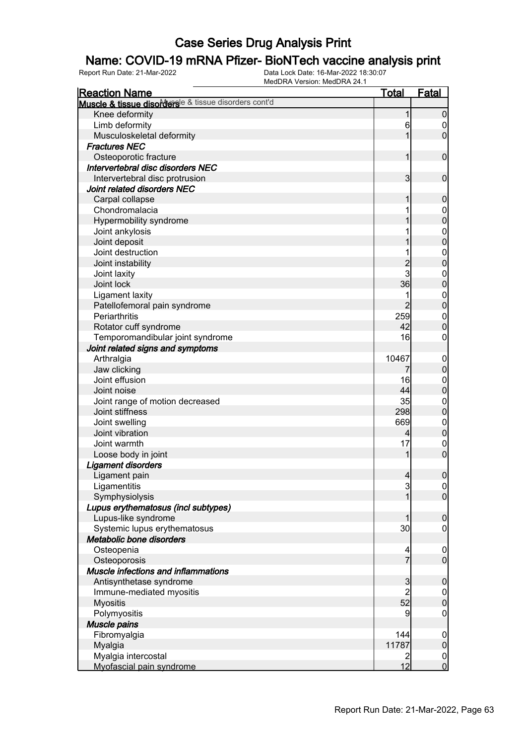# Case Series Drug Analysis Print

## Name: COVID-19 mRNA Pfizer- BioNTech vaccine analysis print

Report Run Date: 21-Mar-2022 | Data Lock Date: 16-Mar-2022 18:30:07 | MedDRA Version: MedDRA 24.1

| Reaction Name | Total | Fatal |
|---|---|---|
| **Muscle & tissue disorders** Muscle & tissue disorders cont'd | | |
| Knee deformity | 1 | 0 |
| Limb deformity | 6 | 0 |
| Musculoskeletal deformity | 1 | 0 |
| ***Fractures NEC*** | | |
| Osteoporotic fracture | 1 | 0 |
| ***Intervertebral disc disorders NEC*** | | |
| Intervertebral disc protrusion | 3 | 0 |
| ***Joint related disorders NEC*** | | |
| Carpal collapse | 1 | 0 |
| Chondromalacia | 1 | 0 |
| Hypermobility syndrome | 1 | 0 |
| Joint ankylosis | 1 | 0 |
| Joint deposit | 1 | 0 |
| Joint destruction | 1 | 0 |
| Joint instability | 2 | 0 |
| Joint laxity | 3 | 0 |
| Joint lock | 36 | 0 |
| Ligament laxity | 1 | 0 |
| Patellofemoral pain syndrome | 2 | 0 |
| Periarthritis | 259 | 0 |
| Rotator cuff syndrome | 42 | 0 |
| Temporomandibular joint syndrome | 16 | 0 |
| ***Joint related signs and symptoms*** | | |
| Arthralgia | 10467 | 0 |
| Jaw clicking | 7 | 0 |
| Joint effusion | 16 | 0 |
| Joint noise | 44 | 0 |
| Joint range of motion decreased | 35 | 0 |
| Joint stiffness | 298 | 0 |
| Joint swelling | 669 | 0 |
| Joint vibration | 4 | 0 |
| Joint warmth | 17 | 0 |
| Loose body in joint | 1 | 0 |
| ***Ligament disorders*** | | |
| Ligament pain | 4 | 0 |
| Ligamentitis | 3 | 0 |
| Symphysiolysis | 1 | 0 |
| ***Lupus erythematosus (incl subtypes)*** | | |
| Lupus-like syndrome | 1 | 0 |
| Systemic lupus erythematosus | 30 | 0 |
| ***Metabolic bone disorders*** | | |
| Osteopenia | 4 | 0 |
| Osteoporosis | 7 | 0 |
| ***Muscle infections and inflammations*** | | |
| Antisynthetase syndrome | 3 | 0 |
| Immune-mediated myositis | 2 | 0 |
| Myositis | 52 | 0 |
| Polymyositis | 9 | 0 |
| ***Muscle pains*** | | |
| Fibromyalgia | 144 | 0 |
| Myalgia | 11787 | 0 |
| Myalgia intercostal | 2 | 0 |
| Myofascial pain syndrome | 12 | 0 |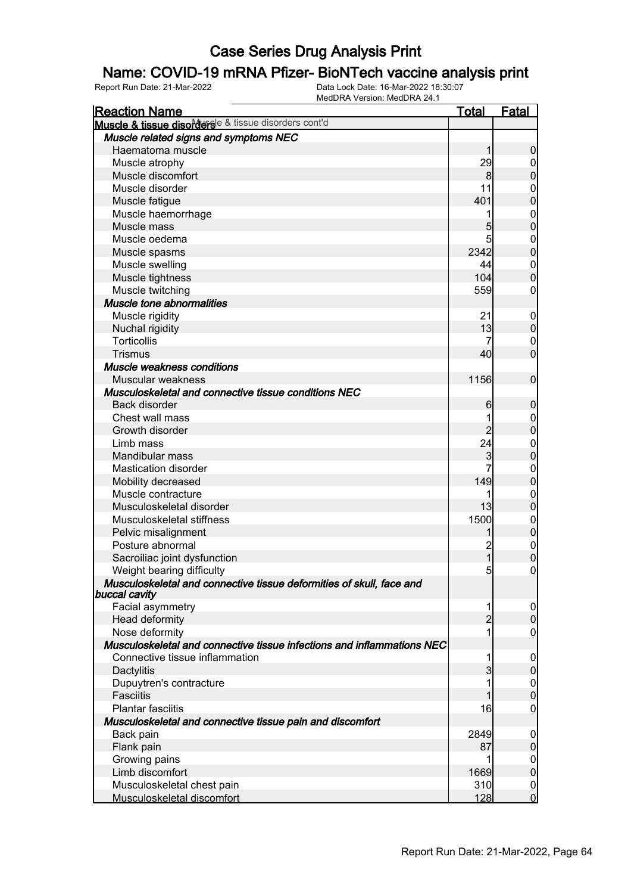# Case Series Drug Analysis Print

## Name: COVID-19 mRNA Pfizer- BioNTech vaccine analysis print

Report Run Date: 21-Mar-2022 | Data Lock Date: 16-Mar-2022 18:30:07 | MedDRA Version: MedDRA 24.1

| Reaction Name | Total | Fatal |
|---|---|---|
| **Muscle & tissue disorders** Muscle & tissue disorders cont'd | | |
| ***Muscle related signs and symptoms NEC*** | | |
| Haematoma muscle | 1 | 0 |
| Muscle atrophy | 29 | 0 |
| Muscle discomfort | 8 | 0 |
| Muscle disorder | 11 | 0 |
| Muscle fatigue | 401 | 0 |
| Muscle haemorrhage | 1 | 0 |
| Muscle mass | 5 | 0 |
| Muscle oedema | 5 | 0 |
| Muscle spasms | 2342 | 0 |
| Muscle swelling | 44 | 0 |
| Muscle tightness | 104 | 0 |
| Muscle twitching | 559 | 0 |
| ***Muscle tone abnormalities*** | | |
| Muscle rigidity | 21 | 0 |
| Nuchal rigidity | 13 | 0 |
| Torticollis | 7 | 0 |
| Trismus | 40 | 0 |
| ***Muscle weakness conditions*** | | |
| Muscular weakness | 1156 | 0 |
| ***Musculoskeletal and connective tissue conditions NEC*** | | |
| Back disorder | 6 | 0 |
| Chest wall mass | 1 | 0 |
| Growth disorder | 2 | 0 |
| Limb mass | 24 | 0 |
| Mandibular mass | 3 | 0 |
| Mastication disorder | 7 | 0 |
| Mobility decreased | 149 | 0 |
| Muscle contracture | 1 | 0 |
| Musculoskeletal disorder | 13 | 0 |
| Musculoskeletal stiffness | 1500 | 0 |
| Pelvic misalignment | 1 | 0 |
| Posture abnormal | 2 | 0 |
| Sacroiliac joint dysfunction | 1 | 0 |
| Weight bearing difficulty | 5 | 0 |
| ***Musculoskeletal and connective tissue deformities of skull, face and buccal cavity*** | | |
| Facial asymmetry | 1 | 0 |
| Head deformity | 2 | 0 |
| Nose deformity | 1 | 0 |
| ***Musculoskeletal and connective tissue infections and inflammations NEC*** | | |
| Connective tissue inflammation | 1 | 0 |
| Dactylitis | 3 | 0 |
| Dupuytren's contracture | 1 | 0 |
| Fasciitis | 1 | 0 |
| Plantar fasciitis | 16 | 0 |
| ***Musculoskeletal and connective tissue pain and discomfort*** | | |
| Back pain | 2849 | 0 |
| Flank pain | 87 | 0 |
| Growing pains | 1 | 0 |
| Limb discomfort | 1669 | 0 |
| Musculoskeletal chest pain | 310 | 0 |
| Musculoskeletal discomfort | 128 | 0 |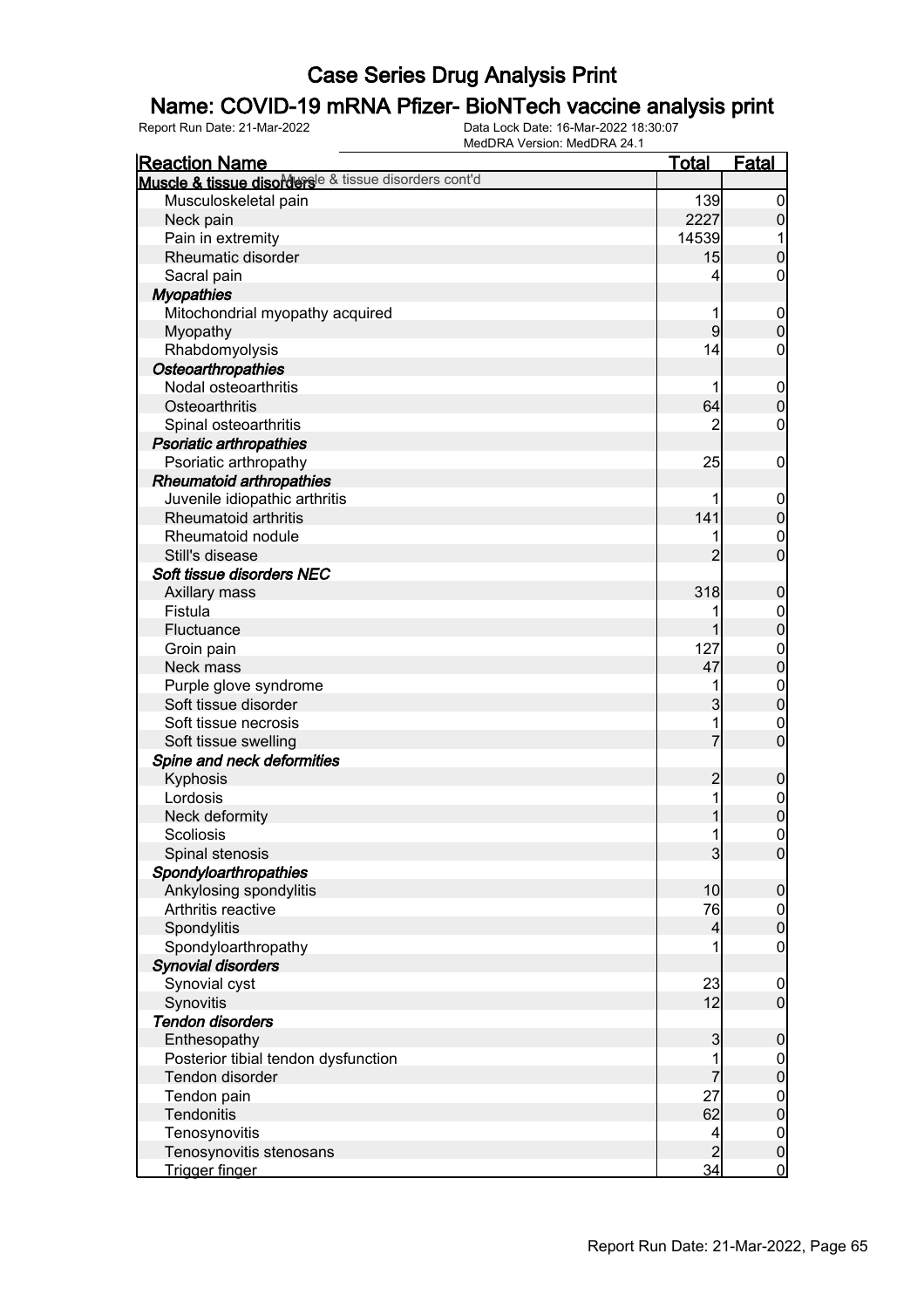# Case Series Drug Analysis Print

## Name: COVID-19 mRNA Pfizer- BioNTech vaccine analysis print

Report Run Date: 21-Mar-2022

Data Lock Date: 16-Mar-2022 18:30:07

MedDRA Version: MedDRA 24.1

| Reaction Name | Total | Fatal |
|---|---|---|
| **Muscle & tissue disorders** Muscle & tissue disorders cont'd | | |
| Musculoskeletal pain | 139 | 0 |
| Neck pain | 2227 | 0 |
| Pain in extremity | 14539 | 1 |
| Rheumatic disorder | 15 | 0 |
| Sacral pain | 4 | 0 |
| ***Myopathies*** | | |
| Mitochondrial myopathy acquired | 1 | 0 |
| Myopathy | 9 | 0 |
| Rhabdomyolysis | 14 | 0 |
| ***Osteoarthropathies*** | | |
| Nodal osteoarthritis | 1 | 0 |
| Osteoarthritis | 64 | 0 |
| Spinal osteoarthritis | 2 | 0 |
| ***Psoriatic arthropathies*** | | |
| Psoriatic arthropathy | 25 | 0 |
| ***Rheumatoid arthropathies*** | | |
| Juvenile idiopathic arthritis | 1 | 0 |
| Rheumatoid arthritis | 141 | 0 |
| Rheumatoid nodule | 1 | 0 |
| Still's disease | 2 | 0 |
| ***Soft tissue disorders NEC*** | | |
| Axillary mass | 318 | 0 |
| Fistula | 1 | 0 |
| Fluctuance | 1 | 0 |
| Groin pain | 127 | 0 |
| Neck mass | 47 | 0 |
| Purple glove syndrome | 1 | 0 |
| Soft tissue disorder | 3 | 0 |
| Soft tissue necrosis | 1 | 0 |
| Soft tissue swelling | 7 | 0 |
| ***Spine and neck deformities*** | | |
| Kyphosis | 2 | 0 |
| Lordosis | 1 | 0 |
| Neck deformity | 1 | 0 |
| Scoliosis | 1 | 0 |
| Spinal stenosis | 3 | 0 |
| ***Spondyloarthropathies*** | | |
| Ankylosing spondylitis | 10 | 0 |
| Arthritis reactive | 76 | 0 |
| Spondylitis | 4 | 0 |
| Spondyloarthropathy | 1 | 0 |
| ***Synovial disorders*** | | |
| Synovial cyst | 23 | 0 |
| Synovitis | 12 | 0 |
| ***Tendon disorders*** | | |
| Enthesopathy | 3 | 0 |
| Posterior tibial tendon dysfunction | 1 | 0 |
| Tendon disorder | 7 | 0 |
| Tendon pain | 27 | 0 |
| Tendonitis | 62 | 0 |
| Tenosynovitis | 4 | 0 |
| Tenosynovitis stenosans | 2 | 0 |
| Trigger finger | 34 | 0 |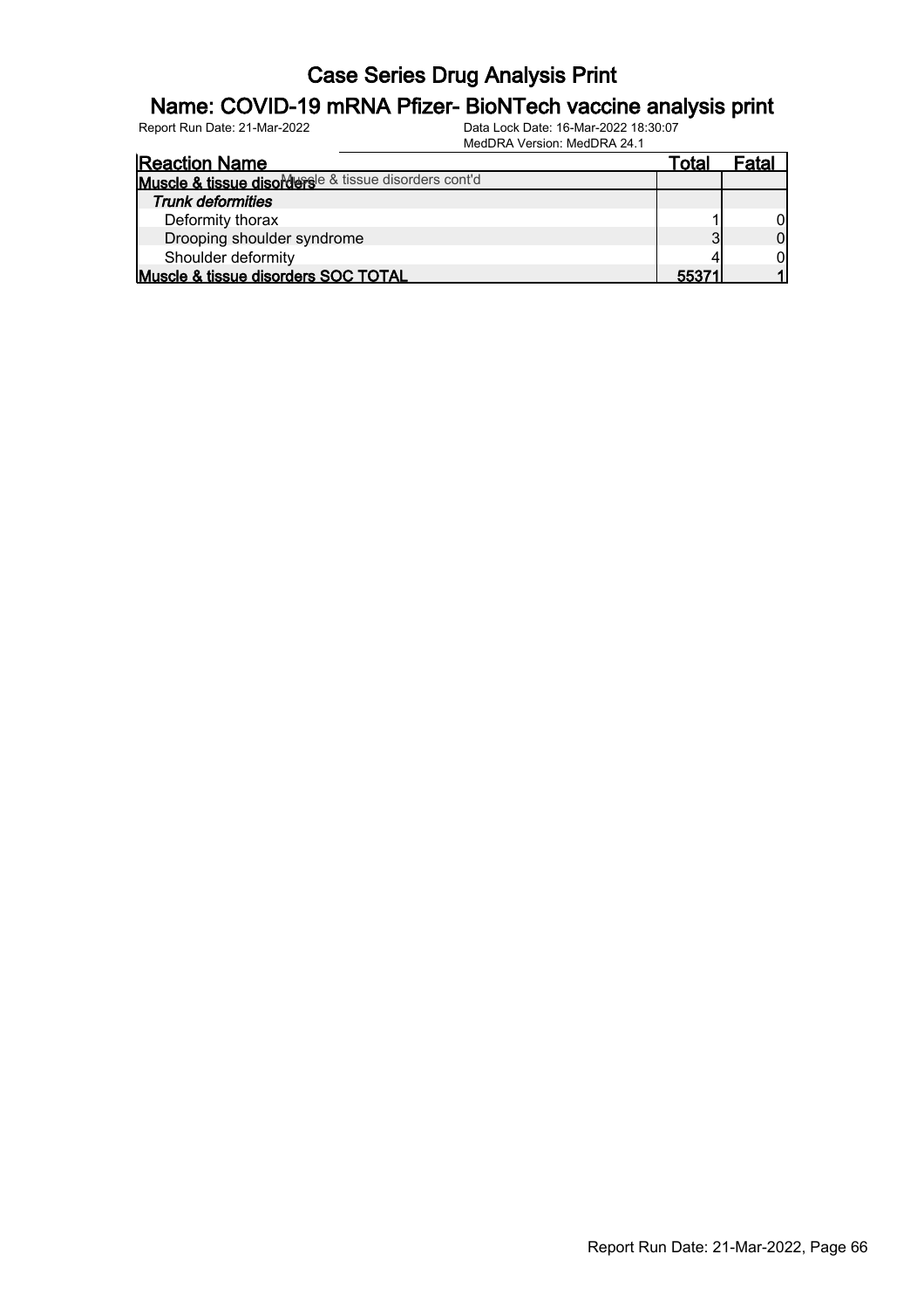# Case Series Drug Analysis Print

## Name: COVID-19 mRNA Pfizer- BioNTech vaccine analysis print

Report Run Date: 21-Mar-2022    Data Lock Date: 16-Mar-2022 18:30:07
MedDRA Version: MedDRA 24.1

| Reaction Name | Total | Fatal |
|---|---|---|
| **Muscle & tissue disorders** Muscle & tissue disorders cont'd | | |
| ***Trunk deformities*** | | |
| Deformity thorax | 1 | 0 |
| Drooping shoulder syndrome | 3 | 0 |
| Shoulder deformity | 4 | 0 |
| **Muscle & tissue disorders SOC TOTAL** | **55371** | **1** |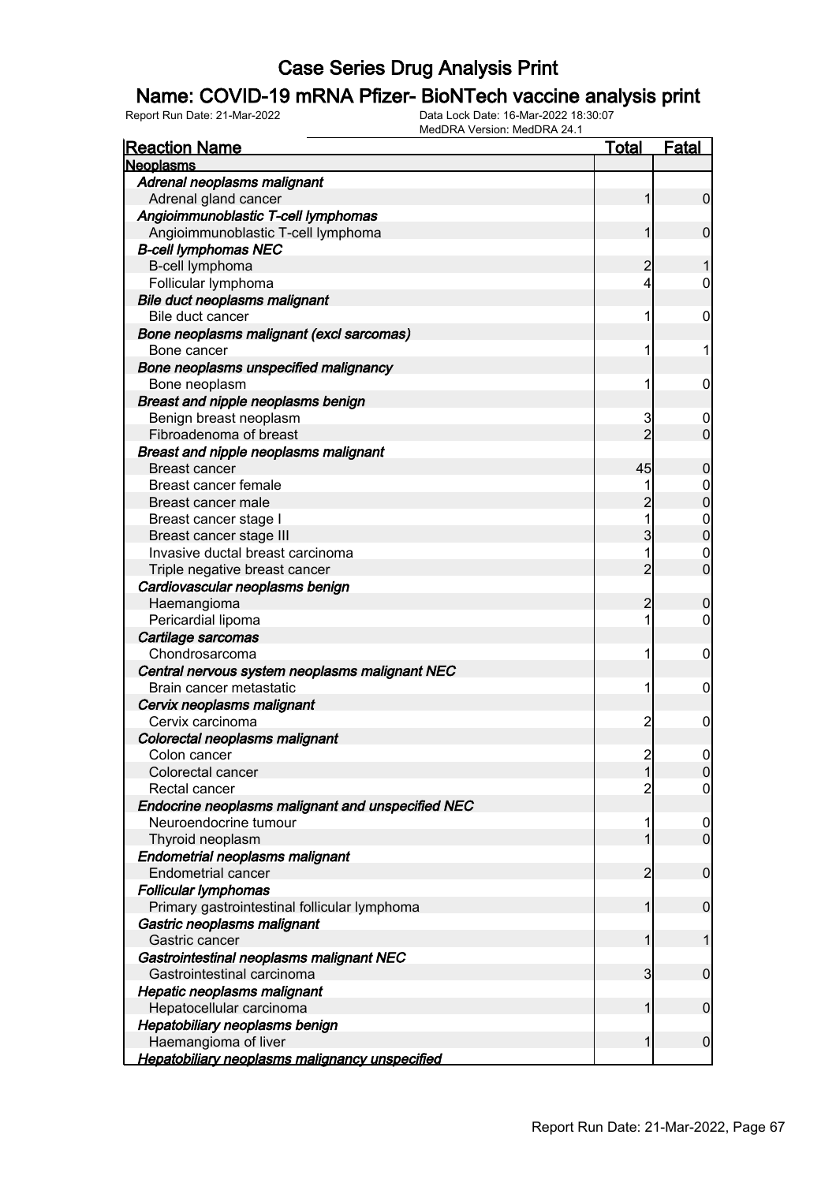# Case Series Drug Analysis Print

## Name: COVID-19 mRNA Pfizer- BioNTech vaccine analysis print

Report Run Date: 21-Mar-2022  Data Lock Date: 16-Mar-2022 18:30:07  MedDRA Version: MedDRA 24.1

| Reaction Name | Total | Fatal |
|---|---|---|
| **Neoplasms** | | |
| *Adrenal neoplasms malignant* | | |
| Adrenal gland cancer | 1 | 0 |
| *Angioimmunoblastic T-cell lymphomas* | | |
| Angioimmunoblastic T-cell lymphoma | 1 | 0 |
| *B-cell lymphomas NEC* | | |
| B-cell lymphoma | 2 | 1 |
| Follicular lymphoma | 4 | 0 |
| *Bile duct neoplasms malignant* | | |
| Bile duct cancer | 1 | 0 |
| *Bone neoplasms malignant (excl sarcomas)* | | |
| Bone cancer | 1 | 1 |
| *Bone neoplasms unspecified malignancy* | | |
| Bone neoplasm | 1 | 0 |
| *Breast and nipple neoplasms benign* | | |
| Benign breast neoplasm | 3 | 0 |
| Fibroadenoma of breast | 2 | 0 |
| *Breast and nipple neoplasms malignant* | | |
| Breast cancer | 45 | 0 |
| Breast cancer female | 1 | 0 |
| Breast cancer male | 2 | 0 |
| Breast cancer stage I | 1 | 0 |
| Breast cancer stage III | 3 | 0 |
| Invasive ductal breast carcinoma | 1 | 0 |
| Triple negative breast cancer | 2 | 0 |
| *Cardiovascular neoplasms benign* | | |
| Haemangioma | 2 | 0 |
| Pericardial lipoma | 1 | 0 |
| *Cartilage sarcomas* | | |
| Chondrosarcoma | 1 | 0 |
| *Central nervous system neoplasms malignant NEC* | | |
| Brain cancer metastatic | 1 | 0 |
| *Cervix neoplasms malignant* | | |
| Cervix carcinoma | 2 | 0 |
| *Colorectal neoplasms malignant* | | |
| Colon cancer | 2 | 0 |
| Colorectal cancer | 1 | 0 |
| Rectal cancer | 2 | 0 |
| *Endocrine neoplasms malignant and unspecified NEC* | | |
| Neuroendocrine tumour | 1 | 0 |
| Thyroid neoplasm | 1 | 0 |
| *Endometrial neoplasms malignant* | | |
| Endometrial cancer | 2 | 0 |
| *Follicular lymphomas* | | |
| Primary gastrointestinal follicular lymphoma | 1 | 0 |
| *Gastric neoplasms malignant* | | |
| Gastric cancer | 1 | 1 |
| *Gastrointestinal neoplasms malignant NEC* | | |
| Gastrointestinal carcinoma | 3 | 0 |
| *Hepatic neoplasms malignant* | | |
| Hepatocellular carcinoma | 1 | 0 |
| *Hepatobiliary neoplasms benign* | | |
| Haemangioma of liver | 1 | 0 |
| *Hepatobiliary neoplasms malignancy unspecified* | | |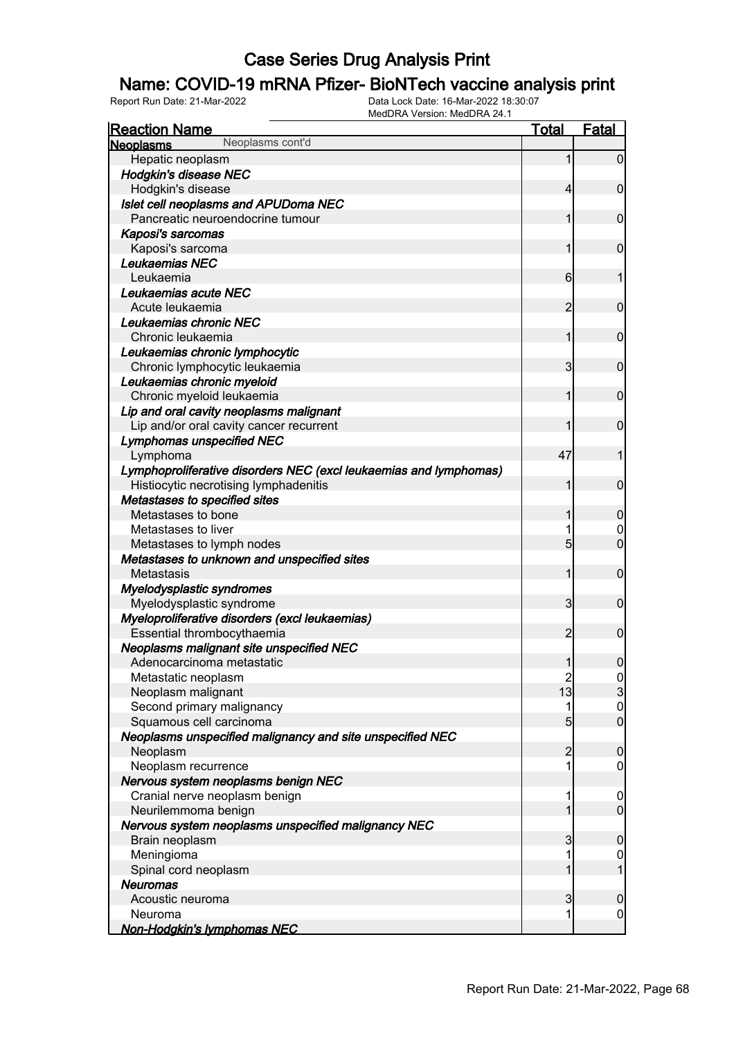# Case Series Drug Analysis Print

## Name: COVID-19 mRNA Pfizer- BioNTech vaccine analysis print

Report Run Date: 21-Mar-2022    Data Lock Date: 16-Mar-2022 18:30:07
MedDRA Version: MedDRA 24.1

| Reaction Name | Total | Fatal |
|---|---|---|
| **Neoplasms** Neoplasms cont'd | | |
| Hepatic neoplasm | 1 | 0 |
| ***Hodgkin's disease NEC*** | | |
| Hodgkin's disease | 4 | 0 |
| ***Islet cell neoplasms and APUDoma NEC*** | | |
| Pancreatic neuroendocrine tumour | 1 | 0 |
| ***Kaposi's sarcomas*** | | |
| Kaposi's sarcoma | 1 | 0 |
| ***Leukaemias NEC*** | | |
| Leukaemia | 6 | 1 |
| ***Leukaemias acute NEC*** | | |
| Acute leukaemia | 2 | 0 |
| ***Leukaemias chronic NEC*** | | |
| Chronic leukaemia | 1 | 0 |
| ***Leukaemias chronic lymphocytic*** | | |
| Chronic lymphocytic leukaemia | 3 | 0 |
| ***Leukaemias chronic myeloid*** | | |
| Chronic myeloid leukaemia | 1 | 0 |
| ***Lip and oral cavity neoplasms malignant*** | | |
| Lip and/or oral cavity cancer recurrent | 1 | 0 |
| ***Lymphomas unspecified NEC*** | | |
| Lymphoma | 47 | 1 |
| ***Lymphoproliferative disorders NEC (excl leukaemias and lymphomas)*** | | |
| Histiocytic necrotising lymphadenitis | 1 | 0 |
| ***Metastases to specified sites*** | | |
| Metastases to bone | 1 | 0 |
| Metastases to liver | 1 | 0 |
| Metastases to lymph nodes | 5 | 0 |
| ***Metastases to unknown and unspecified sites*** | | |
| Metastasis | 1 | 0 |
| ***Myelodysplastic syndromes*** | | |
| Myelodysplastic syndrome | 3 | 0 |
| ***Myeloproliferative disorders (excl leukaemias)*** | | |
| Essential thrombocythaemia | 2 | 0 |
| ***Neoplasms malignant site unspecified NEC*** | | |
| Adenocarcinoma metastatic | 1 | 0 |
| Metastatic neoplasm | 2 | 0 |
| Neoplasm malignant | 13 | 3 |
| Second primary malignancy | 1 | 0 |
| Squamous cell carcinoma | 5 | 0 |
| ***Neoplasms unspecified malignancy and site unspecified NEC*** | | |
| Neoplasm | 2 | 0 |
| Neoplasm recurrence | 1 | 0 |
| ***Nervous system neoplasms benign NEC*** | | |
| Cranial nerve neoplasm benign | 1 | 0 |
| Neurilemmoma benign | 1 | 0 |
| ***Nervous system neoplasms unspecified malignancy NEC*** | | |
| Brain neoplasm | 3 | 0 |
| Meningioma | 1 | 0 |
| Spinal cord neoplasm | 1 | 1 |
| ***Neuromas*** | | |
| Acoustic neuroma | 3 | 0 |
| Neuroma | 1 | 0 |
| ***Non-Hodgkin's lymphomas NEC*** | | |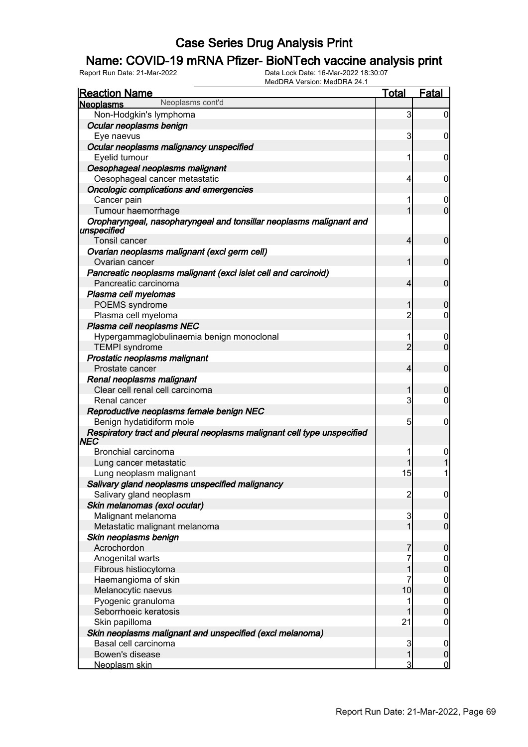# Case Series Drug Analysis Print

## Name: COVID-19 mRNA Pfizer- BioNTech vaccine analysis print

Report Run Date: 21-Mar-2022    Data Lock Date: 16-Mar-2022 18:30:07
MedDRA Version: MedDRA 24.1

| Reaction Name | Total | Fatal |
|---|---|---|
| **Neoplasms** Neoplasms cont'd | | |
| Non-Hodgkin's lymphoma | 3 | 0 |
| ***Ocular neoplasms benign*** | | |
| Eye naevus | 3 | 0 |
| ***Ocular neoplasms malignancy unspecified*** | | |
| Eyelid tumour | 1 | 0 |
| ***Oesophageal neoplasms malignant*** | | |
| Oesophageal cancer metastatic | 4 | 0 |
| ***Oncologic complications and emergencies*** | | |
| Cancer pain | 1 | 0 |
| Tumour haemorrhage | 1 | 0 |
| ***Oropharyngeal, nasopharyngeal and tonsillar neoplasms malignant and unspecified*** | | |
| Tonsil cancer | 4 | 0 |
| ***Ovarian neoplasms malignant (excl germ cell)*** | | |
| Ovarian cancer | 1 | 0 |
| ***Pancreatic neoplasms malignant (excl islet cell and carcinoid)*** | | |
| Pancreatic carcinoma | 4 | 0 |
| ***Plasma cell myelomas*** | | |
| POEMS syndrome | 1 | 0 |
| Plasma cell myeloma | 2 | 0 |
| ***Plasma cell neoplasms NEC*** | | |
| Hypergammaglobulinaemia benign monoclonal | 1 | 0 |
| TEMPI syndrome | 2 | 0 |
| ***Prostatic neoplasms malignant*** | | |
| Prostate cancer | 4 | 0 |
| ***Renal neoplasms malignant*** | | |
| Clear cell renal cell carcinoma | 1 | 0 |
| Renal cancer | 3 | 0 |
| ***Reproductive neoplasms female benign NEC*** | | |
| Benign hydatidiform mole | 5 | 0 |
| ***Respiratory tract and pleural neoplasms malignant cell type unspecified NEC*** | | |
| Bronchial carcinoma | 1 | 0 |
| Lung cancer metastatic | 1 | 1 |
| Lung neoplasm malignant | 15 | 1 |
| ***Salivary gland neoplasms unspecified malignancy*** | | |
| Salivary gland neoplasm | 2 | 0 |
| ***Skin melanomas (excl ocular)*** | | |
| Malignant melanoma | 3 | 0 |
| Metastatic malignant melanoma | 1 | 0 |
| ***Skin neoplasms benign*** | | |
| Acrochordon | 7 | 0 |
| Anogenital warts | 7 | 0 |
| Fibrous histiocytoma | 1 | 0 |
| Haemangioma of skin | 7 | 0 |
| Melanocytic naevus | 10 | 0 |
| Pyogenic granuloma | 1 | 0 |
| Seborrhoeic keratosis | 1 | 0 |
| Skin papilloma | 21 | 0 |
| ***Skin neoplasms malignant and unspecified (excl melanoma)*** | | |
| Basal cell carcinoma | 3 | 0 |
| Bowen's disease | 1 | 0 |
| Neoplasm skin | 3 | 0 |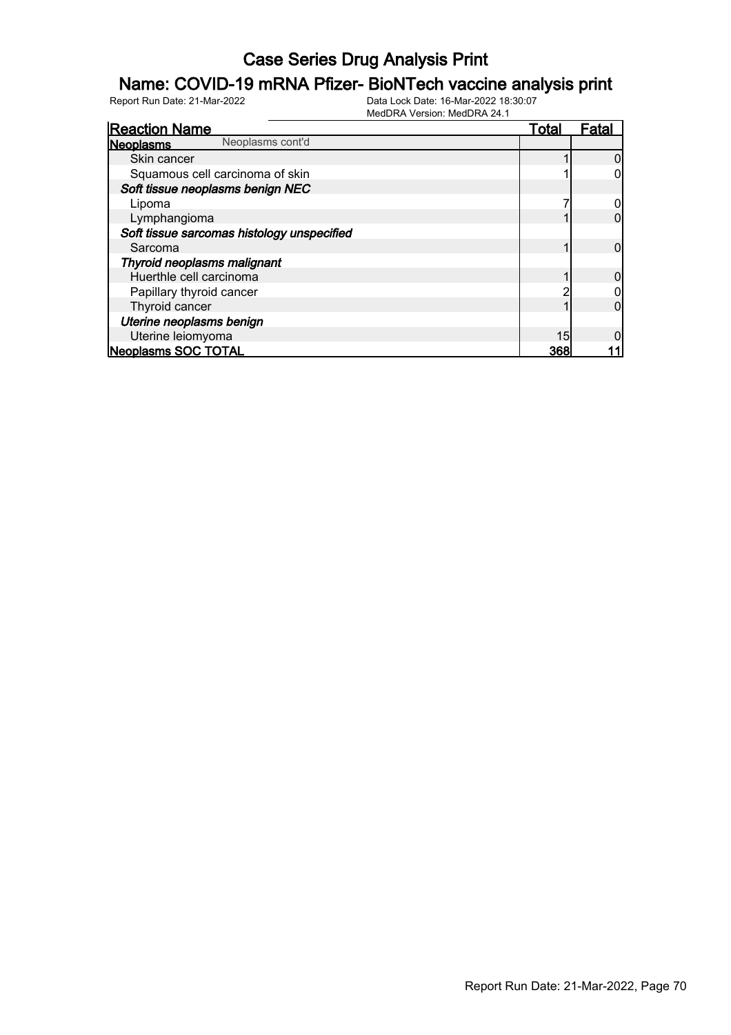# Case Series Drug Analysis Print

## Name: COVID-19 mRNA Pfizer- BioNTech vaccine analysis print

Report Run Date: 21-Mar-2022    Data Lock Date: 16-Mar-2022 18:30:07
MedDRA Version: MedDRA 24.1

| Reaction Name | Total | Fatal |
|---|---|---|
| **Neoplasms** Neoplasms cont'd | | |
| Skin cancer | 1 | 0 |
| Squamous cell carcinoma of skin | 1 | 0 |
| ***Soft tissue neoplasms benign NEC*** | | |
| Lipoma | 7 | 0 |
| Lymphangioma | 1 | 0 |
| ***Soft tissue sarcomas histology unspecified*** | | |
| Sarcoma | 1 | 0 |
| ***Thyroid neoplasms malignant*** | | |
| Huerthle cell carcinoma | 1 | 0 |
| Papillary thyroid cancer | 2 | 0 |
| Thyroid cancer | 1 | 0 |
| ***Uterine neoplasms benign*** | | |
| Uterine leiomyoma | 15 | 0 |
| **Neoplasms SOC TOTAL** | **368** | **11** |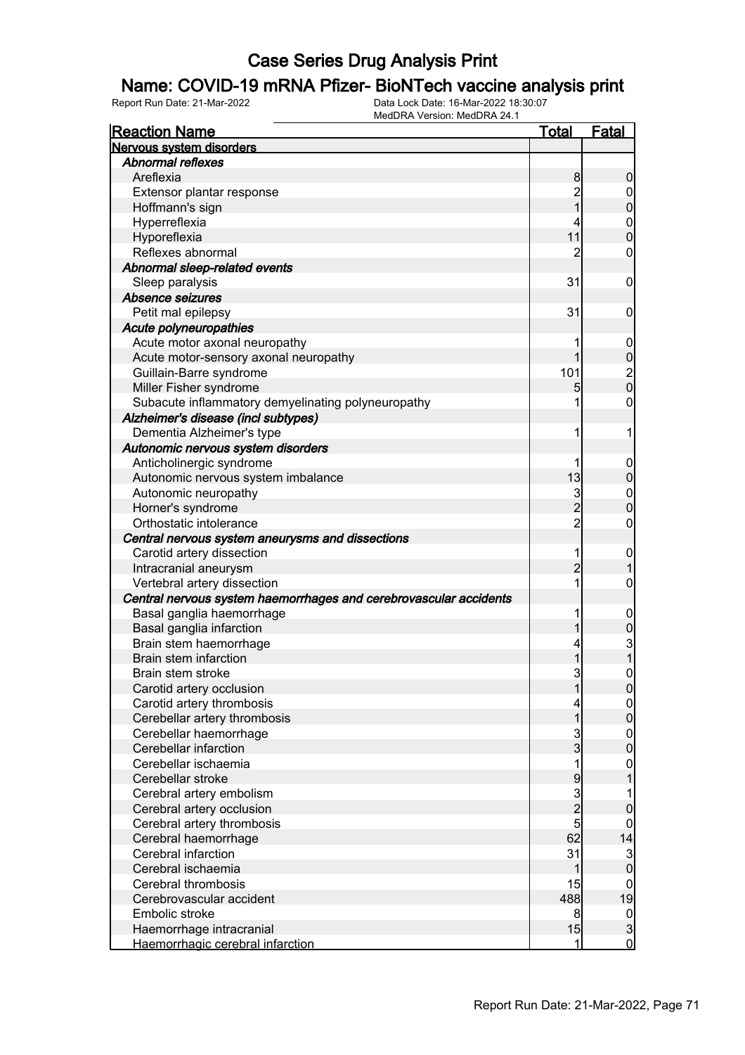# Case Series Drug Analysis Print

## Name: COVID-19 mRNA Pfizer- BioNTech vaccine analysis print

Report Run Date: 21-Mar-2022 | Data Lock Date: 16-Mar-2022 18:30:07 | MedDRA Version: MedDRA 24.1

| Reaction Name | Total | Fatal |
|---|---|---|
| **Nervous system disorders** | | |
| *Abnormal reflexes* | | |
| Areflexia | 8 | 0 |
| Extensor plantar response | 2 | 0 |
| Hoffmann's sign | 1 | 0 |
| Hyperreflexia | 4 | 0 |
| Hyporeflexia | 11 | 0 |
| Reflexes abnormal | 2 | 0 |
| *Abnormal sleep-related events* | | |
| Sleep paralysis | 31 | 0 |
| *Absence seizures* | | |
| Petit mal epilepsy | 31 | 0 |
| *Acute polyneuropathies* | | |
| Acute motor axonal neuropathy | 1 | 0 |
| Acute motor-sensory axonal neuropathy | 1 | 0 |
| Guillain-Barre syndrome | 101 | 2 |
| Miller Fisher syndrome | 5 | 0 |
| Subacute inflammatory demyelinating polyneuropathy | 1 | 0 |
| *Alzheimer's disease (incl subtypes)* | | |
| Dementia Alzheimer's type | 1 | 1 |
| *Autonomic nervous system disorders* | | |
| Anticholinergic syndrome | 1 | 0 |
| Autonomic nervous system imbalance | 13 | 0 |
| Autonomic neuropathy | 3 | 0 |
| Horner's syndrome | 2 | 0 |
| Orthostatic intolerance | 2 | 0 |
| *Central nervous system aneurysms and dissections* | | |
| Carotid artery dissection | 1 | 0 |
| Intracranial aneurysm | 2 | 1 |
| Vertebral artery dissection | 1 | 0 |
| *Central nervous system haemorrhages and cerebrovascular accidents* | | |
| Basal ganglia haemorrhage | 1 | 0 |
| Basal ganglia infarction | 1 | 0 |
| Brain stem haemorrhage | 4 | 3 |
| Brain stem infarction | 1 | 1 |
| Brain stem stroke | 3 | 0 |
| Carotid artery occlusion | 1 | 0 |
| Carotid artery thrombosis | 4 | 0 |
| Cerebellar artery thrombosis | 1 | 0 |
| Cerebellar haemorrhage | 3 | 0 |
| Cerebellar infarction | 3 | 0 |
| Cerebellar ischaemia | 1 | 0 |
| Cerebellar stroke | 9 | 1 |
| Cerebral artery embolism | 3 | 1 |
| Cerebral artery occlusion | 2 | 0 |
| Cerebral artery thrombosis | 5 | 0 |
| Cerebral haemorrhage | 62 | 14 |
| Cerebral infarction | 31 | 3 |
| Cerebral ischaemia | 1 | 0 |
| Cerebral thrombosis | 15 | 0 |
| Cerebrovascular accident | 488 | 19 |
| Embolic stroke | 8 | 0 |
| Haemorrhage intracranial | 15 | 3 |
| Haemorrhagic cerebral infarction | 1 | 0 |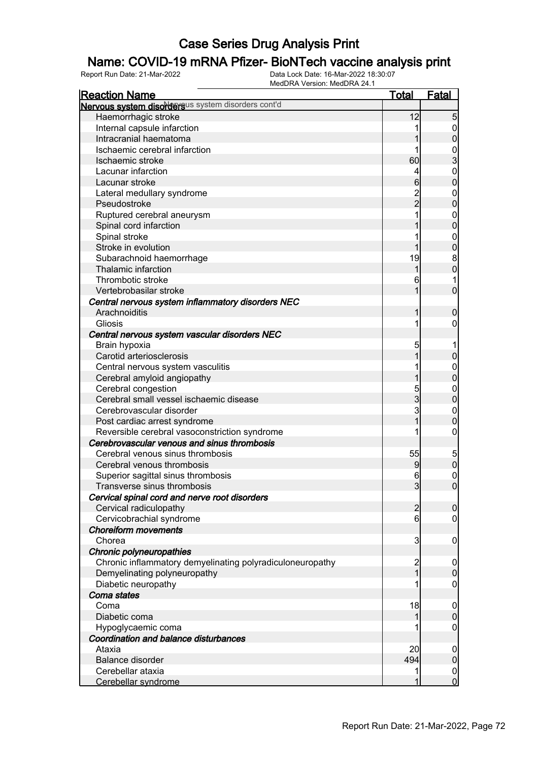# Case Series Drug Analysis Print

## Name: COVID-19 mRNA Pfizer- BioNTech vaccine analysis print

Report Run Date: 21-Mar-2022

Data Lock Date: 16-Mar-2022 18:30:07

MedDRA Version: MedDRA 24.1

| Reaction Name | Total | Fatal |
|---|---|---|
| **Nervous system disorders** Nervous system disorders cont'd | | |
| Haemorrhagic stroke | 12 | 5 |
| Internal capsule infarction | 1 | 0 |
| Intracranial haematoma | 1 | 0 |
| Ischaemic cerebral infarction | 1 | 0 |
| Ischaemic stroke | 60 | 3 |
| Lacunar infarction | 4 | 0 |
| Lacunar stroke | 6 | 0 |
| Lateral medullary syndrome | 2 | 0 |
| Pseudostroke | 2 | 0 |
| Ruptured cerebral aneurysm | 1 | 0 |
| Spinal cord infarction | 1 | 0 |
| Spinal stroke | 1 | 0 |
| Stroke in evolution | 1 | 0 |
| Subarachnoid haemorrhage | 19 | 8 |
| Thalamic infarction | 1 | 0 |
| Thrombotic stroke | 6 | 1 |
| Vertebrobasilar stroke | 1 | 0 |
| ***Central nervous system inflammatory disorders NEC*** | | |
| Arachnoiditis | 1 | 0 |
| Gliosis | 1 | 0 |
| ***Central nervous system vascular disorders NEC*** | | |
| Brain hypoxia | 5 | 1 |
| Carotid arteriosclerosis | 1 | 0 |
| Central nervous system vasculitis | 1 | 0 |
| Cerebral amyloid angiopathy | 1 | 0 |
| Cerebral congestion | 5 | 0 |
| Cerebral small vessel ischaemic disease | 3 | 0 |
| Cerebrovascular disorder | 3 | 0 |
| Post cardiac arrest syndrome | 1 | 0 |
| Reversible cerebral vasoconstriction syndrome | 1 | 0 |
| ***Cerebrovascular venous and sinus thrombosis*** | | |
| Cerebral venous sinus thrombosis | 55 | 5 |
| Cerebral venous thrombosis | 9 | 0 |
| Superior sagittal sinus thrombosis | 6 | 0 |
| Transverse sinus thrombosis | 3 | 0 |
| ***Cervical spinal cord and nerve root disorders*** | | |
| Cervical radiculopathy | 2 | 0 |
| Cervicobrachial syndrome | 6 | 0 |
| ***Choreiform movements*** | | |
| Chorea | 3 | 0 |
| ***Chronic polyneuropathies*** | | |
| Chronic inflammatory demyelinating polyradiculoneuropathy | 2 | 0 |
| Demyelinating polyneuropathy | 1 | 0 |
| Diabetic neuropathy | 1 | 0 |
| ***Coma states*** | | |
| Coma | 18 | 0 |
| Diabetic coma | 1 | 0 |
| Hypoglycaemic coma | 1 | 0 |
| ***Coordination and balance disturbances*** | | |
| Ataxia | 20 | 0 |
| Balance disorder | 494 | 0 |
| Cerebellar ataxia | 1 | 0 |
| Cerebellar syndrome | 1 | 0 |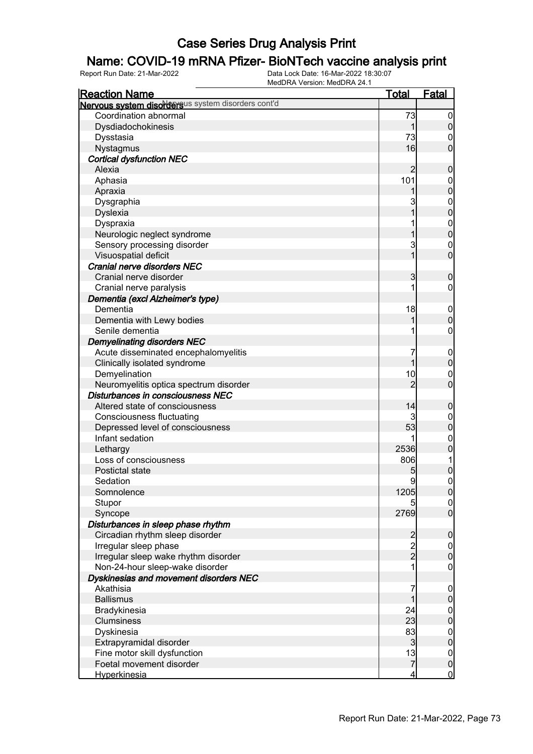# Case Series Drug Analysis Print

## Name: COVID-19 mRNA Pfizer- BioNTech vaccine analysis print

Report Run Date: 21-Mar-2022

Data Lock Date: 16-Mar-2022 18:30:07

MedDRA Version: MedDRA 24.1

| Reaction Name | Total | Fatal |
|---|---|---|
| **Nervous system disorders** Nervous system disorders cont'd | | |
| Coordination abnormal | 73 | 0 |
| Dysdiadochokinesis | 1 | 0 |
| Dysstasia | 73 | 0 |
| Nystagmus | 16 | 0 |
| ***Cortical dysfunction NEC*** | | |
| Alexia | 2 | 0 |
| Aphasia | 101 | 0 |
| Apraxia | 1 | 0 |
| Dysgraphia | 3 | 0 |
| Dyslexia | 1 | 0 |
| Dyspraxia | 1 | 0 |
| Neurologic neglect syndrome | 1 | 0 |
| Sensory processing disorder | 3 | 0 |
| Visuospatial deficit | 1 | 0 |
| ***Cranial nerve disorders NEC*** | | |
| Cranial nerve disorder | 3 | 0 |
| Cranial nerve paralysis | 1 | 0 |
| ***Dementia (excl Alzheimer's type)*** | | |
| Dementia | 18 | 0 |
| Dementia with Lewy bodies | 1 | 0 |
| Senile dementia | 1 | 0 |
| ***Demyelinating disorders NEC*** | | |
| Acute disseminated encephalomyelitis | 7 | 0 |
| Clinically isolated syndrome | 1 | 0 |
| Demyelination | 10 | 0 |
| Neuromyelitis optica spectrum disorder | 2 | 0 |
| ***Disturbances in consciousness NEC*** | | |
| Altered state of consciousness | 14 | 0 |
| Consciousness fluctuating | 3 | 0 |
| Depressed level of consciousness | 53 | 0 |
| Infant sedation | 1 | 0 |
| Lethargy | 2536 | 0 |
| Loss of consciousness | 806 | 1 |
| Postictal state | 5 | 0 |
| Sedation | 9 | 0 |
| Somnolence | 1205 | 0 |
| Stupor | 5 | 0 |
| Syncope | 2769 | 0 |
| ***Disturbances in sleep phase rhythm*** | | |
| Circadian rhythm sleep disorder | 2 | 0 |
| Irregular sleep phase | 2 | 0 |
| Irregular sleep wake rhythm disorder | 2 | 0 |
| Non-24-hour sleep-wake disorder | 1 | 0 |
| ***Dyskinesias and movement disorders NEC*** | | |
| Akathisia | 7 | 0 |
| Ballismus | 1 | 0 |
| Bradykinesia | 24 | 0 |
| Clumsiness | 23 | 0 |
| Dyskinesia | 83 | 0 |
| Extrapyramidal disorder | 3 | 0 |
| Fine motor skill dysfunction | 13 | 0 |
| Foetal movement disorder | 7 | 0 |
| Hyperkinesia | 4 | 0 |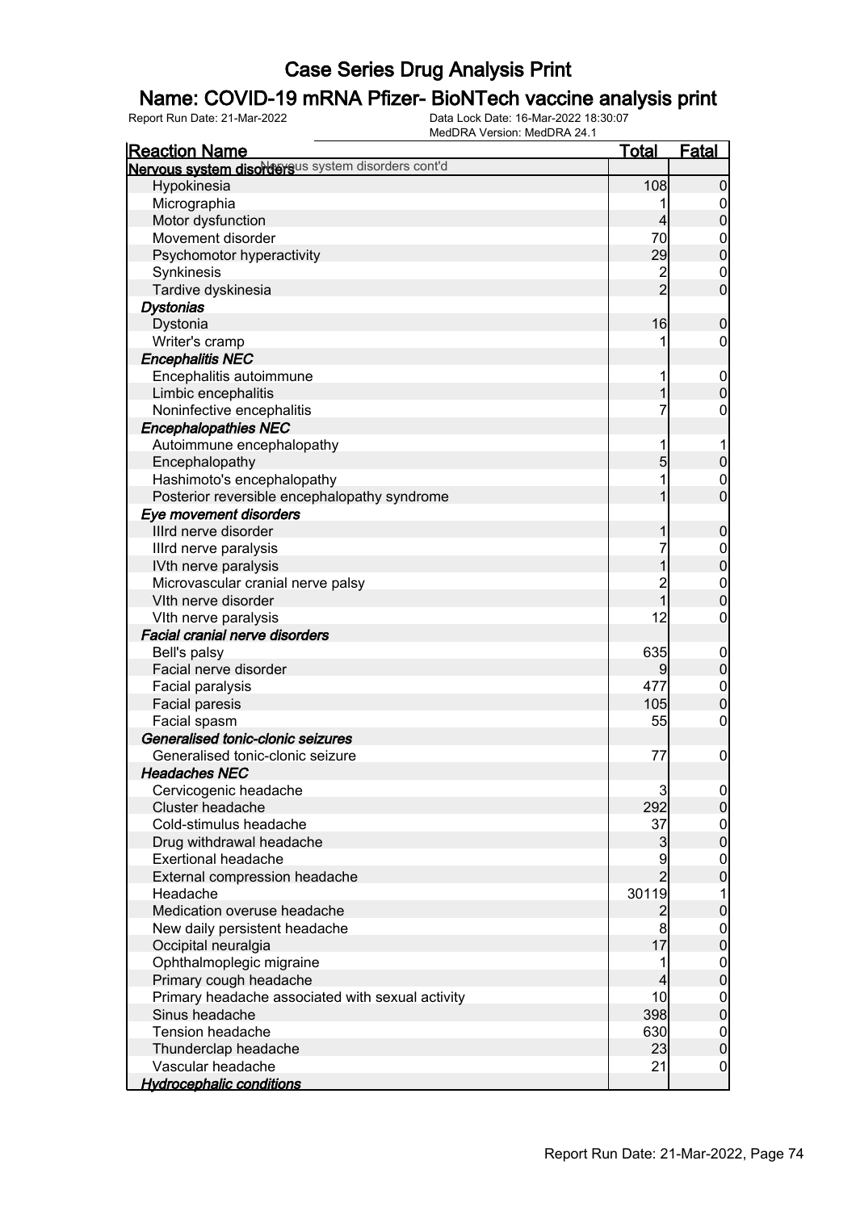# Case Series Drug Analysis Print

## Name: COVID-19 mRNA Pfizer- BioNTech vaccine analysis print

Report Run Date: 21-Mar-2022 | Data Lock Date: 16-Mar-2022 18:30:07 | MedDRA Version: MedDRA 24.1

| Reaction Name | Total | Fatal |
|---|---|---|
| **Nervous system disorders** Nervous system disorders cont'd | | |
| Hypokinesia | 108 | 0 |
| Micrographia | 1 | 0 |
| Motor dysfunction | 4 | 0 |
| Movement disorder | 70 | 0 |
| Psychomotor hyperactivity | 29 | 0 |
| Synkinesis | 2 | 0 |
| Tardive dyskinesia | 2 | 0 |
| ***Dystonias*** | | |
| Dystonia | 16 | 0 |
| Writer's cramp | 1 | 0 |
| ***Encephalitis NEC*** | | |
| Encephalitis autoimmune | 1 | 0 |
| Limbic encephalitis | 1 | 0 |
| Noninfective encephalitis | 7 | 0 |
| ***Encephalopathies NEC*** | | |
| Autoimmune encephalopathy | 1 | 1 |
| Encephalopathy | 5 | 0 |
| Hashimoto's encephalopathy | 1 | 0 |
| Posterior reversible encephalopathy syndrome | 1 | 0 |
| ***Eye movement disorders*** | | |
| IIIrd nerve disorder | 1 | 0 |
| IIIrd nerve paralysis | 7 | 0 |
| IVth nerve paralysis | 1 | 0 |
| Microvascular cranial nerve palsy | 2 | 0 |
| VIth nerve disorder | 1 | 0 |
| VIth nerve paralysis | 12 | 0 |
| ***Facial cranial nerve disorders*** | | |
| Bell's palsy | 635 | 0 |
| Facial nerve disorder | 9 | 0 |
| Facial paralysis | 477 | 0 |
| Facial paresis | 105 | 0 |
| Facial spasm | 55 | 0 |
| ***Generalised tonic-clonic seizures*** | | |
| Generalised tonic-clonic seizure | 77 | 0 |
| ***Headaches NEC*** | | |
| Cervicogenic headache | 3 | 0 |
| Cluster headache | 292 | 0 |
| Cold-stimulus headache | 37 | 0 |
| Drug withdrawal headache | 3 | 0 |
| Exertional headache | 9 | 0 |
| External compression headache | 2 | 0 |
| Headache | 30119 | 1 |
| Medication overuse headache | 2 | 0 |
| New daily persistent headache | 8 | 0 |
| Occipital neuralgia | 17 | 0 |
| Ophthalmoplegic migraine | 1 | 0 |
| Primary cough headache | 4 | 0 |
| Primary headache associated with sexual activity | 10 | 0 |
| Sinus headache | 398 | 0 |
| Tension headache | 630 | 0 |
| Thunderclap headache | 23 | 0 |
| Vascular headache | 21 | 0 |
| ***Hydrocephalic conditions*** | | |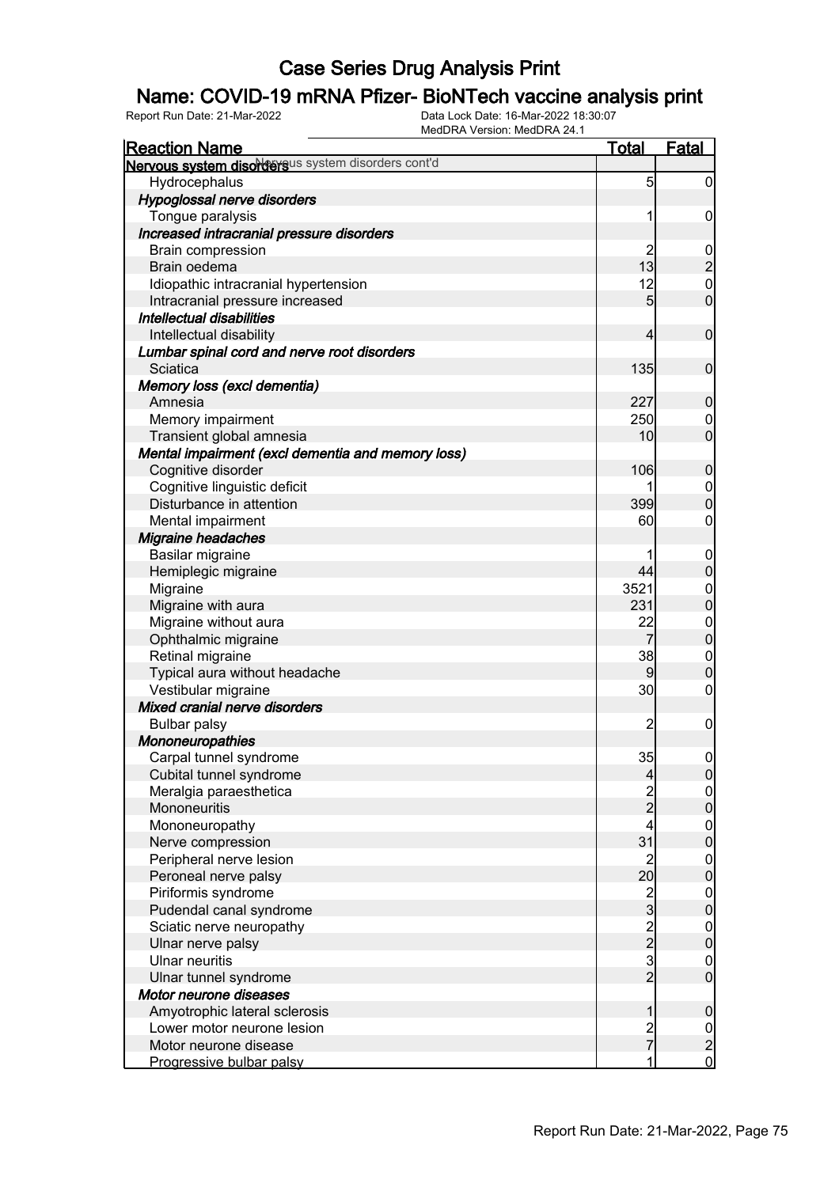# Case Series Drug Analysis Print

## Name: COVID-19 mRNA Pfizer- BioNTech vaccine analysis print

Report Run Date: 21-Mar-2022    Data Lock Date: 16-Mar-2022 18:30:07
MedDRA Version: MedDRA 24.1

| Reaction Name | Total | Fatal |
|---|---|---|
| **Nervous system disorders** Nervous system disorders cont'd | | |
| Hydrocephalus | 5 | 0 |
| ***Hypoglossal nerve disorders*** | | |
| Tongue paralysis | 1 | 0 |
| ***Increased intracranial pressure disorders*** | | |
| Brain compression | 2 | 0 |
| Brain oedema | 13 | 2 |
| Idiopathic intracranial hypertension | 12 | 0 |
| Intracranial pressure increased | 5 | 0 |
| ***Intellectual disabilities*** | | |
| Intellectual disability | 4 | 0 |
| ***Lumbar spinal cord and nerve root disorders*** | | |
| Sciatica | 135 | 0 |
| ***Memory loss (excl dementia)*** | | |
| Amnesia | 227 | 0 |
| Memory impairment | 250 | 0 |
| Transient global amnesia | 10 | 0 |
| ***Mental impairment (excl dementia and memory loss)*** | | |
| Cognitive disorder | 106 | 0 |
| Cognitive linguistic deficit | 1 | 0 |
| Disturbance in attention | 399 | 0 |
| Mental impairment | 60 | 0 |
| ***Migraine headaches*** | | |
| Basilar migraine | 1 | 0 |
| Hemiplegic migraine | 44 | 0 |
| Migraine | 3521 | 0 |
| Migraine with aura | 231 | 0 |
| Migraine without aura | 22 | 0 |
| Ophthalmic migraine | 7 | 0 |
| Retinal migraine | 38 | 0 |
| Typical aura without headache | 9 | 0 |
| Vestibular migraine | 30 | 0 |
| ***Mixed cranial nerve disorders*** | | |
| Bulbar palsy | 2 | 0 |
| ***Mononeuropathies*** | | |
| Carpal tunnel syndrome | 35 | 0 |
| Cubital tunnel syndrome | 4 | 0 |
| Meralgia paraesthetica | 2 | 0 |
| Mononeuritis | 2 | 0 |
| Mononeuropathy | 4 | 0 |
| Nerve compression | 31 | 0 |
| Peripheral nerve lesion | 2 | 0 |
| Peroneal nerve palsy | 20 | 0 |
| Piriformis syndrome | 2 | 0 |
| Pudendal canal syndrome | 3 | 0 |
| Sciatic nerve neuropathy | 2 | 0 |
| Ulnar nerve palsy | 2 | 0 |
| Ulnar neuritis | 3 | 0 |
| Ulnar tunnel syndrome | 2 | 0 |
| ***Motor neurone diseases*** | | |
| Amyotrophic lateral sclerosis | 1 | 0 |
| Lower motor neurone lesion | 2 | 0 |
| Motor neurone disease | 7 | 2 |
| Progressive bulbar palsy | 1 | 0 |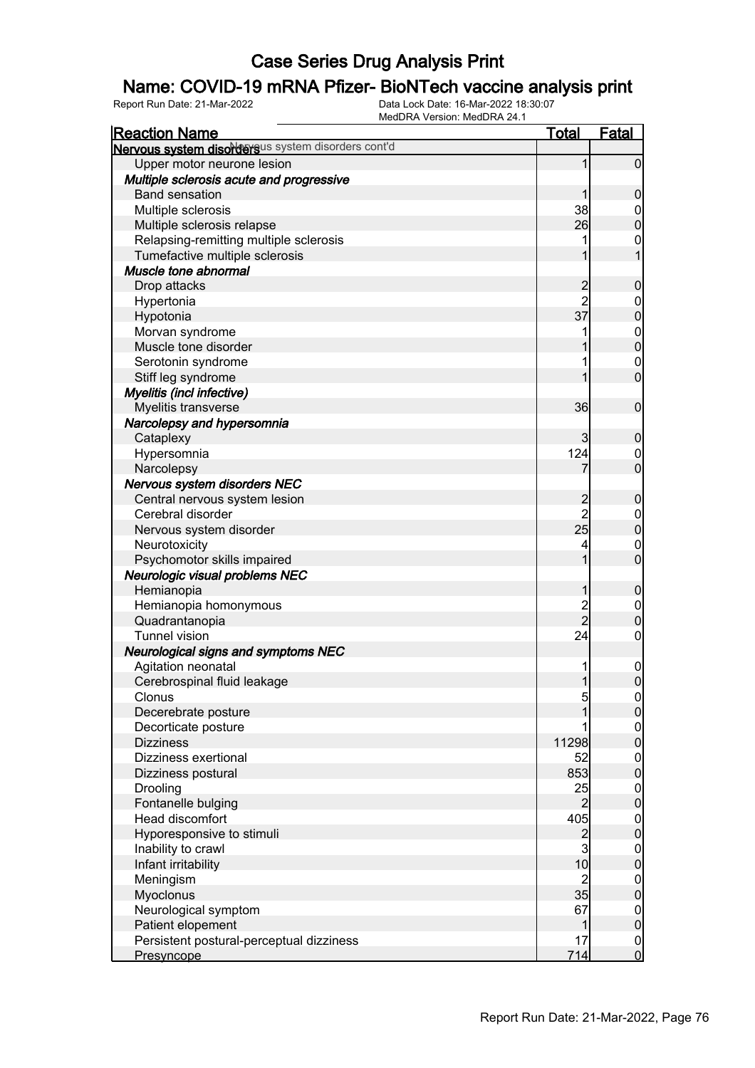# Case Series Drug Analysis Print

## Name: COVID-19 mRNA Pfizer- BioNTech vaccine analysis print

Report Run Date: 21-Mar-2022 | Data Lock Date: 16-Mar-2022 18:30:07 | MedDRA Version: MedDRA 24.1

| Reaction Name | Total | Fatal |
|---|---|---|
| **Nervous system disorders** Nervous system disorders cont'd | | |
| Upper motor neurone lesion | 1 | 0 |
| ***Multiple sclerosis acute and progressive*** | | |
| Band sensation | 1 | 0 |
| Multiple sclerosis | 38 | 0 |
| Multiple sclerosis relapse | 26 | 0 |
| Relapsing-remitting multiple sclerosis | 1 | 0 |
| Tumefactive multiple sclerosis | 1 | 1 |
| ***Muscle tone abnormal*** | | |
| Drop attacks | 2 | 0 |
| Hypertonia | 2 | 0 |
| Hypotonia | 37 | 0 |
| Morvan syndrome | 1 | 0 |
| Muscle tone disorder | 1 | 0 |
| Serotonin syndrome | 1 | 0 |
| Stiff leg syndrome | 1 | 0 |
| ***Myelitis (incl infective)*** | | |
| Myelitis transverse | 36 | 0 |
| ***Narcolepsy and hypersomnia*** | | |
| Cataplexy | 3 | 0 |
| Hypersomnia | 124 | 0 |
| Narcolepsy | 7 | 0 |
| ***Nervous system disorders NEC*** | | |
| Central nervous system lesion | 2 | 0 |
| Cerebral disorder | 2 | 0 |
| Nervous system disorder | 25 | 0 |
| Neurotoxicity | 4 | 0 |
| Psychomotor skills impaired | 1 | 0 |
| ***Neurologic visual problems NEC*** | | |
| Hemianopia | 1 | 0 |
| Hemianopia homonymous | 2 | 0 |
| Quadrantanopia | 2 | 0 |
| Tunnel vision | 24 | 0 |
| ***Neurological signs and symptoms NEC*** | | |
| Agitation neonatal | 1 | 0 |
| Cerebrospinal fluid leakage | 1 | 0 |
| Clonus | 5 | 0 |
| Decerebrate posture | 1 | 0 |
| Decorticate posture | 1 | 0 |
| Dizziness | 11298 | 0 |
| Dizziness exertional | 52 | 0 |
| Dizziness postural | 853 | 0 |
| Drooling | 25 | 0 |
| Fontanelle bulging | 2 | 0 |
| Head discomfort | 405 | 0 |
| Hyporesponsive to stimuli | 2 | 0 |
| Inability to crawl | 3 | 0 |
| Infant irritability | 10 | 0 |
| Meningism | 2 | 0 |
| Myoclonus | 35 | 0 |
| Neurological symptom | 67 | 0 |
| Patient elopement | 1 | 0 |
| Persistent postural-perceptual dizziness | 17 | 0 |
| Presyncope | 714 | 0 |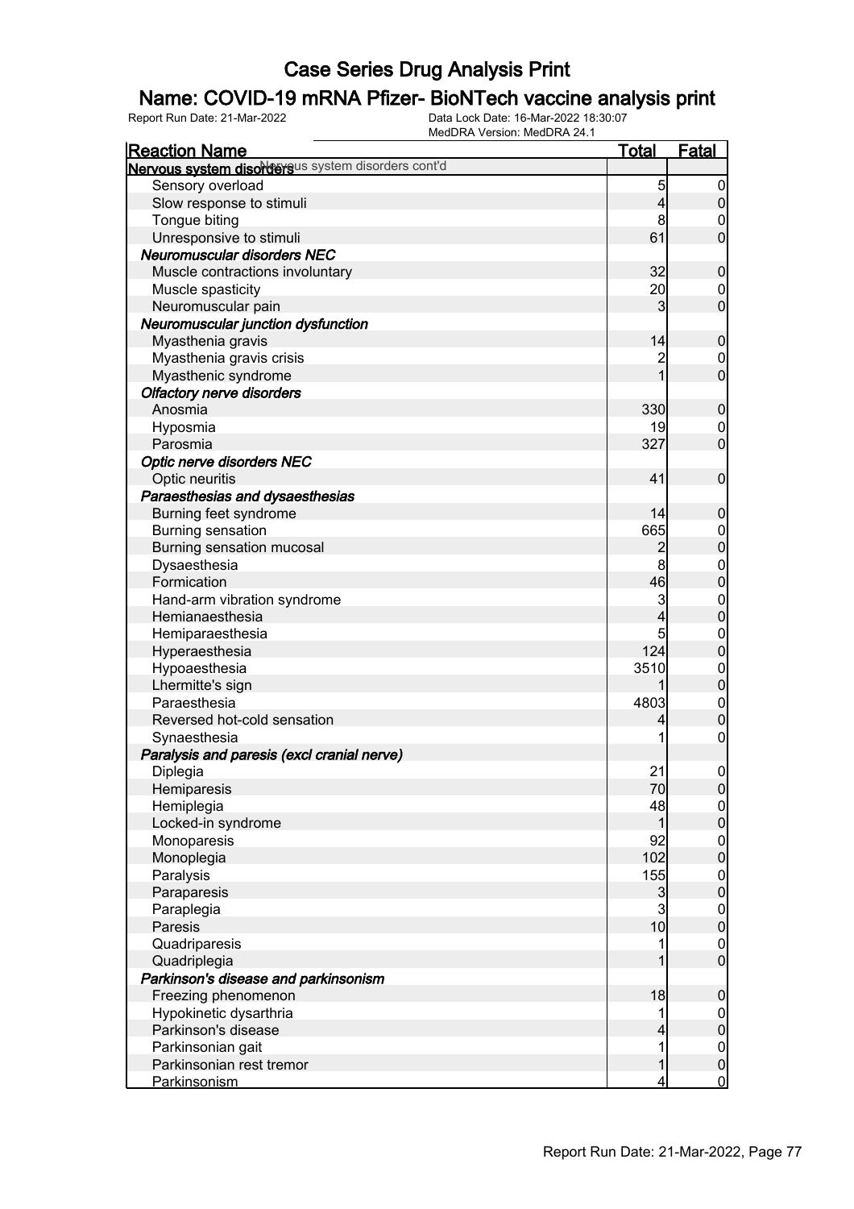# Case Series Drug Analysis Print

## Name: COVID-19 mRNA Pfizer- BioNTech vaccine analysis print

Report Run Date: 21-Mar-2022 Data Lock Date: 16-Mar-2022 18:30:07 MedDRA Version: MedDRA 24.1

| Reaction Name | Total | Fatal |
|---|---|---|
| **Nervous system disorders** Nervous system disorders cont'd | | |
| Sensory overload | 5 | 0 |
| Slow response to stimuli | 4 | 0 |
| Tongue biting | 8 | 0 |
| Unresponsive to stimuli | 61 | 0 |
| ***Neuromuscular disorders NEC*** | | |
| Muscle contractions involuntary | 32 | 0 |
| Muscle spasticity | 20 | 0 |
| Neuromuscular pain | 3 | 0 |
| ***Neuromuscular junction dysfunction*** | | |
| Myasthenia gravis | 14 | 0 |
| Myasthenia gravis crisis | 2 | 0 |
| Myasthenic syndrome | 1 | 0 |
| ***Olfactory nerve disorders*** | | |
| Anosmia | 330 | 0 |
| Hyposmia | 19 | 0 |
| Parosmia | 327 | 0 |
| ***Optic nerve disorders NEC*** | | |
| Optic neuritis | 41 | 0 |
| ***Paraesthesias and dysaesthesias*** | | |
| Burning feet syndrome | 14 | 0 |
| Burning sensation | 665 | 0 |
| Burning sensation mucosal | 2 | 0 |
| Dysaesthesia | 8 | 0 |
| Formication | 46 | 0 |
| Hand-arm vibration syndrome | 3 | 0 |
| Hemianaesthesia | 4 | 0 |
| Hemiparaesthesia | 5 | 0 |
| Hyperaesthesia | 124 | 0 |
| Hypoaesthesia | 3510 | 0 |
| Lhermitte's sign | 1 | 0 |
| Paraesthesia | 4803 | 0 |
| Reversed hot-cold sensation | 4 | 0 |
| Synaesthesia | 1 | 0 |
| ***Paralysis and paresis (excl cranial nerve)*** | | |
| Diplegia | 21 | 0 |
| Hemiparesis | 70 | 0 |
| Hemiplegia | 48 | 0 |
| Locked-in syndrome | 1 | 0 |
| Monoparesis | 92 | 0 |
| Monoplegia | 102 | 0 |
| Paralysis | 155 | 0 |
| Paraparesis | 3 | 0 |
| Paraplegia | 3 | 0 |
| Paresis | 10 | 0 |
| Quadriparesis | 1 | 0 |
| Quadriplegia | 1 | 0 |
| ***Parkinson's disease and parkinsonism*** | | |
| Freezing phenomenon | 18 | 0 |
| Hypokinetic dysarthria | 1 | 0 |
| Parkinson's disease | 4 | 0 |
| Parkinsonian gait | 1 | 0 |
| Parkinsonian rest tremor | 1 | 0 |
| Parkinsonism | 4 | 0 |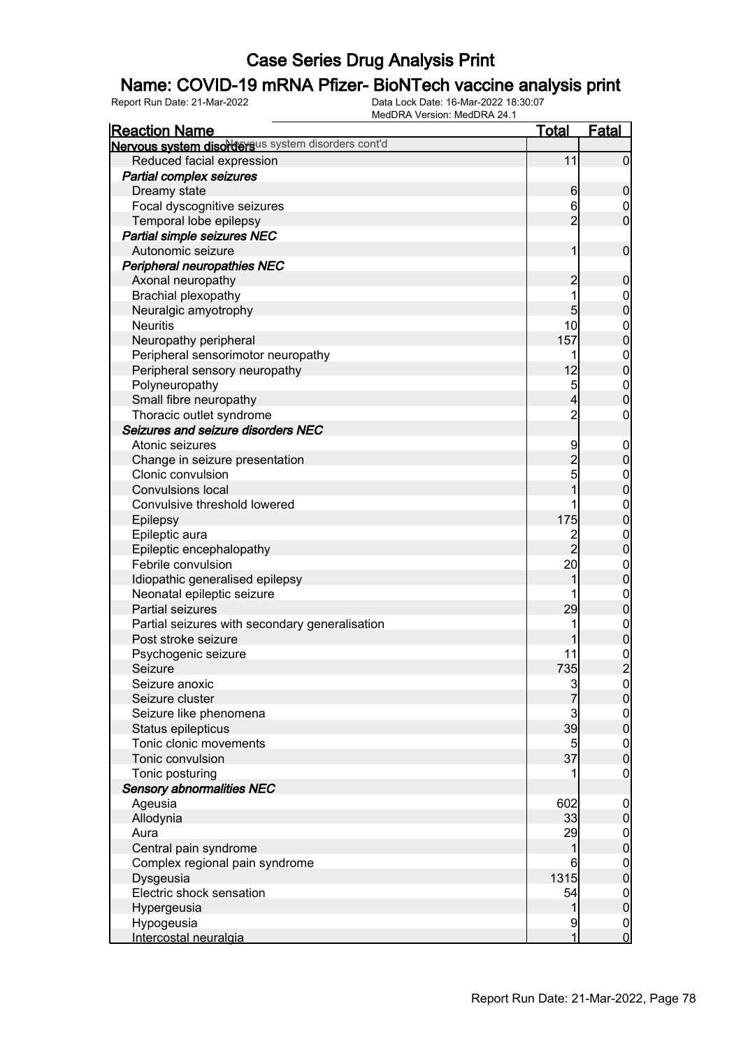# Case Series Drug Analysis Print

## Name: COVID-19 mRNA Pfizer- BioNTech vaccine analysis print

Report Run Date: 21-Mar-2022    Data Lock Date: 16-Mar-2022 18:30:07    MedDRA Version: MedDRA 24.1

| Reaction Name | Total | Fatal |
|---|---|---|
| **Nervous system disorders** Nervous system disorders cont'd | | |
| Reduced facial expression | 11 | 0 |
| ***Partial complex seizures*** | | |
| Dreamy state | 6 | 0 |
| Focal dyscognitive seizures | 6 | 0 |
| Temporal lobe epilepsy | 2 | 0 |
| ***Partial simple seizures NEC*** | | |
| Autonomic seizure | 1 | 0 |
| ***Peripheral neuropathies NEC*** | | |
| Axonal neuropathy | 2 | 0 |
| Brachial plexopathy | 1 | 0 |
| Neuralgic amyotrophy | 5 | 0 |
| Neuritis | 10 | 0 |
| Neuropathy peripheral | 157 | 0 |
| Peripheral sensorimotor neuropathy | 1 | 0 |
| Peripheral sensory neuropathy | 12 | 0 |
| Polyneuropathy | 5 | 0 |
| Small fibre neuropathy | 4 | 0 |
| Thoracic outlet syndrome | 2 | 0 |
| ***Seizures and seizure disorders NEC*** | | |
| Atonic seizures | 9 | 0 |
| Change in seizure presentation | 2 | 0 |
| Clonic convulsion | 5 | 0 |
| Convulsions local | 1 | 0 |
| Convulsive threshold lowered | 1 | 0 |
| Epilepsy | 175 | 0 |
| Epileptic aura | 2 | 0 |
| Epileptic encephalopathy | 2 | 0 |
| Febrile convulsion | 20 | 0 |
| Idiopathic generalised epilepsy | 1 | 0 |
| Neonatal epileptic seizure | 1 | 0 |
| Partial seizures | 29 | 0 |
| Partial seizures with secondary generalisation | 1 | 0 |
| Post stroke seizure | 1 | 0 |
| Psychogenic seizure | 11 | 0 |
| Seizure | 735 | 2 |
| Seizure anoxic | 3 | 0 |
| Seizure cluster | 7 | 0 |
| Seizure like phenomena | 3 | 0 |
| Status epilepticus | 39 | 0 |
| Tonic clonic movements | 5 | 0 |
| Tonic convulsion | 37 | 0 |
| Tonic posturing | 1 | 0 |
| ***Sensory abnormalities NEC*** | | |
| Ageusia | 602 | 0 |
| Allodynia | 33 | 0 |
| Aura | 29 | 0 |
| Central pain syndrome | 1 | 0 |
| Complex regional pain syndrome | 6 | 0 |
| Dysgeusia | 1315 | 0 |
| Electric shock sensation | 54 | 0 |
| Hypergeusia | 1 | 0 |
| Hypogeusia | 9 | 0 |
| Intercostal neuralgia | 1 | 0 |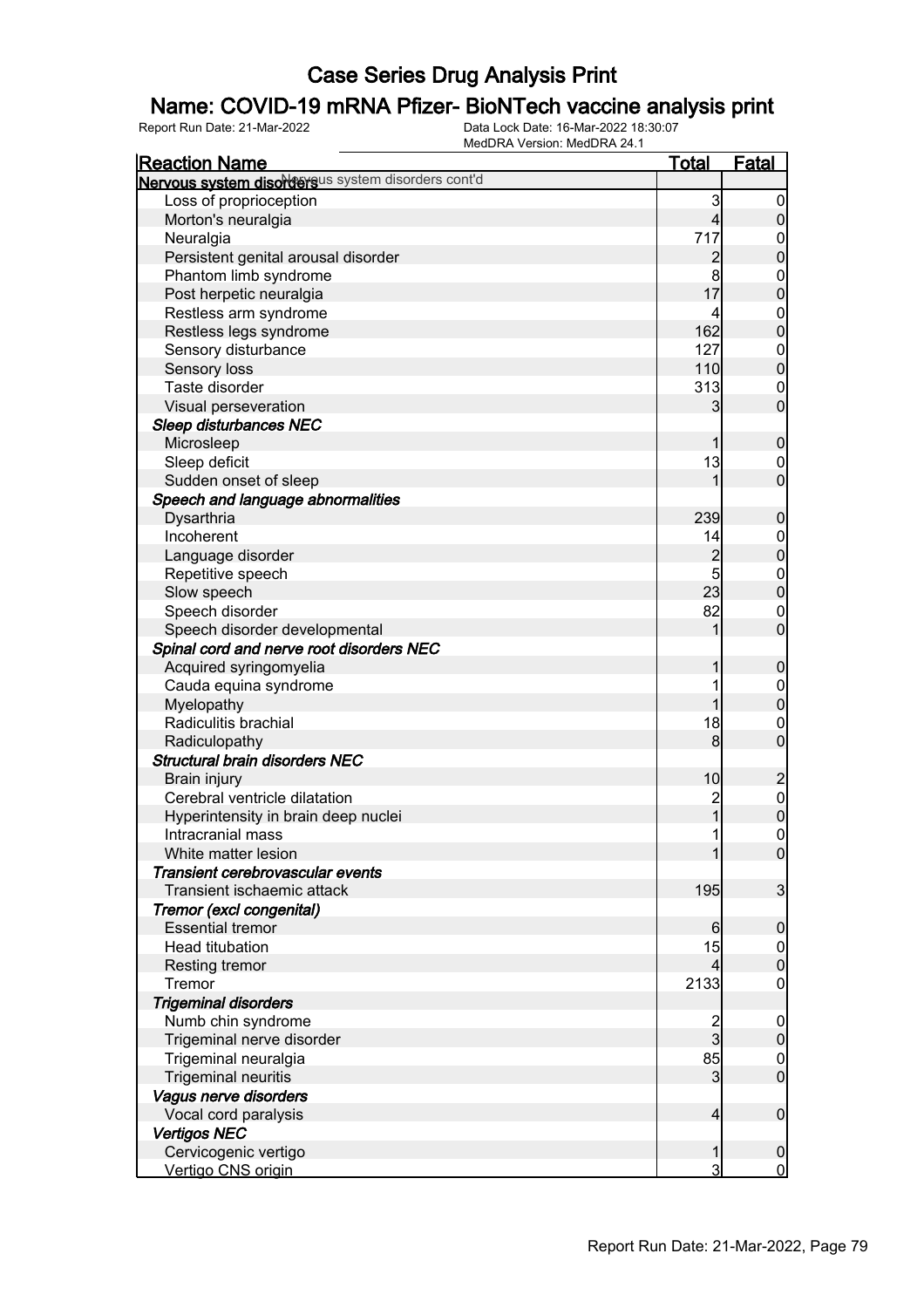# Case Series Drug Analysis Print

## Name: COVID-19 mRNA Pfizer- BioNTech vaccine analysis print

Report Run Date: 21-Mar-2022    Data Lock Date: 16-Mar-2022 18:30:07
MedDRA Version: MedDRA 24.1

| Reaction Name | Total | Fatal |
|---|---|---|
| **Nervous system disorders** cont'd | | |
| Loss of proprioception | 3 | 0 |
| Morton's neuralgia | 4 | 0 |
| Neuralgia | 717 | 0 |
| Persistent genital arousal disorder | 2 | 0 |
| Phantom limb syndrome | 8 | 0 |
| Post herpetic neuralgia | 17 | 0 |
| Restless arm syndrome | 4 | 0 |
| Restless legs syndrome | 162 | 0 |
| Sensory disturbance | 127 | 0 |
| Sensory loss | 110 | 0 |
| Taste disorder | 313 | 0 |
| Visual perseveration | 3 | 0 |
| ***Sleep disturbances NEC*** | | |
| Microsleep | 1 | 0 |
| Sleep deficit | 13 | 0 |
| Sudden onset of sleep | 1 | 0 |
| ***Speech and language abnormalities*** | | |
| Dysarthria | 239 | 0 |
| Incoherent | 14 | 0 |
| Language disorder | 2 | 0 |
| Repetitive speech | 5 | 0 |
| Slow speech | 23 | 0 |
| Speech disorder | 82 | 0 |
| Speech disorder developmental | 1 | 0 |
| ***Spinal cord and nerve root disorders NEC*** | | |
| Acquired syringomyelia | 1 | 0 |
| Cauda equina syndrome | 1 | 0 |
| Myelopathy | 1 | 0 |
| Radiculitis brachial | 18 | 0 |
| Radiculopathy | 8 | 0 |
| ***Structural brain disorders NEC*** | | |
| Brain injury | 10 | 2 |
| Cerebral ventricle dilatation | 2 | 0 |
| Hyperintensity in brain deep nuclei | 1 | 0 |
| Intracranial mass | 1 | 0 |
| White matter lesion | 1 | 0 |
| ***Transient cerebrovascular events*** | | |
| Transient ischaemic attack | 195 | 3 |
| ***Tremor (excl congenital)*** | | |
| Essential tremor | 6 | 0 |
| Head titubation | 15 | 0 |
| Resting tremor | 4 | 0 |
| Tremor | 2133 | 0 |
| ***Trigeminal disorders*** | | |
| Numb chin syndrome | 2 | 0 |
| Trigeminal nerve disorder | 3 | 0 |
| Trigeminal neuralgia | 85 | 0 |
| Trigeminal neuritis | 3 | 0 |
| ***Vagus nerve disorders*** | | |
| Vocal cord paralysis | 4 | 0 |
| ***Vertigos NEC*** | | |
| Cervicogenic vertigo | 1 | 0 |
| Vertigo CNS origin | 3 | 0 |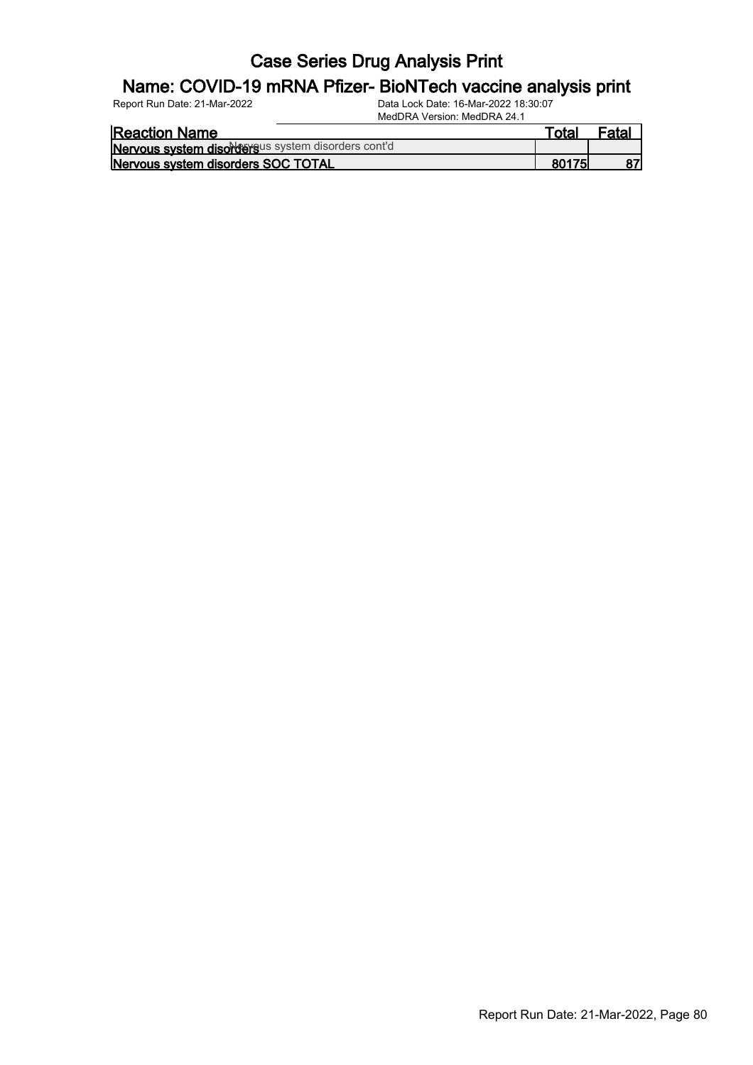# Case Series Drug Analysis Print

## Name: COVID-19 mRNA Pfizer- BioNTech vaccine analysis print

Report Run Date: 21-Mar-2022    Data Lock Date: 16-Mar-2022 18:30:07
MedDRA Version: MedDRA 24.1

| Reaction Name | Total | Fatal |
| --- | --- | --- |
| **Nervous system disorders** Nervous system disorders cont'd | | |
| **Nervous system disorders SOC TOTAL** | **80175** | **87** |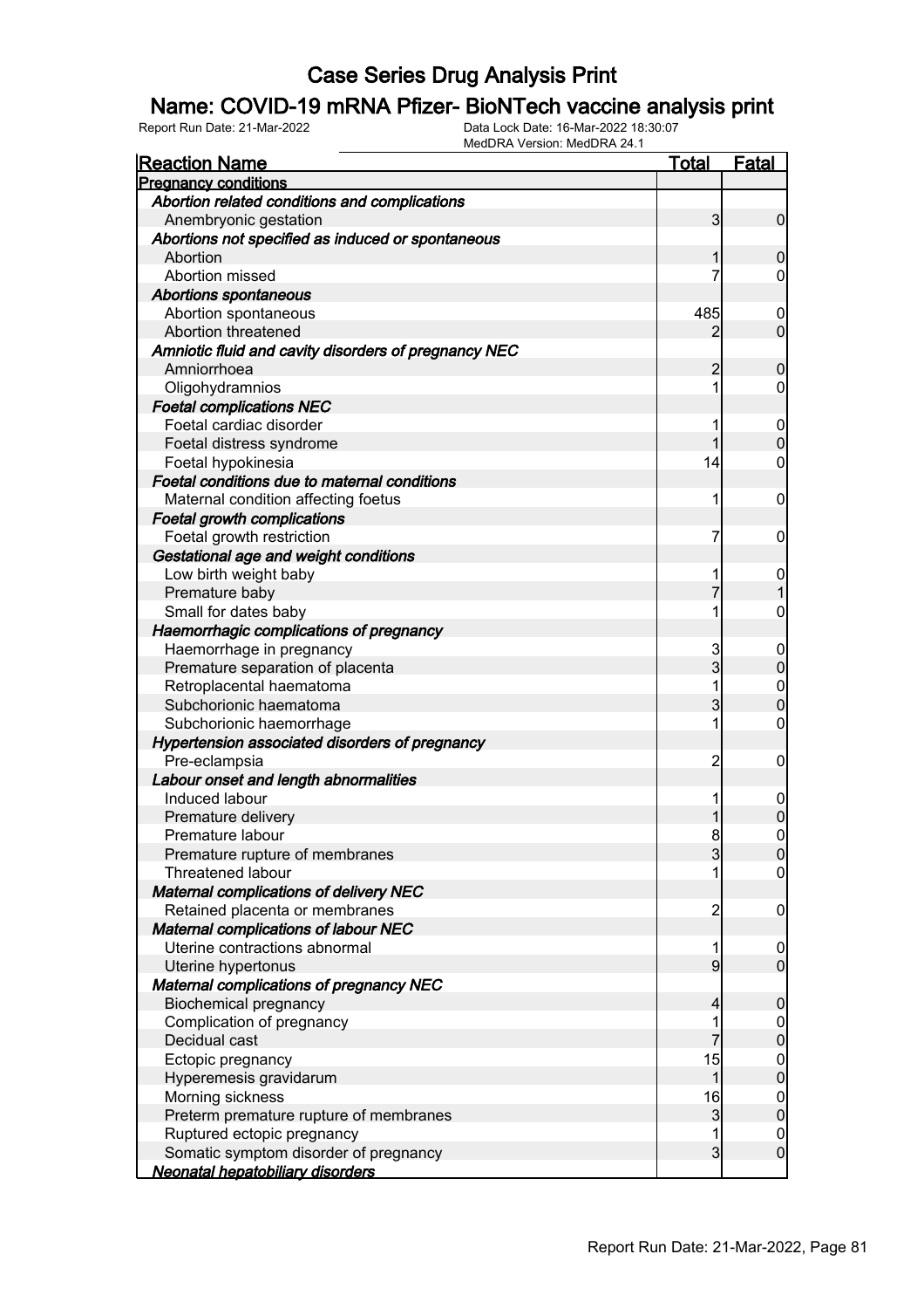# Case Series Drug Analysis Print

## Name: COVID-19 mRNA Pfizer- BioNTech vaccine analysis print

Report Run Date: 21-Mar-2022    Data Lock Date: 16-Mar-2022 18:30:07
MedDRA Version: MedDRA 24.1

| Reaction Name | Total | Fatal |
|---|---|---|
| **Pregnancy conditions** | | |
| ***Abortion related conditions and complications*** | | |
| Anembryonic gestation | 3 | 0 |
| ***Abortions not specified as induced or spontaneous*** | | |
| Abortion | 1 | 0 |
| Abortion missed | 7 | 0 |
| ***Abortions spontaneous*** | | |
| Abortion spontaneous | 485 | 0 |
| Abortion threatened | 2 | 0 |
| ***Amniotic fluid and cavity disorders of pregnancy NEC*** | | |
| Amniorrhoea | 2 | 0 |
| Oligohydramnios | 1 | 0 |
| ***Foetal complications NEC*** | | |
| Foetal cardiac disorder | 1 | 0 |
| Foetal distress syndrome | 1 | 0 |
| Foetal hypokinesia | 14 | 0 |
| ***Foetal conditions due to maternal conditions*** | | |
| Maternal condition affecting foetus | 1 | 0 |
| ***Foetal growth complications*** | | |
| Foetal growth restriction | 7 | 0 |
| ***Gestational age and weight conditions*** | | |
| Low birth weight baby | 1 | 0 |
| Premature baby | 7 | 1 |
| Small for dates baby | 1 | 0 |
| ***Haemorrhagic complications of pregnancy*** | | |
| Haemorrhage in pregnancy | 3 | 0 |
| Premature separation of placenta | 3 | 0 |
| Retroplacental haematoma | 1 | 0 |
| Subchorionic haematoma | 3 | 0 |
| Subchorionic haemorrhage | 1 | 0 |
| ***Hypertension associated disorders of pregnancy*** | | |
| Pre-eclampsia | 2 | 0 |
| ***Labour onset and length abnormalities*** | | |
| Induced labour | 1 | 0 |
| Premature delivery | 1 | 0 |
| Premature labour | 8 | 0 |
| Premature rupture of membranes | 3 | 0 |
| Threatened labour | 1 | 0 |
| ***Maternal complications of delivery NEC*** | | |
| Retained placenta or membranes | 2 | 0 |
| ***Maternal complications of labour NEC*** | | |
| Uterine contractions abnormal | 1 | 0 |
| Uterine hypertonus | 9 | 0 |
| ***Maternal complications of pregnancy NEC*** | | |
| Biochemical pregnancy | 4 | 0 |
| Complication of pregnancy | 1 | 0 |
| Decidual cast | 7 | 0 |
| Ectopic pregnancy | 15 | 0 |
| Hyperemesis gravidarum | 1 | 0 |
| Morning sickness | 16 | 0 |
| Preterm premature rupture of membranes | 3 | 0 |
| Ruptured ectopic pregnancy | 1 | 0 |
| Somatic symptom disorder of pregnancy | 3 | 0 |
| **Neonatal hepatobiliary disorders** | | |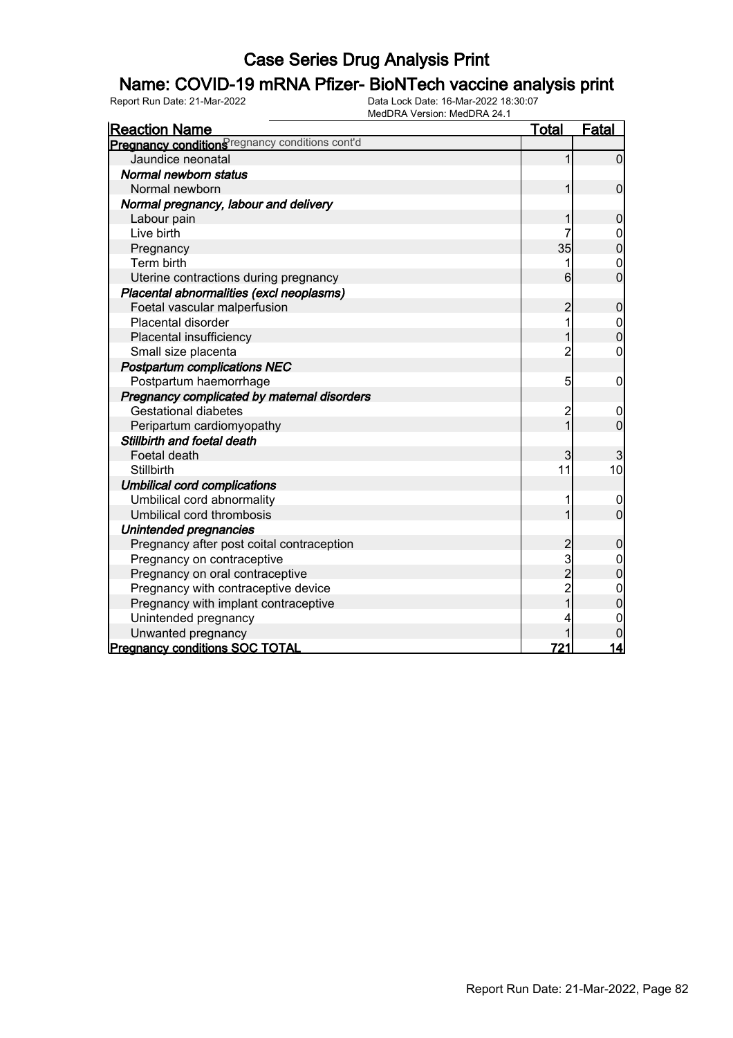# Case Series Drug Analysis Print

## Name: COVID-19 mRNA Pfizer- BioNTech vaccine analysis print

Report Run Date: 21-Mar-2022
Data Lock Date: 16-Mar-2022 18:30:07
MedDRA Version: MedDRA 24.1

| Reaction Name | Total | Fatal |
|---|---|---|
| **Pregnancy conditions** Pregnancy conditions cont'd | | |
| Jaundice neonatal | 1 | 0 |
| ***Normal newborn status*** | | |
| Normal newborn | 1 | 0 |
| ***Normal pregnancy, labour and delivery*** | | |
| Labour pain | 1 | 0 |
| Live birth | 7 | 0 |
| Pregnancy | 35 | 0 |
| Term birth | 1 | 0 |
| Uterine contractions during pregnancy | 6 | 0 |
| ***Placental abnormalities (excl neoplasms)*** | | |
| Foetal vascular malperfusion | 2 | 0 |
| Placental disorder | 1 | 0 |
| Placental insufficiency | 1 | 0 |
| Small size placenta | 2 | 0 |
| ***Postpartum complications NEC*** | | |
| Postpartum haemorrhage | 5 | 0 |
| ***Pregnancy complicated by maternal disorders*** | | |
| Gestational diabetes | 2 | 0 |
| Peripartum cardiomyopathy | 1 | 0 |
| ***Stillbirth and foetal death*** | | |
| Foetal death | 3 | 3 |
| Stillbirth | 11 | 10 |
| ***Umbilical cord complications*** | | |
| Umbilical cord abnormality | 1 | 0 |
| Umbilical cord thrombosis | 1 | 0 |
| ***Unintended pregnancies*** | | |
| Pregnancy after post coital contraception | 2 | 0 |
| Pregnancy on contraceptive | 3 | 0 |
| Pregnancy on oral contraceptive | 2 | 0 |
| Pregnancy with contraceptive device | 2 | 0 |
| Pregnancy with implant contraceptive | 1 | 0 |
| Unintended pregnancy | 4 | 0 |
| Unwanted pregnancy | 1 | 0 |
| **Pregnancy conditions SOC TOTAL** | **721** | **14** |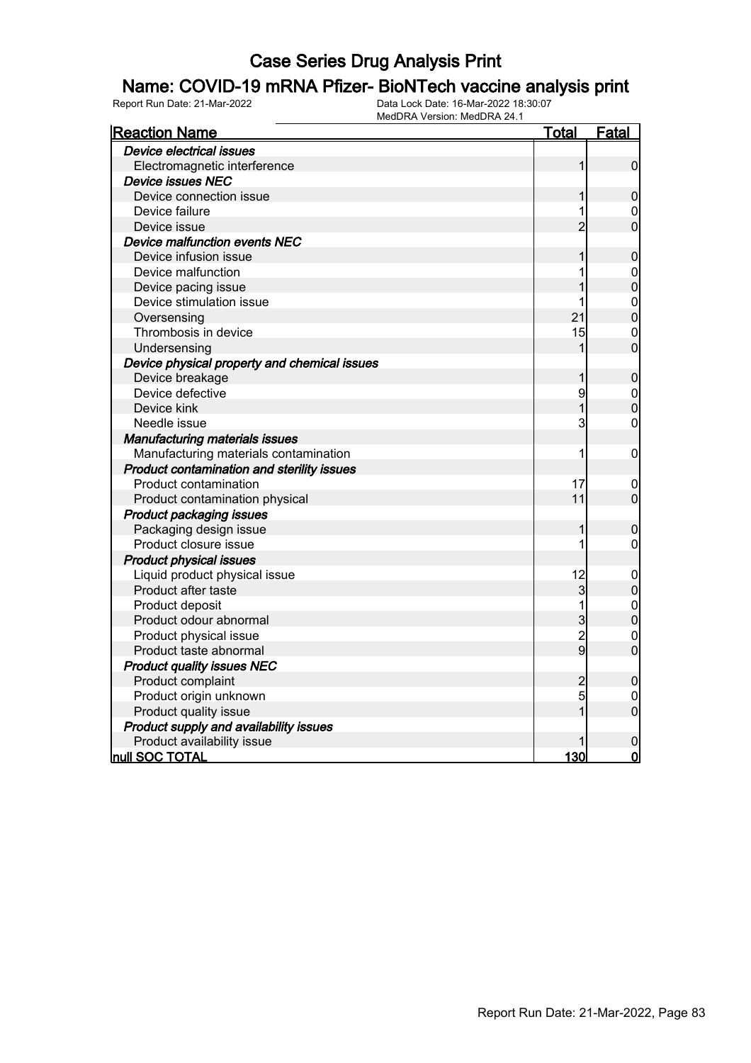# Case Series Drug Analysis Print

## Name: COVID-19 mRNA Pfizer- BioNTech vaccine analysis print

Report Run Date: 21-Mar-2022

Data Lock Date: 16-Mar-2022 18:30:07
MedDRA Version: MedDRA 24.1

| Reaction Name | Total | Fatal |
|---|---|---|
| ***Device electrical issues*** | | |
| Electromagnetic interference | 1 | 0 |
| ***Device issues NEC*** | | |
| Device connection issue | 1 | 0 |
| Device failure | 1 | 0 |
| Device issue | 2 | 0 |
| ***Device malfunction events NEC*** | | |
| Device infusion issue | 1 | 0 |
| Device malfunction | 1 | 0 |
| Device pacing issue | 1 | 0 |
| Device stimulation issue | 1 | 0 |
| Oversensing | 21 | 0 |
| Thrombosis in device | 15 | 0 |
| Undersensing | 1 | 0 |
| ***Device physical property and chemical issues*** | | |
| Device breakage | 1 | 0 |
| Device defective | 9 | 0 |
| Device kink | 1 | 0 |
| Needle issue | 3 | 0 |
| ***Manufacturing materials issues*** | | |
| Manufacturing materials contamination | 1 | 0 |
| ***Product contamination and sterility issues*** | | |
| Product contamination | 17 | 0 |
| Product contamination physical | 11 | 0 |
| ***Product packaging issues*** | | |
| Packaging design issue | 1 | 0 |
| Product closure issue | 1 | 0 |
| ***Product physical issues*** | | |
| Liquid product physical issue | 12 | 0 |
| Product after taste | 3 | 0 |
| Product deposit | 1 | 0 |
| Product odour abnormal | 3 | 0 |
| Product physical issue | 2 | 0 |
| Product taste abnormal | 9 | 0 |
| ***Product quality issues NEC*** | | |
| Product complaint | 2 | 0 |
| Product origin unknown | 5 | 0 |
| Product quality issue | 1 | 0 |
| ***Product supply and availability issues*** | | |
| Product availability issue | 1 | 0 |
| **null SOC TOTAL** | **130** | **0** |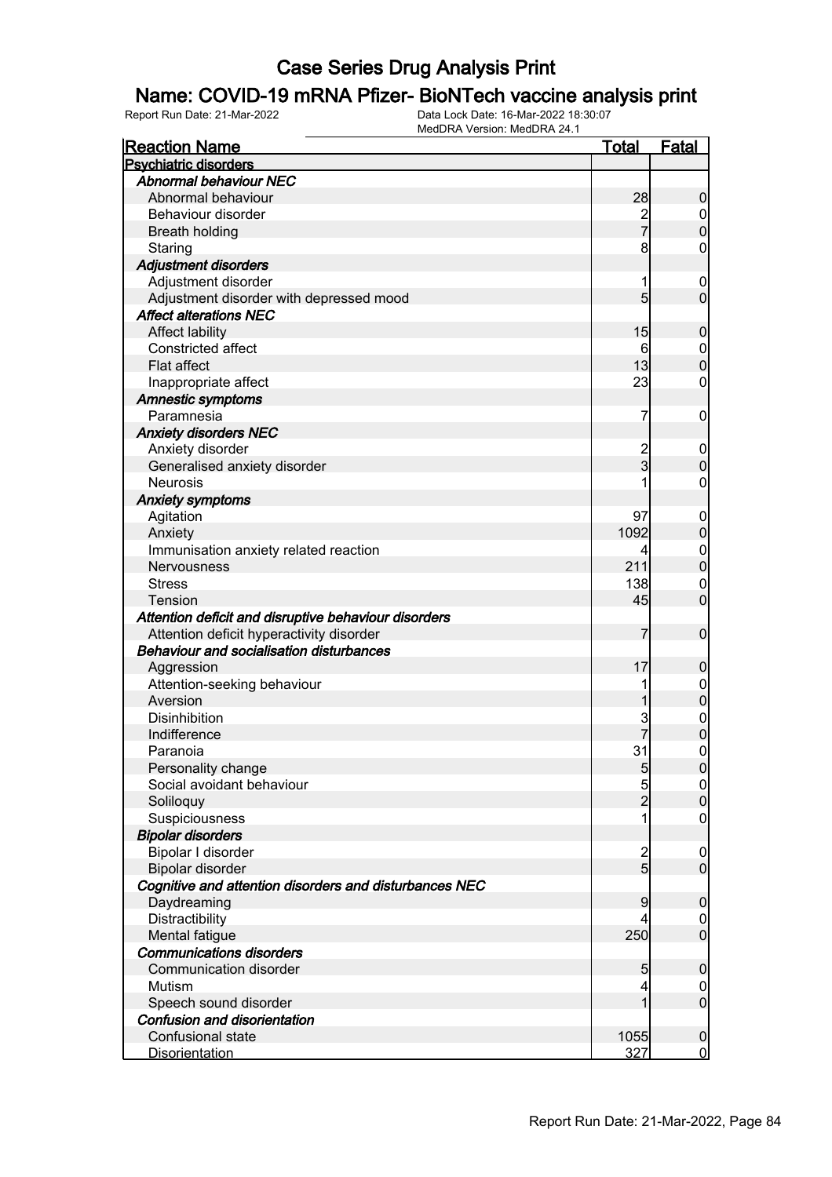# Case Series Drug Analysis Print

## Name: COVID-19 mRNA Pfizer- BioNTech vaccine analysis print

Report Run Date: 21-Mar-2022    Data Lock Date: 16-Mar-2022 18:30:07
MedDRA Version: MedDRA 24.1

| Reaction Name | Total | Fatal |
|---|---|---|
| **Psychiatric disorders** | | |
| ***Abnormal behaviour NEC*** | | |
| Abnormal behaviour | 28 | 0 |
| Behaviour disorder | 2 | 0 |
| Breath holding | 7 | 0 |
| Staring | 8 | 0 |
| ***Adjustment disorders*** | | |
| Adjustment disorder | 1 | 0 |
| Adjustment disorder with depressed mood | 5 | 0 |
| ***Affect alterations NEC*** | | |
| Affect lability | 15 | 0 |
| Constricted affect | 6 | 0 |
| Flat affect | 13 | 0 |
| Inappropriate affect | 23 | 0 |
| ***Amnestic symptoms*** | | |
| Paramnesia | 7 | 0 |
| ***Anxiety disorders NEC*** | | |
| Anxiety disorder | 2 | 0 |
| Generalised anxiety disorder | 3 | 0 |
| Neurosis | 1 | 0 |
| ***Anxiety symptoms*** | | |
| Agitation | 97 | 0 |
| Anxiety | 1092 | 0 |
| Immunisation anxiety related reaction | 4 | 0 |
| Nervousness | 211 | 0 |
| Stress | 138 | 0 |
| Tension | 45 | 0 |
| ***Attention deficit and disruptive behaviour disorders*** | | |
| Attention deficit hyperactivity disorder | 7 | 0 |
| ***Behaviour and socialisation disturbances*** | | |
| Aggression | 17 | 0 |
| Attention-seeking behaviour | 1 | 0 |
| Aversion | 1 | 0 |
| Disinhibition | 3 | 0 |
| Indifference | 7 | 0 |
| Paranoia | 31 | 0 |
| Personality change | 5 | 0 |
| Social avoidant behaviour | 5 | 0 |
| Soliloquy | 2 | 0 |
| Suspiciousness | 1 | 0 |
| ***Bipolar disorders*** | | |
| Bipolar I disorder | 2 | 0 |
| Bipolar disorder | 5 | 0 |
| ***Cognitive and attention disorders and disturbances NEC*** | | |
| Daydreaming | 9 | 0 |
| Distractibility | 4 | 0 |
| Mental fatigue | 250 | 0 |
| ***Communications disorders*** | | |
| Communication disorder | 5 | 0 |
| Mutism | 4 | 0 |
| Speech sound disorder | 1 | 0 |
| ***Confusion and disorientation*** | | |
| Confusional state | 1055 | 0 |
| Disorientation | 327 | 0 |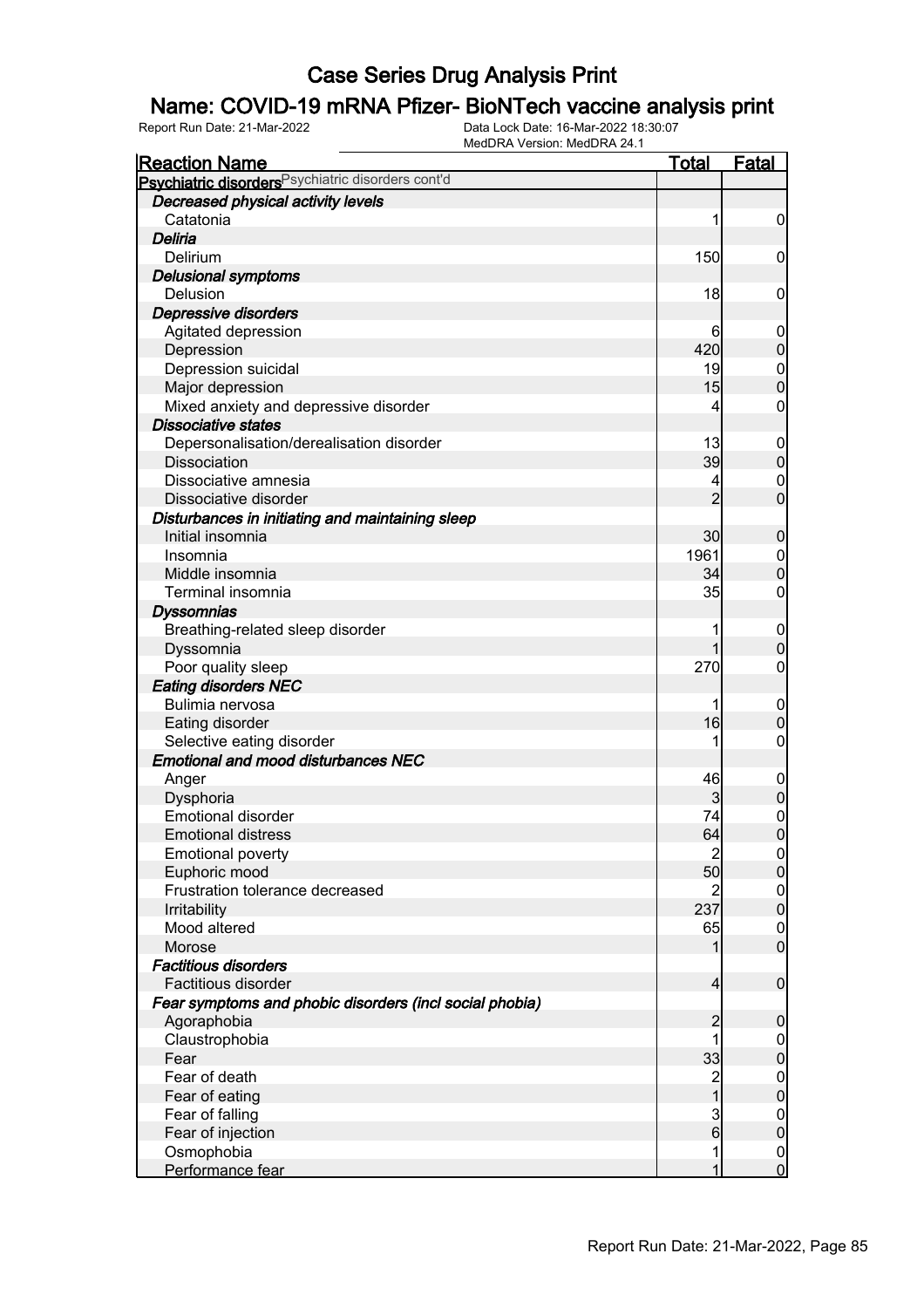# Case Series Drug Analysis Print

## Name: COVID-19 mRNA Pfizer- BioNTech vaccine analysis print

Report Run Date: 21-Mar-2022  Data Lock Date: 16-Mar-2022 18:30:07  MedDRA Version: MedDRA 24.1

| Reaction Name | Total | Fatal |
|---|---|---|
| **Psychiatric disorders** Psychiatric disorders cont'd | | |
| ***Decreased physical activity levels*** | | |
| Catatonia | 1 | 0 |
| ***Deliria*** | | |
| Delirium | 150 | 0 |
| ***Delusional symptoms*** | | |
| Delusion | 18 | 0 |
| ***Depressive disorders*** | | |
| Agitated depression | 6 | 0 |
| Depression | 420 | 0 |
| Depression suicidal | 19 | 0 |
| Major depression | 15 | 0 |
| Mixed anxiety and depressive disorder | 4 | 0 |
| ***Dissociative states*** | | |
| Depersonalisation/derealisation disorder | 13 | 0 |
| Dissociation | 39 | 0 |
| Dissociative amnesia | 4 | 0 |
| Dissociative disorder | 2 | 0 |
| ***Disturbances in initiating and maintaining sleep*** | | |
| Initial insomnia | 30 | 0 |
| Insomnia | 1961 | 0 |
| Middle insomnia | 34 | 0 |
| Terminal insomnia | 35 | 0 |
| ***Dyssomnias*** | | |
| Breathing-related sleep disorder | 1 | 0 |
| Dyssomnia | 1 | 0 |
| Poor quality sleep | 270 | 0 |
| ***Eating disorders NEC*** | | |
| Bulimia nervosa | 1 | 0 |
| Eating disorder | 16 | 0 |
| Selective eating disorder | 1 | 0 |
| ***Emotional and mood disturbances NEC*** | | |
| Anger | 46 | 0 |
| Dysphoria | 3 | 0 |
| Emotional disorder | 74 | 0 |
| Emotional distress | 64 | 0 |
| Emotional poverty | 2 | 0 |
| Euphoric mood | 50 | 0 |
| Frustration tolerance decreased | 2 | 0 |
| Irritability | 237 | 0 |
| Mood altered | 65 | 0 |
| Morose | 1 | 0 |
| ***Factitious disorders*** | | |
| Factitious disorder | 4 | 0 |
| ***Fear symptoms and phobic disorders (incl social phobia)*** | | |
| Agoraphobia | 2 | 0 |
| Claustrophobia | 1 | 0 |
| Fear | 33 | 0 |
| Fear of death | 2 | 0 |
| Fear of eating | 1 | 0 |
| Fear of falling | 3 | 0 |
| Fear of injection | 6 | 0 |
| Osmophobia | 1 | 0 |
| Performance fear | 1 | 0 |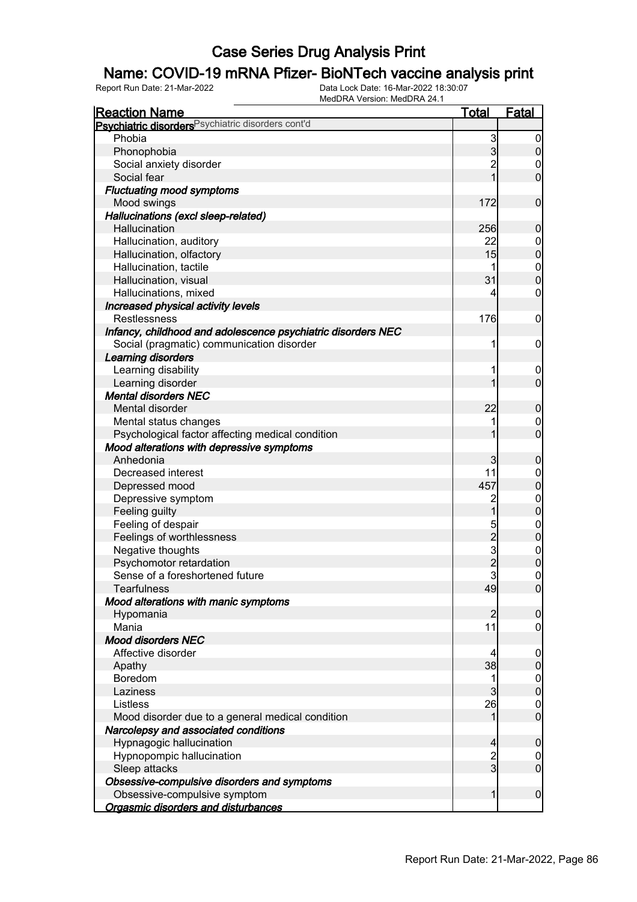# Case Series Drug Analysis Print

## Name: COVID-19 mRNA Pfizer- BioNTech vaccine analysis print

Report Run Date: 21-Mar-2022    Data Lock Date: 16-Mar-2022 18:30:07
MedDRA Version: MedDRA 24.1

| Reaction Name | Total | Fatal |
|---|---|---|
| **Psychiatric disorders** Psychiatric disorders cont'd | | |
| Phobia | 3 | 0 |
| Phonophobia | 3 | 0 |
| Social anxiety disorder | 2 | 0 |
| Social fear | 1 | 0 |
| ***Fluctuating mood symptoms*** | | |
| Mood swings | 172 | 0 |
| ***Hallucinations (excl sleep-related)*** | | |
| Hallucination | 256 | 0 |
| Hallucination, auditory | 22 | 0 |
| Hallucination, olfactory | 15 | 0 |
| Hallucination, tactile | 1 | 0 |
| Hallucination, visual | 31 | 0 |
| Hallucinations, mixed | 4 | 0 |
| ***Increased physical activity levels*** | | |
| Restlessness | 176 | 0 |
| ***Infancy, childhood and adolescence psychiatric disorders NEC*** | | |
| Social (pragmatic) communication disorder | 1 | 0 |
| ***Learning disorders*** | | |
| Learning disability | 1 | 0 |
| Learning disorder | 1 | 0 |
| ***Mental disorders NEC*** | | |
| Mental disorder | 22 | 0 |
| Mental status changes | 1 | 0 |
| Psychological factor affecting medical condition | 1 | 0 |
| ***Mood alterations with depressive symptoms*** | | |
| Anhedonia | 3 | 0 |
| Decreased interest | 11 | 0 |
| Depressed mood | 457 | 0 |
| Depressive symptom | 2 | 0 |
| Feeling guilty | 1 | 0 |
| Feeling of despair | 5 | 0 |
| Feelings of worthlessness | 2 | 0 |
| Negative thoughts | 3 | 0 |
| Psychomotor retardation | 2 | 0 |
| Sense of a foreshortened future | 3 | 0 |
| Tearfulness | 49 | 0 |
| ***Mood alterations with manic symptoms*** | | |
| Hypomania | 2 | 0 |
| Mania | 11 | 0 |
| ***Mood disorders NEC*** | | |
| Affective disorder | 4 | 0 |
| Apathy | 38 | 0 |
| Boredom | 1 | 0 |
| Laziness | 3 | 0 |
| Listless | 26 | 0 |
| Mood disorder due to a general medical condition | 1 | 0 |
| ***Narcolepsy and associated conditions*** | | |
| Hypnagogic hallucination | 4 | 0 |
| Hypnopompic hallucination | 2 | 0 |
| Sleep attacks | 3 | 0 |
| ***Obsessive-compulsive disorders and symptoms*** | | |
| Obsessive-compulsive symptom | 1 | 0 |
| ***Orgasmic disorders and disturbances*** | | |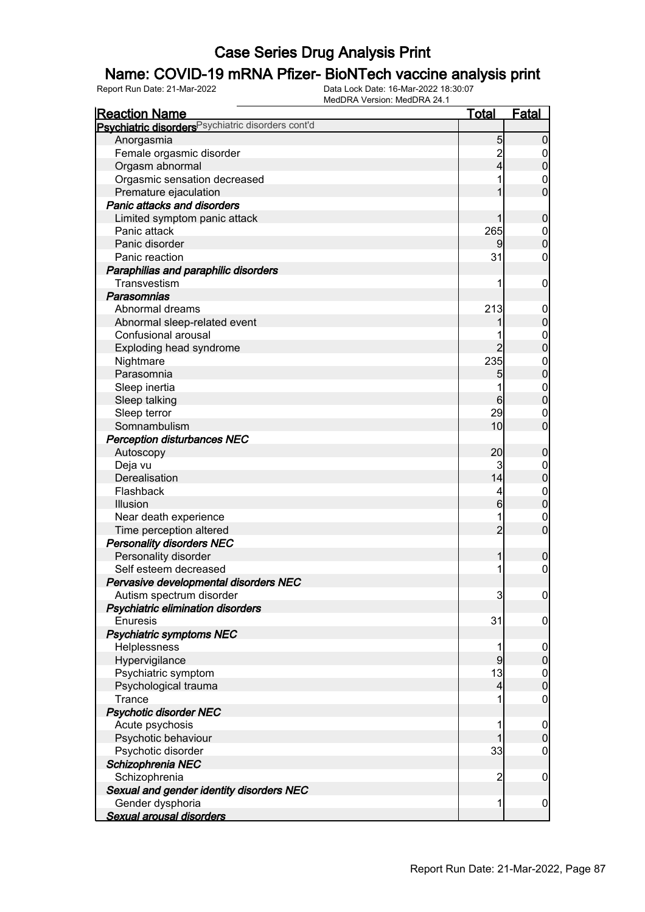# Case Series Drug Analysis Print

## Name: COVID-19 mRNA Pfizer- BioNTech vaccine analysis print

Report Run Date: 21-Mar-2022    Data Lock Date: 16-Mar-2022 18:30:07
MedDRA Version: MedDRA 24.1

| Reaction Name | Total | Fatal |
|---|---|---|
| **Psychiatric disorders** Psychiatric disorders cont'd | | |
| Anorgasmia | 5 | 0 |
| Female orgasmic disorder | 2 | 0 |
| Orgasm abnormal | 4 | 0 |
| Orgasmic sensation decreased | 1 | 0 |
| Premature ejaculation | 1 | 0 |
| ***Panic attacks and disorders*** | | |
| Limited symptom panic attack | 1 | 0 |
| Panic attack | 265 | 0 |
| Panic disorder | 9 | 0 |
| Panic reaction | 31 | 0 |
| ***Paraphilias and paraphilic disorders*** | | |
| Transvestism | 1 | 0 |
| ***Parasomnias*** | | |
| Abnormal dreams | 213 | 0 |
| Abnormal sleep-related event | 1 | 0 |
| Confusional arousal | 1 | 0 |
| Exploding head syndrome | 2 | 0 |
| Nightmare | 235 | 0 |
| Parasomnia | 5 | 0 |
| Sleep inertia | 1 | 0 |
| Sleep talking | 6 | 0 |
| Sleep terror | 29 | 0 |
| Somnambulism | 10 | 0 |
| ***Perception disturbances NEC*** | | |
| Autoscopy | 20 | 0 |
| Deja vu | 3 | 0 |
| Derealisation | 14 | 0 |
| Flashback | 4 | 0 |
| Illusion | 6 | 0 |
| Near death experience | 1 | 0 |
| Time perception altered | 2 | 0 |
| ***Personality disorders NEC*** | | |
| Personality disorder | 1 | 0 |
| Self esteem decreased | 1 | 0 |
| ***Pervasive developmental disorders NEC*** | | |
| Autism spectrum disorder | 3 | 0 |
| ***Psychiatric elimination disorders*** | | |
| Enuresis | 31 | 0 |
| ***Psychiatric symptoms NEC*** | | |
| Helplessness | 1 | 0 |
| Hypervigilance | 9 | 0 |
| Psychiatric symptom | 13 | 0 |
| Psychological trauma | 4 | 0 |
| Trance | 1 | 0 |
| ***Psychotic disorder NEC*** | | |
| Acute psychosis | 1 | 0 |
| Psychotic behaviour | 1 | 0 |
| Psychotic disorder | 33 | 0 |
| ***Schizophrenia NEC*** | | |
| Schizophrenia | 2 | 0 |
| ***Sexual and gender identity disorders NEC*** | | |
| Gender dysphoria | 1 | 0 |
| ***Sexual arousal disorders*** | | |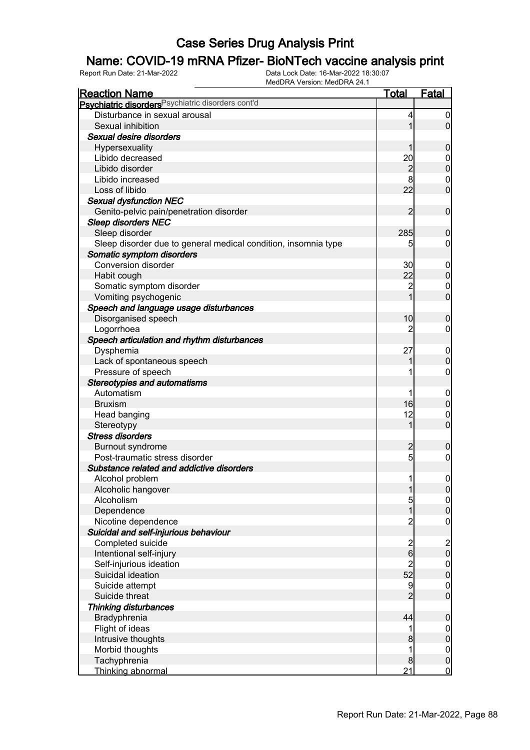# Case Series Drug Analysis Print

## Name: COVID-19 mRNA Pfizer- BioNTech vaccine analysis print

Report Run Date: 21-Mar-2022

Data Lock Date: 16-Mar-2022 18:30:07

MedDRA Version: MedDRA 24.1

| Reaction Name | Total | Fatal |
|---|---|---|
| **Psychiatric disorders** Psychiatric disorders cont'd | | |
| Disturbance in sexual arousal | 4 | 0 |
| Sexual inhibition | 1 | 0 |
| ***Sexual desire disorders*** | | |
| Hypersexuality | 1 | 0 |
| Libido decreased | 20 | 0 |
| Libido disorder | 2 | 0 |
| Libido increased | 8 | 0 |
| Loss of libido | 22 | 0 |
| ***Sexual dysfunction NEC*** | | |
| Genito-pelvic pain/penetration disorder | 2 | 0 |
| ***Sleep disorders NEC*** | | |
| Sleep disorder | 285 | 0 |
| Sleep disorder due to general medical condition, insomnia type | 5 | 0 |
| ***Somatic symptom disorders*** | | |
| Conversion disorder | 30 | 0 |
| Habit cough | 22 | 0 |
| Somatic symptom disorder | 2 | 0 |
| Vomiting psychogenic | 1 | 0 |
| ***Speech and language usage disturbances*** | | |
| Disorganised speech | 10 | 0 |
| Logorrhoea | 2 | 0 |
| ***Speech articulation and rhythm disturbances*** | | |
| Dysphemia | 27 | 0 |
| Lack of spontaneous speech | 1 | 0 |
| Pressure of speech | 1 | 0 |
| ***Stereotypies and automatisms*** | | |
| Automatism | 1 | 0 |
| Bruxism | 16 | 0 |
| Head banging | 12 | 0 |
| Stereotypy | 1 | 0 |
| ***Stress disorders*** | | |
| Burnout syndrome | 2 | 0 |
| Post-traumatic stress disorder | 5 | 0 |
| ***Substance related and addictive disorders*** | | |
| Alcohol problem | 1 | 0 |
| Alcoholic hangover | 1 | 0 |
| Alcoholism | 5 | 0 |
| Dependence | 1 | 0 |
| Nicotine dependence | 2 | 0 |
| ***Suicidal and self-injurious behaviour*** | | |
| Completed suicide | 2 | 2 |
| Intentional self-injury | 6 | 0 |
| Self-injurious ideation | 2 | 0 |
| Suicidal ideation | 52 | 0 |
| Suicide attempt | 9 | 0 |
| Suicide threat | 2 | 0 |
| ***Thinking disturbances*** | | |
| Bradyphrenia | 44 | 0 |
| Flight of ideas | 1 | 0 |
| Intrusive thoughts | 8 | 0 |
| Morbid thoughts | 1 | 0 |
| Tachyphrenia | 8 | 0 |
| Thinking abnormal | 21 | 0 |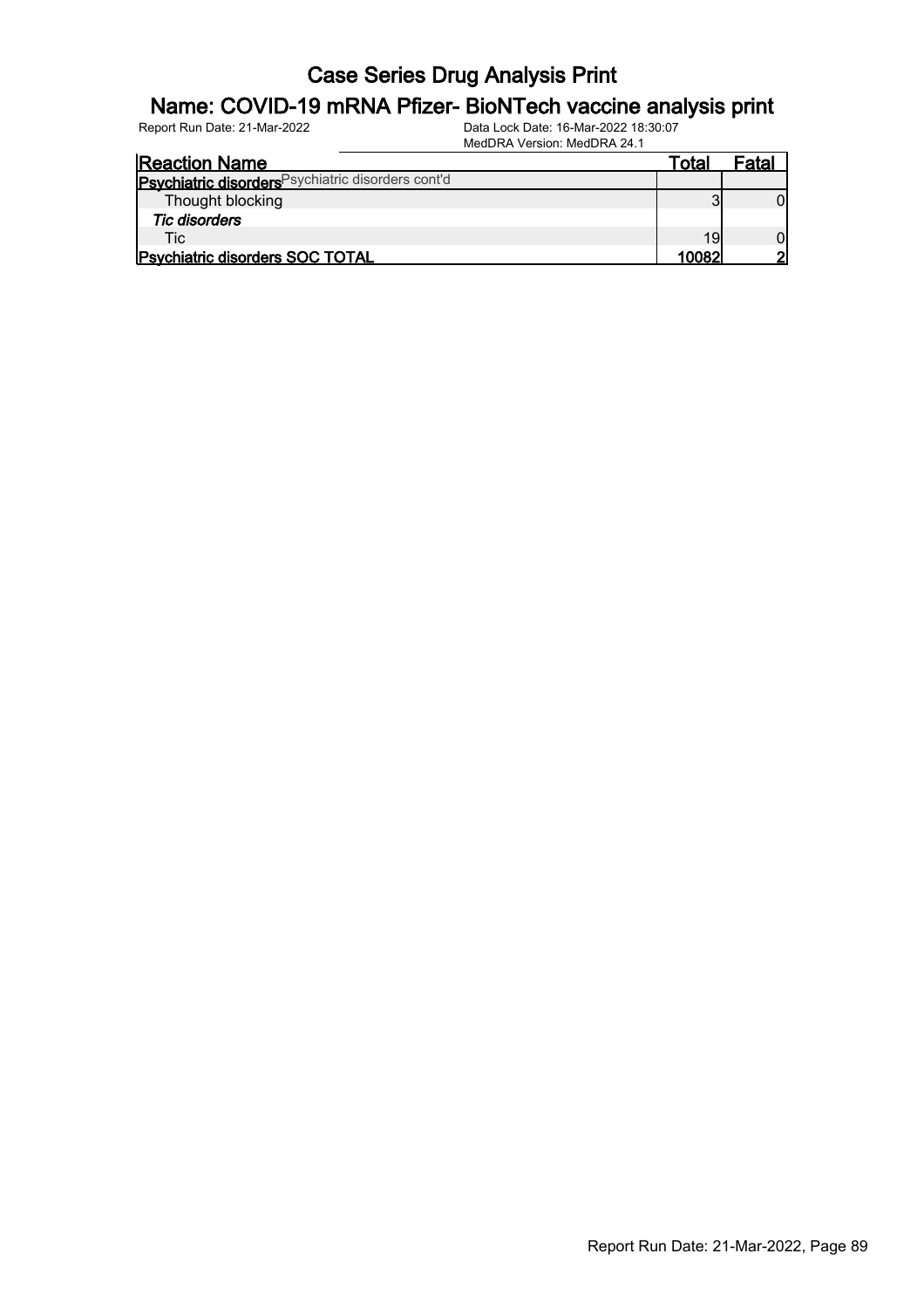# Case Series Drug Analysis Print

## Name: COVID-19 mRNA Pfizer- BioNTech vaccine analysis print

Report Run Date: 21-Mar-2022

Data Lock Date: 16-Mar-2022 18:30:07
MedDRA Version: MedDRA 24.1

| Reaction Name | Total | Fatal |
|---|---|---|
| **Psychiatric disorders** Psychiatric disorders cont'd | | |
| Thought blocking | 3 | 0 |
| ***Tic disorders*** | | |
| Tic | 19 | 0 |
| **Psychiatric disorders SOC TOTAL** | **10082** | **2** |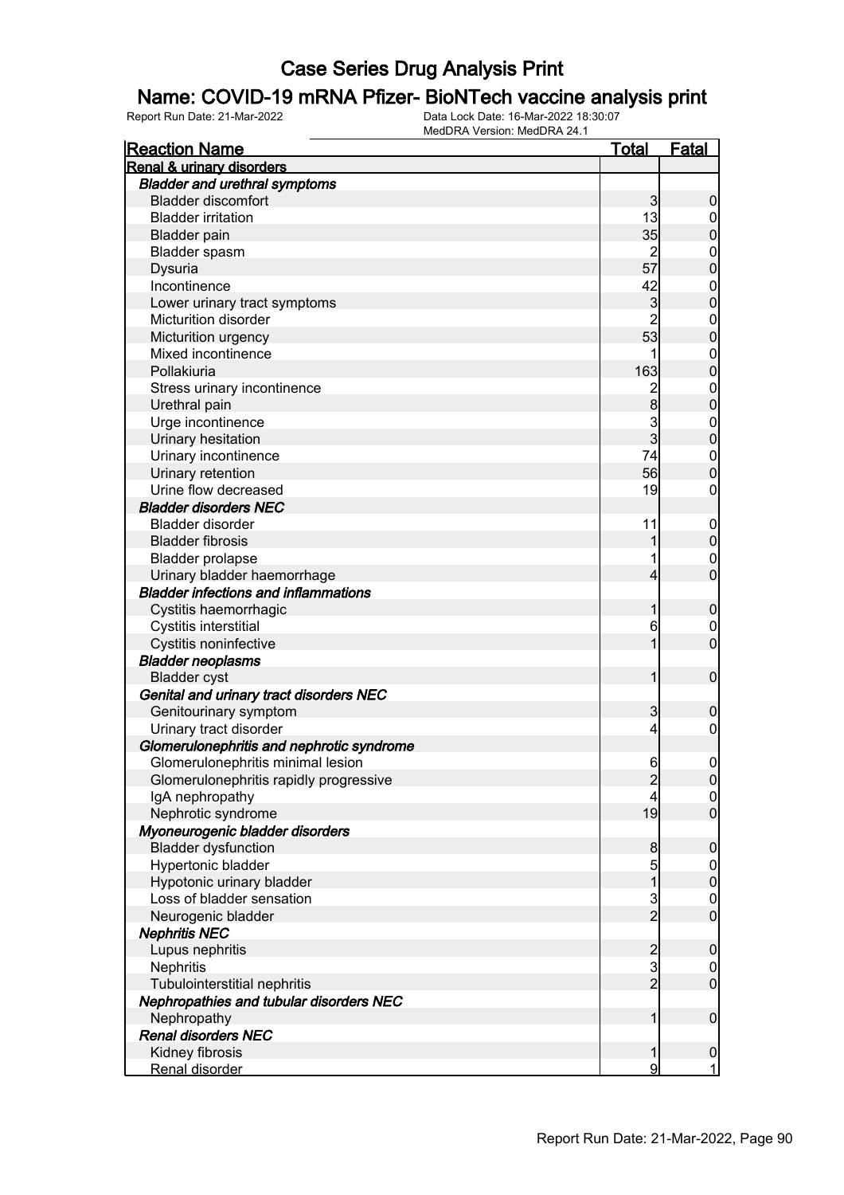# Case Series Drug Analysis Print

## Name: COVID-19 mRNA Pfizer- BioNTech vaccine analysis print

Report Run Date: 21-Mar-2022    Data Lock Date: 16-Mar-2022 18:30:07
MedDRA Version: MedDRA 24.1

| Reaction Name | Total | Fatal |
|---|---|---|
| **Renal & urinary disorders** | | |
| ***Bladder and urethral symptoms*** | | |
| Bladder discomfort | 3 | 0 |
| Bladder irritation | 13 | 0 |
| Bladder pain | 35 | 0 |
| Bladder spasm | 2 | 0 |
| Dysuria | 57 | 0 |
| Incontinence | 42 | 0 |
| Lower urinary tract symptoms | 3 | 0 |
| Micturition disorder | 2 | 0 |
| Micturition urgency | 53 | 0 |
| Mixed incontinence | 1 | 0 |
| Pollakiuria | 163 | 0 |
| Stress urinary incontinence | 2 | 0 |
| Urethral pain | 8 | 0 |
| Urge incontinence | 3 | 0 |
| Urinary hesitation | 3 | 0 |
| Urinary incontinence | 74 | 0 |
| Urinary retention | 56 | 0 |
| Urine flow decreased | 19 | 0 |
| ***Bladder disorders NEC*** | | |
| Bladder disorder | 11 | 0 |
| Bladder fibrosis | 1 | 0 |
| Bladder prolapse | 1 | 0 |
| Urinary bladder haemorrhage | 4 | 0 |
| ***Bladder infections and inflammations*** | | |
| Cystitis haemorrhagic | 1 | 0 |
| Cystitis interstitial | 6 | 0 |
| Cystitis noninfective | 1 | 0 |
| ***Bladder neoplasms*** | | |
| Bladder cyst | 1 | 0 |
| ***Genital and urinary tract disorders NEC*** | | |
| Genitourinary symptom | 3 | 0 |
| Urinary tract disorder | 4 | 0 |
| ***Glomerulonephritis and nephrotic syndrome*** | | |
| Glomerulonephritis minimal lesion | 6 | 0 |
| Glomerulonephritis rapidly progressive | 2 | 0 |
| IgA nephropathy | 4 | 0 |
| Nephrotic syndrome | 19 | 0 |
| ***Myoneurogenic bladder disorders*** | | |
| Bladder dysfunction | 8 | 0 |
| Hypertonic bladder | 5 | 0 |
| Hypotonic urinary bladder | 1 | 0 |
| Loss of bladder sensation | 3 | 0 |
| Neurogenic bladder | 2 | 0 |
| ***Nephritis NEC*** | | |
| Lupus nephritis | 2 | 0 |
| Nephritis | 3 | 0 |
| Tubulointerstitial nephritis | 2 | 0 |
| ***Nephropathies and tubular disorders NEC*** | | |
| Nephropathy | 1 | 0 |
| ***Renal disorders NEC*** | | |
| Kidney fibrosis | 1 | 0 |
| Renal disorder | 9 | 1 |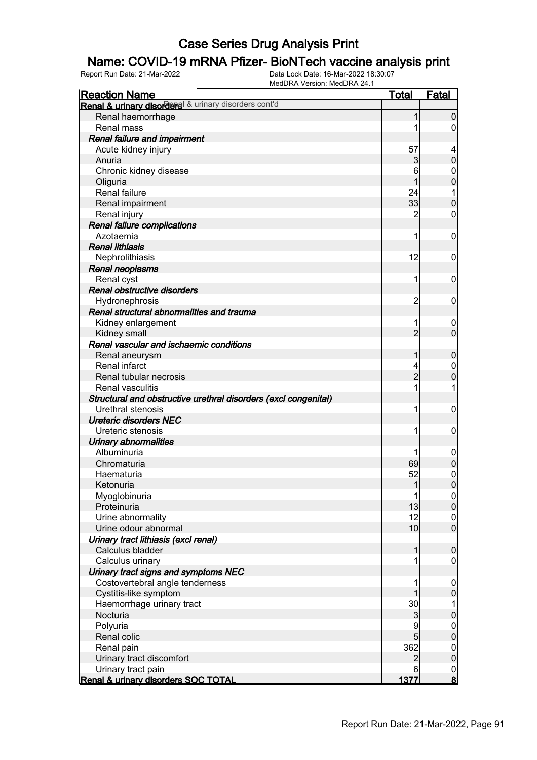# Case Series Drug Analysis Print

## Name: COVID-19 mRNA Pfizer- BioNTech vaccine analysis print

Report Run Date: 21-Mar-2022    Data Lock Date: 16-Mar-2022 18:30:07
MedDRA Version: MedDRA 24.1

| Reaction Name | Total | Fatal |
|---|---|---|
| **Renal & urinary disorders** Renal & urinary disorders cont'd | | |
| Renal haemorrhage | 1 | 0 |
| Renal mass | 1 | 0 |
| ***Renal failure and impairment*** | | |
| Acute kidney injury | 57 | 4 |
| Anuria | 3 | 0 |
| Chronic kidney disease | 6 | 0 |
| Oliguria | 1 | 0 |
| Renal failure | 24 | 1 |
| Renal impairment | 33 | 0 |
| Renal injury | 2 | 0 |
| ***Renal failure complications*** | | |
| Azotaemia | 1 | 0 |
| ***Renal lithiasis*** | | |
| Nephrolithiasis | 12 | 0 |
| ***Renal neoplasms*** | | |
| Renal cyst | 1 | 0 |
| ***Renal obstructive disorders*** | | |
| Hydronephrosis | 2 | 0 |
| ***Renal structural abnormalities and trauma*** | | |
| Kidney enlargement | 1 | 0 |
| Kidney small | 2 | 0 |
| ***Renal vascular and ischaemic conditions*** | | |
| Renal aneurysm | 1 | 0 |
| Renal infarct | 4 | 0 |
| Renal tubular necrosis | 2 | 0 |
| Renal vasculitis | 1 | 1 |
| ***Structural and obstructive urethral disorders (excl congenital)*** | | |
| Urethral stenosis | 1 | 0 |
| ***Ureteric disorders NEC*** | | |
| Ureteric stenosis | 1 | 0 |
| ***Urinary abnormalities*** | | |
| Albuminuria | 1 | 0 |
| Chromaturia | 69 | 0 |
| Haematuria | 52 | 0 |
| Ketonuria | 1 | 0 |
| Myoglobinuria | 1 | 0 |
| Proteinuria | 13 | 0 |
| Urine abnormality | 12 | 0 |
| Urine odour abnormal | 10 | 0 |
| ***Urinary tract lithiasis (excl renal)*** | | |
| Calculus bladder | 1 | 0 |
| Calculus urinary | 1 | 0 |
| ***Urinary tract signs and symptoms NEC*** | | |
| Costovertebral angle tenderness | 1 | 0 |
| Cystitis-like symptom | 1 | 0 |
| Haemorrhage urinary tract | 30 | 1 |
| Nocturia | 3 | 0 |
| Polyuria | 9 | 0 |
| Renal colic | 5 | 0 |
| Renal pain | 362 | 0 |
| Urinary tract discomfort | 2 | 0 |
| Urinary tract pain | 6 | 0 |
| **Renal & urinary disorders SOC TOTAL** | **1377** | **8** |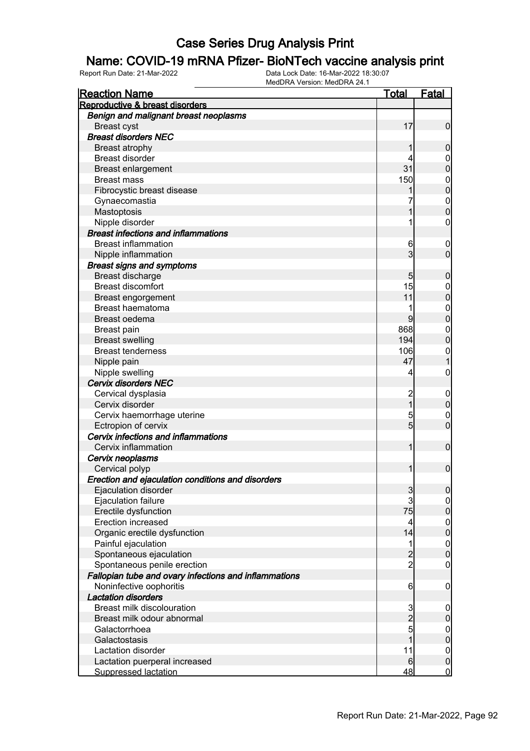# Case Series Drug Analysis Print

## Name: COVID-19 mRNA Pfizer- BioNTech vaccine analysis print

Report Run Date: 21-Mar-2022    Data Lock Date: 16-Mar-2022 18:30:07
MedDRA Version: MedDRA 24.1

| Reaction Name | Total | Fatal |
|---|---|---|
| **Reproductive & breast disorders** | | |
| ***Benign and malignant breast neoplasms*** | | |
| Breast cyst | 17 | 0 |
| ***Breast disorders NEC*** | | |
| Breast atrophy | 1 | 0 |
| Breast disorder | 4 | 0 |
| Breast enlargement | 31 | 0 |
| Breast mass | 150 | 0 |
| Fibrocystic breast disease | 1 | 0 |
| Gynaecomastia | 7 | 0 |
| Mastoptosis | 1 | 0 |
| Nipple disorder | 1 | 0 |
| ***Breast infections and inflammations*** | | |
| Breast inflammation | 6 | 0 |
| Nipple inflammation | 3 | 0 |
| ***Breast signs and symptoms*** | | |
| Breast discharge | 5 | 0 |
| Breast discomfort | 15 | 0 |
| Breast engorgement | 11 | 0 |
| Breast haematoma | 1 | 0 |
| Breast oedema | 9 | 0 |
| Breast pain | 868 | 0 |
| Breast swelling | 194 | 0 |
| Breast tenderness | 106 | 0 |
| Nipple pain | 47 | 1 |
| Nipple swelling | 4 | 0 |
| ***Cervix disorders NEC*** | | |
| Cervical dysplasia | 2 | 0 |
| Cervix disorder | 1 | 0 |
| Cervix haemorrhage uterine | 5 | 0 |
| Ectropion of cervix | 5 | 0 |
| ***Cervix infections and inflammations*** | | |
| Cervix inflammation | 1 | 0 |
| ***Cervix neoplasms*** | | |
| Cervical polyp | 1 | 0 |
| ***Erection and ejaculation conditions and disorders*** | | |
| Ejaculation disorder | 3 | 0 |
| Ejaculation failure | 3 | 0 |
| Erectile dysfunction | 75 | 0 |
| Erection increased | 4 | 0 |
| Organic erectile dysfunction | 14 | 0 |
| Painful ejaculation | 1 | 0 |
| Spontaneous ejaculation | 2 | 0 |
| Spontaneous penile erection | 2 | 0 |
| ***Fallopian tube and ovary infections and inflammations*** | | |
| Noninfective oophoritis | 6 | 0 |
| ***Lactation disorders*** | | |
| Breast milk discolouration | 3 | 0 |
| Breast milk odour abnormal | 2 | 0 |
| Galactorrhoea | 5 | 0 |
| Galactostasis | 1 | 0 |
| Lactation disorder | 11 | 0 |
| Lactation puerperal increased | 6 | 0 |
| Suppressed lactation | 48 | 0 |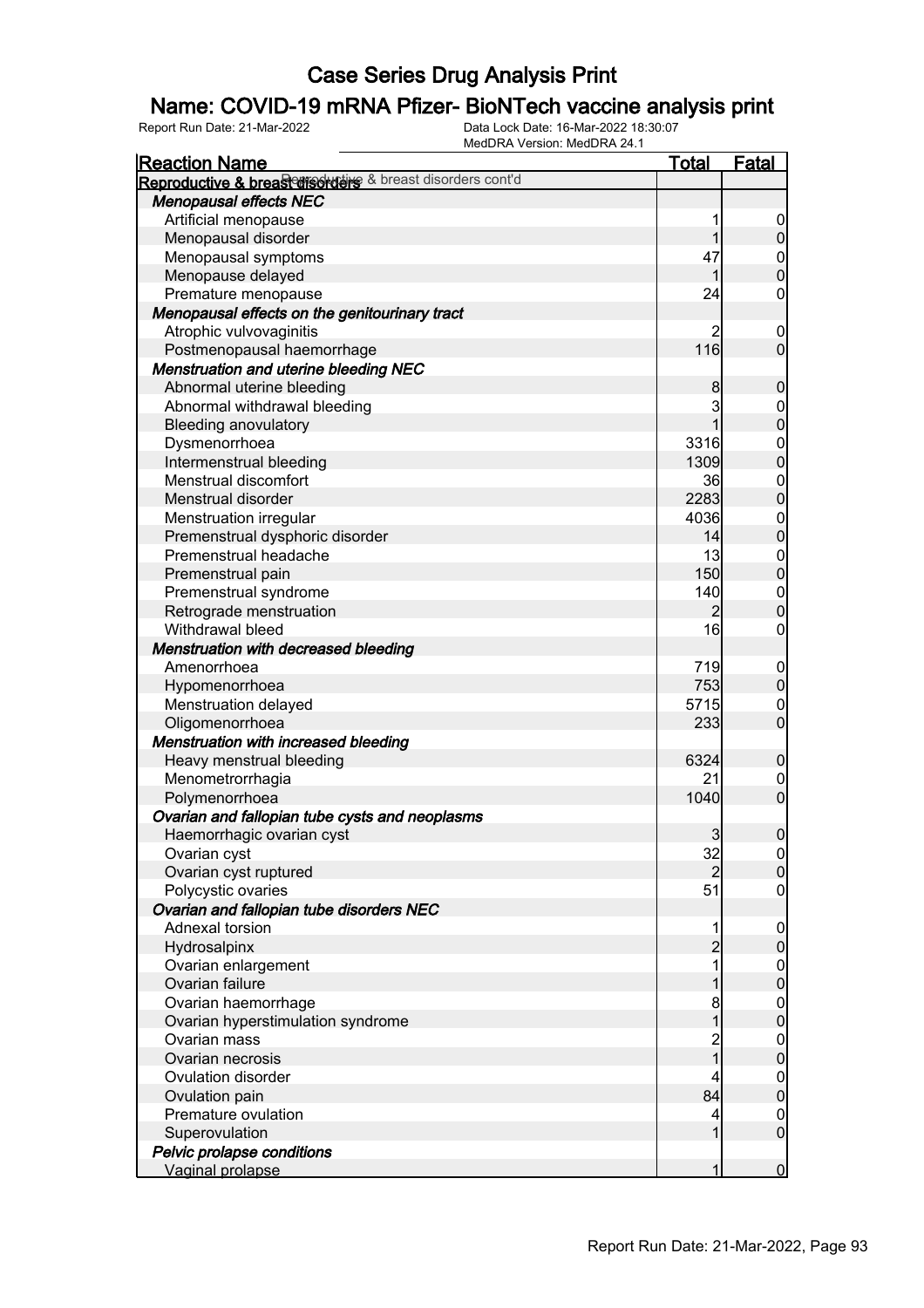# Case Series Drug Analysis Print

## Name: COVID-19 mRNA Pfizer- BioNTech vaccine analysis print

Report Run Date: 21-Mar-2022    Data Lock Date: 16-Mar-2022 18:30:07
MedDRA Version: MedDRA 24.1

| Reaction Name | Total | Fatal |
|---|---|---|
| **Reproductive & breast disorders** Reproductive & breast disorders cont'd | | |
| ***Menopausal effects NEC*** | | |
| Artificial menopause | 1 | 0 |
| Menopausal disorder | 1 | 0 |
| Menopausal symptoms | 47 | 0 |
| Menopause delayed | 1 | 0 |
| Premature menopause | 24 | 0 |
| ***Menopausal effects on the genitourinary tract*** | | |
| Atrophic vulvovaginitis | 2 | 0 |
| Postmenopausal haemorrhage | 116 | 0 |
| ***Menstruation and uterine bleeding NEC*** | | |
| Abnormal uterine bleeding | 8 | 0 |
| Abnormal withdrawal bleeding | 3 | 0 |
| Bleeding anovulatory | 1 | 0 |
| Dysmenorrhoea | 3316 | 0 |
| Intermenstrual bleeding | 1309 | 0 |
| Menstrual discomfort | 36 | 0 |
| Menstrual disorder | 2283 | 0 |
| Menstruation irregular | 4036 | 0 |
| Premenstrual dysphoric disorder | 14 | 0 |
| Premenstrual headache | 13 | 0 |
| Premenstrual pain | 150 | 0 |
| Premenstrual syndrome | 140 | 0 |
| Retrograde menstruation | 2 | 0 |
| Withdrawal bleed | 16 | 0 |
| ***Menstruation with decreased bleeding*** | | |
| Amenorrhoea | 719 | 0 |
| Hypomenorrhoea | 753 | 0 |
| Menstruation delayed | 5715 | 0 |
| Oligomenorrhoea | 233 | 0 |
| ***Menstruation with increased bleeding*** | | |
| Heavy menstrual bleeding | 6324 | 0 |
| Menometrorrhagia | 21 | 0 |
| Polymenorrhoea | 1040 | 0 |
| ***Ovarian and fallopian tube cysts and neoplasms*** | | |
| Haemorrhagic ovarian cyst | 3 | 0 |
| Ovarian cyst | 32 | 0 |
| Ovarian cyst ruptured | 2 | 0 |
| Polycystic ovaries | 51 | 0 |
| ***Ovarian and fallopian tube disorders NEC*** | | |
| Adnexal torsion | 1 | 0 |
| Hydrosalpinx | 2 | 0 |
| Ovarian enlargement | 1 | 0 |
| Ovarian failure | 1 | 0 |
| Ovarian haemorrhage | 8 | 0 |
| Ovarian hyperstimulation syndrome | 1 | 0 |
| Ovarian mass | 2 | 0 |
| Ovarian necrosis | 1 | 0 |
| Ovulation disorder | 4 | 0 |
| Ovulation pain | 84 | 0 |
| Premature ovulation | 4 | 0 |
| Superovulation | 1 | 0 |
| ***Pelvic prolapse conditions*** | | |
| Vaginal prolapse | 1 | 0 |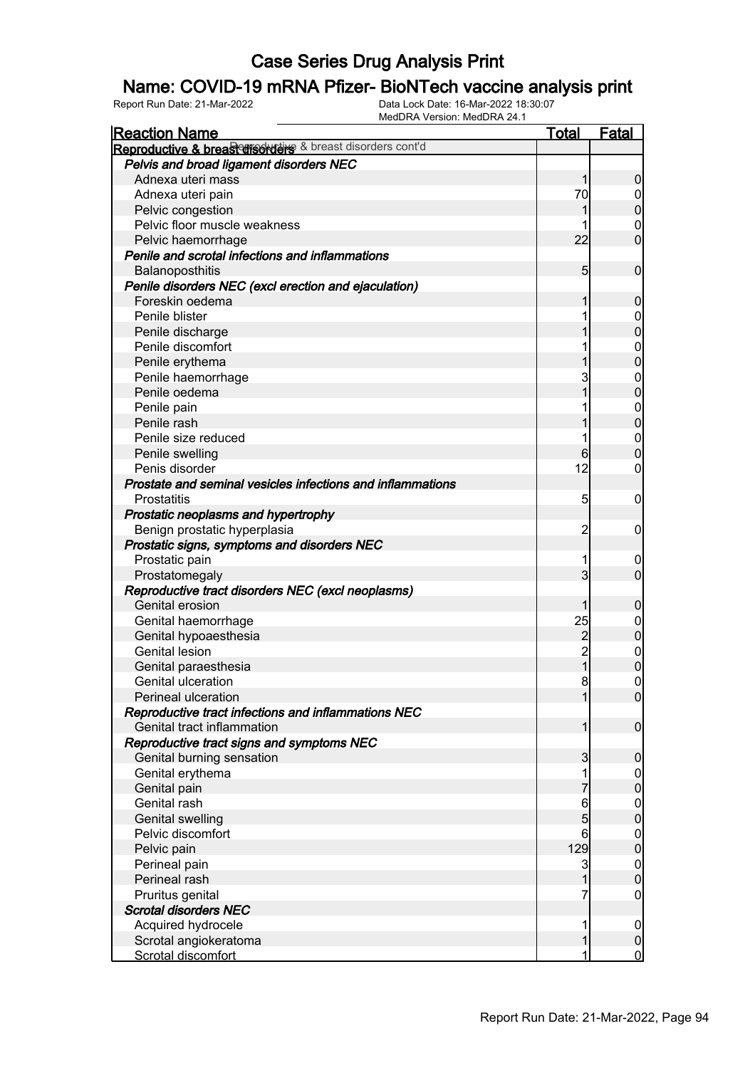# Case Series Drug Analysis Print

## Name: COVID-19 mRNA Pfizer- BioNTech vaccine analysis print

Report Run Date: 21-Mar-2022    Data Lock Date: 16-Mar-2022 18:30:07
MedDRA Version: MedDRA 24.1

| Reaction Name | Total | Fatal |
|---|---|---|
| **Reproductive & breast disorders cont'd** | | |
| ***Pelvis and broad ligament disorders NEC*** | | |
| Adnexa uteri mass | 1 | 0 |
| Adnexa uteri pain | 70 | 0 |
| Pelvic congestion | 1 | 0 |
| Pelvic floor muscle weakness | 1 | 0 |
| Pelvic haemorrhage | 22 | 0 |
| ***Penile and scrotal infections and inflammations*** | | |
| Balanoposthitis | 5 | 0 |
| ***Penile disorders NEC (excl erection and ejaculation)*** | | |
| Foreskin oedema | 1 | 0 |
| Penile blister | 1 | 0 |
| Penile discharge | 1 | 0 |
| Penile discomfort | 1 | 0 |
| Penile erythema | 1 | 0 |
| Penile haemorrhage | 3 | 0 |
| Penile oedema | 1 | 0 |
| Penile pain | 1 | 0 |
| Penile rash | 1 | 0 |
| Penile size reduced | 1 | 0 |
| Penile swelling | 6 | 0 |
| Penis disorder | 12 | 0 |
| ***Prostate and seminal vesicles infections and inflammations*** | | |
| Prostatitis | 5 | 0 |
| ***Prostatic neoplasms and hypertrophy*** | | |
| Benign prostatic hyperplasia | 2 | 0 |
| ***Prostatic signs, symptoms and disorders NEC*** | | |
| Prostatic pain | 1 | 0 |
| Prostatomegaly | 3 | 0 |
| ***Reproductive tract disorders NEC (excl neoplasms)*** | | |
| Genital erosion | 1 | 0 |
| Genital haemorrhage | 25 | 0 |
| Genital hypoaesthesia | 2 | 0 |
| Genital lesion | 2 | 0 |
| Genital paraesthesia | 1 | 0 |
| Genital ulceration | 8 | 0 |
| Perineal ulceration | 1 | 0 |
| ***Reproductive tract infections and inflammations NEC*** | | |
| Genital tract inflammation | 1 | 0 |
| ***Reproductive tract signs and symptoms NEC*** | | |
| Genital burning sensation | 3 | 0 |
| Genital erythema | 1 | 0 |
| Genital pain | 7 | 0 |
| Genital rash | 6 | 0 |
| Genital swelling | 5 | 0 |
| Pelvic discomfort | 6 | 0 |
| Pelvic pain | 129 | 0 |
| Perineal pain | 3 | 0 |
| Perineal rash | 1 | 0 |
| Pruritus genital | 7 | 0 |
| ***Scrotal disorders NEC*** | | |
| Acquired hydrocele | 1 | 0 |
| Scrotal angiokeratoma | 1 | 0 |
| Scrotal discomfort | 1 | 0 |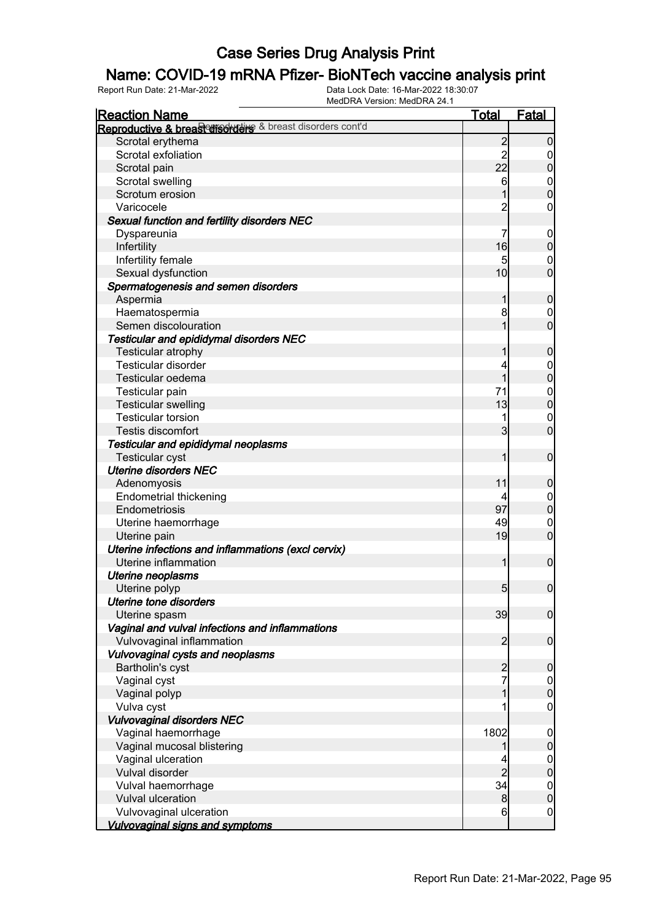# Case Series Drug Analysis Print

## Name: COVID-19 mRNA Pfizer- BioNTech vaccine analysis print

Report Run Date: 21-Mar-2022    Data Lock Date: 16-Mar-2022 18:30:07
MedDRA Version: MedDRA 24.1

| Reaction Name | Total | Fatal |
|---|---|---|
| **Reproductive & breast disorders** Reproductive & breast disorders cont'd | | |
| Scrotal erythema | 2 | 0 |
| Scrotal exfoliation | 2 | 0 |
| Scrotal pain | 22 | 0 |
| Scrotal swelling | 6 | 0 |
| Scrotum erosion | 1 | 0 |
| Varicocele | 2 | 0 |
| ***Sexual function and fertility disorders NEC*** | | |
| Dyspareunia | 7 | 0 |
| Infertility | 16 | 0 |
| Infertility female | 5 | 0 |
| Sexual dysfunction | 10 | 0 |
| ***Spermatogenesis and semen disorders*** | | |
| Aspermia | 1 | 0 |
| Haematospermia | 8 | 0 |
| Semen discolouration | 1 | 0 |
| ***Testicular and epididymal disorders NEC*** | | |
| Testicular atrophy | 1 | 0 |
| Testicular disorder | 4 | 0 |
| Testicular oedema | 1 | 0 |
| Testicular pain | 71 | 0 |
| Testicular swelling | 13 | 0 |
| Testicular torsion | 1 | 0 |
| Testis discomfort | 3 | 0 |
| ***Testicular and epididymal neoplasms*** | | |
| Testicular cyst | 1 | 0 |
| ***Uterine disorders NEC*** | | |
| Adenomyosis | 11 | 0 |
| Endometrial thickening | 4 | 0 |
| Endometriosis | 97 | 0 |
| Uterine haemorrhage | 49 | 0 |
| Uterine pain | 19 | 0 |
| ***Uterine infections and inflammations (excl cervix)*** | | |
| Uterine inflammation | 1 | 0 |
| ***Uterine neoplasms*** | | |
| Uterine polyp | 5 | 0 |
| ***Uterine tone disorders*** | | |
| Uterine spasm | 39 | 0 |
| ***Vaginal and vulval infections and inflammations*** | | |
| Vulvovaginal inflammation | 2 | 0 |
| ***Vulvovaginal cysts and neoplasms*** | | |
| Bartholin's cyst | 2 | 0 |
| Vaginal cyst | 7 | 0 |
| Vaginal polyp | 1 | 0 |
| Vulva cyst | 1 | 0 |
| ***Vulvovaginal disorders NEC*** | | |
| Vaginal haemorrhage | 1802 | 0 |
| Vaginal mucosal blistering | 1 | 0 |
| Vaginal ulceration | 4 | 0 |
| Vulval disorder | 2 | 0 |
| Vulval haemorrhage | 34 | 0 |
| Vulval ulceration | 8 | 0 |
| Vulvovaginal ulceration | 6 | 0 |
| ***Vulvovaginal signs and symptoms*** | | |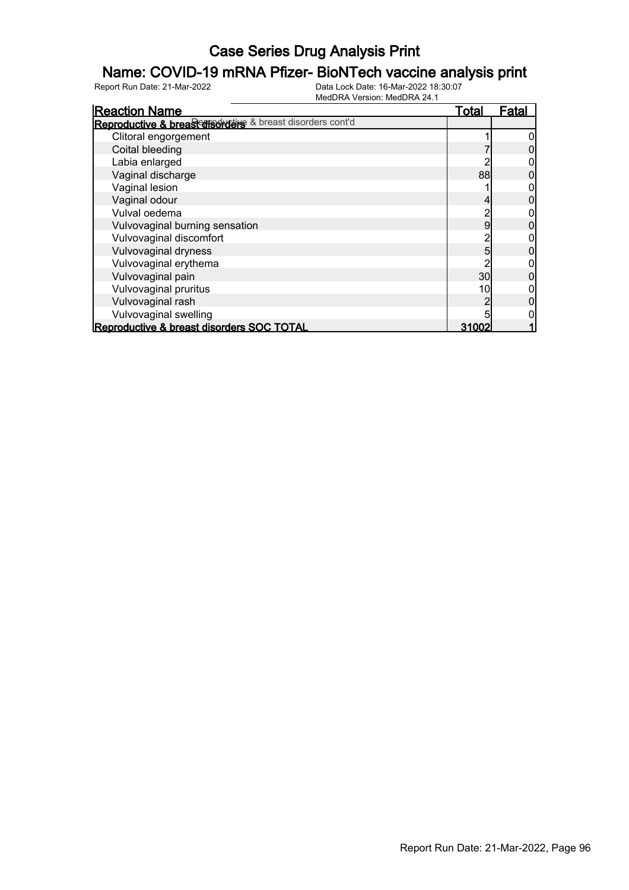# Case Series Drug Analysis Print

## Name: COVID-19 mRNA Pfizer- BioNTech vaccine analysis print

Report Run Date: 21-Mar-2022 | Data Lock Date: 16-Mar-2022 18:30:07 | MedDRA Version: MedDRA 24.1

| Reaction Name | Total | Fatal |
|---|---|---|
| **Reproductive & breast disorders** Reproductive & breast disorders cont'd | | |
| Clitoral engorgement | 1 | 0 |
| Coital bleeding | 7 | 0 |
| Labia enlarged | 2 | 0 |
| Vaginal discharge | 88 | 0 |
| Vaginal lesion | 1 | 0 |
| Vaginal odour | 4 | 0 |
| Vulval oedema | 2 | 0 |
| Vulvovaginal burning sensation | 9 | 0 |
| Vulvovaginal discomfort | 2 | 0 |
| Vulvovaginal dryness | 5 | 0 |
| Vulvovaginal erythema | 2 | 0 |
| Vulvovaginal pain | 30 | 0 |
| Vulvovaginal pruritus | 10 | 0 |
| Vulvovaginal rash | 2 | 0 |
| Vulvovaginal swelling | 5 | 0 |
| **Reproductive & breast disorders SOC TOTAL** | **31002** | **1** |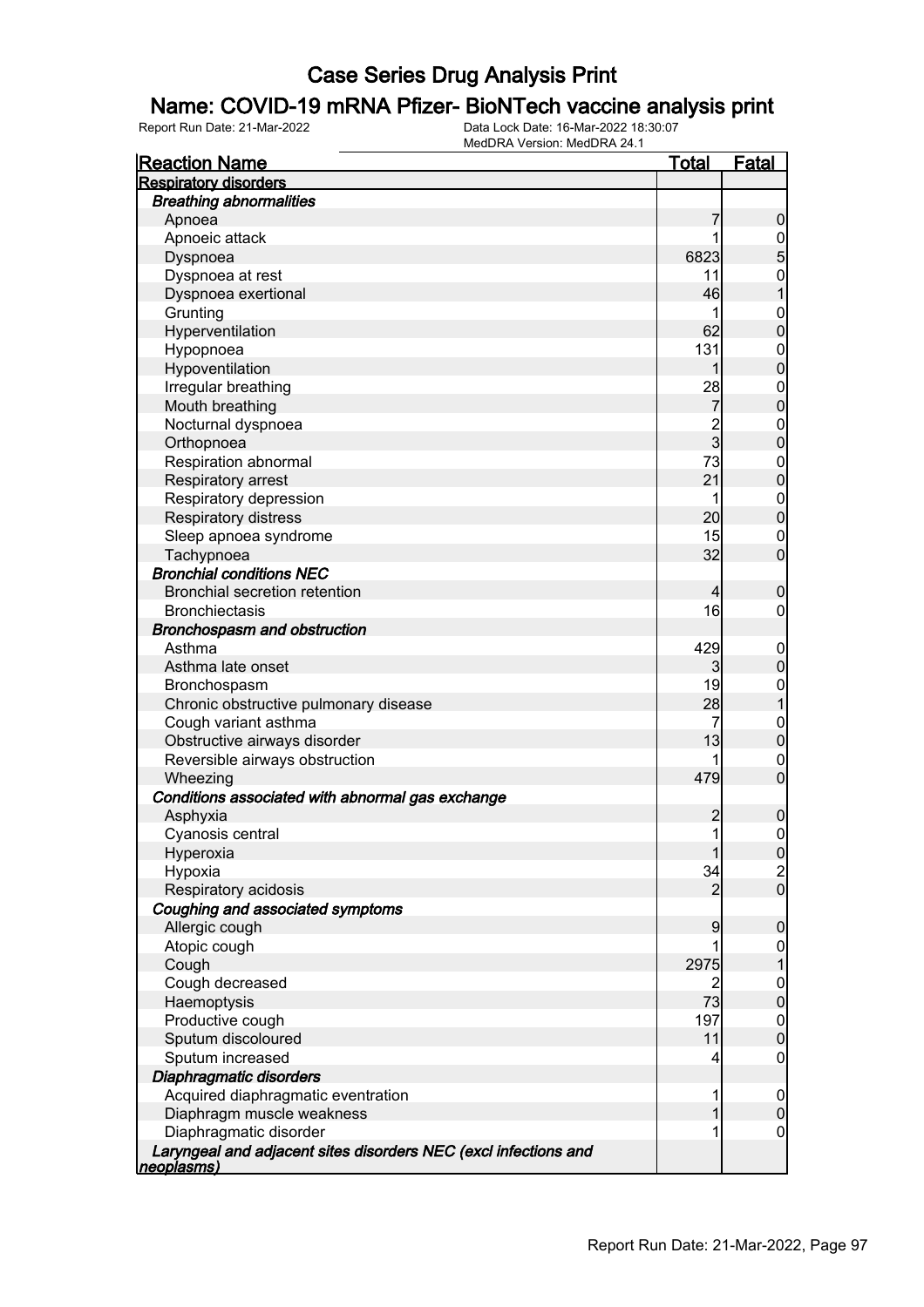# Case Series Drug Analysis Print

## Name: COVID-19 mRNA Pfizer- BioNTech vaccine analysis print

Report Run Date: 21-Mar-2022    Data Lock Date: 16-Mar-2022 18:30:07
MedDRA Version: MedDRA 24.1

| Reaction Name | Total | Fatal |
|---|---|---|
| **Respiratory disorders** | | |
| ***Breathing abnormalities*** | | |
| Apnoea | 7 | 0 |
| Apnoeic attack | 1 | 0 |
| Dyspnoea | 6823 | 5 |
| Dyspnoea at rest | 11 | 0 |
| Dyspnoea exertional | 46 | 1 |
| Grunting | 1 | 0 |
| Hyperventilation | 62 | 0 |
| Hypopnoea | 131 | 0 |
| Hypoventilation | 1 | 0 |
| Irregular breathing | 28 | 0 |
| Mouth breathing | 7 | 0 |
| Nocturnal dyspnoea | 2 | 0 |
| Orthopnoea | 3 | 0 |
| Respiration abnormal | 73 | 0 |
| Respiratory arrest | 21 | 0 |
| Respiratory depression | 1 | 0 |
| Respiratory distress | 20 | 0 |
| Sleep apnoea syndrome | 15 | 0 |
| Tachypnoea | 32 | 0 |
| ***Bronchial conditions NEC*** | | |
| Bronchial secretion retention | 4 | 0 |
| Bronchiectasis | 16 | 0 |
| ***Bronchospasm and obstruction*** | | |
| Asthma | 429 | 0 |
| Asthma late onset | 3 | 0 |
| Bronchospasm | 19 | 0 |
| Chronic obstructive pulmonary disease | 28 | 1 |
| Cough variant asthma | 7 | 0 |
| Obstructive airways disorder | 13 | 0 |
| Reversible airways obstruction | 1 | 0 |
| Wheezing | 479 | 0 |
| ***Conditions associated with abnormal gas exchange*** | | |
| Asphyxia | 2 | 0 |
| Cyanosis central | 1 | 0 |
| Hyperoxia | 1 | 0 |
| Hypoxia | 34 | 2 |
| Respiratory acidosis | 2 | 0 |
| ***Coughing and associated symptoms*** | | |
| Allergic cough | 9 | 0 |
| Atopic cough | 1 | 0 |
| Cough | 2975 | 1 |
| Cough decreased | 2 | 0 |
| Haemoptysis | 73 | 0 |
| Productive cough | 197 | 0 |
| Sputum discoloured | 11 | 0 |
| Sputum increased | 4 | 0 |
| ***Diaphragmatic disorders*** | | |
| Acquired diaphragmatic eventration | 1 | 0 |
| Diaphragm muscle weakness | 1 | 0 |
| Diaphragmatic disorder | 1 | 0 |
| ***Laryngeal and adjacent sites disorders NEC (excl infections and neoplasms)*** | | |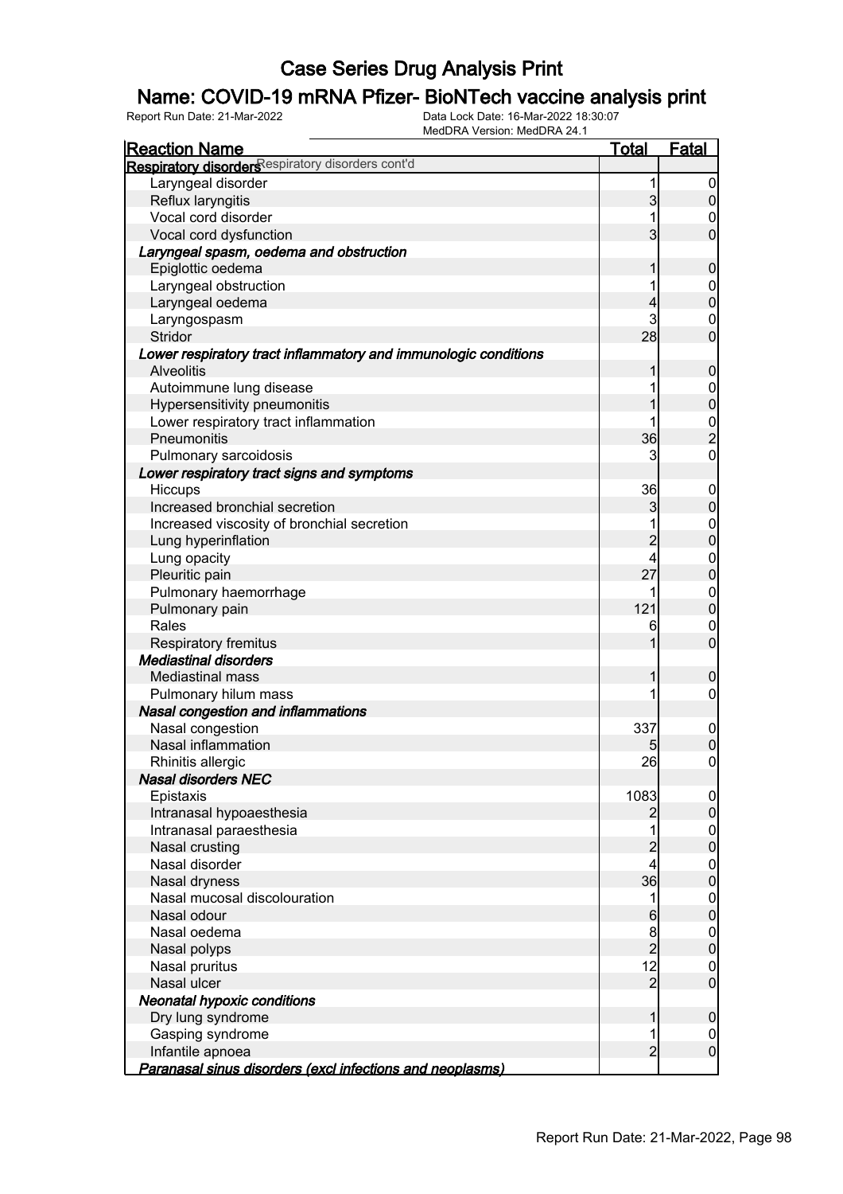# Case Series Drug Analysis Print

## Name: COVID-19 mRNA Pfizer- BioNTech vaccine analysis print

Report Run Date: 21-Mar-2022 | Data Lock Date: 16-Mar-2022 18:30:07 | MedDRA Version: MedDRA 24.1

| Reaction Name | Total | Fatal |
|---|---|---|
| **Respiratory disorders** Respiratory disorders cont'd | | |
| Laryngeal disorder | 1 | 0 |
| Reflux laryngitis | 3 | 0 |
| Vocal cord disorder | 1 | 0 |
| Vocal cord dysfunction | 3 | 0 |
| ***Laryngeal spasm, oedema and obstruction*** | | |
| Epiglottic oedema | 1 | 0 |
| Laryngeal obstruction | 1 | 0 |
| Laryngeal oedema | 4 | 0 |
| Laryngospasm | 3 | 0 |
| Stridor | 28 | 0 |
| ***Lower respiratory tract inflammatory and immunologic conditions*** | | |
| Alveolitis | 1 | 0 |
| Autoimmune lung disease | 1 | 0 |
| Hypersensitivity pneumonitis | 1 | 0 |
| Lower respiratory tract inflammation | 1 | 0 |
| Pneumonitis | 36 | 2 |
| Pulmonary sarcoidosis | 3 | 0 |
| ***Lower respiratory tract signs and symptoms*** | | |
| Hiccups | 36 | 0 |
| Increased bronchial secretion | 3 | 0 |
| Increased viscosity of bronchial secretion | 1 | 0 |
| Lung hyperinflation | 2 | 0 |
| Lung opacity | 4 | 0 |
| Pleuritic pain | 27 | 0 |
| Pulmonary haemorrhage | 1 | 0 |
| Pulmonary pain | 121 | 0 |
| Rales | 6 | 0 |
| Respiratory fremitus | 1 | 0 |
| ***Mediastinal disorders*** | | |
| Mediastinal mass | 1 | 0 |
| Pulmonary hilum mass | 1 | 0 |
| ***Nasal congestion and inflammations*** | | |
| Nasal congestion | 337 | 0 |
| Nasal inflammation | 5 | 0 |
| Rhinitis allergic | 26 | 0 |
| ***Nasal disorders NEC*** | | |
| Epistaxis | 1083 | 0 |
| Intranasal hypoaesthesia | 2 | 0 |
| Intranasal paraesthesia | 1 | 0 |
| Nasal crusting | 2 | 0 |
| Nasal disorder | 4 | 0 |
| Nasal dryness | 36 | 0 |
| Nasal mucosal discolouration | 1 | 0 |
| Nasal odour | 6 | 0 |
| Nasal oedema | 8 | 0 |
| Nasal polyps | 2 | 0 |
| Nasal pruritus | 12 | 0 |
| Nasal ulcer | 2 | 0 |
| ***Neonatal hypoxic conditions*** | | |
| Dry lung syndrome | 1 | 0 |
| Gasping syndrome | 1 | 0 |
| Infantile apnoea | 2 | 0 |
| ***Paranasal sinus disorders (excl infections and neoplasms)*** | | |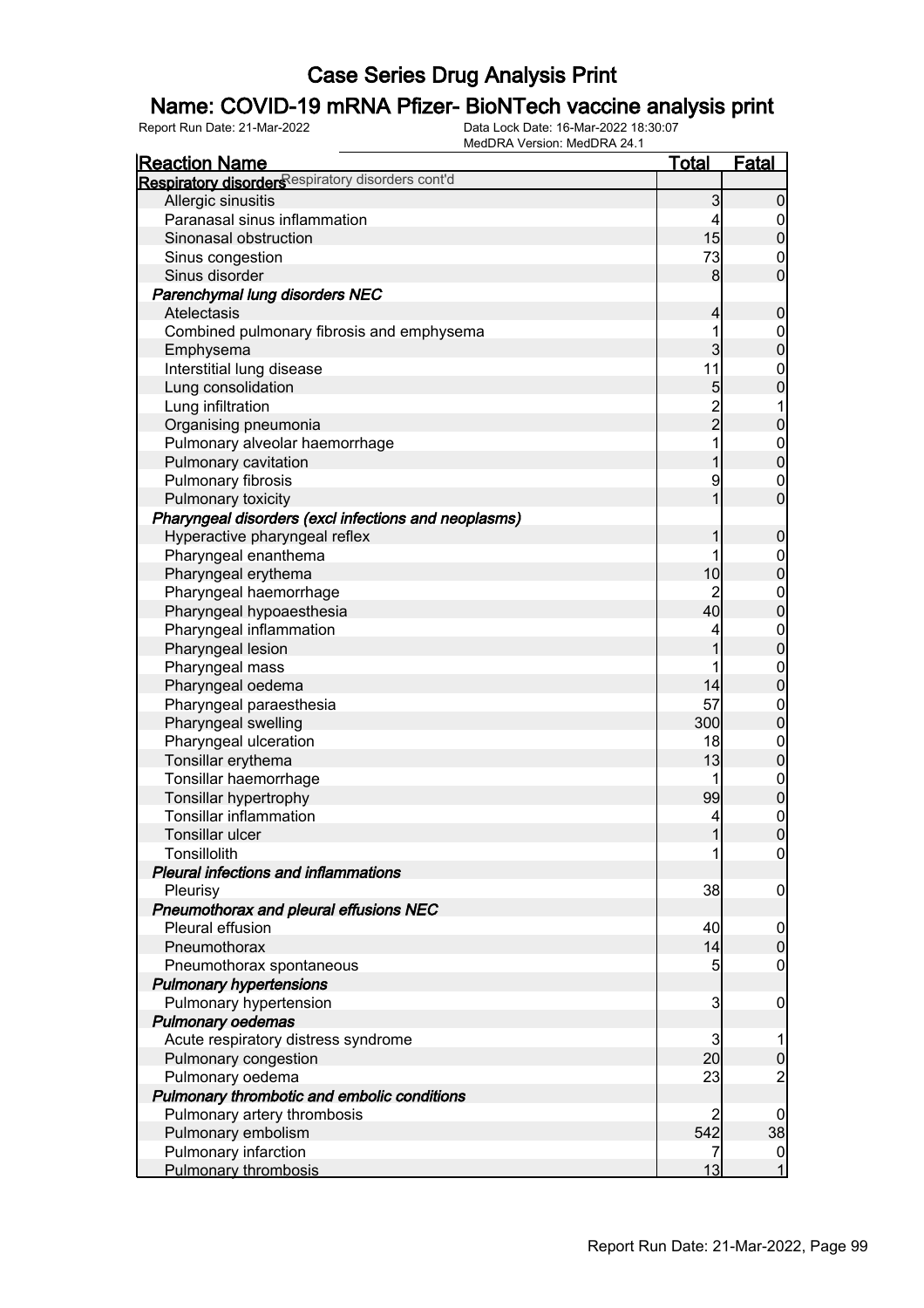# Case Series Drug Analysis Print

## Name: COVID-19 mRNA Pfizer- BioNTech vaccine analysis print

Report Run Date: 21-Mar-2022 | Data Lock Date: 16-Mar-2022 18:30:07 | MedDRA Version: MedDRA 24.1

| Reaction Name | Total | Fatal |
|---|---|---|
| **Respiratory disorders** Respiratory disorders cont'd | | |
| Allergic sinusitis | 3 | 0 |
| Paranasal sinus inflammation | 4 | 0 |
| Sinonasal obstruction | 15 | 0 |
| Sinus congestion | 73 | 0 |
| Sinus disorder | 8 | 0 |
| ***Parenchymal lung disorders NEC*** | | |
| Atelectasis | 4 | 0 |
| Combined pulmonary fibrosis and emphysema | 1 | 0 |
| Emphysema | 3 | 0 |
| Interstitial lung disease | 11 | 0 |
| Lung consolidation | 5 | 0 |
| Lung infiltration | 2 | 1 |
| Organising pneumonia | 2 | 0 |
| Pulmonary alveolar haemorrhage | 1 | 0 |
| Pulmonary cavitation | 1 | 0 |
| Pulmonary fibrosis | 9 | 0 |
| Pulmonary toxicity | 1 | 0 |
| ***Pharyngeal disorders (excl infections and neoplasms)*** | | |
| Hyperactive pharyngeal reflex | 1 | 0 |
| Pharyngeal enanthema | 1 | 0 |
| Pharyngeal erythema | 10 | 0 |
| Pharyngeal haemorrhage | 2 | 0 |
| Pharyngeal hypoaesthesia | 40 | 0 |
| Pharyngeal inflammation | 4 | 0 |
| Pharyngeal lesion | 1 | 0 |
| Pharyngeal mass | 1 | 0 |
| Pharyngeal oedema | 14 | 0 |
| Pharyngeal paraesthesia | 57 | 0 |
| Pharyngeal swelling | 300 | 0 |
| Pharyngeal ulceration | 18 | 0 |
| Tonsillar erythema | 13 | 0 |
| Tonsillar haemorrhage | 1 | 0 |
| Tonsillar hypertrophy | 99 | 0 |
| Tonsillar inflammation | 4 | 0 |
| Tonsillar ulcer | 1 | 0 |
| Tonsillolith | 1 | 0 |
| ***Pleural infections and inflammations*** | | |
| Pleurisy | 38 | 0 |
| ***Pneumothorax and pleural effusions NEC*** | | |
| Pleural effusion | 40 | 0 |
| Pneumothorax | 14 | 0 |
| Pneumothorax spontaneous | 5 | 0 |
| ***Pulmonary hypertensions*** | | |
| Pulmonary hypertension | 3 | 0 |
| ***Pulmonary oedemas*** | | |
| Acute respiratory distress syndrome | 3 | 1 |
| Pulmonary congestion | 20 | 0 |
| Pulmonary oedema | 23 | 2 |
| ***Pulmonary thrombotic and embolic conditions*** | | |
| Pulmonary artery thrombosis | 2 | 0 |
| Pulmonary embolism | 542 | 38 |
| Pulmonary infarction | 7 | 0 |
| Pulmonary thrombosis | 13 | 1 |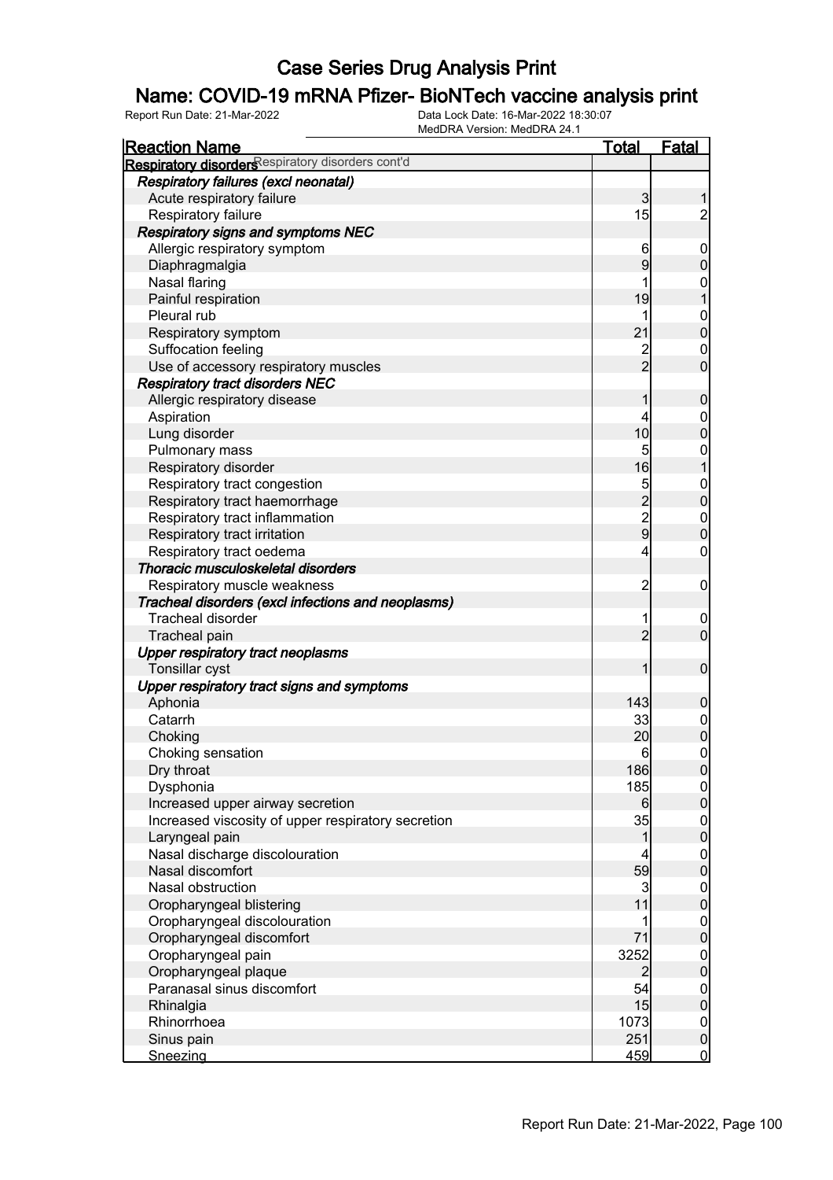# Case Series Drug Analysis Print

## Name: COVID-19 mRNA Pfizer- BioNTech vaccine analysis print

Report Run Date: 21-Mar-2022 | Data Lock Date: 16-Mar-2022 18:30:07 | MedDRA Version: MedDRA 24.1

| Reaction Name | Total | Fatal |
|---|---|---|
| **Respiratory disorders** Respiratory disorders cont'd | | |
| ***Respiratory failures (excl neonatal)*** | | |
| Acute respiratory failure | 3 | 1 |
| Respiratory failure | 15 | 2 |
| ***Respiratory signs and symptoms NEC*** | | |
| Allergic respiratory symptom | 6 | 0 |
| Diaphragmalgia | 9 | 0 |
| Nasal flaring | 1 | 0 |
| Painful respiration | 19 | 1 |
| Pleural rub | 1 | 0 |
| Respiratory symptom | 21 | 0 |
| Suffocation feeling | 2 | 0 |
| Use of accessory respiratory muscles | 2 | 0 |
| ***Respiratory tract disorders NEC*** | | |
| Allergic respiratory disease | 1 | 0 |
| Aspiration | 4 | 0 |
| Lung disorder | 10 | 0 |
| Pulmonary mass | 5 | 0 |
| Respiratory disorder | 16 | 1 |
| Respiratory tract congestion | 5 | 0 |
| Respiratory tract haemorrhage | 2 | 0 |
| Respiratory tract inflammation | 2 | 0 |
| Respiratory tract irritation | 9 | 0 |
| Respiratory tract oedema | 4 | 0 |
| ***Thoracic musculoskeletal disorders*** | | |
| Respiratory muscle weakness | 2 | 0 |
| ***Tracheal disorders (excl infections and neoplasms)*** | | |
| Tracheal disorder | 1 | 0 |
| Tracheal pain | 2 | 0 |
| ***Upper respiratory tract neoplasms*** | | |
| Tonsillar cyst | 1 | 0 |
| ***Upper respiratory tract signs and symptoms*** | | |
| Aphonia | 143 | 0 |
| Catarrh | 33 | 0 |
| Choking | 20 | 0 |
| Choking sensation | 6 | 0 |
| Dry throat | 186 | 0 |
| Dysphonia | 185 | 0 |
| Increased upper airway secretion | 6 | 0 |
| Increased viscosity of upper respiratory secretion | 35 | 0 |
| Laryngeal pain | 1 | 0 |
| Nasal discharge discolouration | 4 | 0 |
| Nasal discomfort | 59 | 0 |
| Nasal obstruction | 3 | 0 |
| Oropharyngeal blistering | 11 | 0 |
| Oropharyngeal discolouration | 1 | 0 |
| Oropharyngeal discomfort | 71 | 0 |
| Oropharyngeal pain | 3252 | 0 |
| Oropharyngeal plaque | 2 | 0 |
| Paranasal sinus discomfort | 54 | 0 |
| Rhinalgia | 15 | 0 |
| Rhinorrhoea | 1073 | 0 |
| Sinus pain | 251 | 0 |
| Sneezing | 459 | 0 |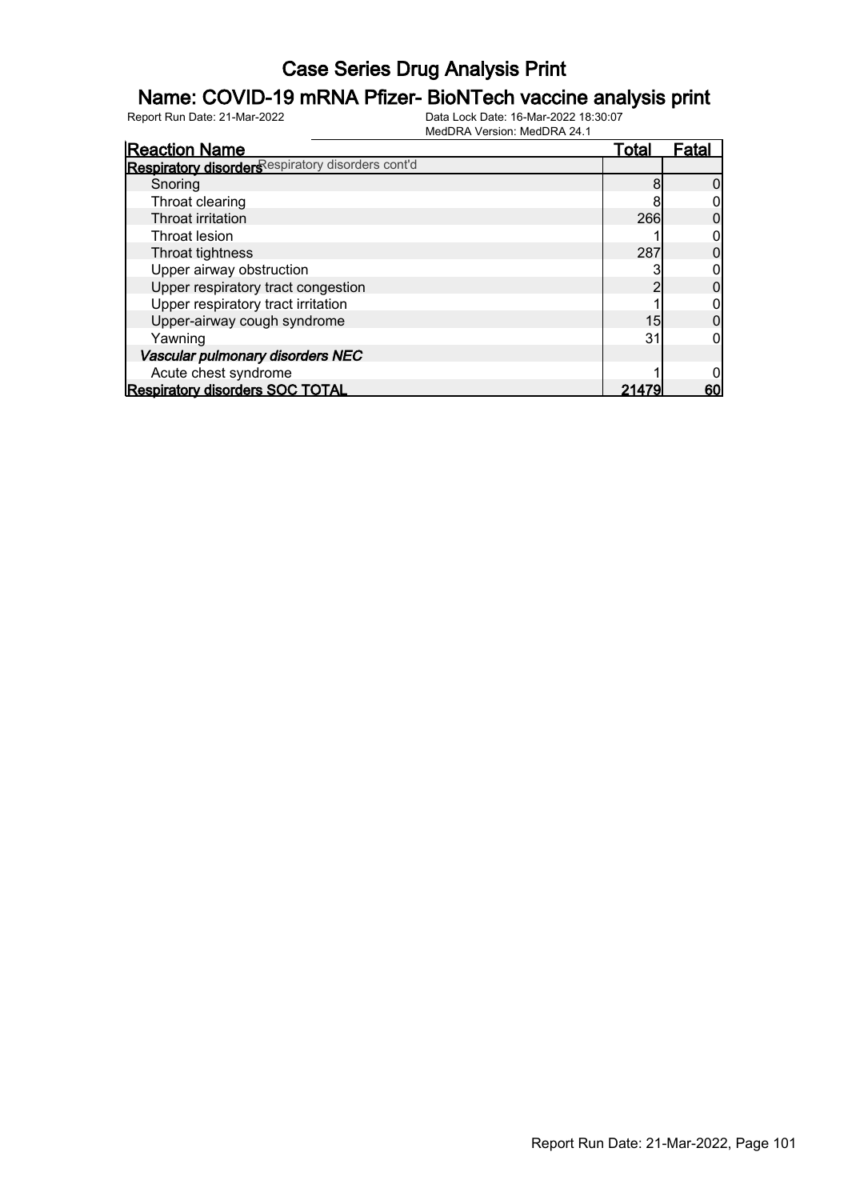# Case Series Drug Analysis Print

## Name: COVID-19 mRNA Pfizer- BioNTech vaccine analysis print

Report Run Date: 21-Mar-2022

Data Lock Date: 16-Mar-2022 18:30:07
MedDRA Version: MedDRA 24.1

| Reaction Name | Total | Fatal |
|---|---|---|
| **Respiratory disorders** Respiratory disorders cont'd | | |
| Snoring | 8 | 0 |
| Throat clearing | 8 | 0 |
| Throat irritation | 266 | 0 |
| Throat lesion | 1 | 0 |
| Throat tightness | 287 | 0 |
| Upper airway obstruction | 3 | 0 |
| Upper respiratory tract congestion | 2 | 0 |
| Upper respiratory tract irritation | 1 | 0 |
| Upper-airway cough syndrome | 15 | 0 |
| Yawning | 31 | 0 |
| ***Vascular pulmonary disorders NEC*** | | |
| Acute chest syndrome | 1 | 0 |
| **Respiratory disorders SOC TOTAL** | **21479** | **60** |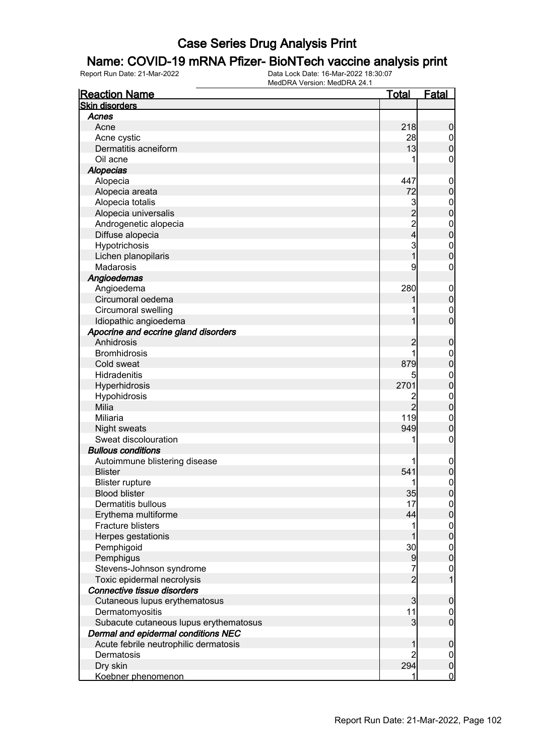# Case Series Drug Analysis Print

## Name: COVID-19 mRNA Pfizer- BioNTech vaccine analysis print

Report Run Date: 21-Mar-2022    Data Lock Date: 16-Mar-2022 18:30:07
MedDRA Version: MedDRA 24.1

| Reaction Name | Total | Fatal |
|---|---|---|
| **Skin disorders** | | |
| ***Acnes*** | | |
| Acne | 218 | 0 |
| Acne cystic | 28 | 0 |
| Dermatitis acneiform | 13 | 0 |
| Oil acne | 1 | 0 |
| ***Alopecias*** | | |
| Alopecia | 447 | 0 |
| Alopecia areata | 72 | 0 |
| Alopecia totalis | 3 | 0 |
| Alopecia universalis | 2 | 0 |
| Androgenetic alopecia | 2 | 0 |
| Diffuse alopecia | 4 | 0 |
| Hypotrichosis | 3 | 0 |
| Lichen planopilaris | 1 | 0 |
| Madarosis | 9 | 0 |
| ***Angioedemas*** | | |
| Angioedema | 280 | 0 |
| Circumoral oedema | 1 | 0 |
| Circumoral swelling | 1 | 0 |
| Idiopathic angioedema | 1 | 0 |
| ***Apocrine and eccrine gland disorders*** | | |
| Anhidrosis | 2 | 0 |
| Bromhidrosis | 1 | 0 |
| Cold sweat | 879 | 0 |
| Hidradenitis | 5 | 0 |
| Hyperhidrosis | 2701 | 0 |
| Hypohidrosis | 2 | 0 |
| Milia | 2 | 0 |
| Miliaria | 119 | 0 |
| Night sweats | 949 | 0 |
| Sweat discolouration | 1 | 0 |
| ***Bullous conditions*** | | |
| Autoimmune blistering disease | 1 | 0 |
| Blister | 541 | 0 |
| Blister rupture | 1 | 0 |
| Blood blister | 35 | 0 |
| Dermatitis bullous | 17 | 0 |
| Erythema multiforme | 44 | 0 |
| Fracture blisters | 1 | 0 |
| Herpes gestationis | 1 | 0 |
| Pemphigoid | 30 | 0 |
| Pemphigus | 9 | 0 |
| Stevens-Johnson syndrome | 7 | 0 |
| Toxic epidermal necrolysis | 2 | 1 |
| ***Connective tissue disorders*** | | |
| Cutaneous lupus erythematosus | 3 | 0 |
| Dermatomyositis | 11 | 0 |
| Subacute cutaneous lupus erythematosus | 3 | 0 |
| ***Dermal and epidermal conditions NEC*** | | |
| Acute febrile neutrophilic dermatosis | 1 | 0 |
| Dermatosis | 2 | 0 |
| Dry skin | 294 | 0 |
| Koebner phenomenon | 1 | 0 |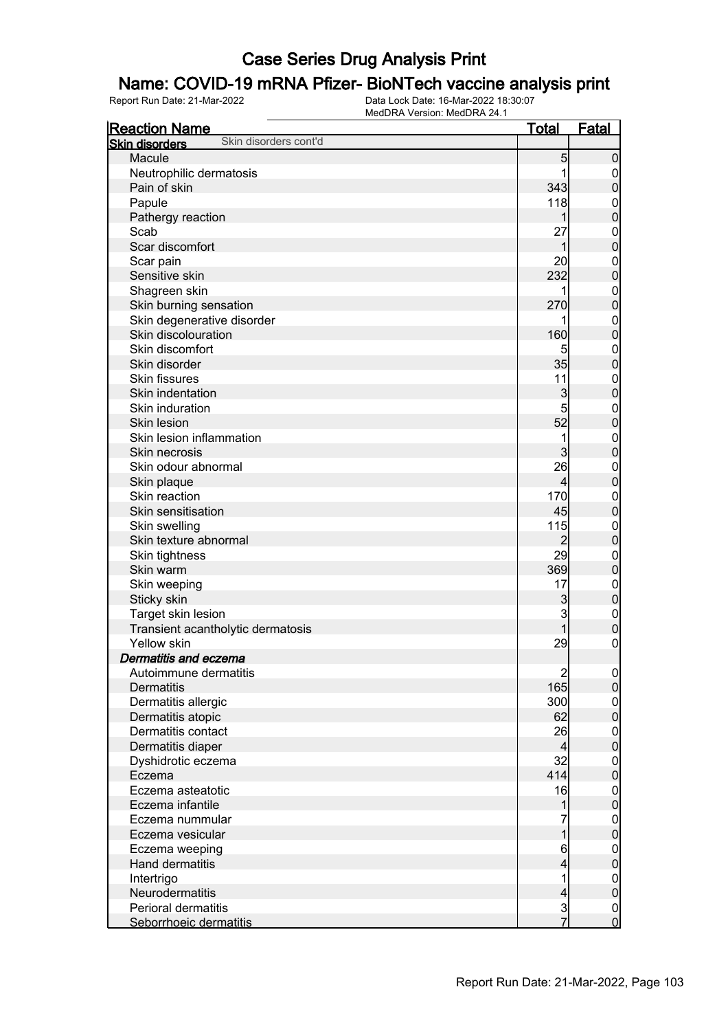# Case Series Drug Analysis Print

## Name: COVID-19 mRNA Pfizer- BioNTech vaccine analysis print

Report Run Date: 21-Mar-2022 | Data Lock Date: 16-Mar-2022 18:30:07 | MedDRA Version: MedDRA 24.1

| Reaction Name | Total | Fatal |
|---|---|---|
| **Skin disorders** Skin disorders cont'd | | |
| Macule | 5 | 0 |
| Neutrophilic dermatosis | 1 | 0 |
| Pain of skin | 343 | 0 |
| Papule | 118 | 0 |
| Pathergy reaction | 1 | 0 |
| Scab | 27 | 0 |
| Scar discomfort | 1 | 0 |
| Scar pain | 20 | 0 |
| Sensitive skin | 232 | 0 |
| Shagreen skin | 1 | 0 |
| Skin burning sensation | 270 | 0 |
| Skin degenerative disorder | 1 | 0 |
| Skin discolouration | 160 | 0 |
| Skin discomfort | 5 | 0 |
| Skin disorder | 35 | 0 |
| Skin fissures | 11 | 0 |
| Skin indentation | 3 | 0 |
| Skin induration | 5 | 0 |
| Skin lesion | 52 | 0 |
| Skin lesion inflammation | 1 | 0 |
| Skin necrosis | 3 | 0 |
| Skin odour abnormal | 26 | 0 |
| Skin plaque | 4 | 0 |
| Skin reaction | 170 | 0 |
| Skin sensitisation | 45 | 0 |
| Skin swelling | 115 | 0 |
| Skin texture abnormal | 2 | 0 |
| Skin tightness | 29 | 0 |
| Skin warm | 369 | 0 |
| Skin weeping | 17 | 0 |
| Sticky skin | 3 | 0 |
| Target skin lesion | 3 | 0 |
| Transient acantholytic dermatosis | 1 | 0 |
| Yellow skin | 29 | 0 |
| ***Dermatitis and eczema*** | | |
| Autoimmune dermatitis | 2 | 0 |
| Dermatitis | 165 | 0 |
| Dermatitis allergic | 300 | 0 |
| Dermatitis atopic | 62 | 0 |
| Dermatitis contact | 26 | 0 |
| Dermatitis diaper | 4 | 0 |
| Dyshidrotic eczema | 32 | 0 |
| Eczema | 414 | 0 |
| Eczema asteatotic | 16 | 0 |
| Eczema infantile | 1 | 0 |
| Eczema nummular | 7 | 0 |
| Eczema vesicular | 1 | 0 |
| Eczema weeping | 6 | 0 |
| Hand dermatitis | 4 | 0 |
| Intertrigo | 1 | 0 |
| Neurodermatitis | 4 | 0 |
| Perioral dermatitis | 3 | 0 |
| Seborrhoeic dermatitis | 7 | 0 |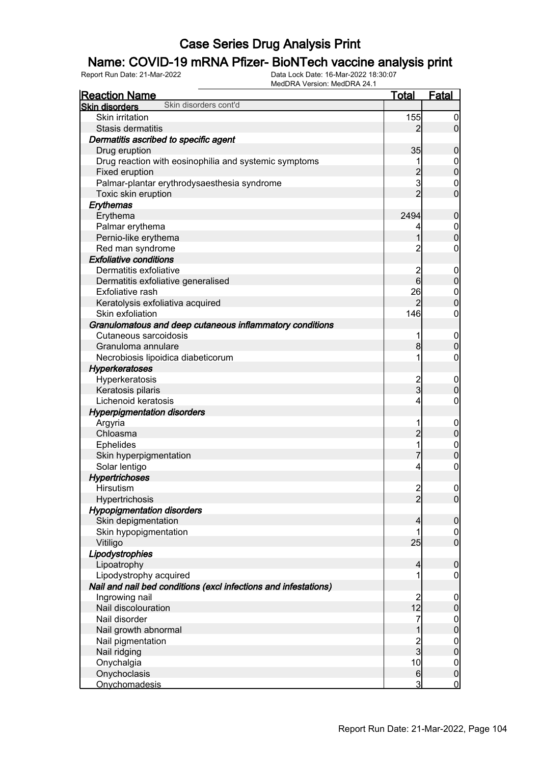# Case Series Drug Analysis Print

## Name: COVID-19 mRNA Pfizer- BioNTech vaccine analysis print

Report Run Date: 21-Mar-2022 | Data Lock Date: 16-Mar-2022 18:30:07 | MedDRA Version: MedDRA 24.1

| Reaction Name | Total | Fatal |
|---|---|---|
| **Skin disorders** Skin disorders cont'd | | |
| Skin irritation | 155 | 0 |
| Stasis dermatitis | 2 | 0 |
| ***Dermatitis ascribed to specific agent*** | | |
| Drug eruption | 35 | 0 |
| Drug reaction with eosinophilia and systemic symptoms | 1 | 0 |
| Fixed eruption | 2 | 0 |
| Palmar-plantar erythrodysaesthesia syndrome | 3 | 0 |
| Toxic skin eruption | 2 | 0 |
| ***Erythemas*** | | |
| Erythema | 2494 | 0 |
| Palmar erythema | 4 | 0 |
| Pernio-like erythema | 1 | 0 |
| Red man syndrome | 2 | 0 |
| ***Exfoliative conditions*** | | |
| Dermatitis exfoliative | 2 | 0 |
| Dermatitis exfoliative generalised | 6 | 0 |
| Exfoliative rash | 26 | 0 |
| Keratolysis exfoliativa acquired | 2 | 0 |
| Skin exfoliation | 146 | 0 |
| ***Granulomatous and deep cutaneous inflammatory conditions*** | | |
| Cutaneous sarcoidosis | 1 | 0 |
| Granuloma annulare | 8 | 0 |
| Necrobiosis lipoidica diabeticorum | 1 | 0 |
| ***Hyperkeratoses*** | | |
| Hyperkeratosis | 2 | 0 |
| Keratosis pilaris | 3 | 0 |
| Lichenoid keratosis | 4 | 0 |
| ***Hyperpigmentation disorders*** | | |
| Argyria | 1 | 0 |
| Chloasma | 2 | 0 |
| Ephelides | 1 | 0 |
| Skin hyperpigmentation | 7 | 0 |
| Solar lentigo | 4 | 0 |
| ***Hypertrichoses*** | | |
| Hirsutism | 2 | 0 |
| Hypertrichosis | 2 | 0 |
| ***Hypopigmentation disorders*** | | |
| Skin depigmentation | 4 | 0 |
| Skin hypopigmentation | 1 | 0 |
| Vitiligo | 25 | 0 |
| ***Lipodystrophies*** | | |
| Lipoatrophy | 4 | 0 |
| Lipodystrophy acquired | 1 | 0 |
| ***Nail and nail bed conditions (excl infections and infestations)*** | | |
| Ingrowing nail | 2 | 0 |
| Nail discolouration | 12 | 0 |
| Nail disorder | 7 | 0 |
| Nail growth abnormal | 1 | 0 |
| Nail pigmentation | 2 | 0 |
| Nail ridging | 3 | 0 |
| Onychalgia | 10 | 0 |
| Onychoclasis | 6 | 0 |
| Onychomadesis | 3 | 0 |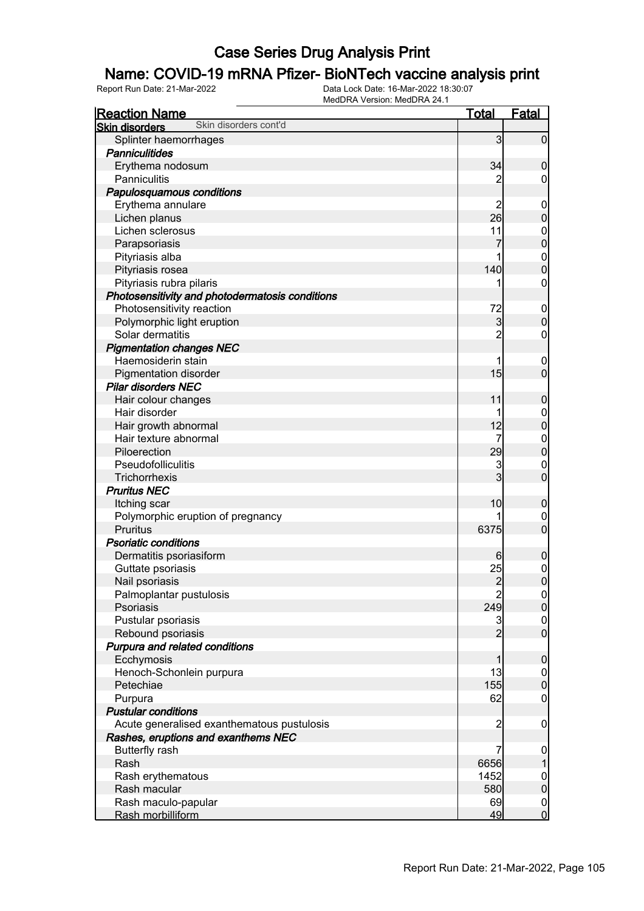# Case Series Drug Analysis Print

## Name: COVID-19 mRNA Pfizer- BioNTech vaccine analysis print

Report Run Date: 21-Mar-2022 | Data Lock Date: 16-Mar-2022 18:30:07 | MedDRA Version: MedDRA 24.1

| Reaction Name | Total | Fatal |
|---|---|---|
| **Skin disorders** Skin disorders cont'd | | |
| Splinter haemorrhages | 3 | 0 |
| ***Panniculitides*** | | |
| Erythema nodosum | 34 | 0 |
| Panniculitis | 2 | 0 |
| ***Papulosquamous conditions*** | | |
| Erythema annulare | 2 | 0 |
| Lichen planus | 26 | 0 |
| Lichen sclerosus | 11 | 0 |
| Parapsoriasis | 7 | 0 |
| Pityriasis alba | 1 | 0 |
| Pityriasis rosea | 140 | 0 |
| Pityriasis rubra pilaris | 1 | 0 |
| ***Photosensitivity and photodermatosis conditions*** | | |
| Photosensitivity reaction | 72 | 0 |
| Polymorphic light eruption | 3 | 0 |
| Solar dermatitis | 2 | 0 |
| ***Pigmentation changes NEC*** | | |
| Haemosiderin stain | 1 | 0 |
| Pigmentation disorder | 15 | 0 |
| ***Pilar disorders NEC*** | | |
| Hair colour changes | 11 | 0 |
| Hair disorder | 1 | 0 |
| Hair growth abnormal | 12 | 0 |
| Hair texture abnormal | 7 | 0 |
| Piloerection | 29 | 0 |
| Pseudofolliculitis | 3 | 0 |
| Trichorrhexis | 3 | 0 |
| ***Pruritus NEC*** | | |
| Itching scar | 10 | 0 |
| Polymorphic eruption of pregnancy | 1 | 0 |
| Pruritus | 6375 | 0 |
| ***Psoriatic conditions*** | | |
| Dermatitis psoriasiform | 6 | 0 |
| Guttate psoriasis | 25 | 0 |
| Nail psoriasis | 2 | 0 |
| Palmoplantar pustulosis | 2 | 0 |
| Psoriasis | 249 | 0 |
| Pustular psoriasis | 3 | 0 |
| Rebound psoriasis | 2 | 0 |
| ***Purpura and related conditions*** | | |
| Ecchymosis | 1 | 0 |
| Henoch-Schonlein purpura | 13 | 0 |
| Petechiae | 155 | 0 |
| Purpura | 62 | 0 |
| ***Pustular conditions*** | | |
| Acute generalised exanthematous pustulosis | 2 | 0 |
| ***Rashes, eruptions and exanthems NEC*** | | |
| Butterfly rash | 7 | 0 |
| Rash | 6656 | 1 |
| Rash erythematous | 1452 | 0 |
| Rash macular | 580 | 0 |
| Rash maculo-papular | 69 | 0 |
| Rash morbilliform | 49 | 0 |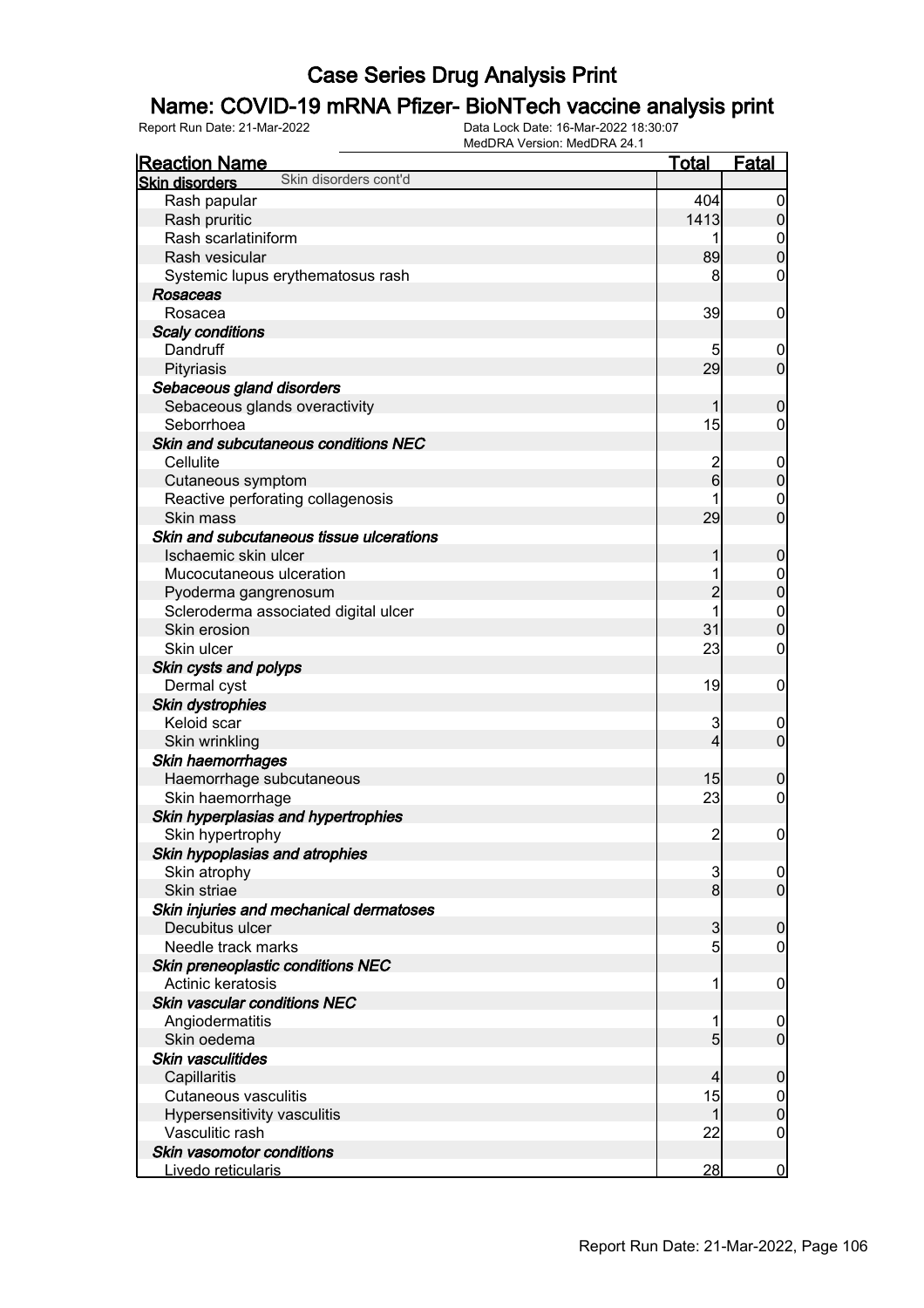# Case Series Drug Analysis Print

## Name: COVID-19 mRNA Pfizer- BioNTech vaccine analysis print

Report Run Date: 21-Mar-2022    Data Lock Date: 16-Mar-2022 18:30:07
MedDRA Version: MedDRA 24.1

| Reaction Name | Total | Fatal |
|---|---|---|
| **Skin disorders** Skin disorders cont'd | | |
| Rash papular | 404 | 0 |
| Rash pruritic | 1413 | 0 |
| Rash scarlatiniform | 1 | 0 |
| Rash vesicular | 89 | 0 |
| Systemic lupus erythematosus rash | 8 | 0 |
| ***Rosaceas*** | | |
| Rosacea | 39 | 0 |
| ***Scaly conditions*** | | |
| Dandruff | 5 | 0 |
| Pityriasis | 29 | 0 |
| ***Sebaceous gland disorders*** | | |
| Sebaceous glands overactivity | 1 | 0 |
| Seborrhoea | 15 | 0 |
| ***Skin and subcutaneous conditions NEC*** | | |
| Cellulite | 2 | 0 |
| Cutaneous symptom | 6 | 0 |
| Reactive perforating collagenosis | 1 | 0 |
| Skin mass | 29 | 0 |
| ***Skin and subcutaneous tissue ulcerations*** | | |
| Ischaemic skin ulcer | 1 | 0 |
| Mucocutaneous ulceration | 1 | 0 |
| Pyoderma gangrenosum | 2 | 0 |
| Scleroderma associated digital ulcer | 1 | 0 |
| Skin erosion | 31 | 0 |
| Skin ulcer | 23 | 0 |
| ***Skin cysts and polyps*** | | |
| Dermal cyst | 19 | 0 |
| ***Skin dystrophies*** | | |
| Keloid scar | 3 | 0 |
| Skin wrinkling | 4 | 0 |
| ***Skin haemorrhages*** | | |
| Haemorrhage subcutaneous | 15 | 0 |
| Skin haemorrhage | 23 | 0 |
| ***Skin hyperplasias and hypertrophies*** | | |
| Skin hypertrophy | 2 | 0 |
| ***Skin hypoplasias and atrophies*** | | |
| Skin atrophy | 3 | 0 |
| Skin striae | 8 | 0 |
| ***Skin injuries and mechanical dermatoses*** | | |
| Decubitus ulcer | 3 | 0 |
| Needle track marks | 5 | 0 |
| ***Skin preneoplastic conditions NEC*** | | |
| Actinic keratosis | 1 | 0 |
| ***Skin vascular conditions NEC*** | | |
| Angiodermatitis | 1 | 0 |
| Skin oedema | 5 | 0 |
| ***Skin vasculitides*** | | |
| Capillaritis | 4 | 0 |
| Cutaneous vasculitis | 15 | 0 |
| Hypersensitivity vasculitis | 1 | 0 |
| Vasculitic rash | 22 | 0 |
| ***Skin vasomotor conditions*** | | |
| Livedo reticularis | 28 | 0 |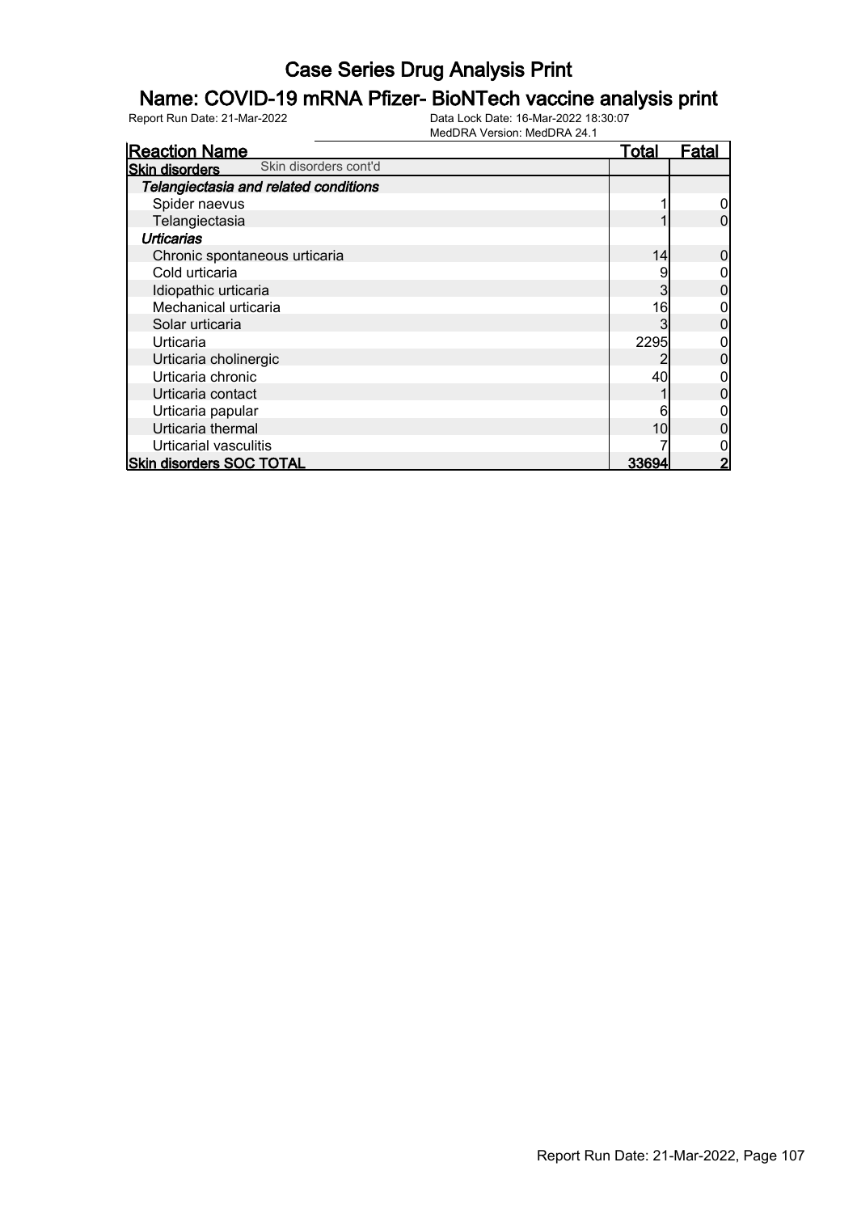# Case Series Drug Analysis Print

## Name: COVID-19 mRNA Pfizer- BioNTech vaccine analysis print

Report Run Date: 21-Mar-2022  
Data Lock Date: 16-Mar-2022 18:30:07  
MedDRA Version: MedDRA 24.1

| Reaction Name | Total | Fatal |
|---|---|---|
| **Skin disorders** Skin disorders cont'd | | |
| ***Telangiectasia and related conditions*** | | |
| Spider naevus | 1 | 0 |
| Telangiectasia | 1 | 0 |
| ***Urticarias*** | | |
| Chronic spontaneous urticaria | 14 | 0 |
| Cold urticaria | 9 | 0 |
| Idiopathic urticaria | 3 | 0 |
| Mechanical urticaria | 16 | 0 |
| Solar urticaria | 3 | 0 |
| Urticaria | 2295 | 0 |
| Urticaria cholinergic | 2 | 0 |
| Urticaria chronic | 40 | 0 |
| Urticaria contact | 1 | 0 |
| Urticaria papular | 6 | 0 |
| Urticaria thermal | 10 | 0 |
| Urticarial vasculitis | 7 | 0 |
| **Skin disorders SOC TOTAL** | **33694** | **2** |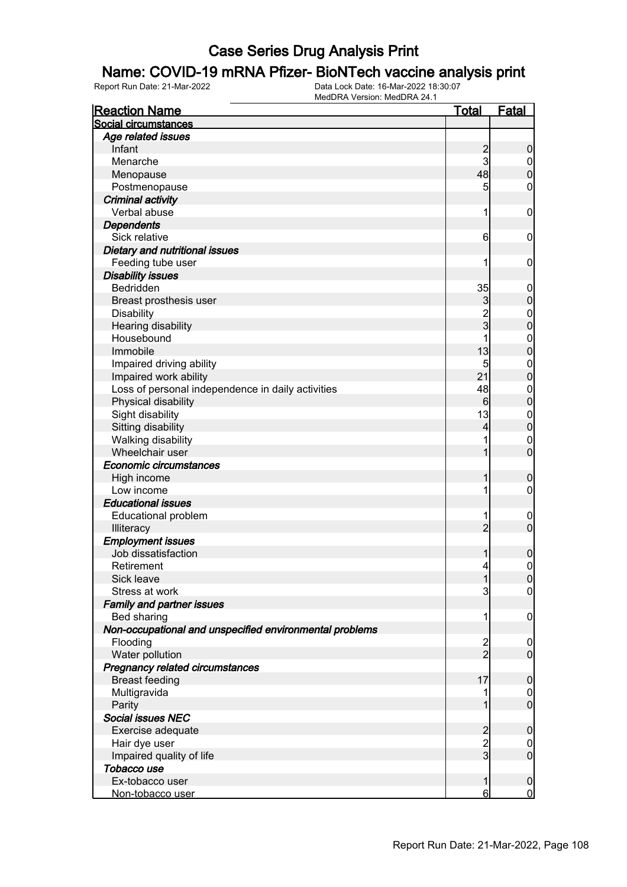# Case Series Drug Analysis Print

## Name: COVID-19 mRNA Pfizer- BioNTech vaccine analysis print

Report Run Date: 21-Mar-2022 | Data Lock Date: 16-Mar-2022 18:30:07 | MedDRA Version: MedDRA 24.1

| Reaction Name | Total | Fatal |
|---|---|---|
| **Social circumstances** | | |
| ***Age related issues*** | | |
| Infant | 2 | 0 |
| Menarche | 3 | 0 |
| Menopause | 48 | 0 |
| Postmenopause | 5 | 0 |
| ***Criminal activity*** | | |
| Verbal abuse | 1 | 0 |
| ***Dependents*** | | |
| Sick relative | 6 | 0 |
| ***Dietary and nutritional issues*** | | |
| Feeding tube user | 1 | 0 |
| ***Disability issues*** | | |
| Bedridden | 35 | 0 |
| Breast prosthesis user | 3 | 0 |
| Disability | 2 | 0 |
| Hearing disability | 3 | 0 |
| Housebound | 1 | 0 |
| Immobile | 13 | 0 |
| Impaired driving ability | 5 | 0 |
| Impaired work ability | 21 | 0 |
| Loss of personal independence in daily activities | 48 | 0 |
| Physical disability | 6 | 0 |
| Sight disability | 13 | 0 |
| Sitting disability | 4 | 0 |
| Walking disability | 1 | 0 |
| Wheelchair user | 1 | 0 |
| ***Economic circumstances*** | | |
| High income | 1 | 0 |
| Low income | 1 | 0 |
| ***Educational issues*** | | |
| Educational problem | 1 | 0 |
| Illiteracy | 2 | 0 |
| ***Employment issues*** | | |
| Job dissatisfaction | 1 | 0 |
| Retirement | 4 | 0 |
| Sick leave | 1 | 0 |
| Stress at work | 3 | 0 |
| ***Family and partner issues*** | | |
| Bed sharing | 1 | 0 |
| ***Non-occupational and unspecified environmental problems*** | | |
| Flooding | 2 | 0 |
| Water pollution | 2 | 0 |
| ***Pregnancy related circumstances*** | | |
| Breast feeding | 17 | 0 |
| Multigravida | 1 | 0 |
| Parity | 1 | 0 |
| ***Social issues NEC*** | | |
| Exercise adequate | 2 | 0 |
| Hair dye user | 2 | 0 |
| Impaired quality of life | 3 | 0 |
| ***Tobacco use*** | | |
| Ex-tobacco user | 1 | 0 |
| Non-tobacco user | 6 | 0 |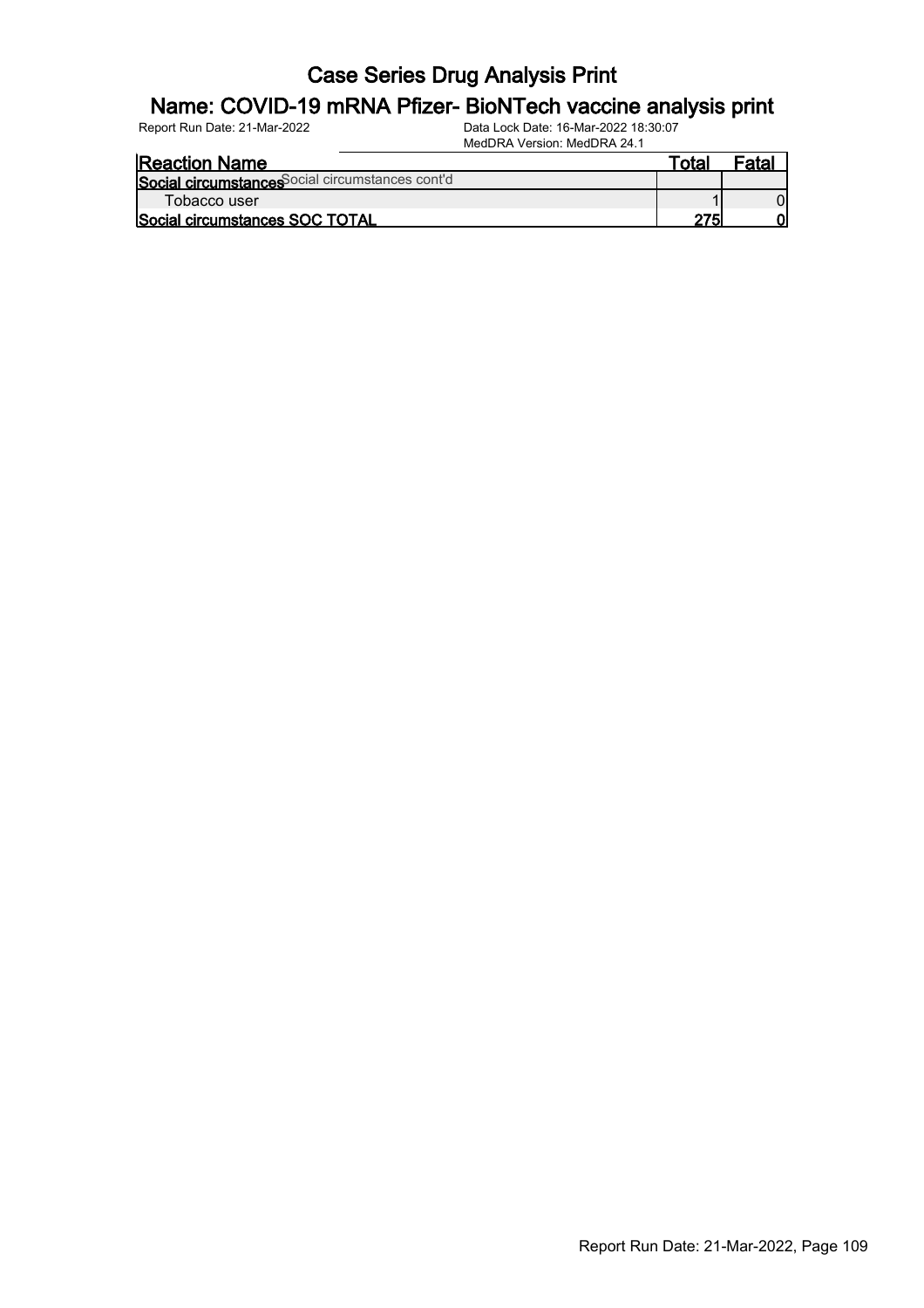# Case Series Drug Analysis Print

## Name: COVID-19 mRNA Pfizer- BioNTech vaccine analysis print

Report Run Date: 21-Mar-2022

Data Lock Date: 16-Mar-2022 18:30:07

MedDRA Version: MedDRA 24.1

| Reaction Name | Total | Fatal |
|---|---|---|
| **Social circumstances** Social circumstances cont'd | | |
| Tobacco user | 1 | 0 |
| **Social circumstances SOC TOTAL** | **275** | **0** |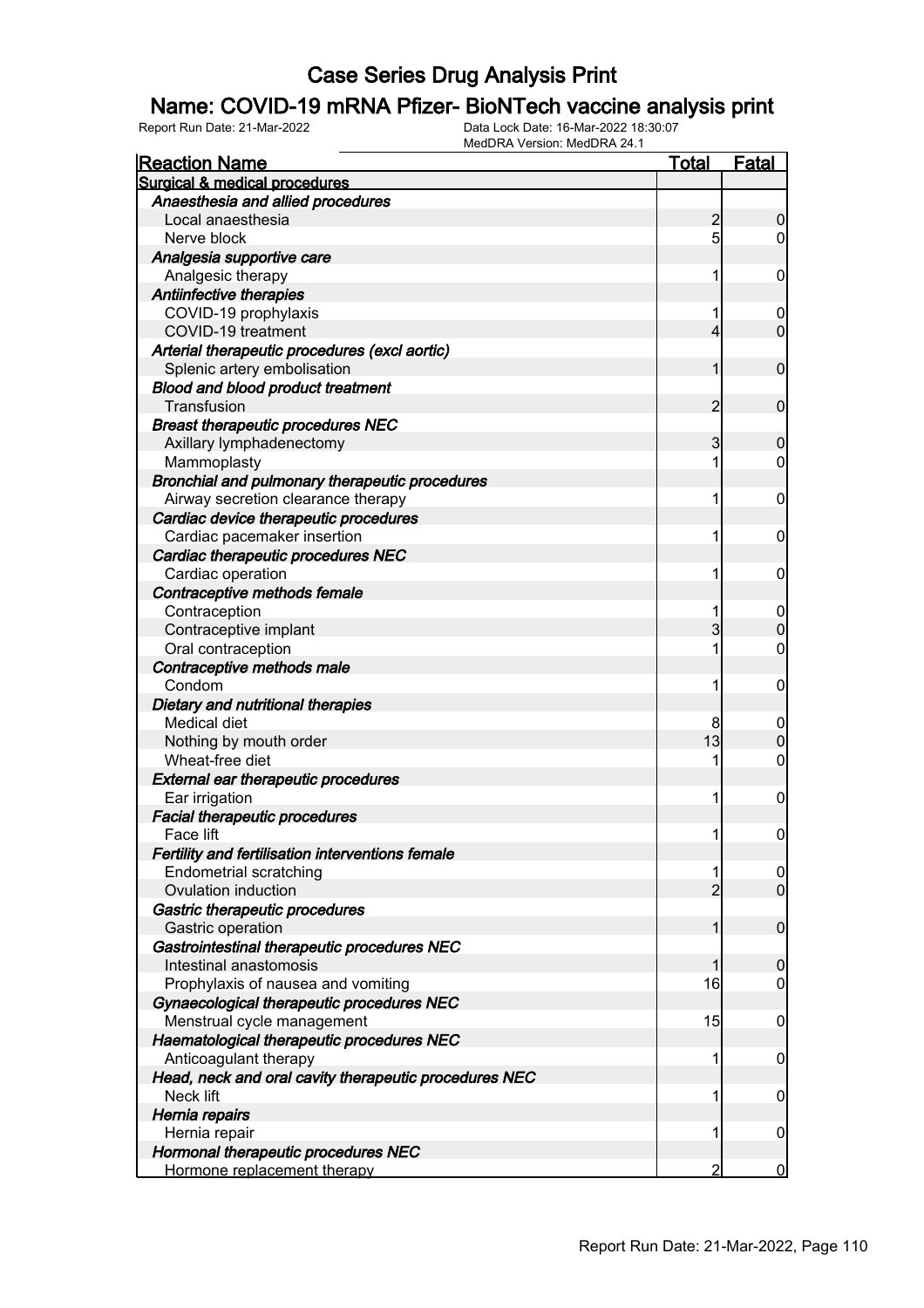# Case Series Drug Analysis Print

## Name: COVID-19 mRNA Pfizer- BioNTech vaccine analysis print

Report Run Date: 21-Mar-2022
Data Lock Date: 16-Mar-2022 18:30:07
MedDRA Version: MedDRA 24.1

| Reaction Name | Total | Fatal |
|---|---|---|
| **Surgical & medical procedures** | | |
| ***Anaesthesia and allied procedures*** | | |
| Local anaesthesia | 2 | 0 |
| Nerve block | 5 | 0 |
| ***Analgesia supportive care*** | | |
| Analgesic therapy | 1 | 0 |
| ***Antiinfective therapies*** | | |
| COVID-19 prophylaxis | 1 | 0 |
| COVID-19 treatment | 4 | 0 |
| ***Arterial therapeutic procedures (excl aortic)*** | | |
| Splenic artery embolisation | 1 | 0 |
| ***Blood and blood product treatment*** | | |
| Transfusion | 2 | 0 |
| ***Breast therapeutic procedures NEC*** | | |
| Axillary lymphadenectomy | 3 | 0 |
| Mammoplasty | 1 | 0 |
| ***Bronchial and pulmonary therapeutic procedures*** | | |
| Airway secretion clearance therapy | 1 | 0 |
| ***Cardiac device therapeutic procedures*** | | |
| Cardiac pacemaker insertion | 1 | 0 |
| ***Cardiac therapeutic procedures NEC*** | | |
| Cardiac operation | 1 | 0 |
| ***Contraceptive methods female*** | | |
| Contraception | 1 | 0 |
| Contraceptive implant | 3 | 0 |
| Oral contraception | 1 | 0 |
| ***Contraceptive methods male*** | | |
| Condom | 1 | 0 |
| ***Dietary and nutritional therapies*** | | |
| Medical diet | 8 | 0 |
| Nothing by mouth order | 13 | 0 |
| Wheat-free diet | 1 | 0 |
| ***External ear therapeutic procedures*** | | |
| Ear irrigation | 1 | 0 |
| ***Facial therapeutic procedures*** | | |
| Face lift | 1 | 0 |
| ***Fertility and fertilisation interventions female*** | | |
| Endometrial scratching | 1 | 0 |
| Ovulation induction | 2 | 0 |
| ***Gastric therapeutic procedures*** | | |
| Gastric operation | 1 | 0 |
| ***Gastrointestinal therapeutic procedures NEC*** | | |
| Intestinal anastomosis | 1 | 0 |
| Prophylaxis of nausea and vomiting | 16 | 0 |
| ***Gynaecological therapeutic procedures NEC*** | | |
| Menstrual cycle management | 15 | 0 |
| ***Haematological therapeutic procedures NEC*** | | |
| Anticoagulant therapy | 1 | 0 |
| ***Head, neck and oral cavity therapeutic procedures NEC*** | | |
| Neck lift | 1 | 0 |
| ***Hernia repairs*** | | |
| Hernia repair | 1 | 0 |
| ***Hormonal therapeutic procedures NEC*** | | |
| Hormone replacement therapy | 2 | 0 |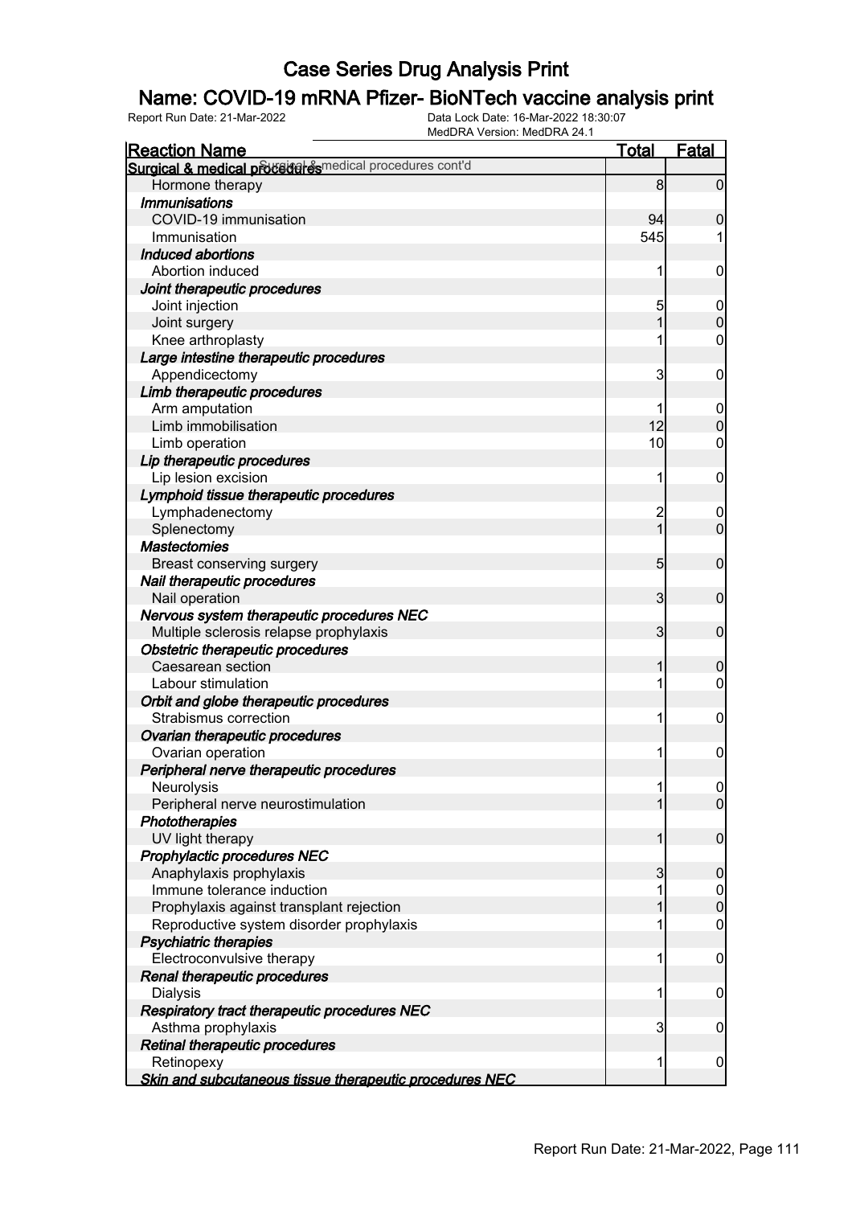# Case Series Drug Analysis Print

## Name: COVID-19 mRNA Pfizer- BioNTech vaccine analysis print

Report Run Date: 21-Mar-2022    Data Lock Date: 16-Mar-2022 18:30:07
MedDRA Version: MedDRA 24.1

| Reaction Name | Total | Fatal |
|---|---|---|
| **Surgical & medical procedures** Surgical & medical procedures cont'd | | |
| Hormone therapy | 8 | 0 |
| ***Immunisations*** | | |
| COVID-19 immunisation | 94 | 0 |
| Immunisation | 545 | 1 |
| ***Induced abortions*** | | |
| Abortion induced | 1 | 0 |
| ***Joint therapeutic procedures*** | | |
| Joint injection | 5 | 0 |
| Joint surgery | 1 | 0 |
| Knee arthroplasty | 1 | 0 |
| ***Large intestine therapeutic procedures*** | | |
| Appendicectomy | 3 | 0 |
| ***Limb therapeutic procedures*** | | |
| Arm amputation | 1 | 0 |
| Limb immobilisation | 12 | 0 |
| Limb operation | 10 | 0 |
| ***Lip therapeutic procedures*** | | |
| Lip lesion excision | 1 | 0 |
| ***Lymphoid tissue therapeutic procedures*** | | |
| Lymphadenectomy | 2 | 0 |
| Splenectomy | 1 | 0 |
| ***Mastectomies*** | | |
| Breast conserving surgery | 5 | 0 |
| ***Nail therapeutic procedures*** | | |
| Nail operation | 3 | 0 |
| ***Nervous system therapeutic procedures NEC*** | | |
| Multiple sclerosis relapse prophylaxis | 3 | 0 |
| ***Obstetric therapeutic procedures*** | | |
| Caesarean section | 1 | 0 |
| Labour stimulation | 1 | 0 |
| ***Orbit and globe therapeutic procedures*** | | |
| Strabismus correction | 1 | 0 |
| ***Ovarian therapeutic procedures*** | | |
| Ovarian operation | 1 | 0 |
| ***Peripheral nerve therapeutic procedures*** | | |
| Neurolysis | 1 | 0 |
| Peripheral nerve neurostimulation | 1 | 0 |
| ***Phototherapies*** | | |
| UV light therapy | 1 | 0 |
| ***Prophylactic procedures NEC*** | | |
| Anaphylaxis prophylaxis | 3 | 0 |
| Immune tolerance induction | 1 | 0 |
| Prophylaxis against transplant rejection | 1 | 0 |
| Reproductive system disorder prophylaxis | 1 | 0 |
| ***Psychiatric therapies*** | | |
| Electroconvulsive therapy | 1 | 0 |
| ***Renal therapeutic procedures*** | | |
| Dialysis | 1 | 0 |
| ***Respiratory tract therapeutic procedures NEC*** | | |
| Asthma prophylaxis | 3 | 0 |
| ***Retinal therapeutic procedures*** | | |
| Retinopexy | 1 | 0 |
| ***Skin and subcutaneous tissue therapeutic procedures NEC*** | | |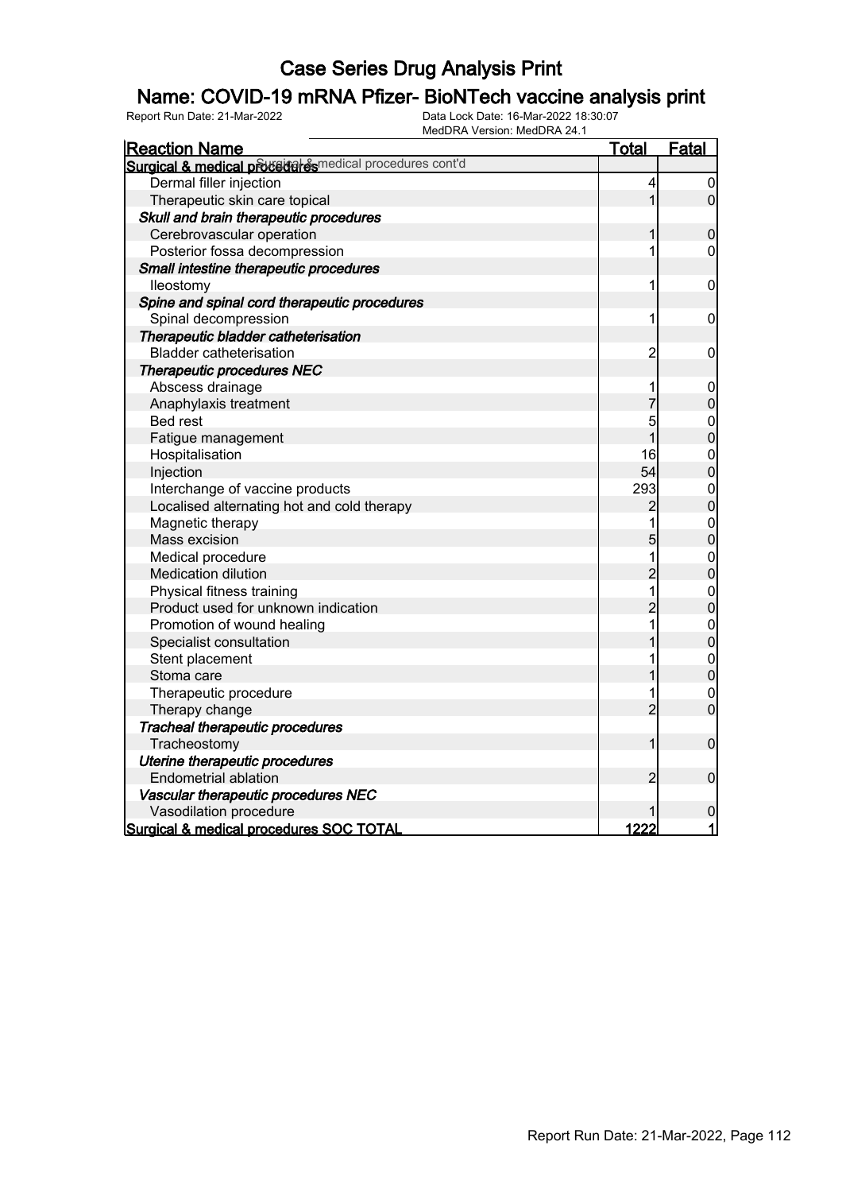# Case Series Drug Analysis Print

## Name: COVID-19 mRNA Pfizer- BioNTech vaccine analysis print

Report Run Date: 21-Mar-2022    Data Lock Date: 16-Mar-2022 18:30:07
MedDRA Version: MedDRA 24.1

| Reaction Name | Total | Fatal |
|---|---|---|
| **Surgical & medical procedures cont'd** | | |
| Dermal filler injection | 4 | 0 |
| Therapeutic skin care topical | 1 | 0 |
| ***Skull and brain therapeutic procedures*** | | |
| Cerebrovascular operation | 1 | 0 |
| Posterior fossa decompression | 1 | 0 |
| ***Small intestine therapeutic procedures*** | | |
| Ileostomy | 1 | 0 |
| ***Spine and spinal cord therapeutic procedures*** | | |
| Spinal decompression | 1 | 0 |
| ***Therapeutic bladder catheterisation*** | | |
| Bladder catheterisation | 2 | 0 |
| ***Therapeutic procedures NEC*** | | |
| Abscess drainage | 1 | 0 |
| Anaphylaxis treatment | 7 | 0 |
| Bed rest | 5 | 0 |
| Fatigue management | 1 | 0 |
| Hospitalisation | 16 | 0 |
| Injection | 54 | 0 |
| Interchange of vaccine products | 293 | 0 |
| Localised alternating hot and cold therapy | 2 | 0 |
| Magnetic therapy | 1 | 0 |
| Mass excision | 5 | 0 |
| Medical procedure | 1 | 0 |
| Medication dilution | 2 | 0 |
| Physical fitness training | 1 | 0 |
| Product used for unknown indication | 2 | 0 |
| Promotion of wound healing | 1 | 0 |
| Specialist consultation | 1 | 0 |
| Stent placement | 1 | 0 |
| Stoma care | 1 | 0 |
| Therapeutic procedure | 1 | 0 |
| Therapy change | 2 | 0 |
| ***Tracheal therapeutic procedures*** | | |
| Tracheostomy | 1 | 0 |
| ***Uterine therapeutic procedures*** | | |
| Endometrial ablation | 2 | 0 |
| ***Vascular therapeutic procedures NEC*** | | |
| Vasodilation procedure | 1 | 0 |
| **Surgical & medical procedures SOC TOTAL** | **1222** | **1** |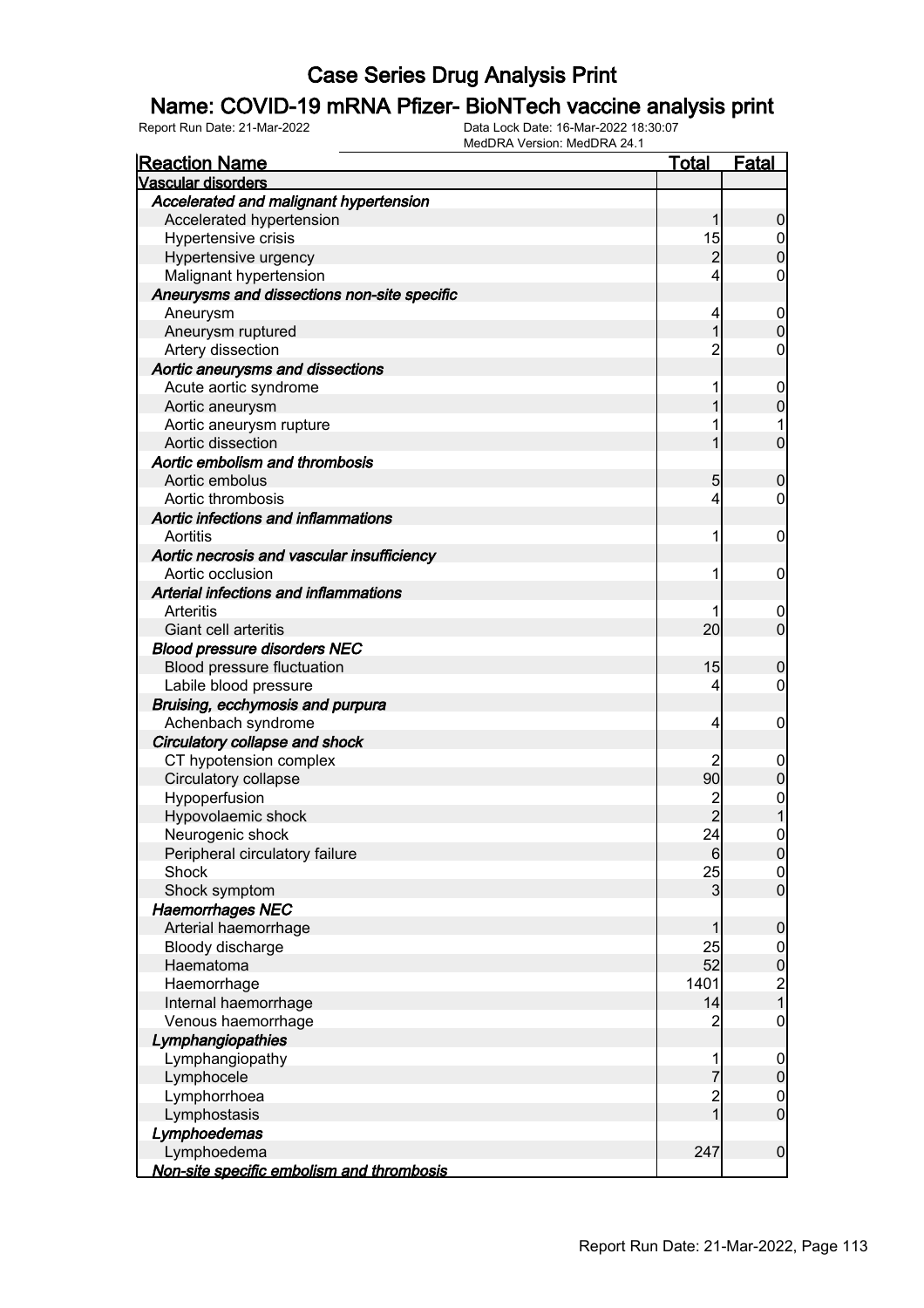# Case Series Drug Analysis Print

## Name: COVID-19 mRNA Pfizer- BioNTech vaccine analysis print

Report Run Date: 21-Mar-2022

Data Lock Date: 16-Mar-2022 18:30:07

MedDRA Version: MedDRA 24.1

| Reaction Name | Total | Fatal |
|---|---|---|
| **Vascular disorders** | | |
| ***Accelerated and malignant hypertension*** | | |
| Accelerated hypertension | 1 | 0 |
| Hypertensive crisis | 15 | 0 |
| Hypertensive urgency | 2 | 0 |
| Malignant hypertension | 4 | 0 |
| ***Aneurysms and dissections non-site specific*** | | |
| Aneurysm | 4 | 0 |
| Aneurysm ruptured | 1 | 0 |
| Artery dissection | 2 | 0 |
| ***Aortic aneurysms and dissections*** | | |
| Acute aortic syndrome | 1 | 0 |
| Aortic aneurysm | 1 | 0 |
| Aortic aneurysm rupture | 1 | 1 |
| Aortic dissection | 1 | 0 |
| ***Aortic embolism and thrombosis*** | | |
| Aortic embolus | 5 | 0 |
| Aortic thrombosis | 4 | 0 |
| ***Aortic infections and inflammations*** | | |
| Aortitis | 1 | 0 |
| ***Aortic necrosis and vascular insufficiency*** | | |
| Aortic occlusion | 1 | 0 |
| ***Arterial infections and inflammations*** | | |
| Arteritis | 1 | 0 |
| Giant cell arteritis | 20 | 0 |
| ***Blood pressure disorders NEC*** | | |
| Blood pressure fluctuation | 15 | 0 |
| Labile blood pressure | 4 | 0 |
| ***Bruising, ecchymosis and purpura*** | | |
| Achenbach syndrome | 4 | 0 |
| ***Circulatory collapse and shock*** | | |
| CT hypotension complex | 2 | 0 |
| Circulatory collapse | 90 | 0 |
| Hypoperfusion | 2 | 0 |
| Hypovolaemic shock | 2 | 1 |
| Neurogenic shock | 24 | 0 |
| Peripheral circulatory failure | 6 | 0 |
| Shock | 25 | 0 |
| Shock symptom | 3 | 0 |
| ***Haemorrhages NEC*** | | |
| Arterial haemorrhage | 1 | 0 |
| Bloody discharge | 25 | 0 |
| Haematoma | 52 | 0 |
| Haemorrhage | 1401 | 2 |
| Internal haemorrhage | 14 | 1 |
| Venous haemorrhage | 2 | 0 |
| ***Lymphangiopathies*** | | |
| Lymphangiopathy | 1 | 0 |
| Lymphocele | 7 | 0 |
| Lymphorrhoea | 2 | 0 |
| Lymphostasis | 1 | 0 |
| ***Lymphoedemas*** | | |
| Lymphoedema | 247 | 0 |
| ***Non-site specific embolism and thrombosis*** | | |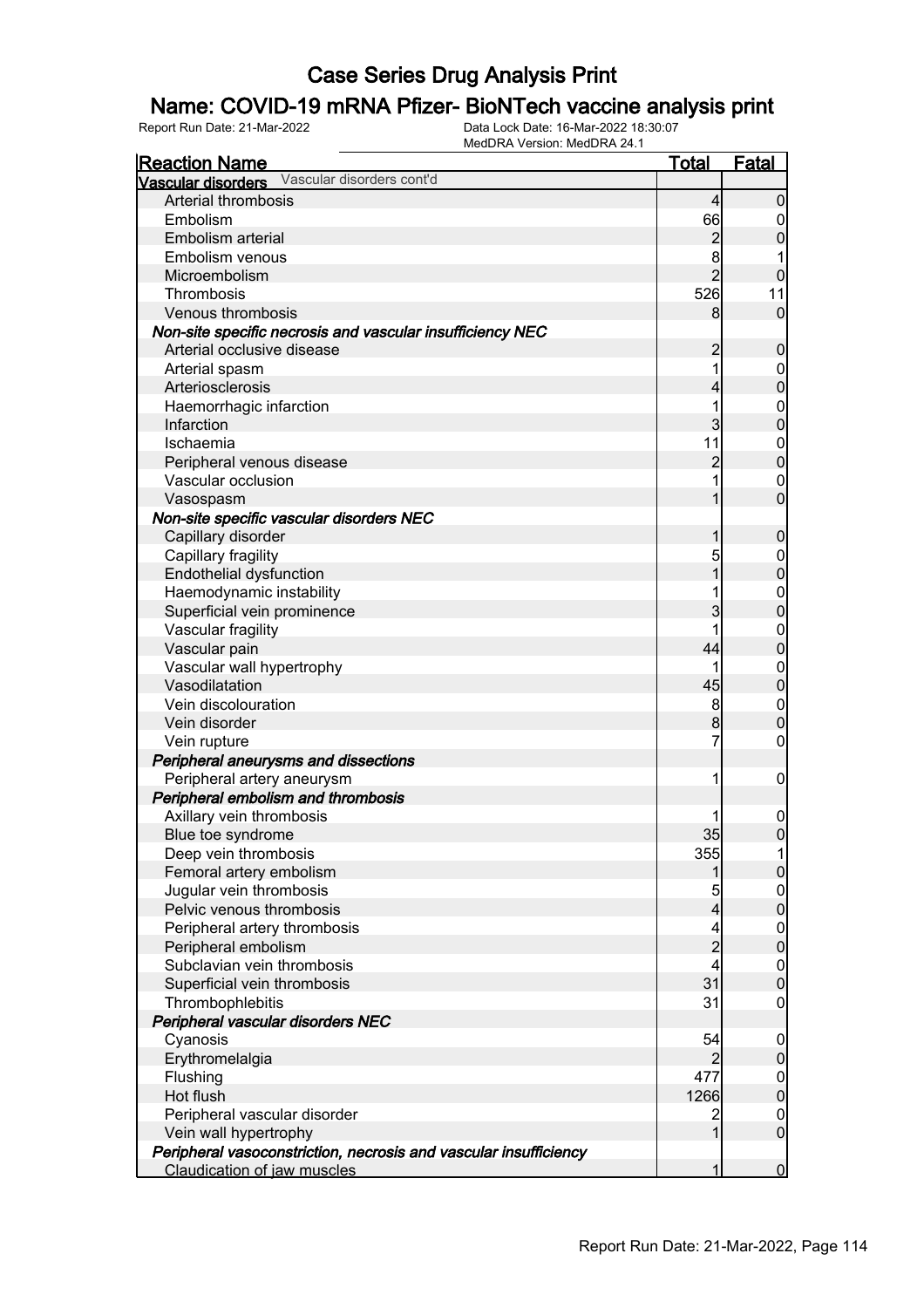# Case Series Drug Analysis Print

## Name: COVID-19 mRNA Pfizer- BioNTech vaccine analysis print

Report Run Date: 21-Mar-2022 | Data Lock Date: 16-Mar-2022 18:30:07 | MedDRA Version: MedDRA 24.1

| Reaction Name | Total | Fatal |
|---|---|---|
| **Vascular disorders** Vascular disorders cont'd | | |
| Arterial thrombosis | 4 | 0 |
| Embolism | 66 | 0 |
| Embolism arterial | 2 | 0 |
| Embolism venous | 8 | 1 |
| Microembolism | 2 | 0 |
| Thrombosis | 526 | 11 |
| Venous thrombosis | 8 | 0 |
| ***Non-site specific necrosis and vascular insufficiency NEC*** | | |
| Arterial occlusive disease | 2 | 0 |
| Arterial spasm | 1 | 0 |
| Arteriosclerosis | 4 | 0 |
| Haemorrhagic infarction | 1 | 0 |
| Infarction | 3 | 0 |
| Ischaemia | 11 | 0 |
| Peripheral venous disease | 2 | 0 |
| Vascular occlusion | 1 | 0 |
| Vasospasm | 1 | 0 |
| ***Non-site specific vascular disorders NEC*** | | |
| Capillary disorder | 1 | 0 |
| Capillary fragility | 5 | 0 |
| Endothelial dysfunction | 1 | 0 |
| Haemodynamic instability | 1 | 0 |
| Superficial vein prominence | 3 | 0 |
| Vascular fragility | 1 | 0 |
| Vascular pain | 44 | 0 |
| Vascular wall hypertrophy | 1 | 0 |
| Vasodilatation | 45 | 0 |
| Vein discolouration | 8 | 0 |
| Vein disorder | 8 | 0 |
| Vein rupture | 7 | 0 |
| ***Peripheral aneurysms and dissections*** | | |
| Peripheral artery aneurysm | 1 | 0 |
| ***Peripheral embolism and thrombosis*** | | |
| Axillary vein thrombosis | 1 | 0 |
| Blue toe syndrome | 35 | 0 |
| Deep vein thrombosis | 355 | 1 |
| Femoral artery embolism | 1 | 0 |
| Jugular vein thrombosis | 5 | 0 |
| Pelvic venous thrombosis | 4 | 0 |
| Peripheral artery thrombosis | 4 | 0 |
| Peripheral embolism | 2 | 0 |
| Subclavian vein thrombosis | 4 | 0 |
| Superficial vein thrombosis | 31 | 0 |
| Thrombophlebitis | 31 | 0 |
| ***Peripheral vascular disorders NEC*** | | |
| Cyanosis | 54 | 0 |
| Erythromelalgia | 2 | 0 |
| Flushing | 477 | 0 |
| Hot flush | 1266 | 0 |
| Peripheral vascular disorder | 2 | 0 |
| Vein wall hypertrophy | 1 | 0 |
| ***Peripheral vasoconstriction, necrosis and vascular insufficiency*** | | |
| Claudication of jaw muscles | 1 | 0 |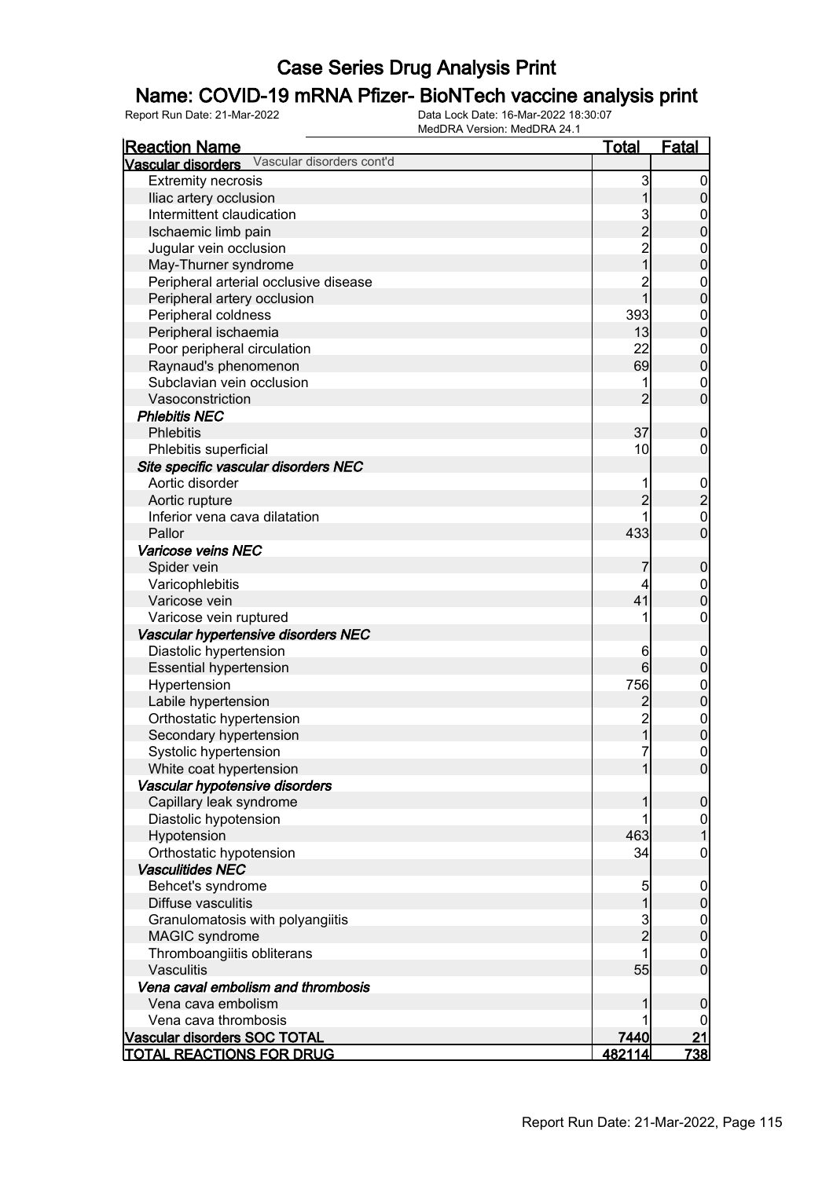# Case Series Drug Analysis Print

## Name: COVID-19 mRNA Pfizer- BioNTech vaccine analysis print

Report Run Date: 21-Mar-2022    Data Lock Date: 16-Mar-2022 18:30:07
MedDRA Version: MedDRA 24.1

| Reaction Name | Total | Fatal |
|---|---|---|
| **Vascular disorders** Vascular disorders cont'd | | |
| Extremity necrosis | 3 | 0 |
| Iliac artery occlusion | 1 | 0 |
| Intermittent claudication | 3 | 0 |
| Ischaemic limb pain | 2 | 0 |
| Jugular vein occlusion | 2 | 0 |
| May-Thurner syndrome | 1 | 0 |
| Peripheral arterial occlusive disease | 2 | 0 |
| Peripheral artery occlusion | 1 | 0 |
| Peripheral coldness | 393 | 0 |
| Peripheral ischaemia | 13 | 0 |
| Poor peripheral circulation | 22 | 0 |
| Raynaud's phenomenon | 69 | 0 |
| Subclavian vein occlusion | 1 | 0 |
| Vasoconstriction | 2 | 0 |
| ***Phlebitis NEC*** | | |
| Phlebitis | 37 | 0 |
| Phlebitis superficial | 10 | 0 |
| ***Site specific vascular disorders NEC*** | | |
| Aortic disorder | 1 | 0 |
| Aortic rupture | 2 | 2 |
| Inferior vena cava dilatation | 1 | 0 |
| Pallor | 433 | 0 |
| ***Varicose veins NEC*** | | |
| Spider vein | 7 | 0 |
| Varicophlebitis | 4 | 0 |
| Varicose vein | 41 | 0 |
| Varicose vein ruptured | 1 | 0 |
| ***Vascular hypertensive disorders NEC*** | | |
| Diastolic hypertension | 6 | 0 |
| Essential hypertension | 6 | 0 |
| Hypertension | 756 | 0 |
| Labile hypertension | 2 | 0 |
| Orthostatic hypertension | 2 | 0 |
| Secondary hypertension | 1 | 0 |
| Systolic hypertension | 7 | 0 |
| White coat hypertension | 1 | 0 |
| ***Vascular hypotensive disorders*** | | |
| Capillary leak syndrome | 1 | 0 |
| Diastolic hypotension | 1 | 0 |
| Hypotension | 463 | 1 |
| Orthostatic hypotension | 34 | 0 |
| ***Vasculitides NEC*** | | |
| Behcet's syndrome | 5 | 0 |
| Diffuse vasculitis | 1 | 0 |
| Granulomatosis with polyangiitis | 3 | 0 |
| MAGIC syndrome | 2 | 0 |
| Thromboangiitis obliterans | 1 | 0 |
| Vasculitis | 55 | 0 |
| ***Vena caval embolism and thrombosis*** | | |
| Vena cava embolism | 1 | 0 |
| Vena cava thrombosis | 1 | 0 |
| **Vascular disorders SOC TOTAL** | **7440** | **21** |
| **TOTAL REACTIONS FOR DRUG** | **482114** | **738** |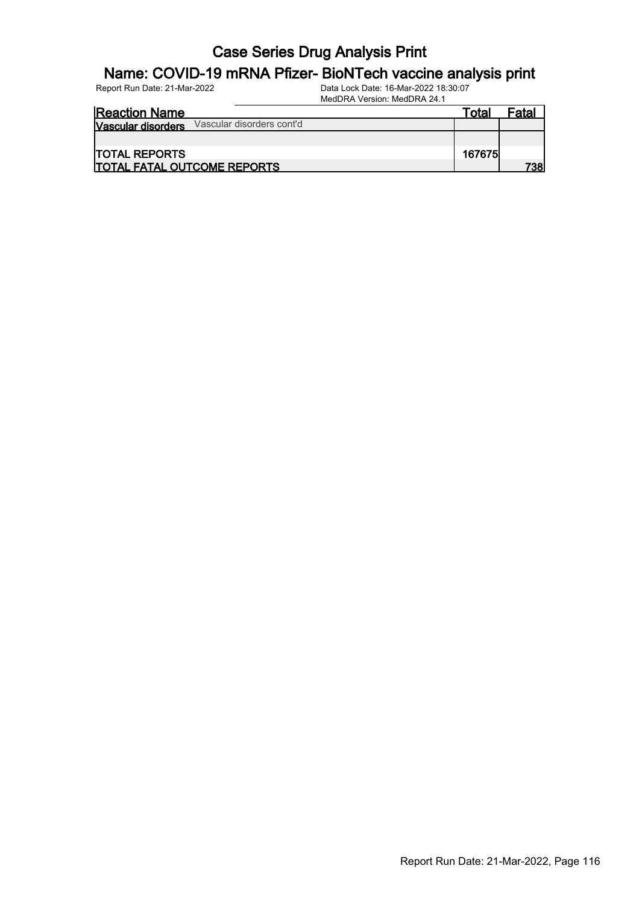# Case Series Drug Analysis Print

## Name: COVID-19 mRNA Pfizer- BioNTech vaccine analysis print

Report Run Date: 21-Mar-2022 Data Lock Date: 16-Mar-2022 18:30:07
MedDRA Version: MedDRA 24.1

| Reaction Name | Total | Fatal |
|---|---|---|
| **Vascular disorders** Vascular disorders cont'd | | |
| | | |
| **TOTAL REPORTS** | 167675 | |
| **TOTAL FATAL OUTCOME REPORTS** | | 738 |